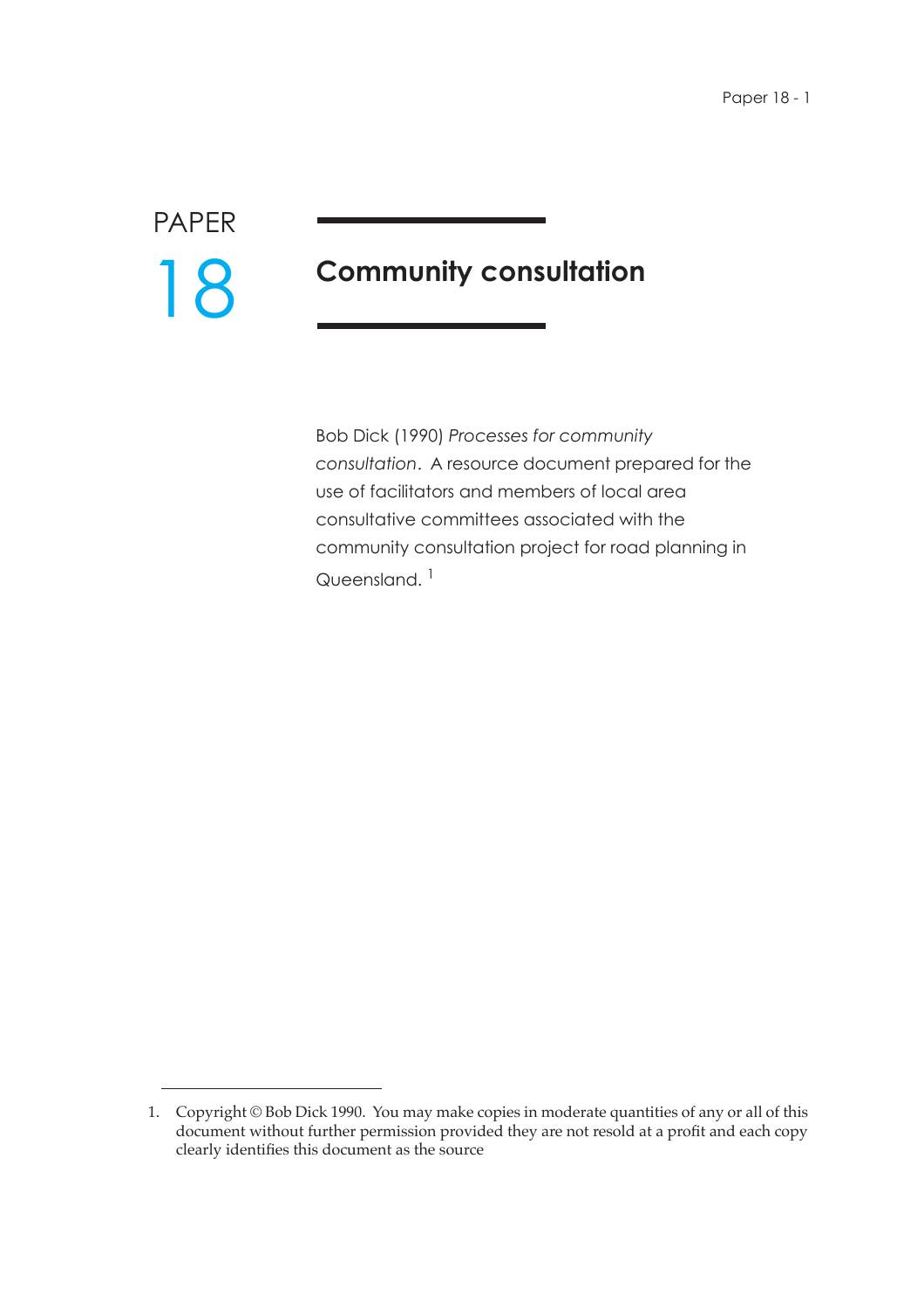PAPER 18

# Community consultation

Bob Dick (1990) *Processes for community consultation*. A resource document prepared for the use of facilitators and members of local area consultative committees associated with the community consultation project for road planning in Queensland. [1]

---

1. Copyright © Bob Dick 1990. You may make copies in moderate quantities of any or all of this document without further permission provided they are not resold at a profit and each copy clearly identifies this document as the source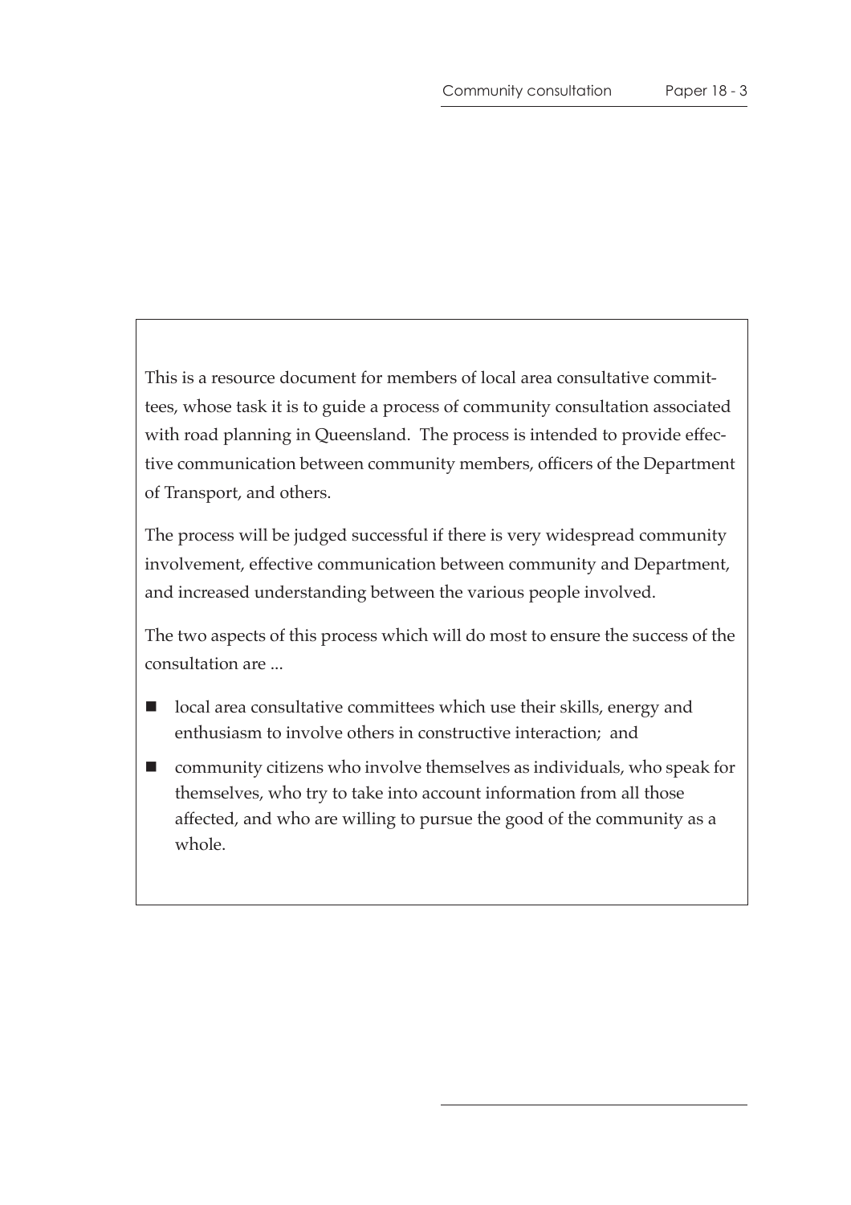This is a resource document for members of local area consultative committees, whose task it is to guide a process of community consultation associated with road planning in Queensland. The process is intended to provide effective communication between community members, officers of the Department of Transport, and others.

The process will be judged successful if there is very widespread community involvement, effective communication between community and Department, and increased understanding between the various people involved.

The two aspects of this process which will do most to ensure the success of the consultation are ...

- local area consultative committees which use their skills, energy and enthusiasm to involve others in constructive interaction; and
- community citizens who involve themselves as individuals, who speak for themselves, who try to take into account information from all those affected, and who are willing to pursue the good of the community as a whole.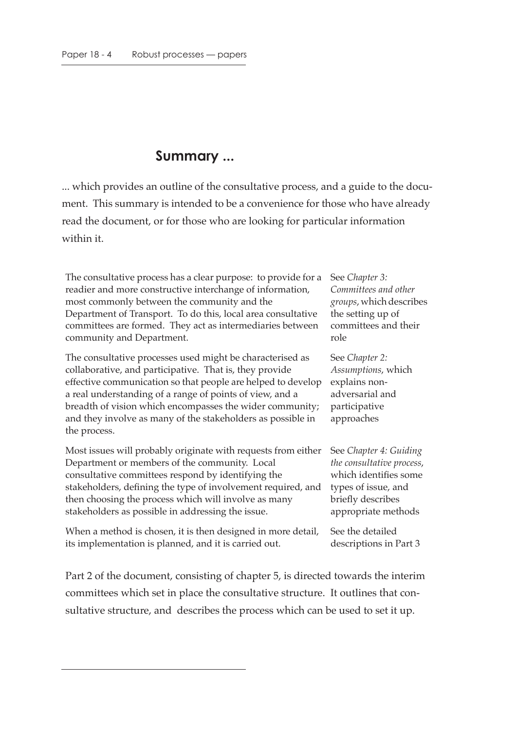## Summary ...

... which provides an outline of the consultative process, and a guide to the document. This summary is intended to be a convenience for those who have already read the document, or for those who are looking for particular information within it.

| | |
|---|---|
| The consultative process has a clear purpose: to provide for a readier and more constructive interchange of information, most commonly between the community and the Department of Transport. To do this, local area consultative committees are formed. They act as intermediaries between community and Department. | See *Chapter 3: Committees and other groups*, which describes the setting up of committees and their role |
| The consultative processes used might be characterised as collaborative, and participative. That is, they provide effective communication so that people are helped to develop a real understanding of a range of points of view, and a breadth of vision which encompasses the wider community; and they involve as many of the stakeholders as possible in the process. | See *Chapter 2: Assumptions*, which explains non-adversarial and participative approaches |
| Most issues will probably originate with requests from either Department or members of the community. Local consultative committees respond by identifying the stakeholders, defining the type of involvement required, and then choosing the process which will involve as many stakeholders as possible in addressing the issue. | See *Chapter 4: Guiding the consultative process*, which identifies some types of issue, and briefly describes appropriate methods |
| When a method is chosen, it is then designed in more detail, its implementation is planned, and it is carried out. | See the detailed descriptions in Part 3 |

Part 2 of the document, consisting of chapter 5, is directed towards the interim committees which set in place the consultative structure. It outlines that consultative structure, and describes the process which can be used to set it up.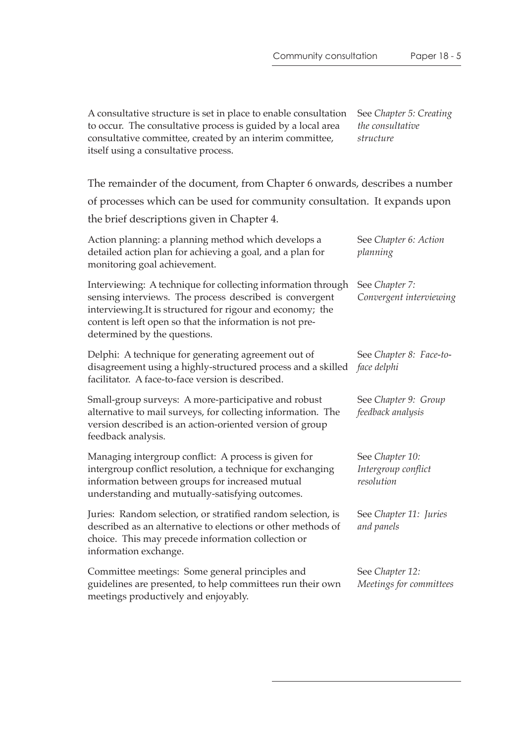A consultative structure is set in place to enable consultation to occur. The consultative process is guided by a local area consultative committee, created by an interim committee, itself using a consultative process.

See *Chapter 5: Creating the consultative structure*

The remainder of the document, from Chapter 6 onwards, describes a number of processes which can be used for community consultation. It expands upon the brief descriptions given in Chapter 4.

Action planning: a planning method which develops a detailed action plan for achieving a goal, and a plan for monitoring goal achievement.

See *Chapter 6: Action planning*

Interviewing: A technique for collecting information through sensing interviews. The process described is convergent interviewing.It is structured for rigour and economy; the content is left open so that the information is not pre-determined by the questions.

See *Chapter 7: Convergent interviewing*

Delphi: A technique for generating agreement out of disagreement using a highly-structured process and a skilled facilitator. A face-to-face version is described.

See *Chapter 8: Face-to-face delphi*

Small-group surveys: A more-participative and robust alternative to mail surveys, for collecting information. The version described is an action-oriented version of group feedback analysis.

See *Chapter 9: Group feedback analysis*

Managing intergroup conflict: A process is given for intergroup conflict resolution, a technique for exchanging information between groups for increased mutual understanding and mutually-satisfying outcomes.

See *Chapter 10: Intergroup conflict resolution*

Juries: Random selection, or stratified random selection, is described as an alternative to elections or other methods of choice. This may precede information collection or information exchange.

See *Chapter 11: Juries and panels*

Committee meetings: Some general principles and guidelines are presented, to help committees run their own meetings productively and enjoyably.

See *Chapter 12: Meetings for committees*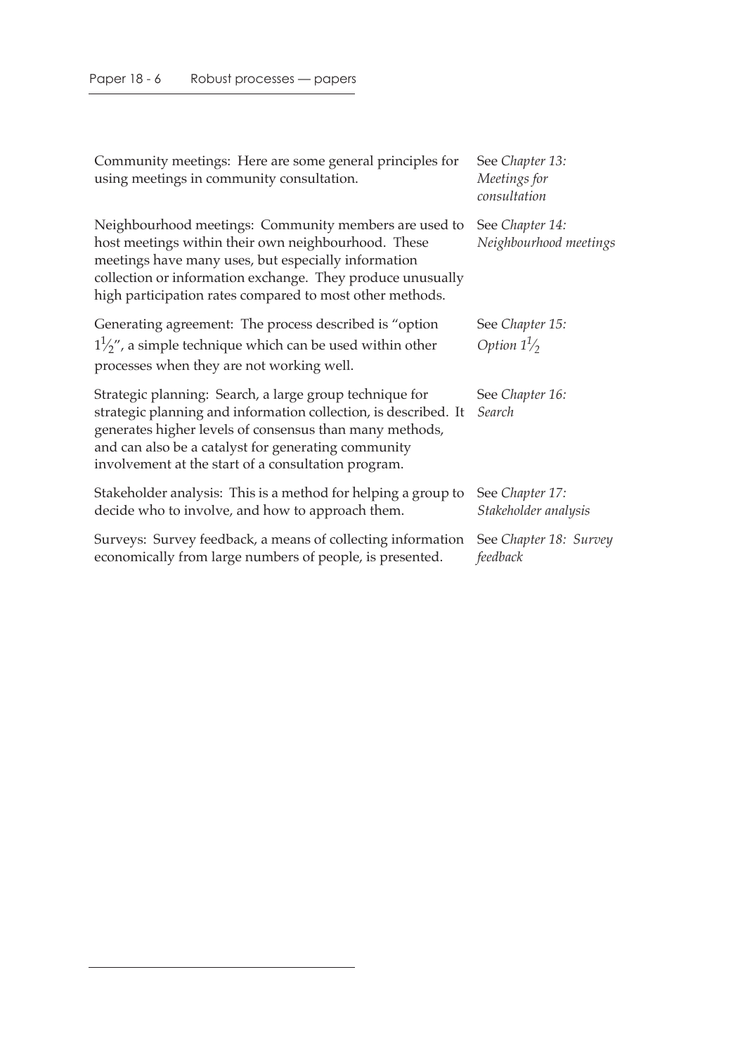| | |
|---|---|
| Community meetings: Here are some general principles for using meetings in community consultation. | See *Chapter 13: Meetings for consultation* |
| Neighbourhood meetings: Community members are used to host meetings within their own neighbourhood. These meetings have many uses, but especially information collection or information exchange. They produce unusually high participation rates compared to most other methods. | See *Chapter 14: Neighbourhood meetings* |
| Generating agreement: The process described is "option $1\frac{1}{2}$", a simple technique which can be used within other processes when they are not working well. | See *Chapter 15: Option $1\frac{1}{2}$* |
| Strategic planning: Search, a large group technique for strategic planning and information collection, is described. It generates higher levels of consensus than many methods, and can also be a catalyst for generating community involvement at the start of a consultation program. | See *Chapter 16: Search* |
| Stakeholder analysis: This is a method for helping a group to decide who to involve, and how to approach them. | See *Chapter 17: Stakeholder analysis* |
| Surveys: Survey feedback, a means of collecting information economically from large numbers of people, is presented. | See *Chapter 18: Survey feedback* |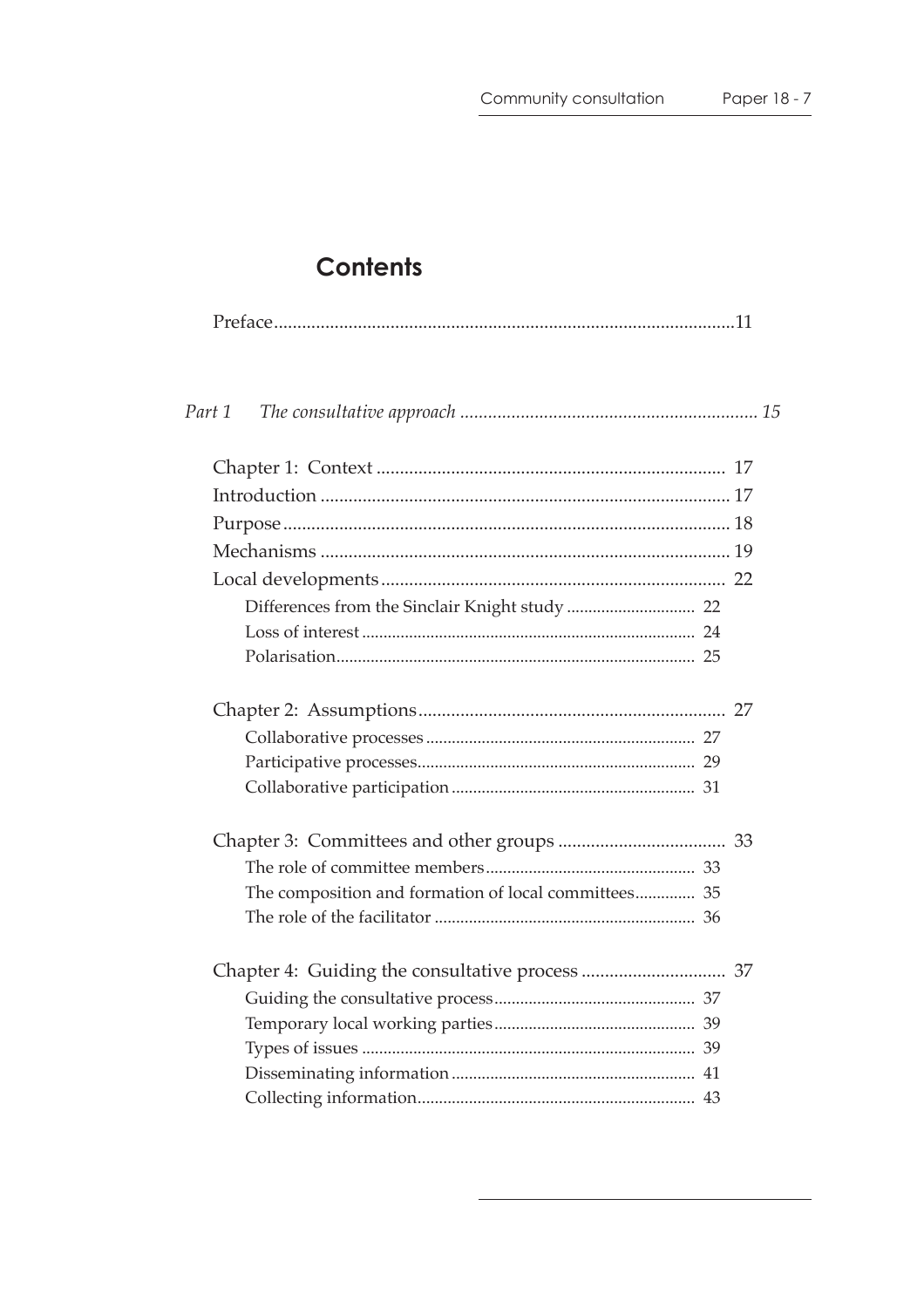# Contents

Preface ........ 11

*Part 1 The consultative approach* ........ *15*

Chapter 1: Context ........ 17

Introduction ........ 17

Purpose ........ 18

Mechanisms ........ 19

Local developments ........ 22

- Differences from the Sinclair Knight study ........ 22
- Loss of interest ........ 24
- Polarisation ........ 25

Chapter 2: Assumptions ........ 27

- Collaborative processes ........ 27
- Participative processes ........ 29
- Collaborative participation ........ 31

Chapter 3: Committees and other groups ........ 33

- The role of committee members ........ 33
- The composition and formation of local committees ........ 35
- The role of the facilitator ........ 36

Chapter 4: Guiding the consultative process ........ 37

- Guiding the consultative process ........ 37
- Temporary local working parties ........ 39
- Types of issues ........ 39
- Disseminating information ........ 41
- Collecting information ........ 43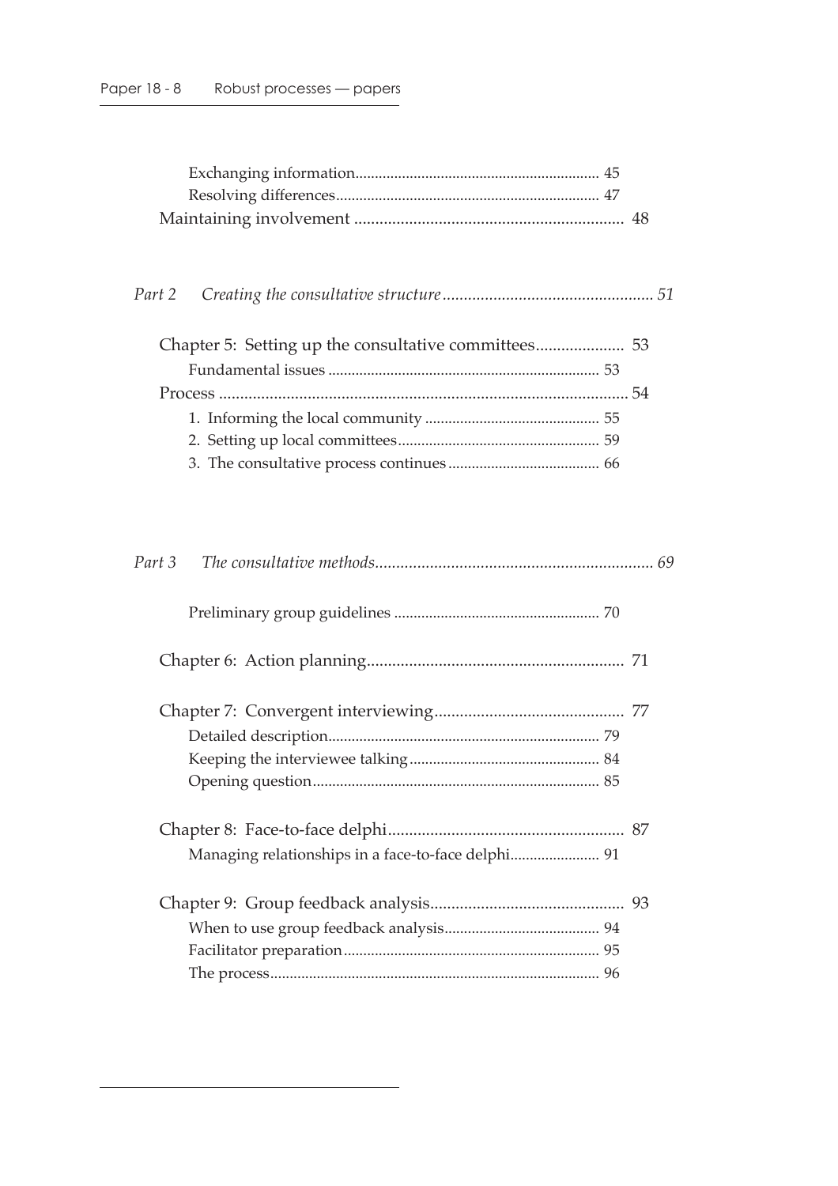Exchanging information .............................................................. 45
Resolving differences ................................................................... 47
Maintaining involvement ................................................................ 48

*Part 2 Creating the consultative structure ................................................. 51*

Chapter 5: Setting up the consultative committees..................... 53
Fundamental issues ..................................................................... 53
Process ................................................................................................ 54
1. Informing the local community ............................................ 55
2. Setting up local committees ................................................... 59
3. The consultative process continues ...................................... 66

*Part 3 The consultative methods ................................................................. 69*

Preliminary group guidelines ..................................................... 70

Chapter 6: Action planning ............................................................ 71

Chapter 7: Convergent interviewing ............................................ 77
Detailed description ..................................................................... 79
Keeping the interviewee talking ................................................ 84
Opening question ......................................................................... 85

Chapter 8: Face-to-face delphi ....................................................... 87
Managing relationships in a face-to-face delphi ....................... 91

Chapter 9: Group feedback analysis ............................................. 93
When to use group feedback analysis ........................................ 94
Facilitator preparation ................................................................. 95
The process .................................................................................... 96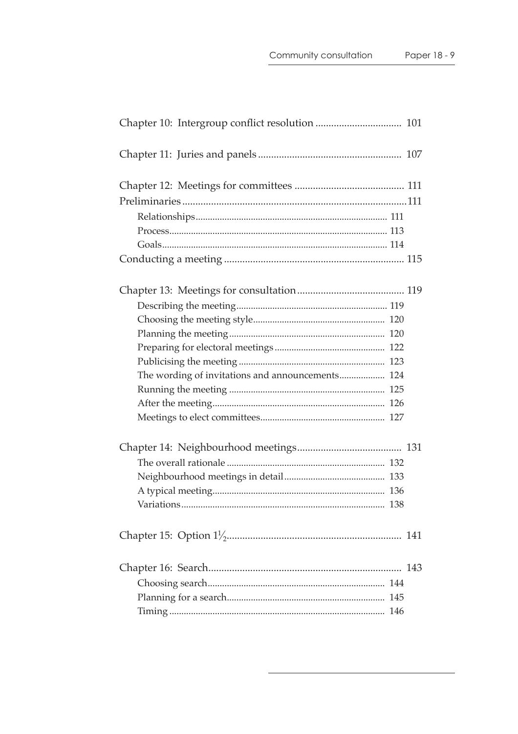Chapter 10: Intergroup conflict resolution ................................ 101

Chapter 11: Juries and panels ...................................................... 107

Chapter 12: Meetings for committees .......................................... 111

Preliminaries ...................................................................................111

- Relationships............................................................................... 111
- Process.......................................................................................... 113
- Goals............................................................................................. 114

Conducting a meeting .................................................................... 115

Chapter 13: Meetings for consultation ......................................... 119

- Describing the meeting.............................................................. 119
- Choosing the meeting style....................................................... 120
- Planning the meeting................................................................. 120
- Preparing for electoral meetings.............................................. 122
- Publicising the meeting ............................................................. 123
- The wording of invitations and announcements................... 124
- Running the meeting ................................................................. 125
- After the meeting........................................................................ 126
- Meetings to elect committees.................................................... 127

Chapter 14: Neighbourhood meetings........................................ 131

- The overall rationale .................................................................. 132
- Neighbourhood meetings in detail.......................................... 133
- A typical meeting........................................................................ 136
- Variations.................................................................................... 138

Chapter 15: Option 1½................................................................. 141

Chapter 16: Search......................................................................... 143

- Choosing search.......................................................................... 144
- Planning for a search.................................................................. 145
- Timing ......................................................................................... 146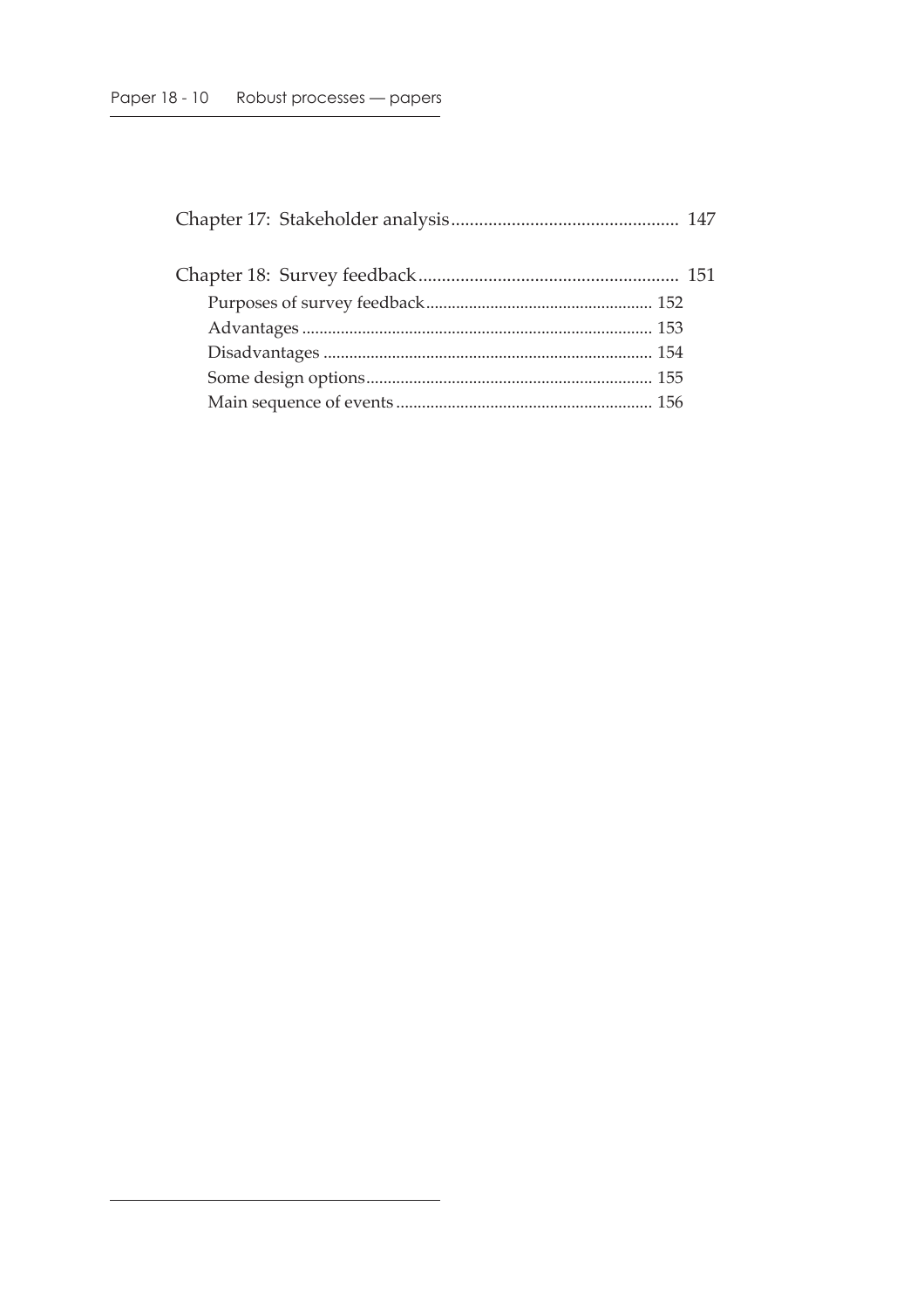Chapter 17: Stakeholder analysis ................................................ 147

Chapter 18: Survey feedback ........................................................ 151

- Purposes of survey feedback .................................................... 152
- Advantages ................................................................................ 153
- Disadvantages ............................................................................ 154
- Some design options .................................................................. 155
- Main sequence of events ........................................................... 156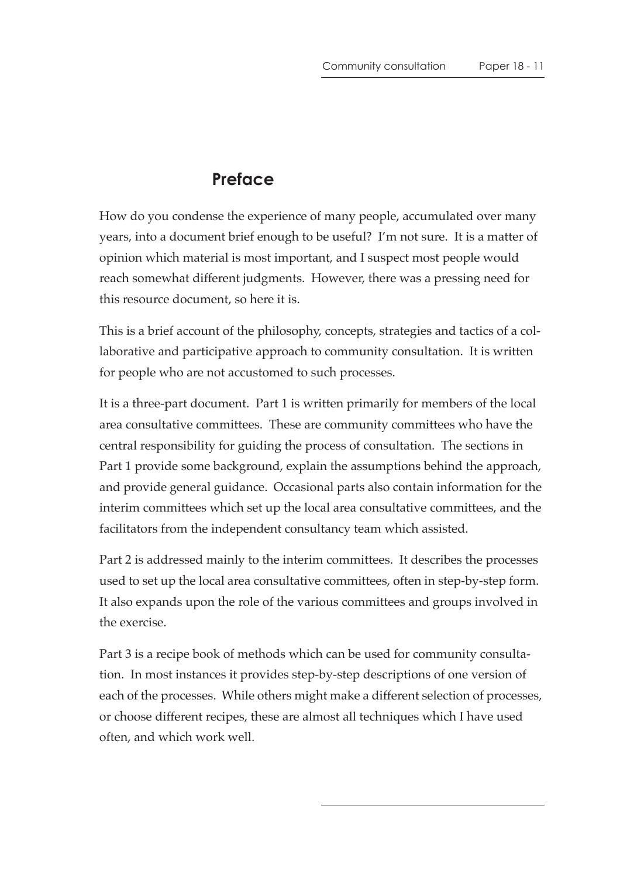# Preface

How do you condense the experience of many people, accumulated over many years, into a document brief enough to be useful? I'm not sure. It is a matter of opinion which material is most important, and I suspect most people would reach somewhat different judgments. However, there was a pressing need for this resource document, so here it is.

This is a brief account of the philosophy, concepts, strategies and tactics of a collaborative and participative approach to community consultation. It is written for people who are not accustomed to such processes.

It is a three-part document. Part 1 is written primarily for members of the local area consultative committees. These are community committees who have the central responsibility for guiding the process of consultation. The sections in Part 1 provide some background, explain the assumptions behind the approach, and provide general guidance. Occasional parts also contain information for the interim committees which set up the local area consultative committees, and the facilitators from the independent consultancy team which assisted.

Part 2 is addressed mainly to the interim committees. It describes the processes used to set up the local area consultative committees, often in step-by-step form. It also expands upon the role of the various committees and groups involved in the exercise.

Part 3 is a recipe book of methods which can be used for community consultation. In most instances it provides step-by-step descriptions of one version of each of the processes. While others might make a different selection of processes, or choose different recipes, these are almost all techniques which I have used often, and which work well.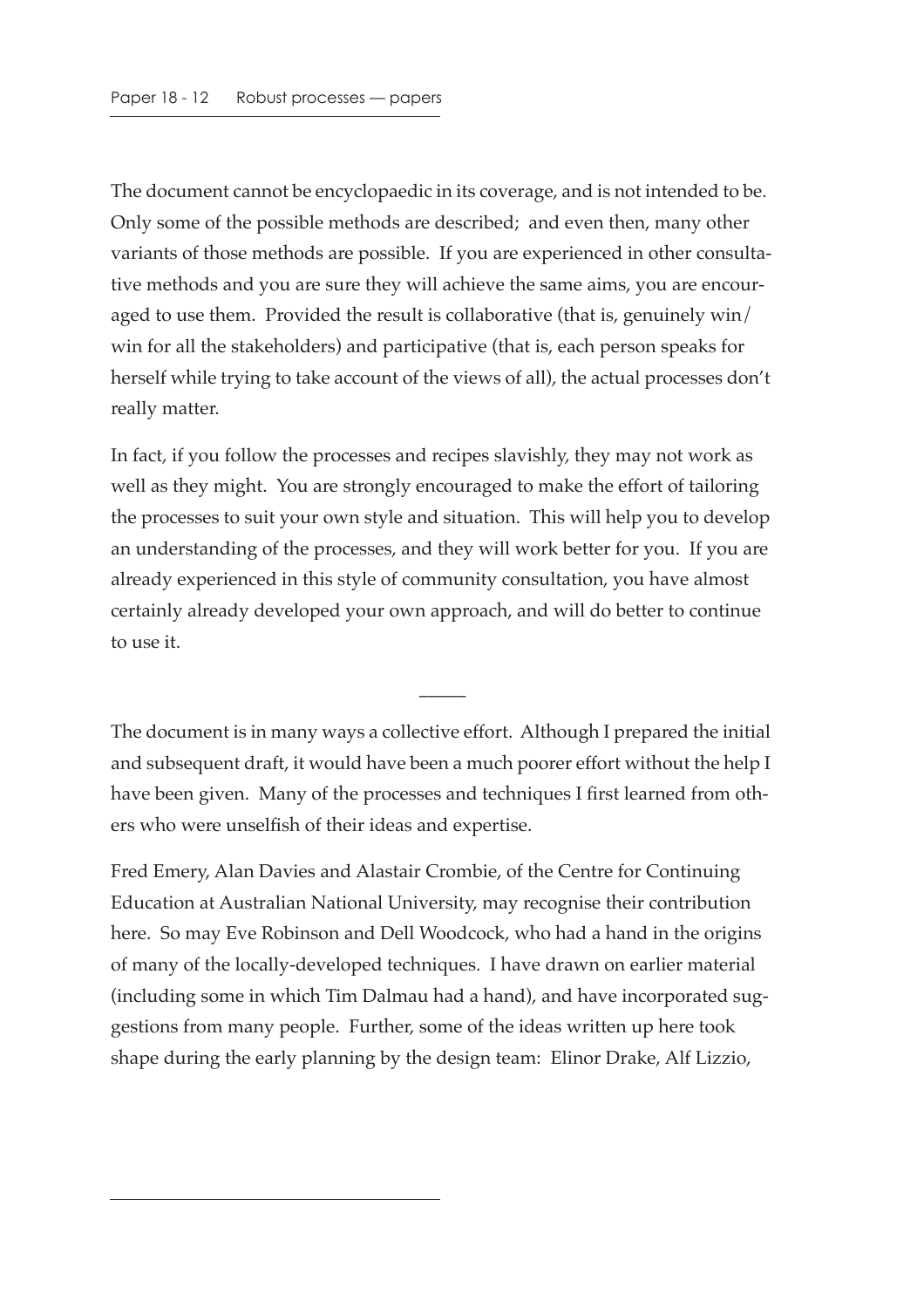The document cannot be encyclopaedic in its coverage, and is not intended to be. Only some of the possible methods are described; and even then, many other variants of those methods are possible. If you are experienced in other consultative methods and you are sure they will achieve the same aims, you are encouraged to use them. Provided the result is collaborative (that is, genuinely win/win for all the stakeholders) and participative (that is, each person speaks for herself while trying to take account of the views of all), the actual processes don't really matter.

In fact, if you follow the processes and recipes slavishly, they may not work as well as they might. You are strongly encouraged to make the effort of tailoring the processes to suit your own style and situation. This will help you to develop an understanding of the processes, and they will work better for you. If you are already experienced in this style of community consultation, you have almost certainly already developed your own approach, and will do better to continue to use it.

---

The document is in many ways a collective effort. Although I prepared the initial and subsequent draft, it would have been a much poorer effort without the help I have been given. Many of the processes and techniques I first learned from others who were unselfish of their ideas and expertise.

Fred Emery, Alan Davies and Alastair Crombie, of the Centre for Continuing Education at Australian National University, may recognise their contribution here. So may Eve Robinson and Dell Woodcock, who had a hand in the origins of many of the locally-developed techniques. I have drawn on earlier material (including some in which Tim Dalmau had a hand), and have incorporated suggestions from many people. Further, some of the ideas written up here took shape during the early planning by the design team: Elinor Drake, Alf Lizzio,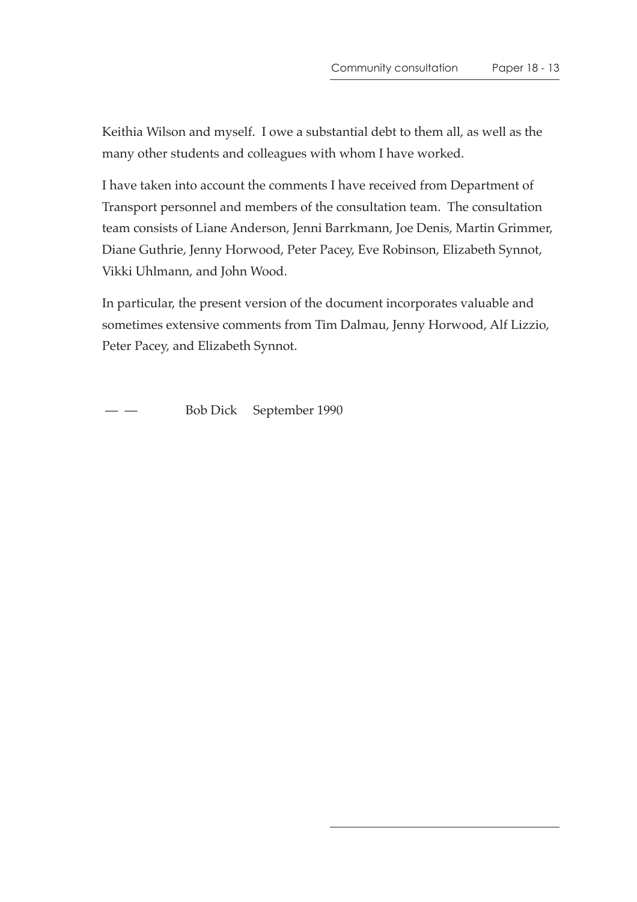Keithia Wilson and myself. I owe a substantial debt to them all, as well as the many other students and colleagues with whom I have worked.

I have taken into account the comments I have received from Department of Transport personnel and members of the consultation team. The consultation team consists of Liane Anderson, Jenni Barrkmann, Joe Denis, Martin Grimmer, Diane Guthrie, Jenny Horwood, Peter Pacey, Eve Robinson, Elizabeth Synnot, Vikki Uhlmann, and John Wood.

In particular, the present version of the document incorporates valuable and sometimes extensive comments from Tim Dalmau, Jenny Horwood, Alf Lizzio, Peter Pacey, and Elizabeth Synnot.

— — Bob Dick September 1990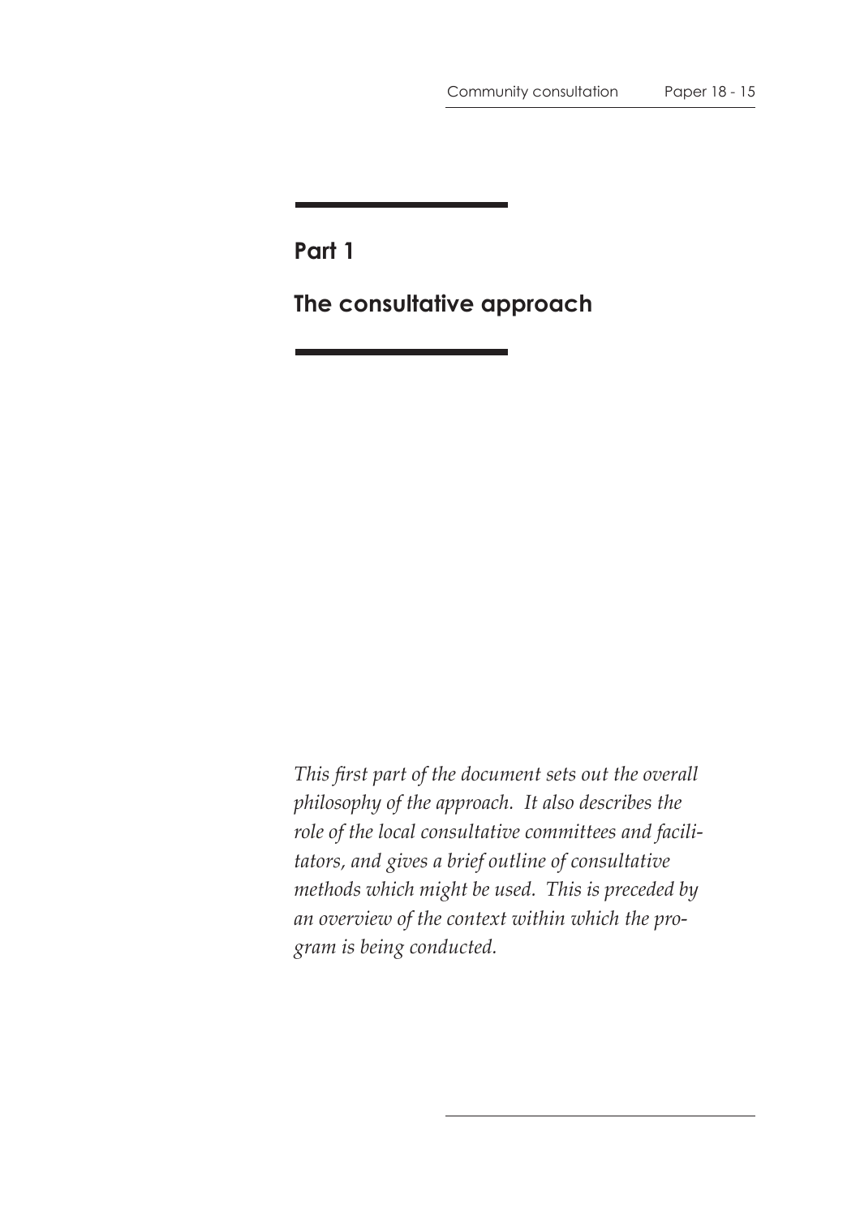# Part 1

# The consultative approach

*This first part of the document sets out the overall philosophy of the approach. It also describes the role of the local consultative committees and facilitators, and gives a brief outline of consultative methods which might be used. This is preceded by an overview of the context within which the program is being conducted.*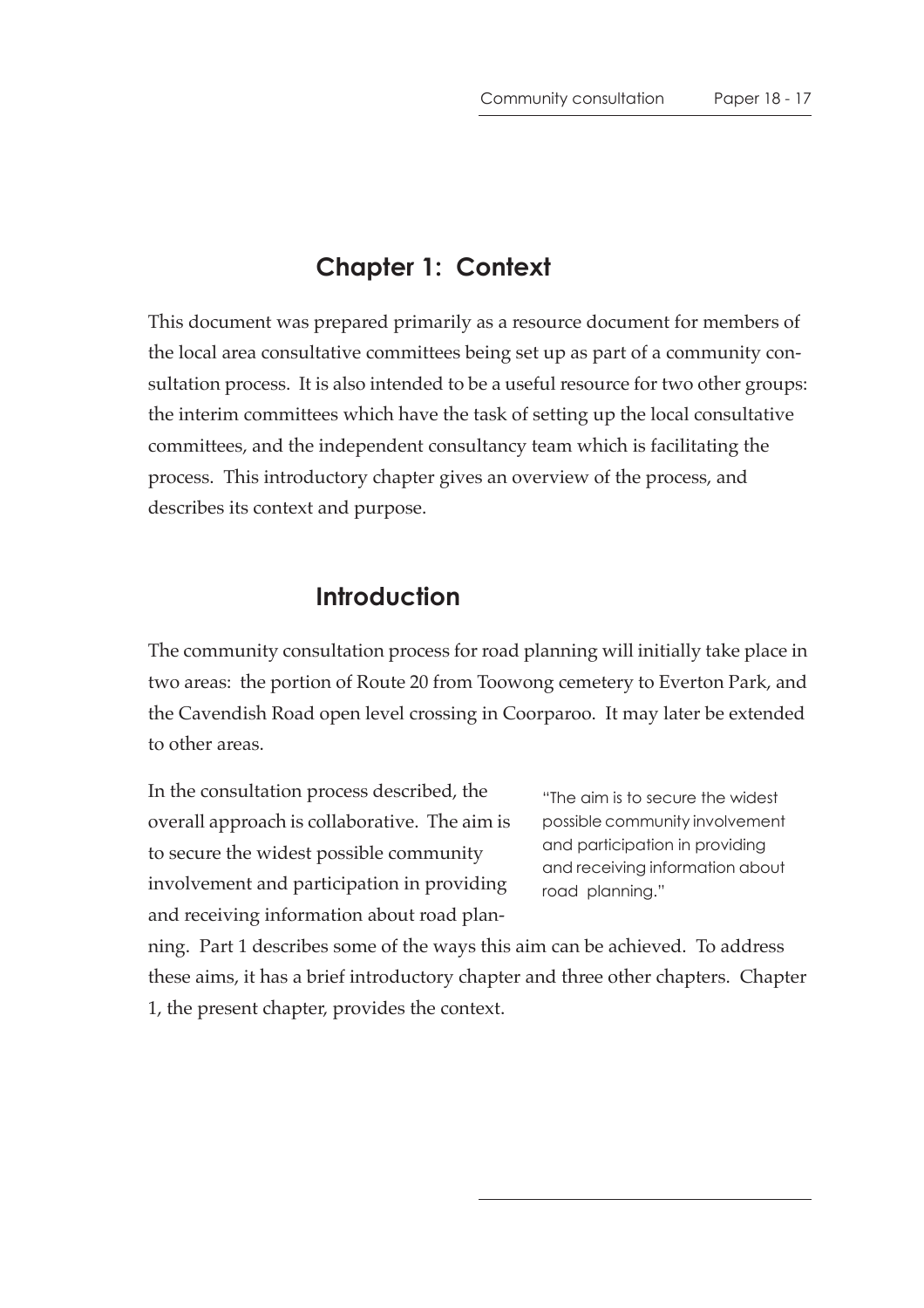# Chapter 1: Context

This document was prepared primarily as a resource document for members of the local area consultative committees being set up as part of a community consultation process. It is also intended to be a useful resource for two other groups: the interim committees which have the task of setting up the local consultative committees, and the independent consultancy team which is facilitating the process. This introductory chapter gives an overview of the process, and describes its context and purpose.

## Introduction

The community consultation process for road planning will initially take place in two areas: the portion of Route 20 from Toowong cemetery to Everton Park, and the Cavendish Road open level crossing in Coorparoo. It may later be extended to other areas.

In the consultation process described, the overall approach is collaborative. The aim is to secure the widest possible community involvement and participation in providing and receiving information about road planning. Part 1 describes some of the ways this aim can be achieved. To address these aims, it has a brief introductory chapter and three other chapters. Chapter 1, the present chapter, provides the context.

> "The aim is to secure the widest possible community involvement and participation in providing and receiving information about road planning."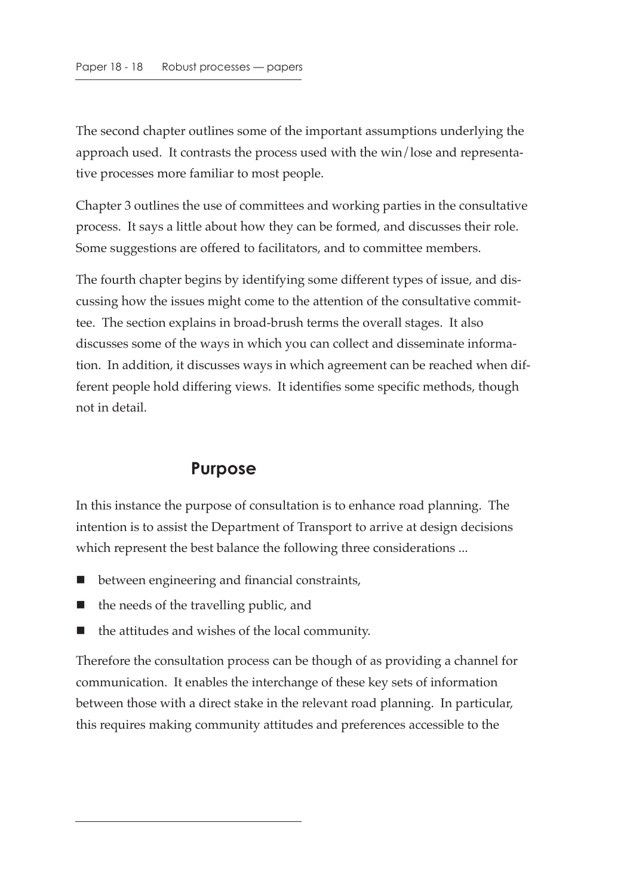The second chapter outlines some of the important assumptions underlying the approach used. It contrasts the process used with the win/lose and representative processes more familiar to most people.

Chapter 3 outlines the use of committees and working parties in the consultative process. It says a little about how they can be formed, and discusses their role. Some suggestions are offered to facilitators, and to committee members.

The fourth chapter begins by identifying some different types of issue, and discussing how the issues might come to the attention of the consultative committee. The section explains in broad-brush terms the overall stages. It also discusses some of the ways in which you can collect and disseminate information. In addition, it discusses ways in which agreement can be reached when different people hold differing views. It identifies some specific methods, though not in detail.

## Purpose

In this instance the purpose of consultation is to enhance road planning. The intention is to assist the Department of Transport to arrive at design decisions which represent the best balance the following three considerations ...

- between engineering and financial constraints,
- the needs of the travelling public, and
- the attitudes and wishes of the local community.

Therefore the consultation process can be though of as providing a channel for communication. It enables the interchange of these key sets of information between those with a direct stake in the relevant road planning. In particular, this requires making community attitudes and preferences accessible to the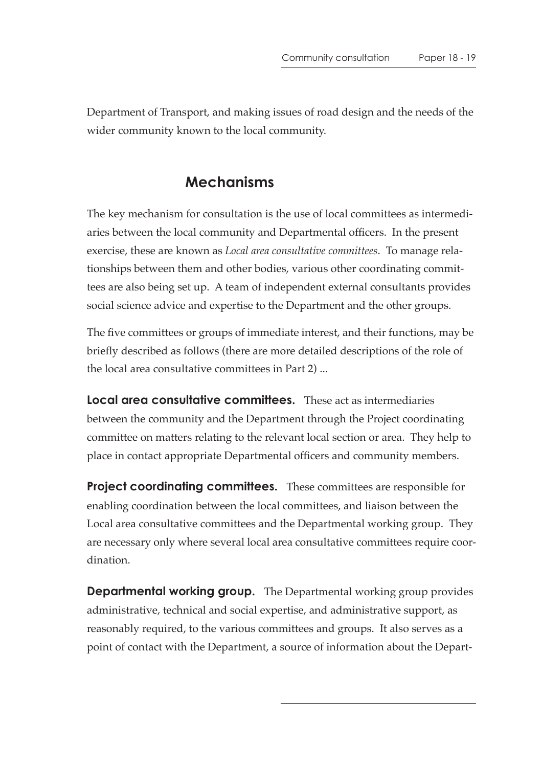Department of Transport, and making issues of road design and the needs of the wider community known to the local community.

## Mechanisms

The key mechanism for consultation is the use of local committees as intermediaries between the local community and Departmental officers. In the present exercise, these are known as *Local area consultative committees*. To manage relationships between them and other bodies, various other coordinating committees are also being set up. A team of independent external consultants provides social science advice and expertise to the Department and the other groups.

The five committees or groups of immediate interest, and their functions, may be briefly described as follows (there are more detailed descriptions of the role of the local area consultative committees in Part 2) ...

**Local area consultative committees.** These act as intermediaries between the community and the Department through the Project coordinating committee on matters relating to the relevant local section or area. They help to place in contact appropriate Departmental officers and community members.

**Project coordinating committees.** These committees are responsible for enabling coordination between the local committees, and liaison between the Local area consultative committees and the Departmental working group. They are necessary only where several local area consultative committees require coordination.

**Departmental working group.** The Departmental working group provides administrative, technical and social expertise, and administrative support, as reasonably required, to the various committees and groups. It also serves as a point of contact with the Department, a source of information about the Depart-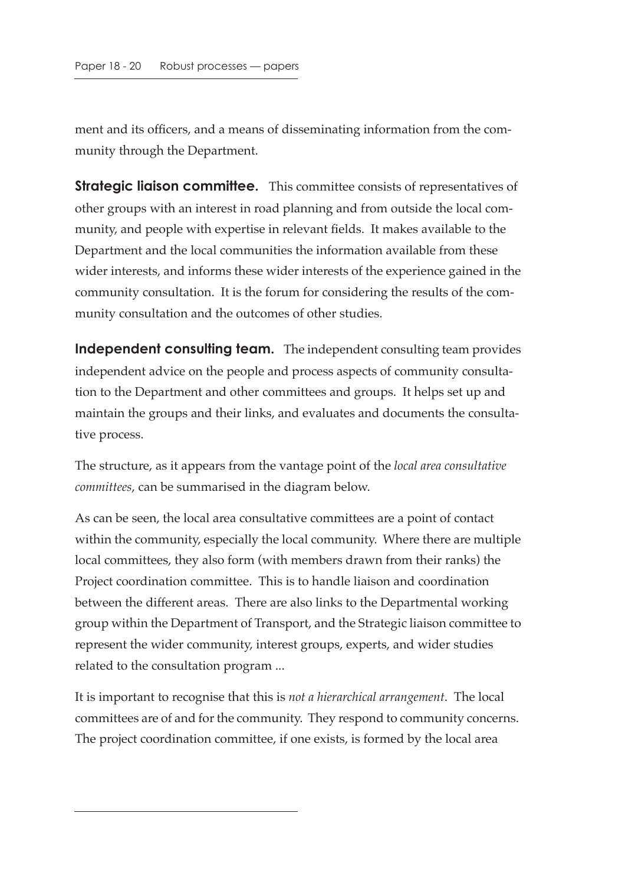ment and its officers, and a means of disseminating information from the community through the Department.

**Strategic liaison committee.** This committee consists of representatives of other groups with an interest in road planning and from outside the local community, and people with expertise in relevant fields. It makes available to the Department and the local communities the information available from these wider interests, and informs these wider interests of the experience gained in the community consultation. It is the forum for considering the results of the community consultation and the outcomes of other studies.

**Independent consulting team.** The independent consulting team provides independent advice on the people and process aspects of community consultation to the Department and other committees and groups. It helps set up and maintain the groups and their links, and evaluates and documents the consultative process.

The structure, as it appears from the vantage point of the *local area consultative committees*, can be summarised in the diagram below.

As can be seen, the local area consultative committees are a point of contact within the community, especially the local community. Where there are multiple local committees, they also form (with members drawn from their ranks) the Project coordination committee. This is to handle liaison and coordination between the different areas. There are also links to the Departmental working group within the Department of Transport, and the Strategic liaison committee to represent the wider community, interest groups, experts, and wider studies related to the consultation program ...

It is important to recognise that this is *not a hierarchical arrangement*. The local committees are of and for the community. They respond to community concerns. The project coordination committee, if one exists, is formed by the local area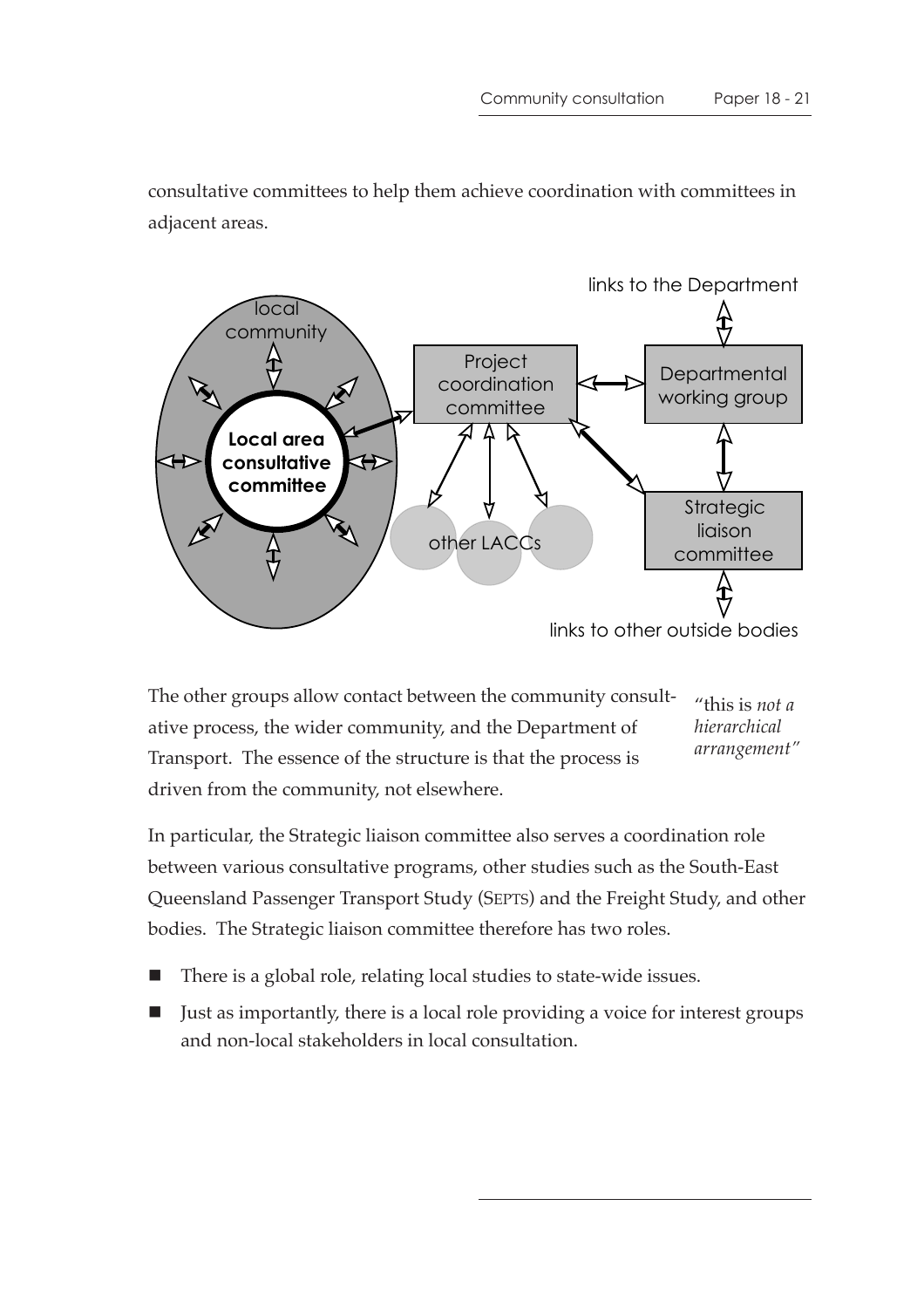consultative committees to help them achieve coordination with committees in adjacent areas.

The other groups allow contact between the community consultative process, the wider community, and the Department of Transport. The essence of the structure is that the process is driven from the community, not elsewhere.

"this is *not a hierarchical arrangement*"

In particular, the Strategic liaison committee also serves a coordination role between various consultative programs, other studies such as the South-East Queensland Passenger Transport Study (SEPTS) and the Freight Study, and other bodies. The Strategic liaison committee therefore has two roles.

- There is a global role, relating local studies to state-wide issues.
- Just as importantly, there is a local role providing a voice for interest groups and non-local stakeholders in local consultation.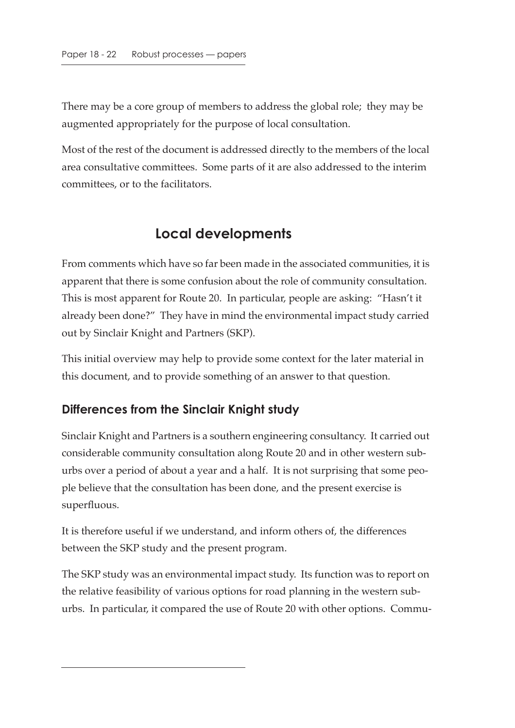There may be a core group of members to address the global role; they may be augmented appropriately for the purpose of local consultation.

Most of the rest of the document is addressed directly to the members of the local area consultative committees. Some parts of it are also addressed to the interim committees, or to the facilitators.

## Local developments

From comments which have so far been made in the associated communities, it is apparent that there is some confusion about the role of community consultation. This is most apparent for Route 20. In particular, people are asking: "Hasn't it already been done?" They have in mind the environmental impact study carried out by Sinclair Knight and Partners (SKP).

This initial overview may help to provide some context for the later material in this document, and to provide something of an answer to that question.

### Differences from the Sinclair Knight study

Sinclair Knight and Partners is a southern engineering consultancy. It carried out considerable community consultation along Route 20 and in other western suburbs over a period of about a year and a half. It is not surprising that some people believe that the consultation has been done, and the present exercise is superfluous.

It is therefore useful if we understand, and inform others of, the differences between the SKP study and the present program.

The SKP study was an environmental impact study. Its function was to report on the relative feasibility of various options for road planning in the western suburbs. In particular, it compared the use of Route 20 with other options. Commu-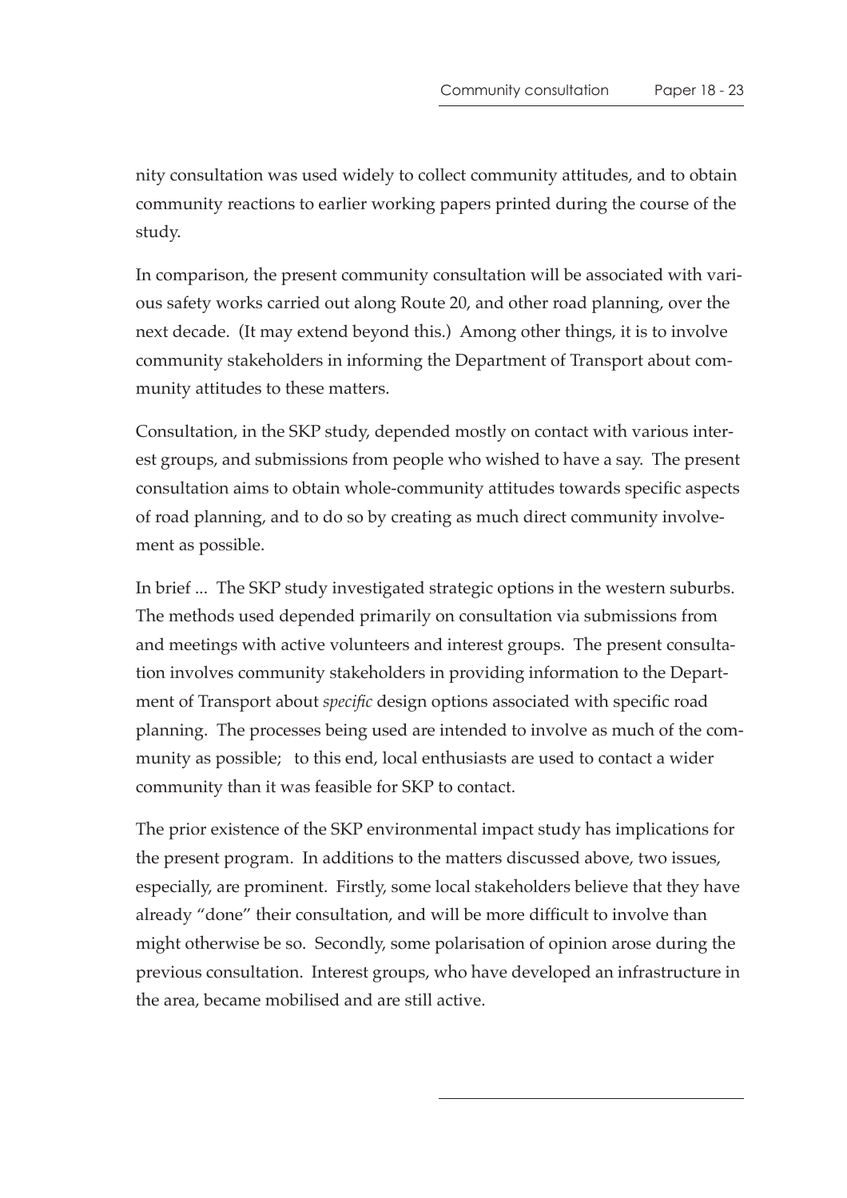nity consultation was used widely to collect community attitudes, and to obtain community reactions to earlier working papers printed during the course of the study.

In comparison, the present community consultation will be associated with various safety works carried out along Route 20, and other road planning, over the next decade. (It may extend beyond this.) Among other things, it is to involve community stakeholders in informing the Department of Transport about community attitudes to these matters.

Consultation, in the SKP study, depended mostly on contact with various interest groups, and submissions from people who wished to have a say. The present consultation aims to obtain whole-community attitudes towards specific aspects of road planning, and to do so by creating as much direct community involvement as possible.

In brief ... The SKP study investigated strategic options in the western suburbs. The methods used depended primarily on consultation via submissions from and meetings with active volunteers and interest groups. The present consultation involves community stakeholders in providing information to the Department of Transport about *specific* design options associated with specific road planning. The processes being used are intended to involve as much of the community as possible; to this end, local enthusiasts are used to contact a wider community than it was feasible for SKP to contact.

The prior existence of the SKP environmental impact study has implications for the present program. In additions to the matters discussed above, two issues, especially, are prominent. Firstly, some local stakeholders believe that they have already "done" their consultation, and will be more difficult to involve than might otherwise be so. Secondly, some polarisation of opinion arose during the previous consultation. Interest groups, who have developed an infrastructure in the area, became mobilised and are still active.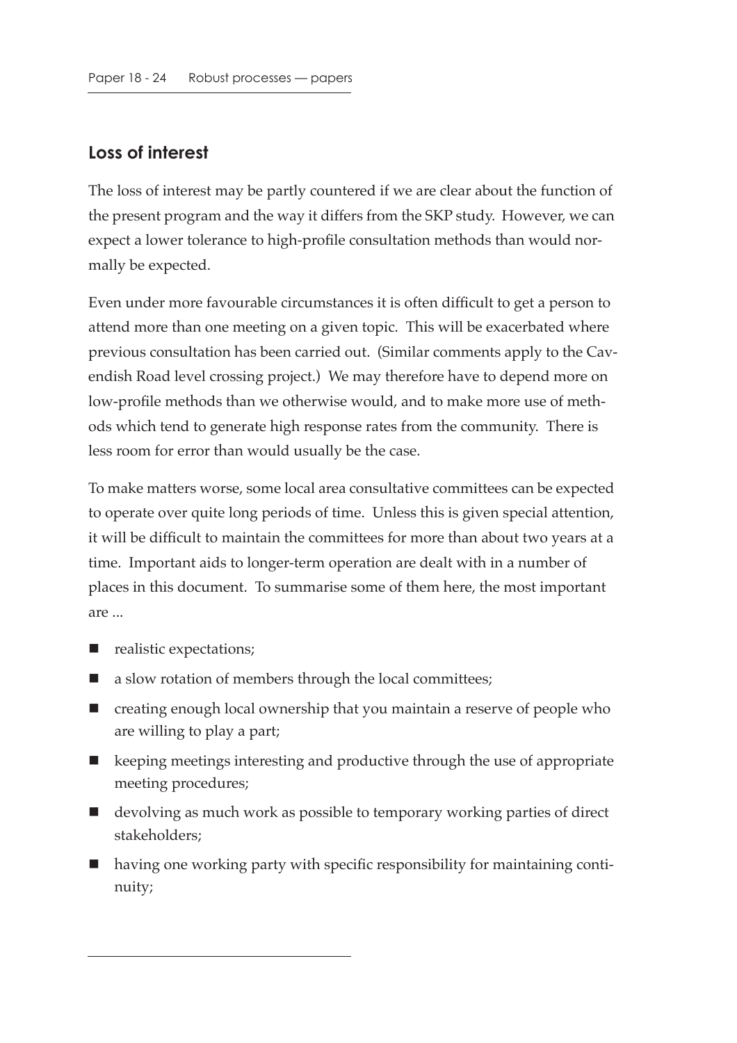## Loss of interest

The loss of interest may be partly countered if we are clear about the function of the present program and the way it differs from the SKP study. However, we can expect a lower tolerance to high-profile consultation methods than would normally be expected.

Even under more favourable circumstances it is often difficult to get a person to attend more than one meeting on a given topic. This will be exacerbated where previous consultation has been carried out. (Similar comments apply to the Cavendish Road level crossing project.) We may therefore have to depend more on low-profile methods than we otherwise would, and to make more use of methods which tend to generate high response rates from the community. There is less room for error than would usually be the case.

To make matters worse, some local area consultative committees can be expected to operate over quite long periods of time. Unless this is given special attention, it will be difficult to maintain the committees for more than about two years at a time. Important aids to longer-term operation are dealt with in a number of places in this document. To summarise some of them here, the most important are ...

- realistic expectations;
- a slow rotation of members through the local committees;
- creating enough local ownership that you maintain a reserve of people who are willing to play a part;
- keeping meetings interesting and productive through the use of appropriate meeting procedures;
- devolving as much work as possible to temporary working parties of direct stakeholders;
- having one working party with specific responsibility for maintaining continuity;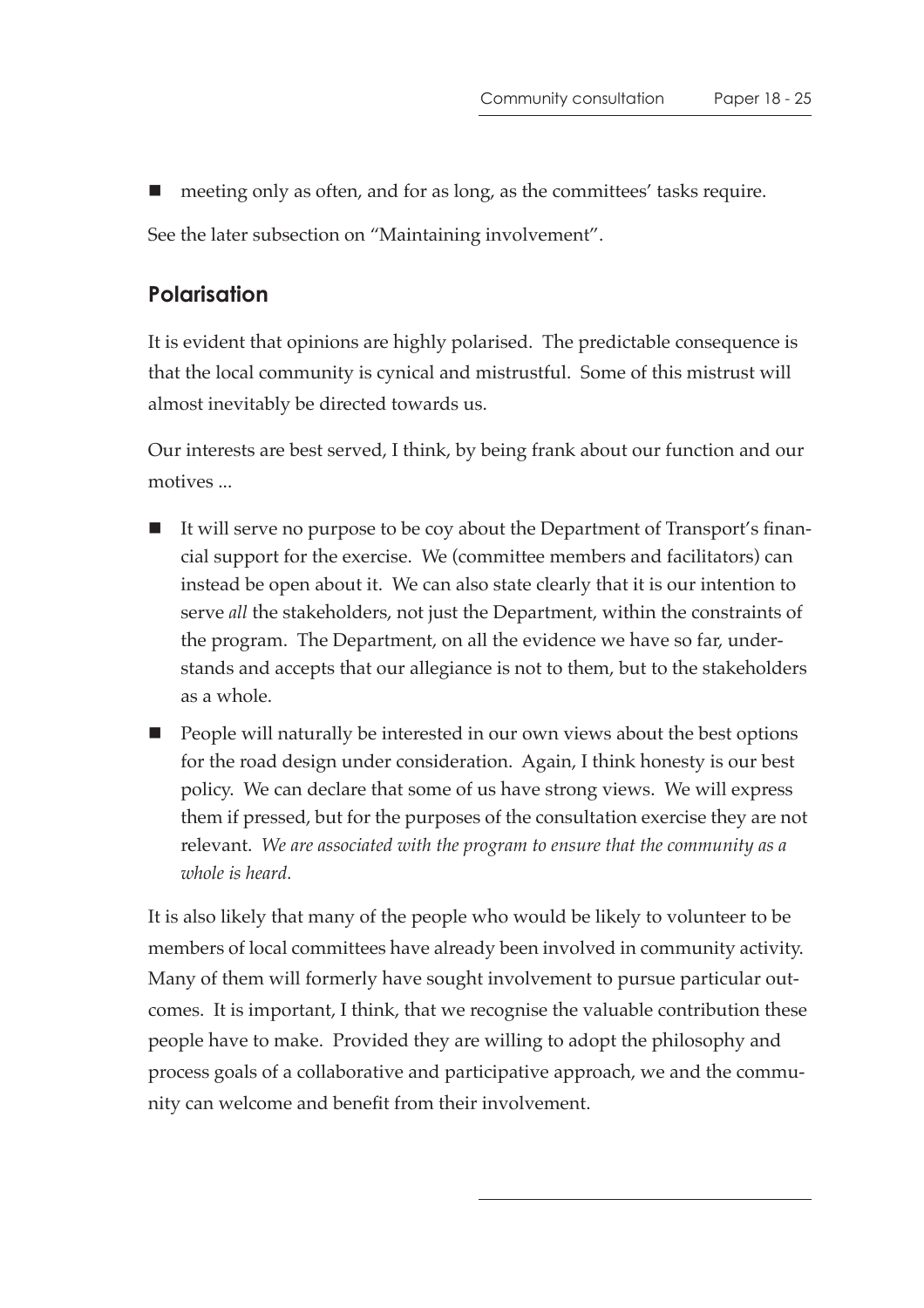- meeting only as often, and for as long, as the committees' tasks require.

See the later subsection on "Maintaining involvement".

## Polarisation

It is evident that opinions are highly polarised. The predictable consequence is that the local community is cynical and mistrustful. Some of this mistrust will almost inevitably be directed towards us.

Our interests are best served, I think, by being frank about our function and our motives ...

- It will serve no purpose to be coy about the Department of Transport's financial support for the exercise. We (committee members and facilitators) can instead be open about it. We can also state clearly that it is our intention to serve *all* the stakeholders, not just the Department, within the constraints of the program. The Department, on all the evidence we have so far, understands and accepts that our allegiance is not to them, but to the stakeholders as a whole.
- People will naturally be interested in our own views about the best options for the road design under consideration. Again, I think honesty is our best policy. We can declare that some of us have strong views. We will express them if pressed, but for the purposes of the consultation exercise they are not relevant. *We are associated with the program to ensure that the community as a whole is heard.*

It is also likely that many of the people who would be likely to volunteer to be members of local committees have already been involved in community activity. Many of them will formerly have sought involvement to pursue particular outcomes. It is important, I think, that we recognise the valuable contribution these people have to make. Provided they are willing to adopt the philosophy and process goals of a collaborative and participative approach, we and the community can welcome and benefit from their involvement.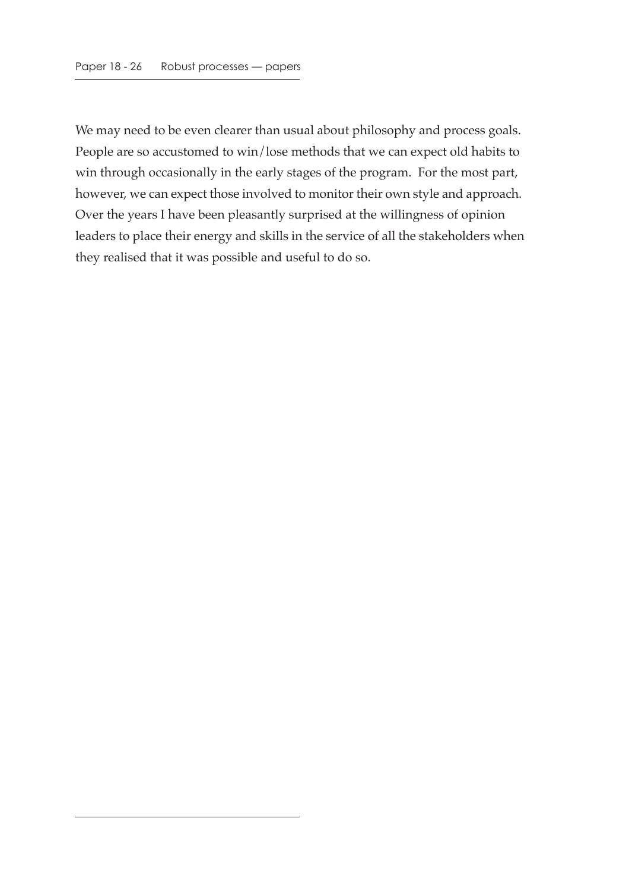We may need to be even clearer than usual about philosophy and process goals. People are so accustomed to win/lose methods that we can expect old habits to win through occasionally in the early stages of the program. For the most part, however, we can expect those involved to monitor their own style and approach. Over the years I have been pleasantly surprised at the willingness of opinion leaders to place their energy and skills in the service of all the stakeholders when they realised that it was possible and useful to do so.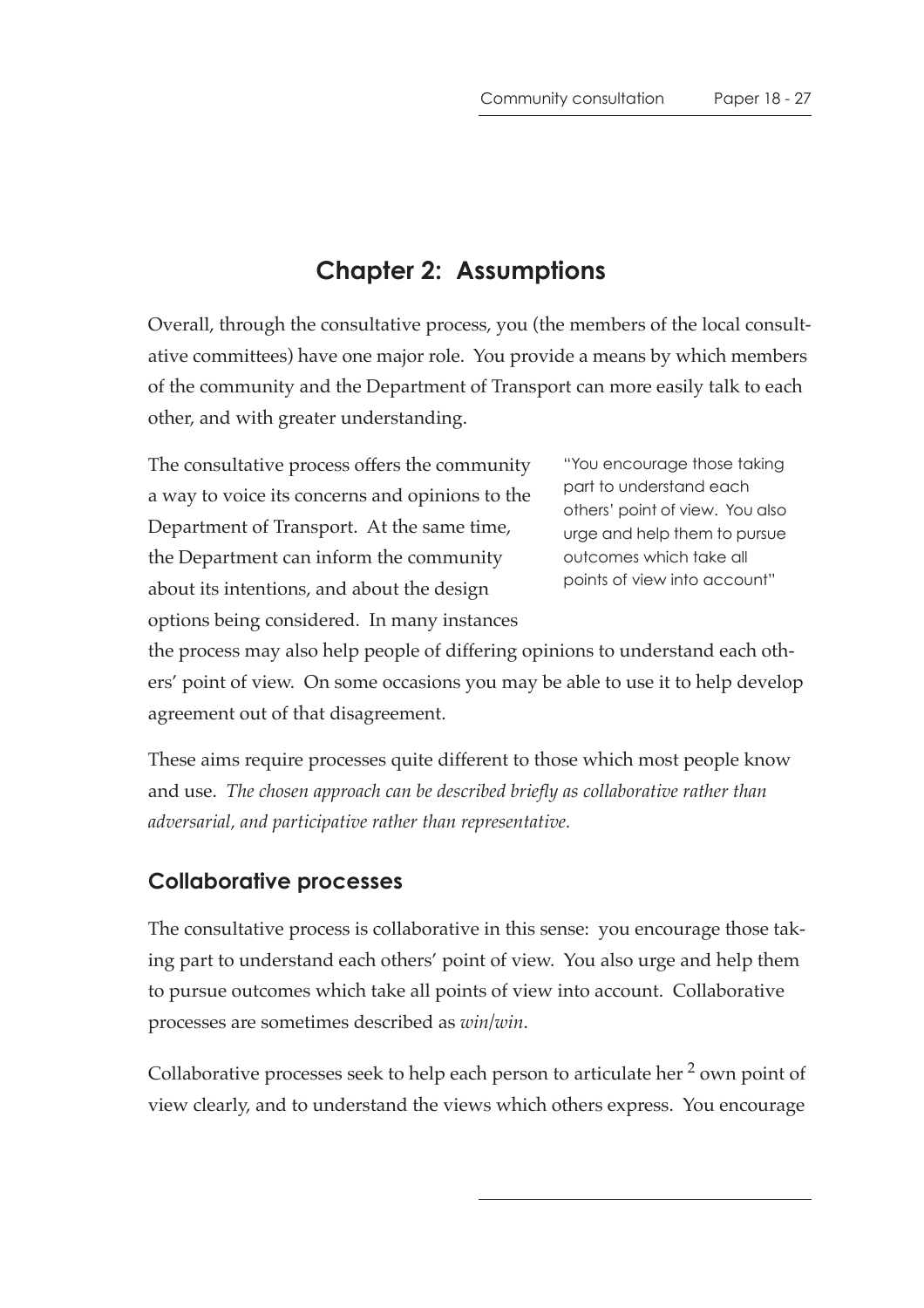# Chapter 2: Assumptions

Overall, through the consultative process, you (the members of the local consultative committees) have one major role. You provide a means by which members of the community and the Department of Transport can more easily talk to each other, and with greater understanding.

> "You encourage those taking part to understand each others' point of view. You also urge and help them to pursue outcomes which take all points of view into account"

The consultative process offers the community a way to voice its concerns and opinions to the Department of Transport. At the same time, the Department can inform the community about its intentions, and about the design options being considered. In many instances the process may also help people of differing opinions to understand each others' point of view. On some occasions you may be able to use it to help develop agreement out of that disagreement.

These aims require processes quite different to those which most people know and use. *The chosen approach can be described briefly as collaborative rather than adversarial, and participative rather than representative.*

## Collaborative processes

The consultative process is collaborative in this sense: you encourage those taking part to understand each others' point of view. You also urge and help them to pursue outcomes which take all points of view into account. Collaborative processes are sometimes described as *win/win*.

Collaborative processes seek to help each person to articulate her [2] own point of view clearly, and to understand the views which others express. You encourage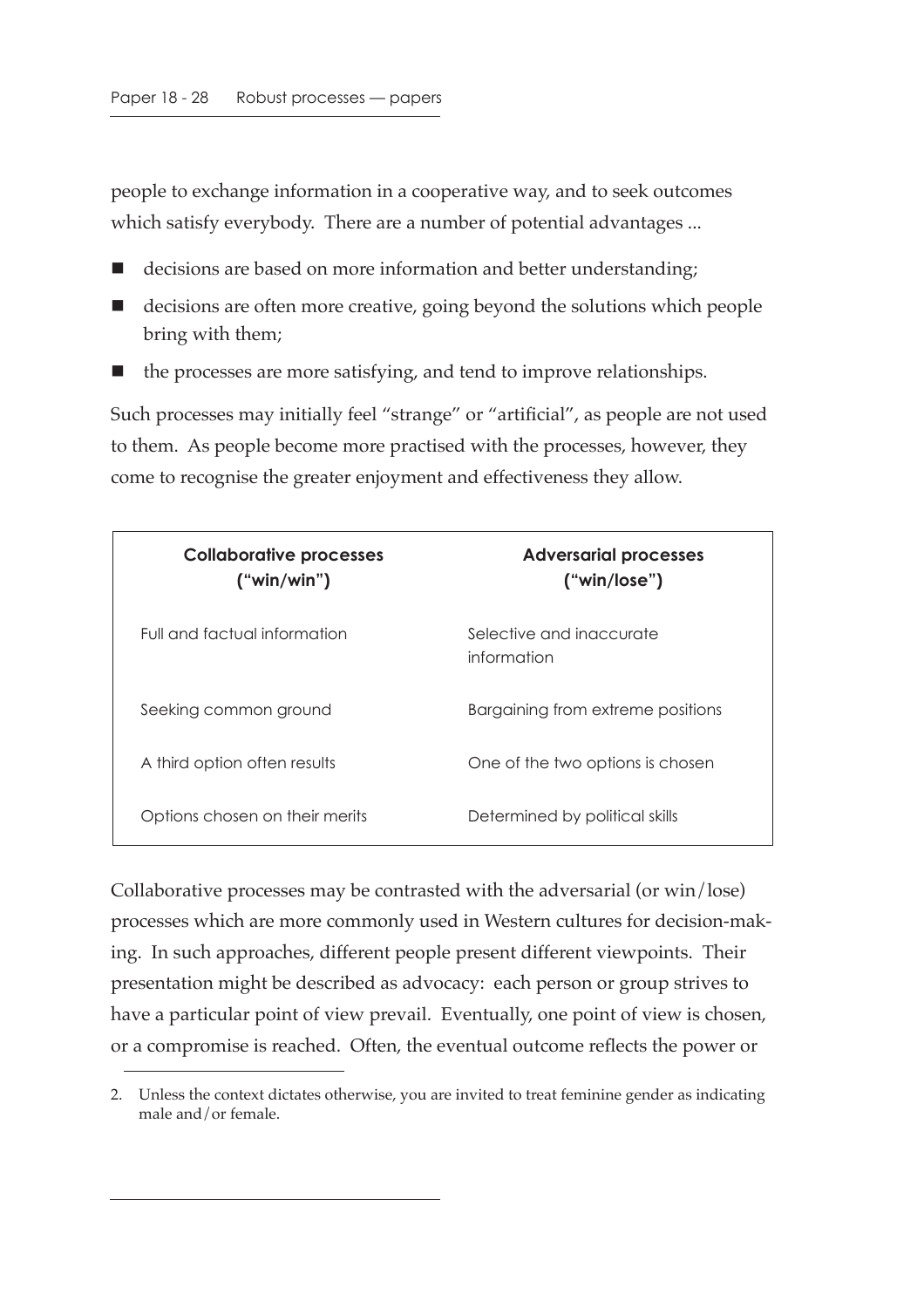people to exchange information in a cooperative way, and to seek outcomes which satisfy everybody. There are a number of potential advantages ...

- decisions are based on more information and better understanding;
- decisions are often more creative, going beyond the solutions which people bring with them;
- the processes are more satisfying, and tend to improve relationships.

Such processes may initially feel "strange" or "artificial", as people are not used to them. As people become more practised with the processes, however, they come to recognise the greater enjoyment and effectiveness they allow.

| **Collaborative processes ("win/win")** | **Adversarial processes ("win/lose")** |
|---|---|
| Full and factual information | Selective and inaccurate information |
| Seeking common ground | Bargaining from extreme positions |
| A third option often results | One of the two options is chosen |
| Options chosen on their merits | Determined by political skills |

Collaborative processes may be contrasted with the adversarial (or win/lose) processes which are more commonly used in Western cultures for decision-making. In such approaches, different people present different viewpoints. Their presentation might be described as advocacy: each person or group strives to have a particular point of view prevail. Eventually, one point of view is chosen, or a compromise is reached. Often, the eventual outcome reflects the power or

2. Unless the context dictates otherwise, you are invited to treat feminine gender as indicating male and/or female.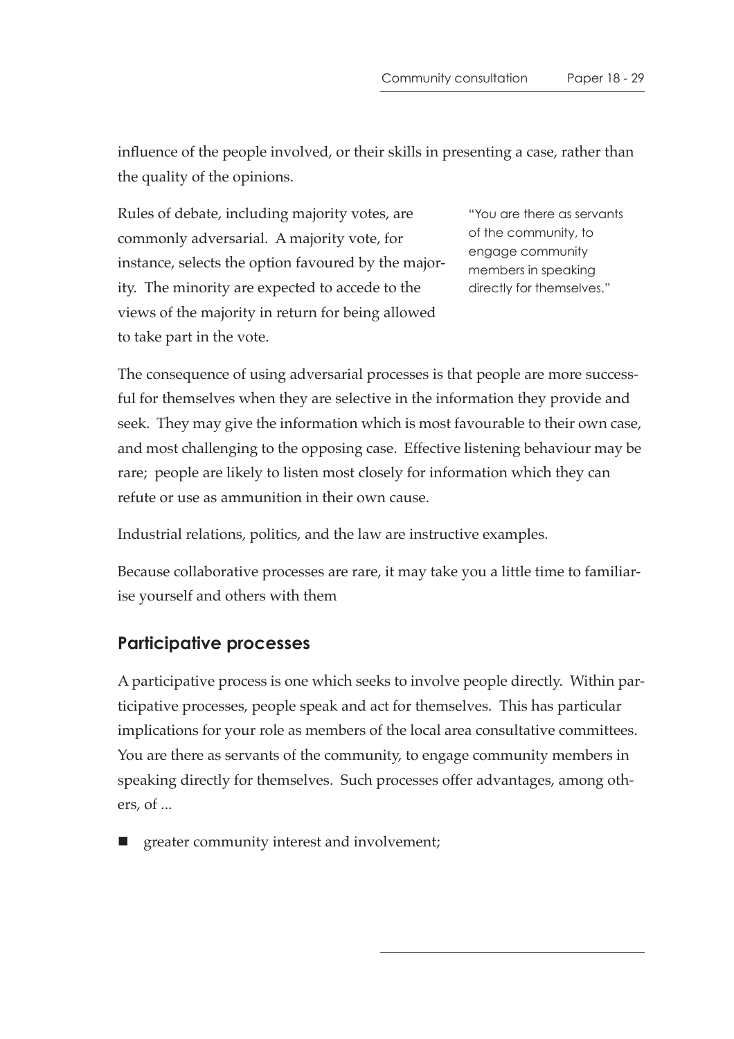influence of the people involved, or their skills in presenting a case, rather than the quality of the opinions.

Rules of debate, including majority votes, are commonly adversarial. A majority vote, for instance, selects the option favoured by the majority. The minority are expected to accede to the views of the majority in return for being allowed to take part in the vote.

"You are there as servants of the community, to engage community members in speaking directly for themselves."

The consequence of using adversarial processes is that people are more successful for themselves when they are selective in the information they provide and seek. They may give the information which is most favourable to their own case, and most challenging to the opposing case. Effective listening behaviour may be rare; people are likely to listen most closely for information which they can refute or use as ammunition in their own cause.

Industrial relations, politics, and the law are instructive examples.

Because collaborative processes are rare, it may take you a little time to familiarise yourself and others with them

## Participative processes

A participative process is one which seeks to involve people directly. Within participative processes, people speak and act for themselves. This has particular implications for your role as members of the local area consultative committees. You are there as servants of the community, to engage community members in speaking directly for themselves. Such processes offer advantages, among others, of ...

- greater community interest and involvement;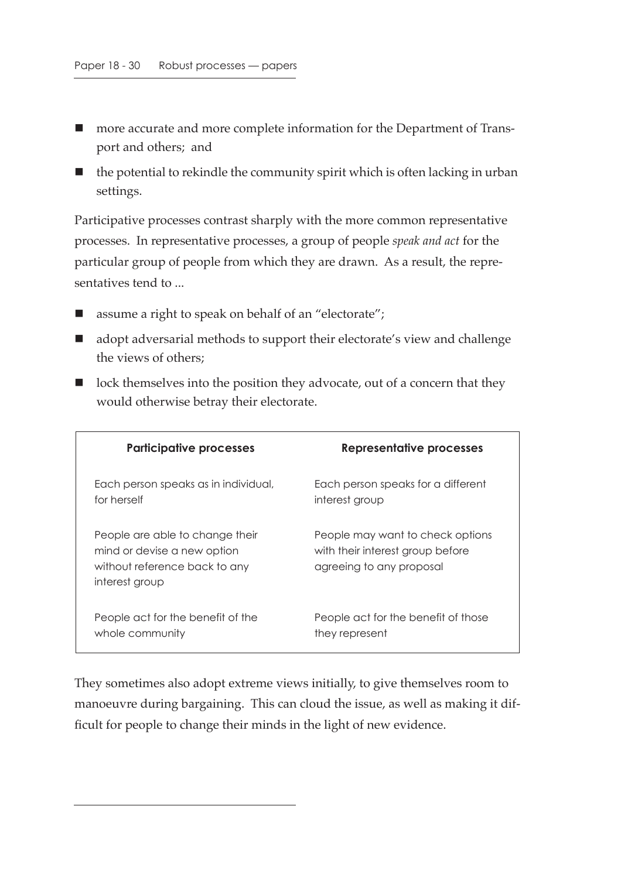- more accurate and more complete information for the Department of Transport and others; and
- the potential to rekindle the community spirit which is often lacking in urban settings.

Participative processes contrast sharply with the more common representative processes. In representative processes, a group of people *speak and act* for the particular group of people from which they are drawn. As a result, the representatives tend to ...

- assume a right to speak on behalf of an "electorate";
- adopt adversarial methods to support their electorate's view and challenge the views of others;
- lock themselves into the position they advocate, out of a concern that they would otherwise betray their electorate.

| Participative processes | Representative processes |
|---|---|
| Each person speaks as in individual, for herself | Each person speaks for a different interest group |
| People are able to change their mind or devise a new option without reference back to any interest group | People may want to check options with their interest group before agreeing to any proposal |
| People act for the benefit of the whole community | People act for the benefit of those they represent |

They sometimes also adopt extreme views initially, to give themselves room to manoeuvre during bargaining. This can cloud the issue, as well as making it difficult for people to change their minds in the light of new evidence.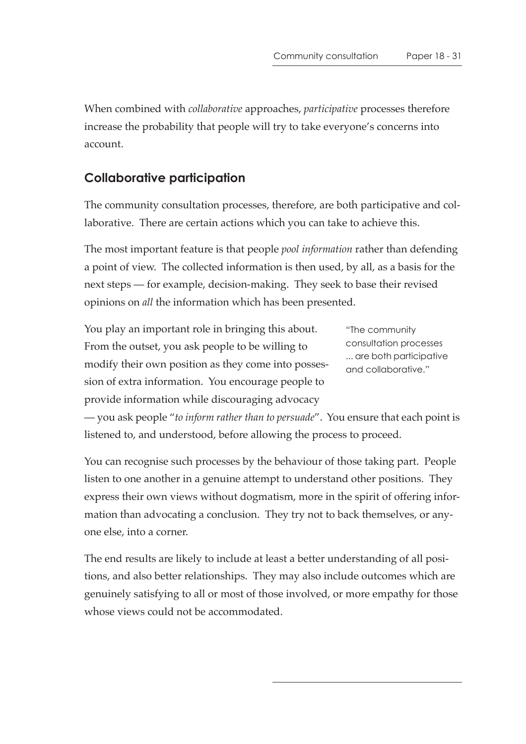When combined with *collaborative* approaches, *participative* processes therefore increase the probability that people will try to take everyone's concerns into account.

## Collaborative participation

The community consultation processes, therefore, are both participative and collaborative. There are certain actions which you can take to achieve this.

The most important feature is that people *pool information* rather than defending a point of view. The collected information is then used, by all, as a basis for the next steps — for example, decision-making. They seek to base their revised opinions on *all* the information which has been presented.

You play an important role in bringing this about. From the outset, you ask people to be willing to modify their own position as they come into possession of extra information. You encourage people to provide information while discouraging advocacy — you ask people "*to inform rather than to persuade*". You ensure that each point is listened to, and understood, before allowing the process to proceed.

"The community consultation processes ... are both participative and collaborative."

You can recognise such processes by the behaviour of those taking part. People listen to one another in a genuine attempt to understand other positions. They express their own views without dogmatism, more in the spirit of offering information than advocating a conclusion. They try not to back themselves, or anyone else, into a corner.

The end results are likely to include at least a better understanding of all positions, and also better relationships. They may also include outcomes which are genuinely satisfying to all or most of those involved, or more empathy for those whose views could not be accommodated.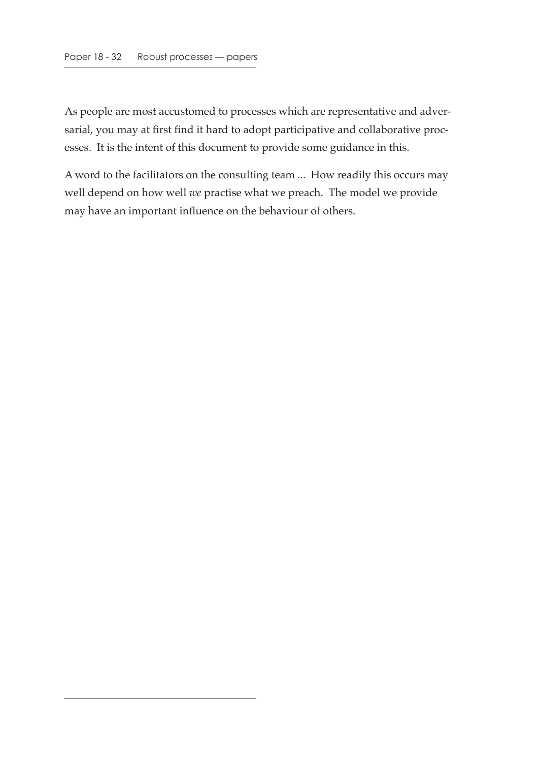As people are most accustomed to processes which are representative and adversarial, you may at first find it hard to adopt participative and collaborative processes. It is the intent of this document to provide some guidance in this.

A word to the facilitators on the consulting team ... How readily this occurs may well depend on how well *we* practise what we preach. The model we provide may have an important influence on the behaviour of others.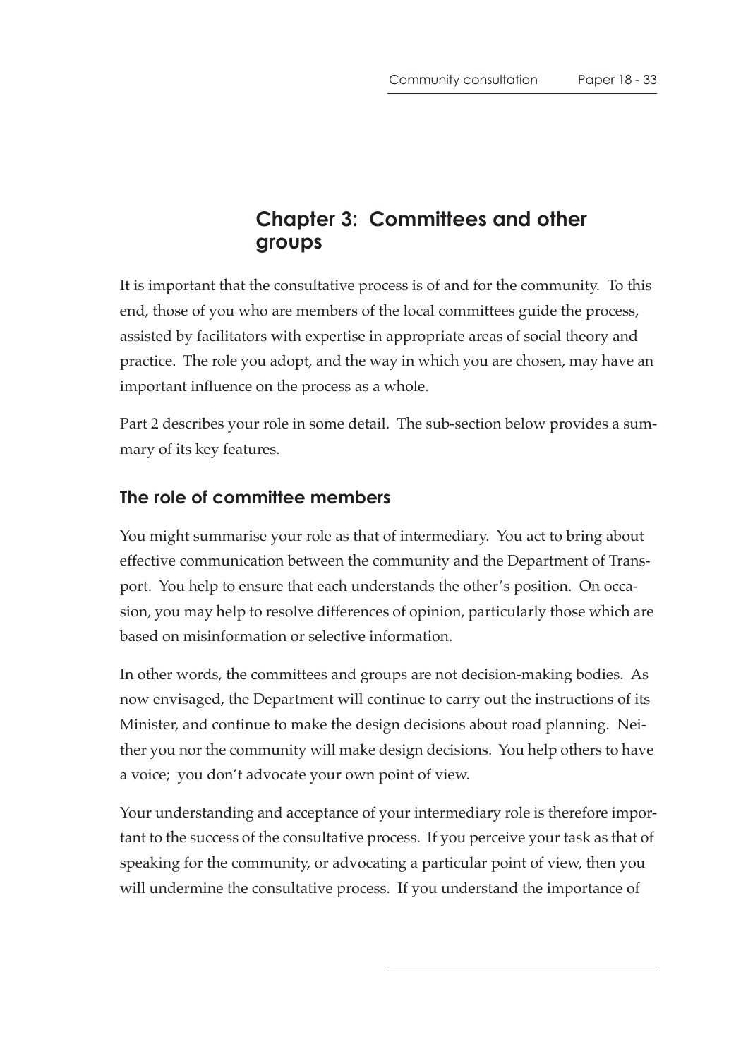# Chapter 3: Committees and other groups

It is important that the consultative process is of and for the community. To this end, those of you who are members of the local committees guide the process, assisted by facilitators with expertise in appropriate areas of social theory and practice. The role you adopt, and the way in which you are chosen, may have an important influence on the process as a whole.

Part 2 describes your role in some detail. The sub-section below provides a summary of its key features.

## The role of committee members

You might summarise your role as that of intermediary. You act to bring about effective communication between the community and the Department of Transport. You help to ensure that each understands the other's position. On occasion, you may help to resolve differences of opinion, particularly those which are based on misinformation or selective information.

In other words, the committees and groups are not decision-making bodies. As now envisaged, the Department will continue to carry out the instructions of its Minister, and continue to make the design decisions about road planning. Neither you nor the community will make design decisions. You help others to have a voice; you don't advocate your own point of view.

Your understanding and acceptance of your intermediary role is therefore important to the success of the consultative process. If you perceive your task as that of speaking for the community, or advocating a particular point of view, then you will undermine the consultative process. If you understand the importance of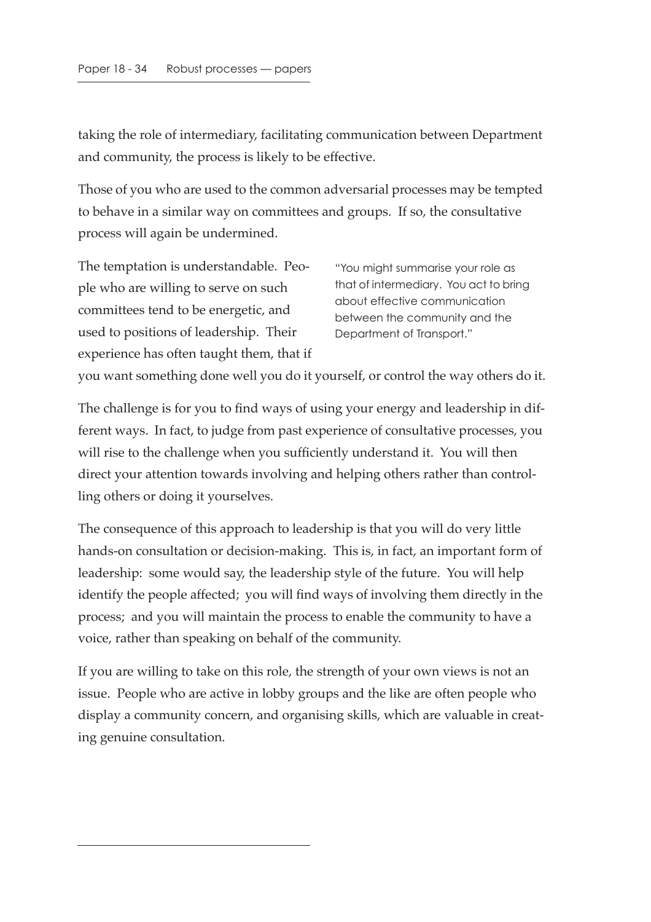taking the role of intermediary, facilitating communication between Department and community, the process is likely to be effective.

Those of you who are used to the common adversarial processes may be tempted to behave in a similar way on committees and groups. If so, the consultative process will again be undermined.

The temptation is understandable. People who are willing to serve on such committees tend to be energetic, and used to positions of leadership. Their experience has often taught them, that if you want something done well you do it yourself, or control the way others do it.

> "You might summarise your role as that of intermediary. You act to bring about effective communication between the community and the Department of Transport."

The challenge is for you to find ways of using your energy and leadership in different ways. In fact, to judge from past experience of consultative processes, you will rise to the challenge when you sufficiently understand it. You will then direct your attention towards involving and helping others rather than controlling others or doing it yourselves.

The consequence of this approach to leadership is that you will do very little hands-on consultation or decision-making. This is, in fact, an important form of leadership: some would say, the leadership style of the future. You will help identify the people affected; you will find ways of involving them directly in the process; and you will maintain the process to enable the community to have a voice, rather than speaking on behalf of the community.

If you are willing to take on this role, the strength of your own views is not an issue. People who are active in lobby groups and the like are often people who display a community concern, and organising skills, which are valuable in creating genuine consultation.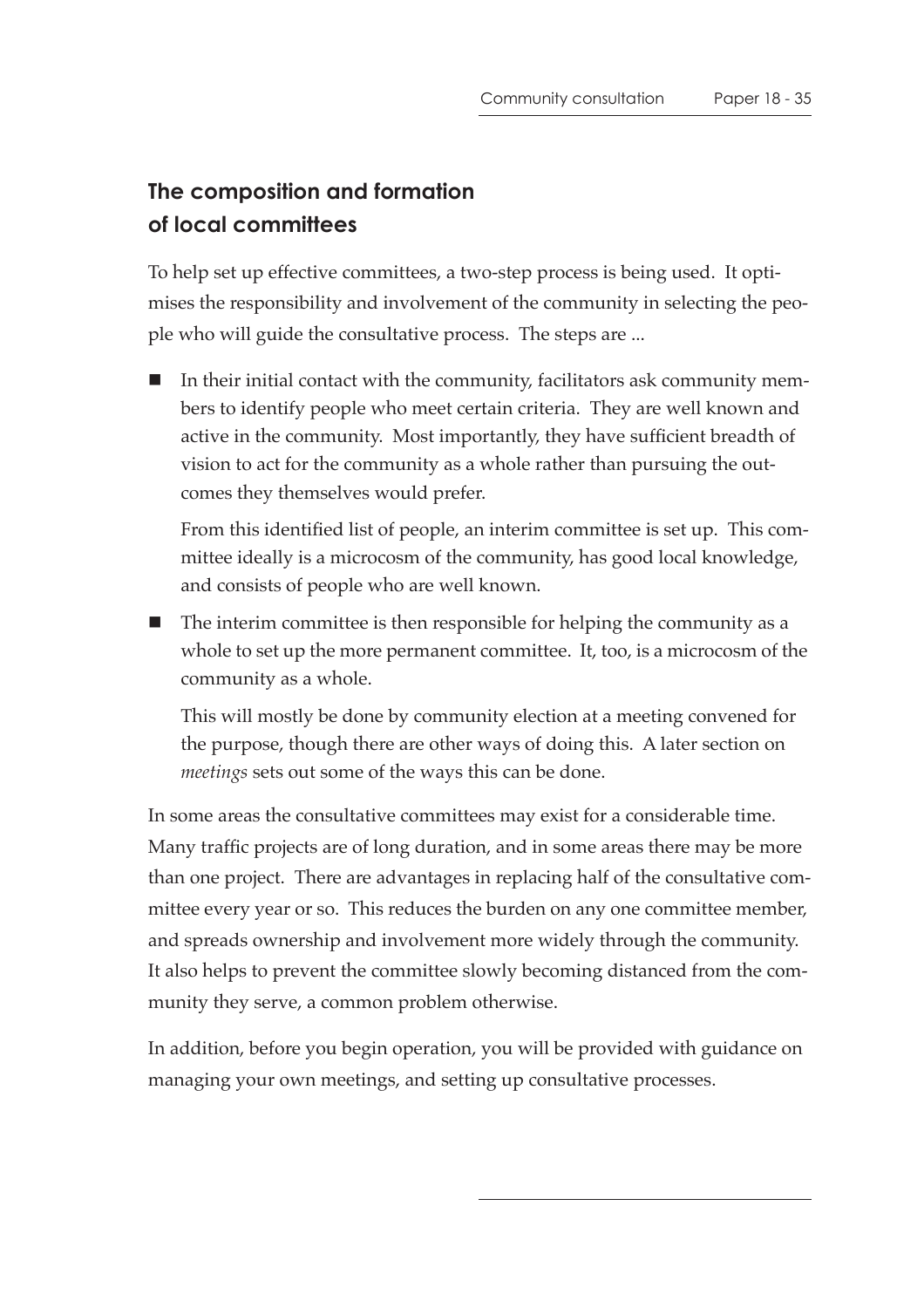## The composition and formation of local committees

To help set up effective committees, a two-step process is being used. It optimises the responsibility and involvement of the community in selecting the people who will guide the consultative process. The steps are ...

- In their initial contact with the community, facilitators ask community members to identify people who meet certain criteria. They are well known and active in the community. Most importantly, they have sufficient breadth of vision to act for the community as a whole rather than pursuing the outcomes they themselves would prefer.

  From this identified list of people, an interim committee is set up. This committee ideally is a microcosm of the community, has good local knowledge, and consists of people who are well known.

- The interim committee is then responsible for helping the community as a whole to set up the more permanent committee. It, too, is a microcosm of the community as a whole.

  This will mostly be done by community election at a meeting convened for the purpose, though there are other ways of doing this. A later section on *meetings* sets out some of the ways this can be done.

In some areas the consultative committees may exist for a considerable time. Many traffic projects are of long duration, and in some areas there may be more than one project. There are advantages in replacing half of the consultative committee every year or so. This reduces the burden on any one committee member, and spreads ownership and involvement more widely through the community. It also helps to prevent the committee slowly becoming distanced from the community they serve, a common problem otherwise.

In addition, before you begin operation, you will be provided with guidance on managing your own meetings, and setting up consultative processes.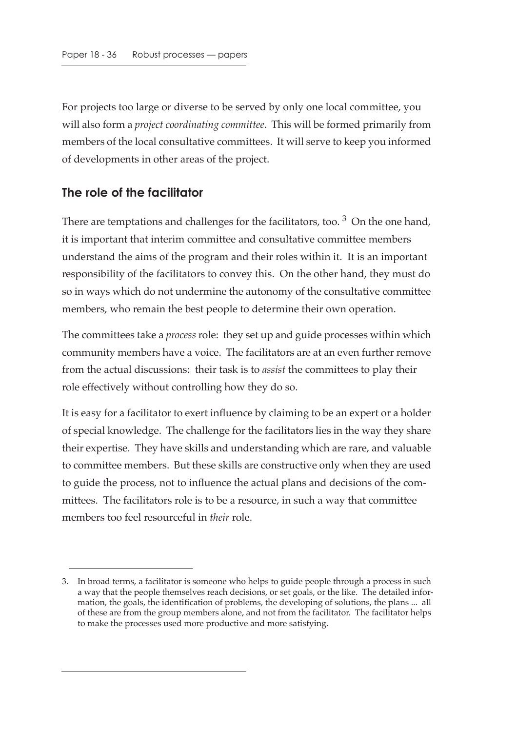For projects too large or diverse to be served by only one local committee, you will also form a *project coordinating committee*. This will be formed primarily from members of the local consultative committees. It will serve to keep you informed of developments in other areas of the project.

## The role of the facilitator

There are temptations and challenges for the facilitators, too. [3] On the one hand, it is important that interim committee and consultative committee members understand the aims of the program and their roles within it. It is an important responsibility of the facilitators to convey this. On the other hand, they must do so in ways which do not undermine the autonomy of the consultative committee members, who remain the best people to determine their own operation.

The committees take a *process* role: they set up and guide processes within which community members have a voice. The facilitators are at an even further remove from the actual discussions: their task is to *assist* the committees to play their role effectively without controlling how they do so.

It is easy for a facilitator to exert influence by claiming to be an expert or a holder of special knowledge. The challenge for the facilitators lies in the way they share their expertise. They have skills and understanding which are rare, and valuable to committee members. But these skills are constructive only when they are used to guide the process, not to influence the actual plans and decisions of the committees. The facilitators role is to be a resource, in such a way that committee members too feel resourceful in *their* role.

---

3. In broad terms, a facilitator is someone who helps to guide people through a process in such a way that the people themselves reach decisions, or set goals, or the like. The detailed information, the goals, the identification of problems, the developing of solutions, the plans ... all of these are from the group members alone, and not from the facilitator. The facilitator helps to make the processes used more productive and more satisfying.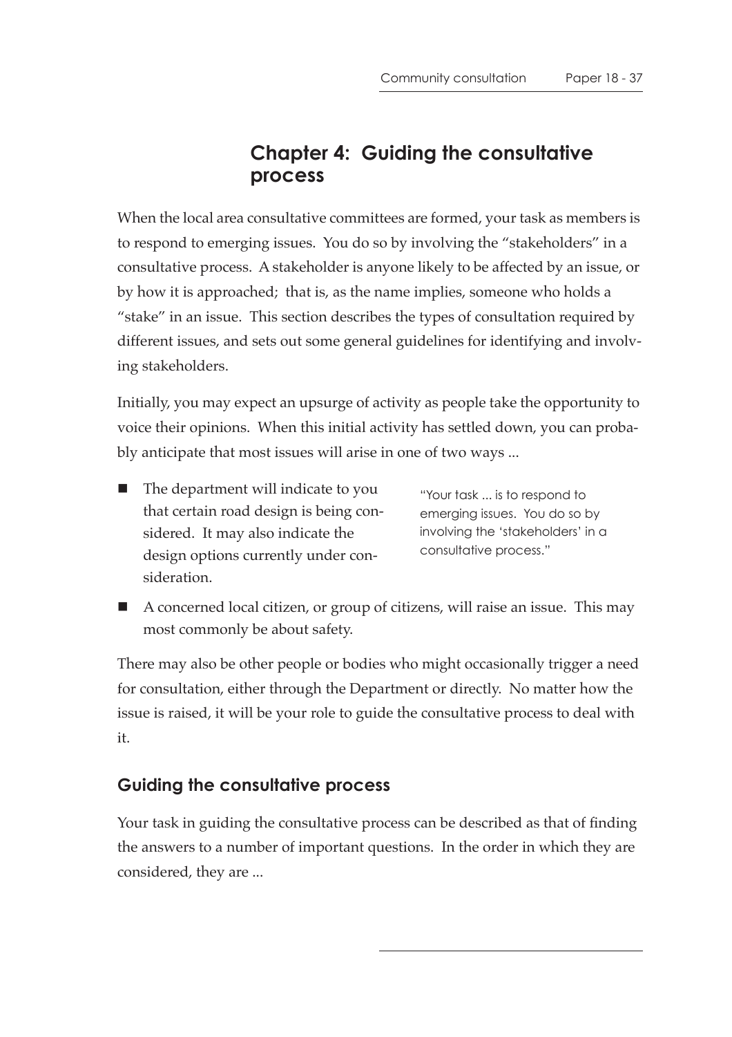# Chapter 4: Guiding the consultative process

When the local area consultative committees are formed, your task as members is to respond to emerging issues. You do so by involving the "stakeholders" in a consultative process. A stakeholder is anyone likely to be affected by an issue, or by how it is approached; that is, as the name implies, someone who holds a "stake" in an issue. This section describes the types of consultation required by different issues, and sets out some general guidelines for identifying and involving stakeholders.

Initially, you may expect an upsurge of activity as people take the opportunity to voice their opinions. When this initial activity has settled down, you can probably anticipate that most issues will arise in one of two ways ...

- The department will indicate to you that certain road design is being considered. It may also indicate the design options currently under consideration.

> "Your task ... is to respond to emerging issues. You do so by involving the 'stakeholders' in a consultative process."

- A concerned local citizen, or group of citizens, will raise an issue. This may most commonly be about safety.

There may also be other people or bodies who might occasionally trigger a need for consultation, either through the Department or directly. No matter how the issue is raised, it will be your role to guide the consultative process to deal with it.

## Guiding the consultative process

Your task in guiding the consultative process can be described as that of finding the answers to a number of important questions. In the order in which they are considered, they are ...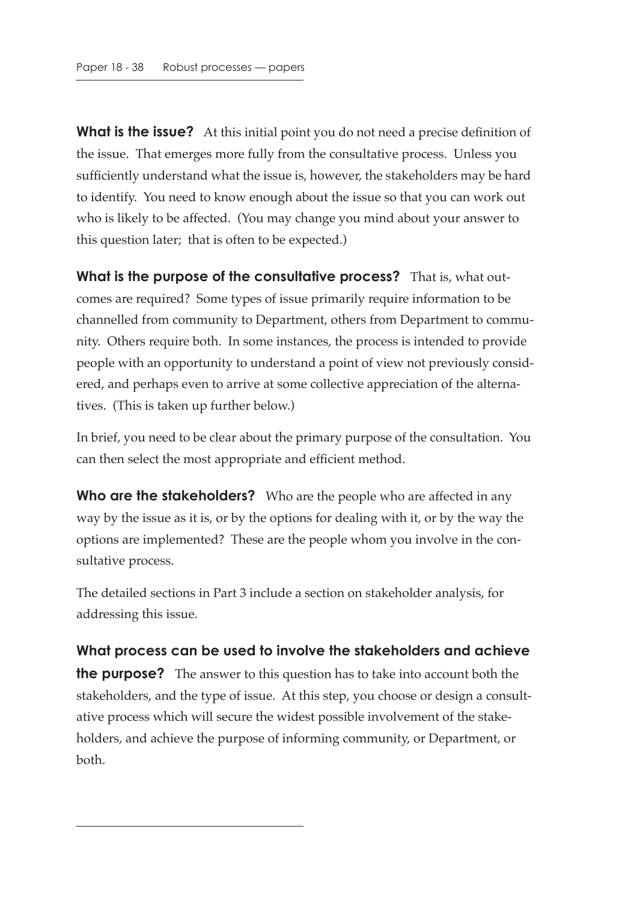**What is the issue?** At this initial point you do not need a precise definition of the issue. That emerges more fully from the consultative process. Unless you sufficiently understand what the issue is, however, the stakeholders may be hard to identify. You need to know enough about the issue so that you can work out who is likely to be affected. (You may change you mind about your answer to this question later; that is often to be expected.)

**What is the purpose of the consultative process?** That is, what outcomes are required? Some types of issue primarily require information to be channelled from community to Department, others from Department to community. Others require both. In some instances, the process is intended to provide people with an opportunity to understand a point of view not previously considered, and perhaps even to arrive at some collective appreciation of the alternatives. (This is taken up further below.)

In brief, you need to be clear about the primary purpose of the consultation. You can then select the most appropriate and efficient method.

**Who are the stakeholders?** Who are the people who are affected in any way by the issue as it is, or by the options for dealing with it, or by the way the options are implemented? These are the people whom you involve in the consultative process.

The detailed sections in Part 3 include a section on stakeholder analysis, for addressing this issue.

**What process can be used to involve the stakeholders and achieve the purpose?** The answer to this question has to take into account both the stakeholders, and the type of issue. At this step, you choose or design a consultative process which will secure the widest possible involvement of the stakeholders, and achieve the purpose of informing community, or Department, or both.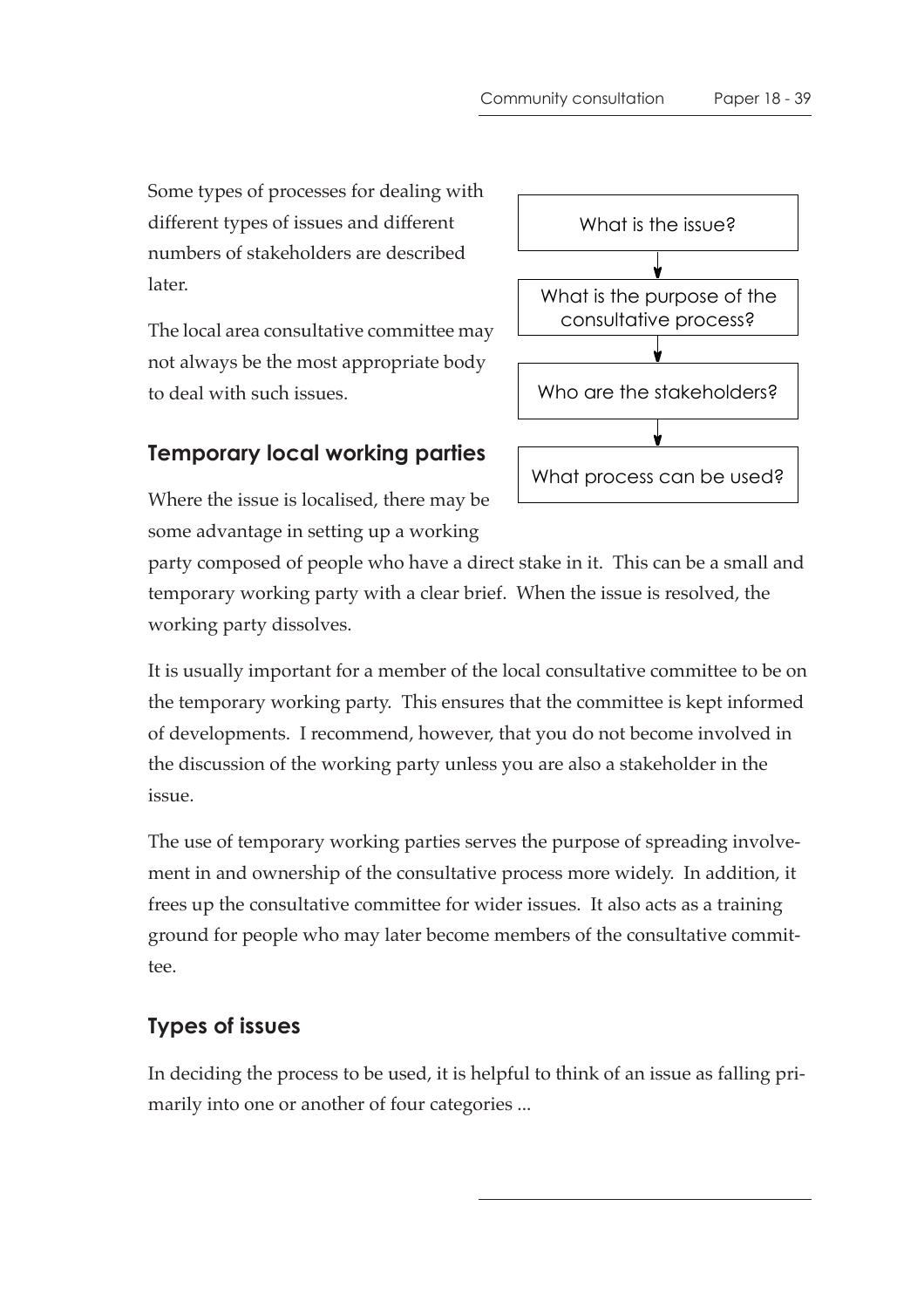Some types of processes for dealing with different types of issues and different numbers of stakeholders are described later.

The local area consultative committee may not always be the most appropriate body to deal with such issues.

What is the issue?

↓

What is the purpose of the consultative process?

↓

Who are the stakeholders?

↓

What process can be used?

## Temporary local working parties

Where the issue is localised, there may be some advantage in setting up a working party composed of people who have a direct stake in it. This can be a small and temporary working party with a clear brief. When the issue is resolved, the working party dissolves.

It is usually important for a member of the local consultative committee to be on the temporary working party. This ensures that the committee is kept informed of developments. I recommend, however, that you do not become involved in the discussion of the working party unless you are also a stakeholder in the issue.

The use of temporary working parties serves the purpose of spreading involvement in and ownership of the consultative process more widely. In addition, it frees up the consultative committee for wider issues. It also acts as a training ground for people who may later become members of the consultative committee.

## Types of issues

In deciding the process to be used, it is helpful to think of an issue as falling primarily into one or another of four categories ...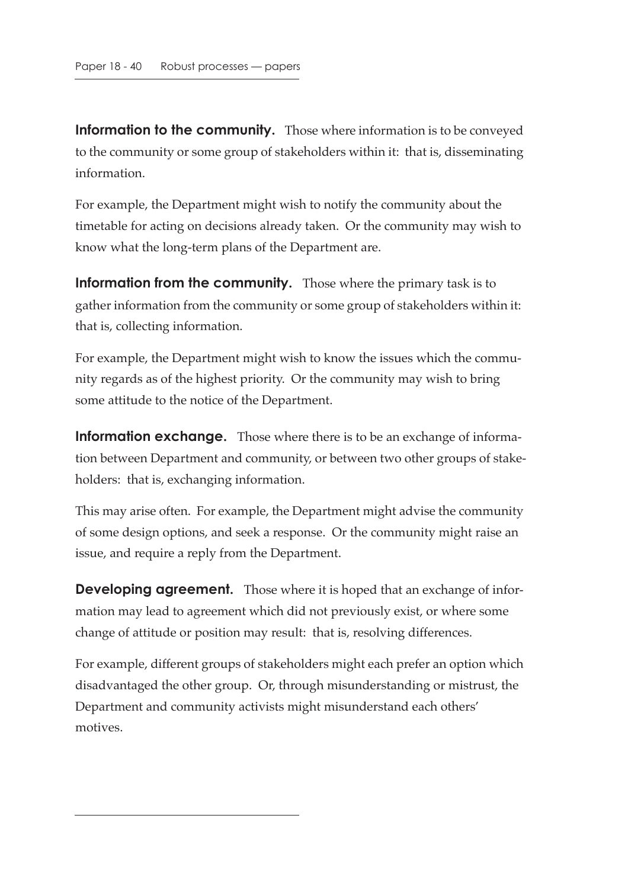**Information to the community.** Those where information is to be conveyed to the community or some group of stakeholders within it: that is, disseminating information.

For example, the Department might wish to notify the community about the timetable for acting on decisions already taken. Or the community may wish to know what the long-term plans of the Department are.

**Information from the community.** Those where the primary task is to gather information from the community or some group of stakeholders within it: that is, collecting information.

For example, the Department might wish to know the issues which the community regards as of the highest priority. Or the community may wish to bring some attitude to the notice of the Department.

**Information exchange.** Those where there is to be an exchange of information between Department and community, or between two other groups of stakeholders: that is, exchanging information.

This may arise often. For example, the Department might advise the community of some design options, and seek a response. Or the community might raise an issue, and require a reply from the Department.

**Developing agreement.** Those where it is hoped that an exchange of information may lead to agreement which did not previously exist, or where some change of attitude or position may result: that is, resolving differences.

For example, different groups of stakeholders might each prefer an option which disadvantaged the other group. Or, through misunderstanding or mistrust, the Department and community activists might misunderstand each others' motives.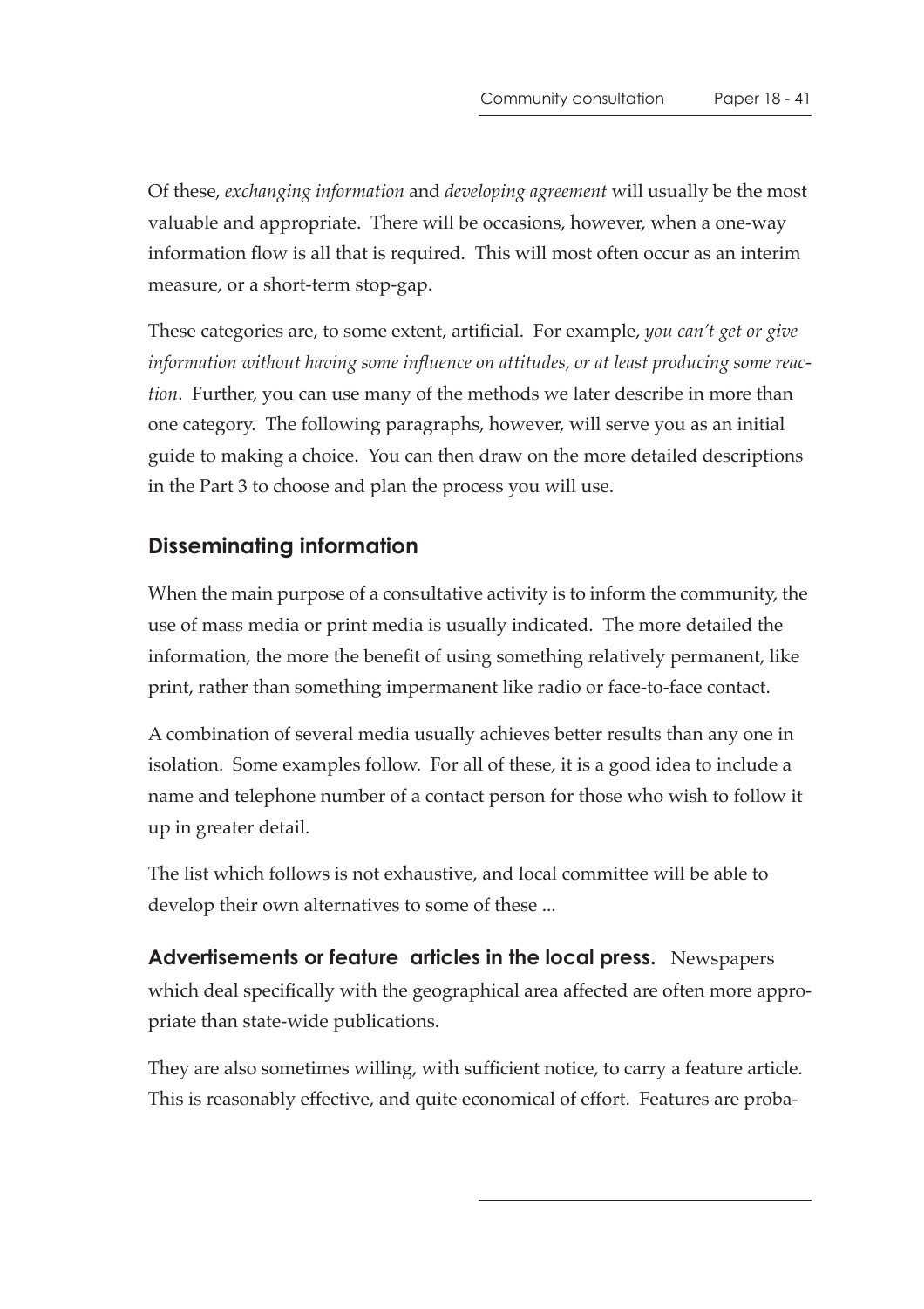Of these, *exchanging information* and *developing agreement* will usually be the most valuable and appropriate. There will be occasions, however, when a one-way information flow is all that is required. This will most often occur as an interim measure, or a short-term stop-gap.

These categories are, to some extent, artificial. For example, *you can't get or give information without having some influence on attitudes, or at least producing some reaction*. Further, you can use many of the methods we later describe in more than one category. The following paragraphs, however, will serve you as an initial guide to making a choice. You can then draw on the more detailed descriptions in the Part 3 to choose and plan the process you will use.

## Disseminating information

When the main purpose of a consultative activity is to inform the community, the use of mass media or print media is usually indicated. The more detailed the information, the more the benefit of using something relatively permanent, like print, rather than something impermanent like radio or face-to-face contact.

A combination of several media usually achieves better results than any one in isolation. Some examples follow. For all of these, it is a good idea to include a name and telephone number of a contact person for those who wish to follow it up in greater detail.

The list which follows is not exhaustive, and local committee will be able to develop their own alternatives to some of these ...

**Advertisements or feature articles in the local press.** Newspapers which deal specifically with the geographical area affected are often more appropriate than state-wide publications.

They are also sometimes willing, with sufficient notice, to carry a feature article. This is reasonably effective, and quite economical of effort. Features are proba-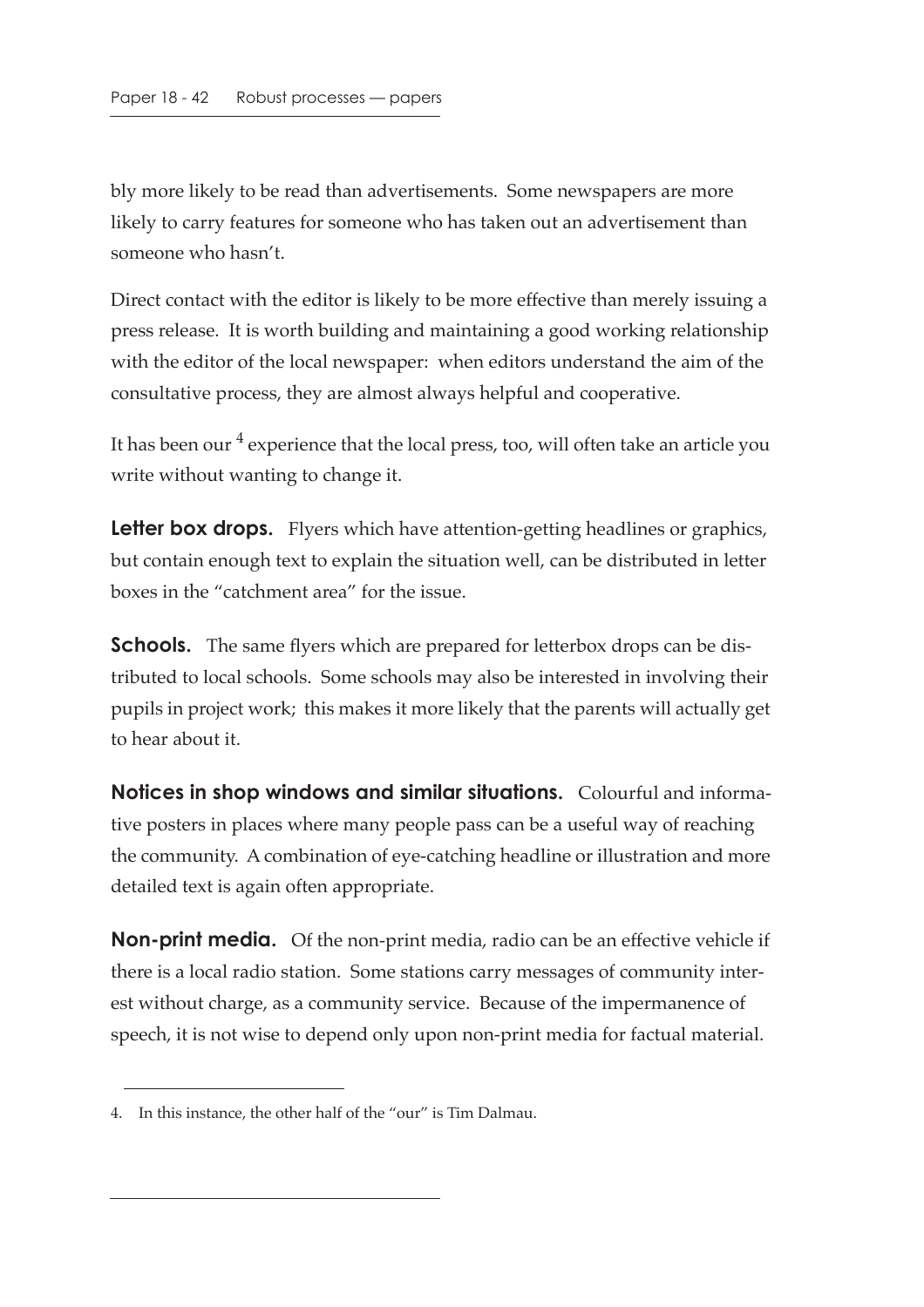bly more likely to be read than advertisements. Some newspapers are more likely to carry features for someone who has taken out an advertisement than someone who hasn't.

Direct contact with the editor is likely to be more effective than merely issuing a press release. It is worth building and maintaining a good working relationship with the editor of the local newspaper: when editors understand the aim of the consultative process, they are almost always helpful and cooperative.

It has been our [4] experience that the local press, too, will often take an article you write without wanting to change it.

**Letter box drops.** Flyers which have attention-getting headlines or graphics, but contain enough text to explain the situation well, can be distributed in letter boxes in the "catchment area" for the issue.

**Schools.** The same flyers which are prepared for letterbox drops can be distributed to local schools. Some schools may also be interested in involving their pupils in project work; this makes it more likely that the parents will actually get to hear about it.

**Notices in shop windows and similar situations.** Colourful and informative posters in places where many people pass can be a useful way of reaching the community. A combination of eye-catching headline or illustration and more detailed text is again often appropriate.

**Non-print media.** Of the non-print media, radio can be an effective vehicle if there is a local radio station. Some stations carry messages of community interest without charge, as a community service. Because of the impermanence of speech, it is not wise to depend only upon non-print media for factual material.

---

4. In this instance, the other half of the "our" is Tim Dalmau.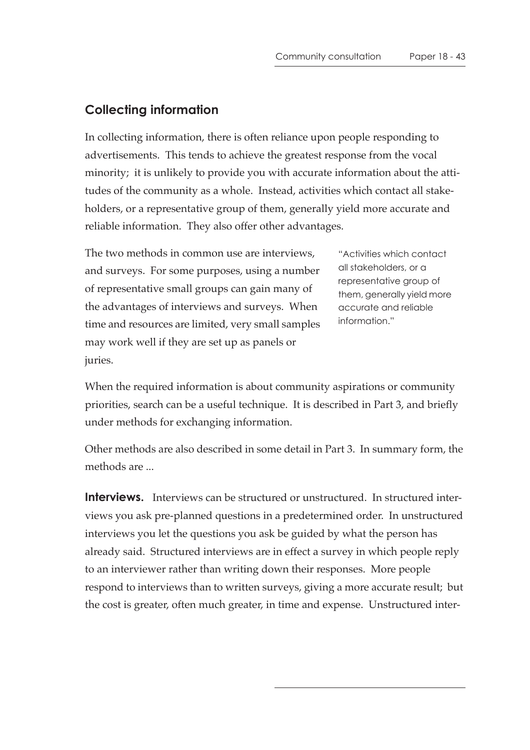## Collecting information

In collecting information, there is often reliance upon people responding to advertisements. This tends to achieve the greatest response from the vocal minority; it is unlikely to provide you with accurate information about the attitudes of the community as a whole. Instead, activities which contact all stakeholders, or a representative group of them, generally yield more accurate and reliable information. They also offer other advantages.

The two methods in common use are interviews, and surveys. For some purposes, using a number of representative small groups can gain many of the advantages of interviews and surveys. When time and resources are limited, very small samples may work well if they are set up as panels or juries.

> "Activities which contact all stakeholders, or a representative group of them, generally yield more accurate and reliable information."

When the required information is about community aspirations or community priorities, search can be a useful technique. It is described in Part 3, and briefly under methods for exchanging information.

Other methods are also described in some detail in Part 3. In summary form, the methods are ...

**Interviews.** Interviews can be structured or unstructured. In structured interviews you ask pre-planned questions in a predetermined order. In unstructured interviews you let the questions you ask be guided by what the person has already said. Structured interviews are in effect a survey in which people reply to an interviewer rather than writing down their responses. More people respond to interviews than to written surveys, giving a more accurate result; but the cost is greater, often much greater, in time and expense. Unstructured inter-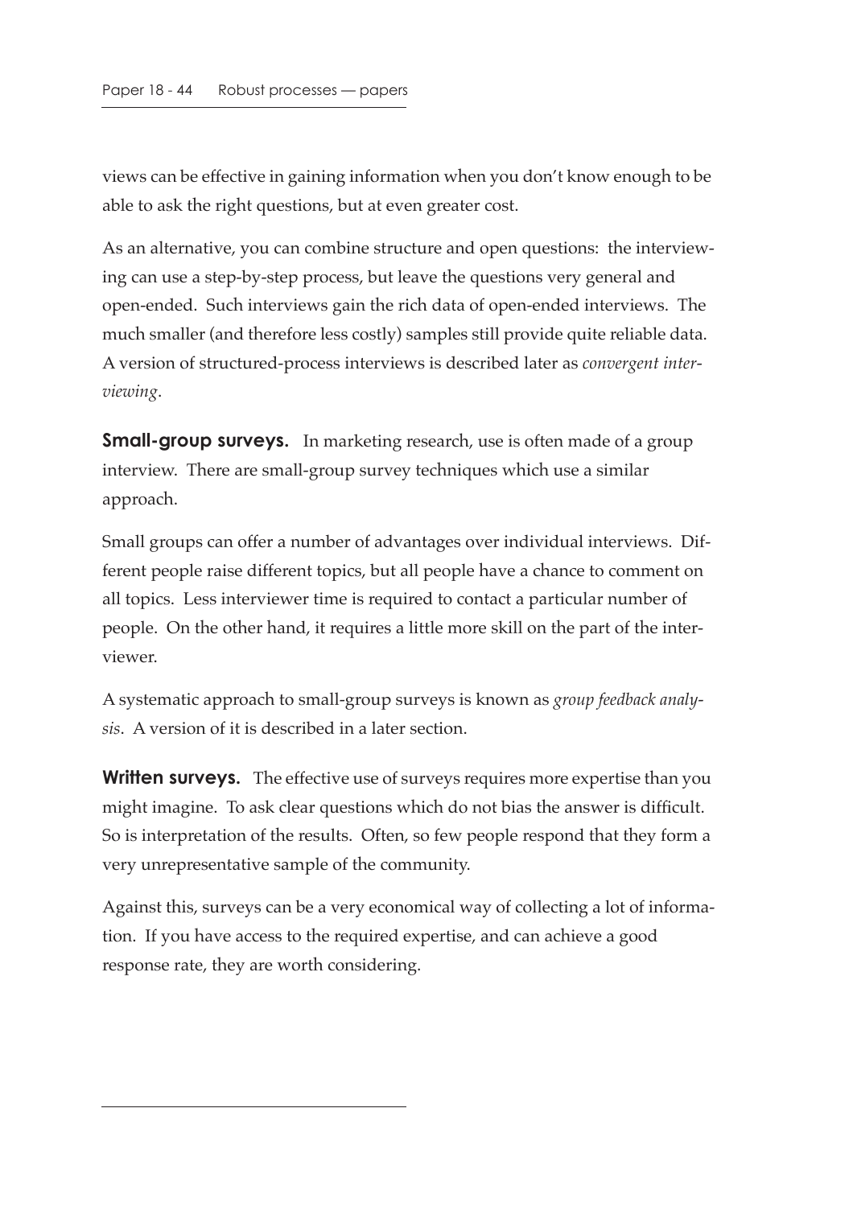views can be effective in gaining information when you don't know enough to be able to ask the right questions, but at even greater cost.

As an alternative, you can combine structure and open questions: the interviewing can use a step-by-step process, but leave the questions very general and open-ended. Such interviews gain the rich data of open-ended interviews. The much smaller (and therefore less costly) samples still provide quite reliable data. A version of structured-process interviews is described later as *convergent interviewing*.

**Small-group surveys.** In marketing research, use is often made of a group interview. There are small-group survey techniques which use a similar approach.

Small groups can offer a number of advantages over individual interviews. Different people raise different topics, but all people have a chance to comment on all topics. Less interviewer time is required to contact a particular number of people. On the other hand, it requires a little more skill on the part of the interviewer.

A systematic approach to small-group surveys is known as *group feedback analysis*. A version of it is described in a later section.

**Written surveys.** The effective use of surveys requires more expertise than you might imagine. To ask clear questions which do not bias the answer is difficult. So is interpretation of the results. Often, so few people respond that they form a very unrepresentative sample of the community.

Against this, surveys can be a very economical way of collecting a lot of information. If you have access to the required expertise, and can achieve a good response rate, they are worth considering.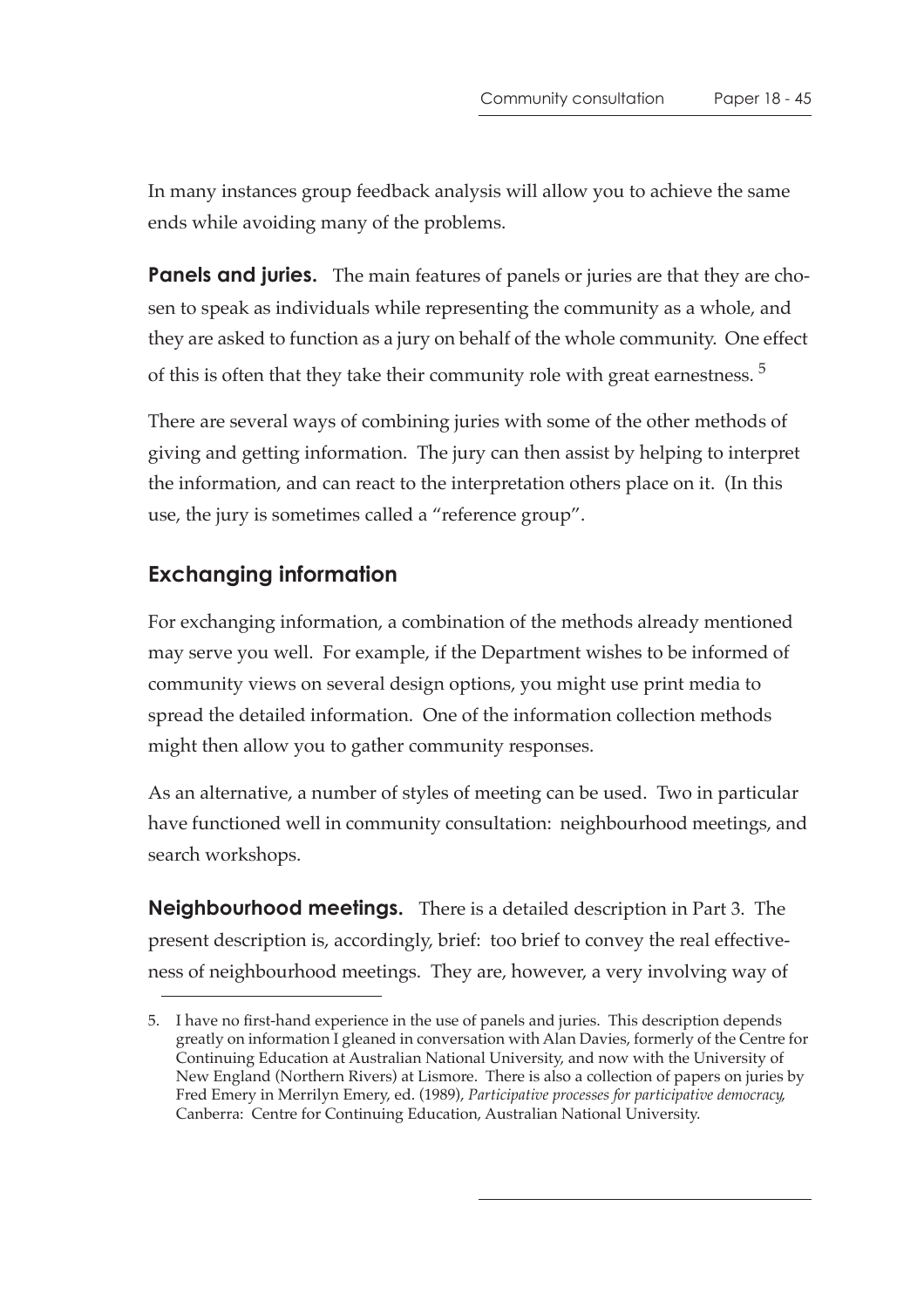In many instances group feedback analysis will allow you to achieve the same ends while avoiding many of the problems.

**Panels and juries.** The main features of panels or juries are that they are chosen to speak as individuals while representing the community as a whole, and they are asked to function as a jury on behalf of the whole community. One effect of this is often that they take their community role with great earnestness. [5]

There are several ways of combining juries with some of the other methods of giving and getting information. The jury can then assist by helping to interpret the information, and can react to the interpretation others place on it. (In this use, the jury is sometimes called a "reference group".

## Exchanging information

For exchanging information, a combination of the methods already mentioned may serve you well. For example, if the Department wishes to be informed of community views on several design options, you might use print media to spread the detailed information. One of the information collection methods might then allow you to gather community responses.

As an alternative, a number of styles of meeting can be used. Two in particular have functioned well in community consultation: neighbourhood meetings, and search workshops.

**Neighbourhood meetings.** There is a detailed description in Part 3. The present description is, accordingly, brief: too brief to convey the real effectiveness of neighbourhood meetings. They are, however, a very involving way of

5. I have no first-hand experience in the use of panels and juries. This description depends greatly on information I gleaned in conversation with Alan Davies, formerly of the Centre for Continuing Education at Australian National University, and now with the University of New England (Northern Rivers) at Lismore. There is also a collection of papers on juries by Fred Emery in Merrilyn Emery, ed. (1989), *Participative processes for participative democracy*, Canberra: Centre for Continuing Education, Australian National University.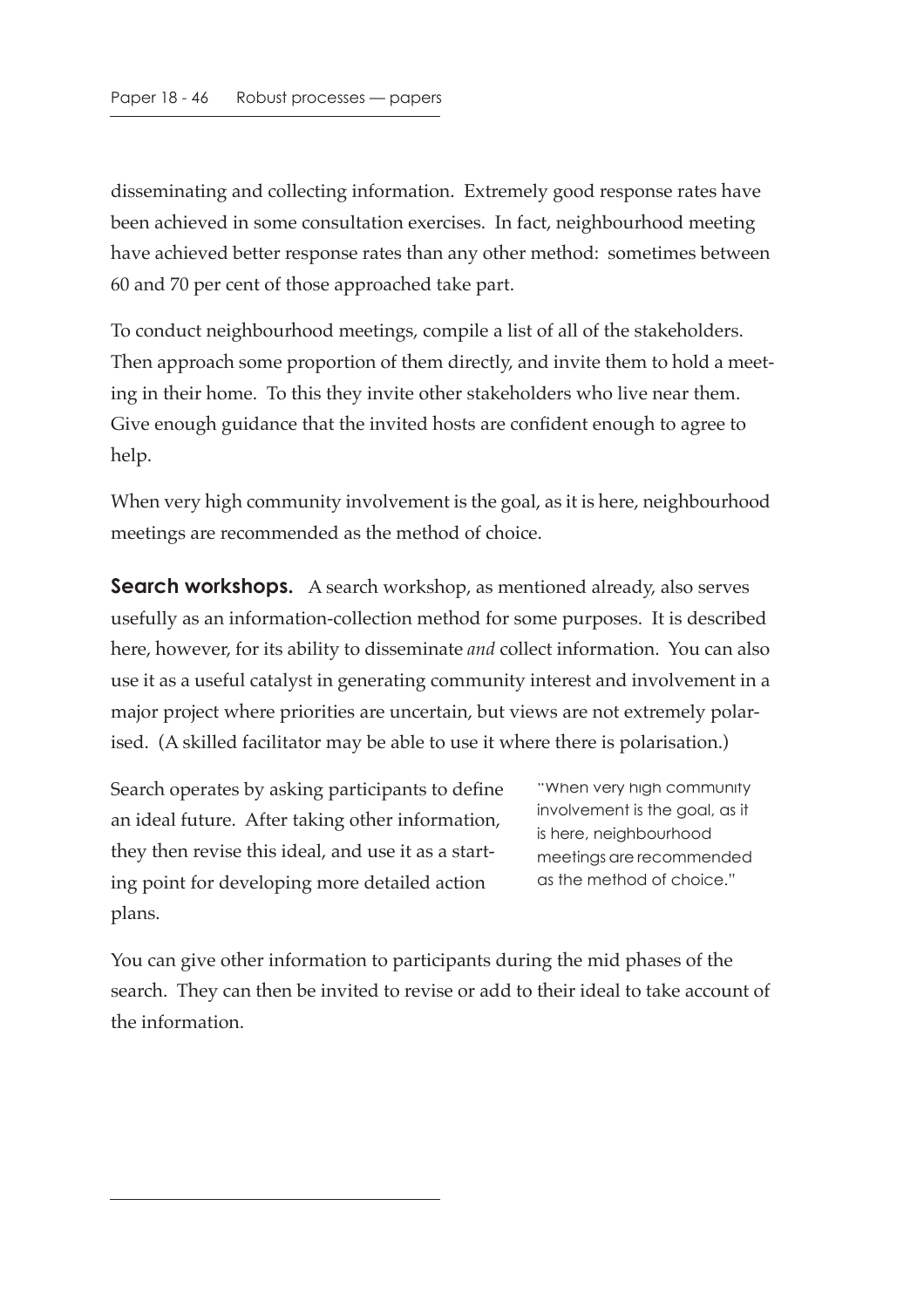disseminating and collecting information. Extremely good response rates have been achieved in some consultation exercises. In fact, neighbourhood meeting have achieved better response rates than any other method: sometimes between 60 and 70 per cent of those approached take part.

To conduct neighbourhood meetings, compile a list of all of the stakeholders. Then approach some proportion of them directly, and invite them to hold a meeting in their home. To this they invite other stakeholders who live near them. Give enough guidance that the invited hosts are confident enough to agree to help.

When very high community involvement is the goal, as it is here, neighbourhood meetings are recommended as the method of choice.

**Search workshops.** A search workshop, as mentioned already, also serves usefully as an information-collection method for some purposes. It is described here, however, for its ability to disseminate *and* collect information. You can also use it as a useful catalyst in generating community interest and involvement in a major project where priorities are uncertain, but views are not extremely polarised. (A skilled facilitator may be able to use it where there is polarisation.)

Search operates by asking participants to define an ideal future. After taking other information, they then revise this ideal, and use it as a starting point for developing more detailed action plans.

> "When very high community involvement is the goal, as it is here, neighbourhood meetings are recommended as the method of choice."

You can give other information to participants during the mid phases of the search. They can then be invited to revise or add to their ideal to take account of the information.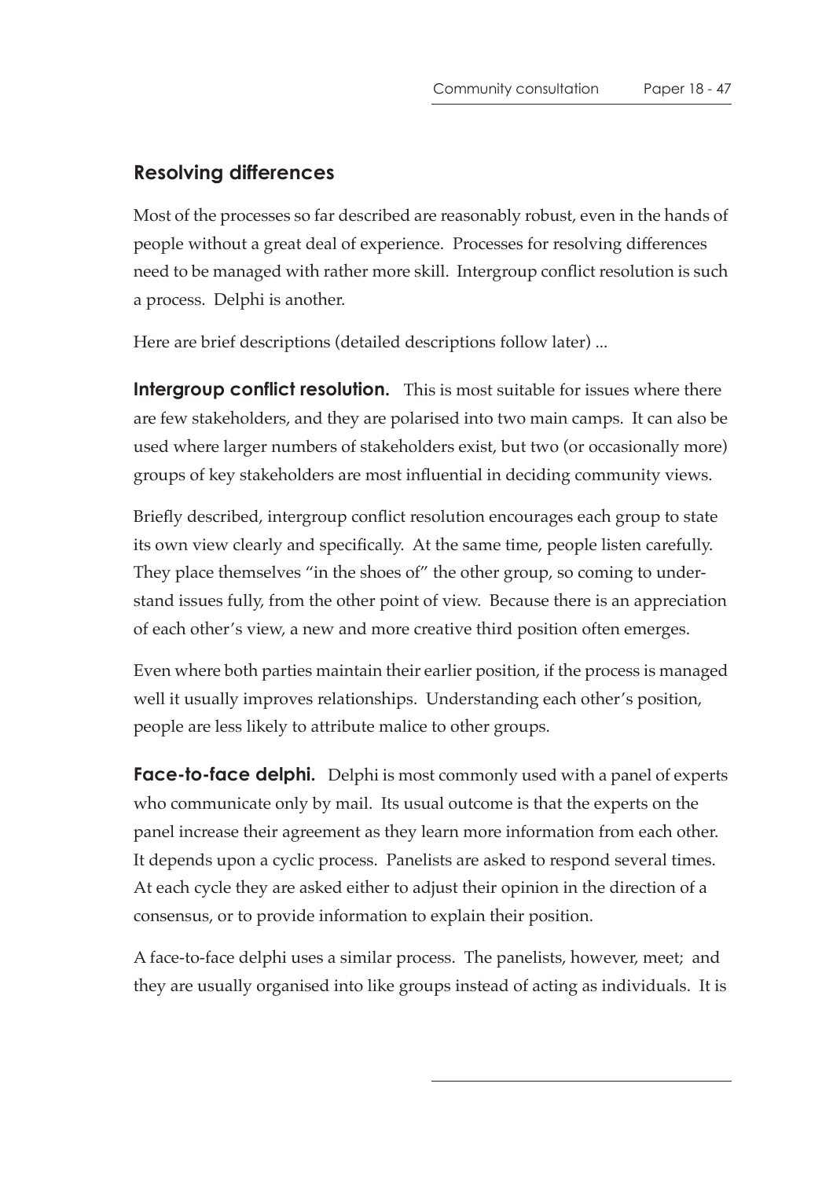## Resolving differences

Most of the processes so far described are reasonably robust, even in the hands of people without a great deal of experience. Processes for resolving differences need to be managed with rather more skill. Intergroup conflict resolution is such a process. Delphi is another.

Here are brief descriptions (detailed descriptions follow later) ...

**Intergroup conflict resolution.** This is most suitable for issues where there are few stakeholders, and they are polarised into two main camps. It can also be used where larger numbers of stakeholders exist, but two (or occasionally more) groups of key stakeholders are most influential in deciding community views.

Briefly described, intergroup conflict resolution encourages each group to state its own view clearly and specifically. At the same time, people listen carefully. They place themselves "in the shoes of" the other group, so coming to understand issues fully, from the other point of view. Because there is an appreciation of each other's view, a new and more creative third position often emerges.

Even where both parties maintain their earlier position, if the process is managed well it usually improves relationships. Understanding each other's position, people are less likely to attribute malice to other groups.

**Face-to-face delphi.** Delphi is most commonly used with a panel of experts who communicate only by mail. Its usual outcome is that the experts on the panel increase their agreement as they learn more information from each other. It depends upon a cyclic process. Panelists are asked to respond several times. At each cycle they are asked either to adjust their opinion in the direction of a consensus, or to provide information to explain their position.

A face-to-face delphi uses a similar process. The panelists, however, meet; and they are usually organised into like groups instead of acting as individuals. It is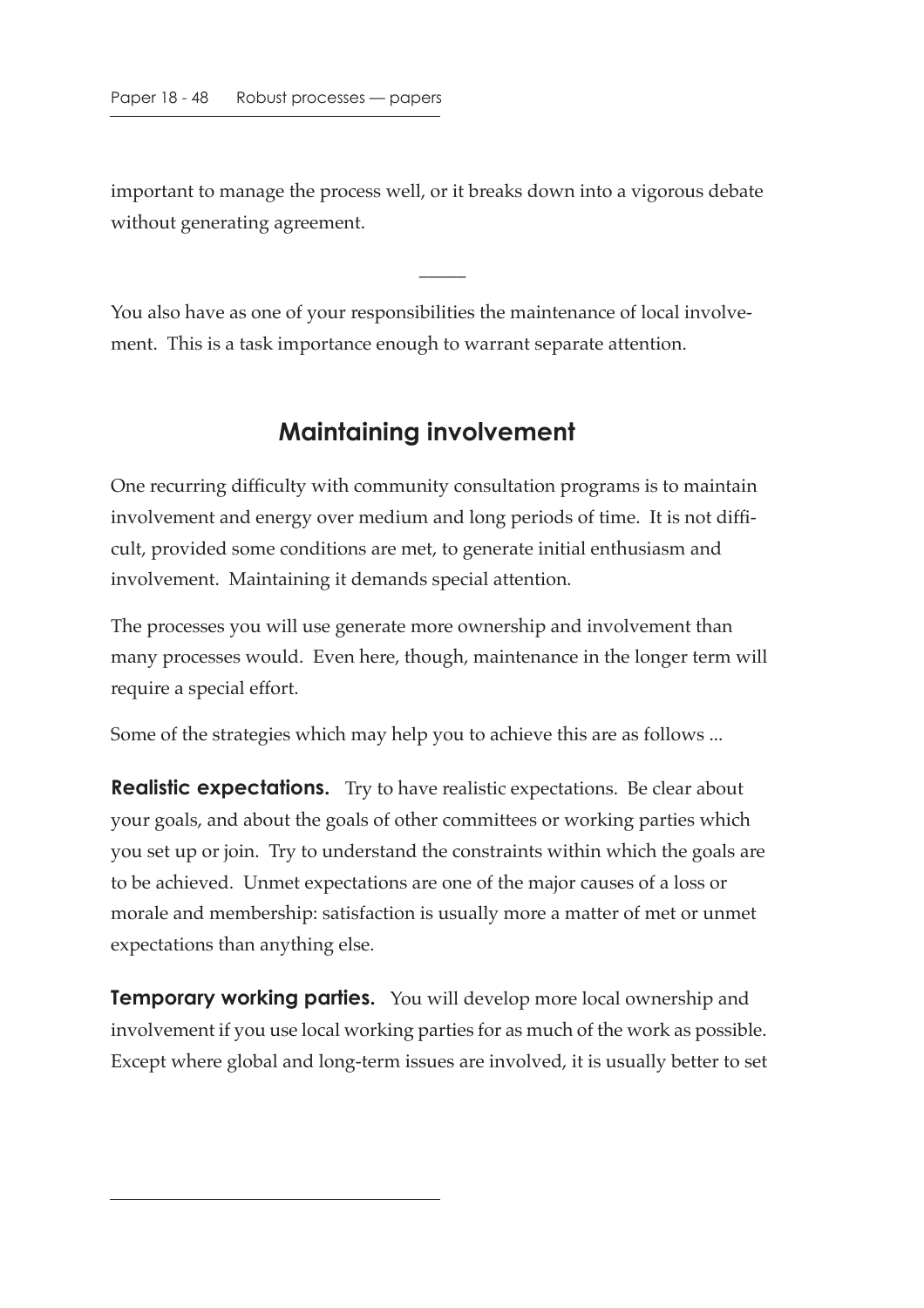important to manage the process well, or it breaks down into a vigorous debate without generating agreement.

―――

You also have as one of your responsibilities the maintenance of local involvement. This is a task importance enough to warrant separate attention.

## Maintaining involvement

One recurring difficulty with community consultation programs is to maintain involvement and energy over medium and long periods of time. It is not difficult, provided some conditions are met, to generate initial enthusiasm and involvement. Maintaining it demands special attention.

The processes you will use generate more ownership and involvement than many processes would. Even here, though, maintenance in the longer term will require a special effort.

Some of the strategies which may help you to achieve this are as follows ...

**Realistic expectations.** Try to have realistic expectations. Be clear about your goals, and about the goals of other committees or working parties which you set up or join. Try to understand the constraints within which the goals are to be achieved. Unmet expectations are one of the major causes of a loss or morale and membership: satisfaction is usually more a matter of met or unmet expectations than anything else.

**Temporary working parties.** You will develop more local ownership and involvement if you use local working parties for as much of the work as possible. Except where global and long-term issues are involved, it is usually better to set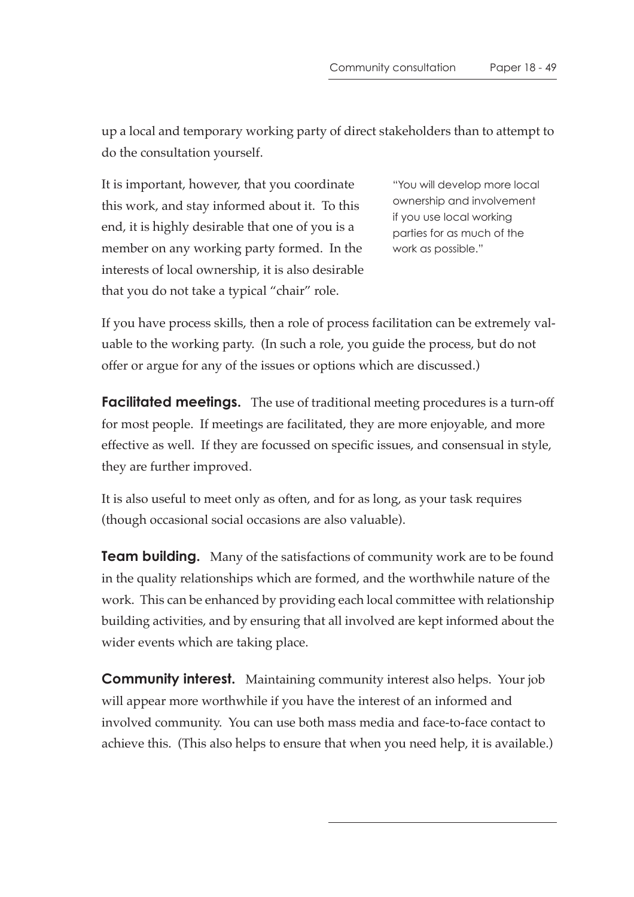up a local and temporary working party of direct stakeholders than to attempt to do the consultation yourself.

It is important, however, that you coordinate this work, and stay informed about it. To this end, it is highly desirable that one of you is a member on any working party formed. In the interests of local ownership, it is also desirable that you do not take a typical "chair" role.

> "You will develop more local ownership and involvement if you use local working parties for as much of the work as possible."

If you have process skills, then a role of process facilitation can be extremely valuable to the working party. (In such a role, you guide the process, but do not offer or argue for any of the issues or options which are discussed.)

**Facilitated meetings.** The use of traditional meeting procedures is a turn-off for most people. If meetings are facilitated, they are more enjoyable, and more effective as well. If they are focussed on specific issues, and consensual in style, they are further improved.

It is also useful to meet only as often, and for as long, as your task requires (though occasional social occasions are also valuable).

**Team building.** Many of the satisfactions of community work are to be found in the quality relationships which are formed, and the worthwhile nature of the work. This can be enhanced by providing each local committee with relationship building activities, and by ensuring that all involved are kept informed about the wider events which are taking place.

**Community interest.** Maintaining community interest also helps. Your job will appear more worthwhile if you have the interest of an informed and involved community. You can use both mass media and face-to-face contact to achieve this. (This also helps to ensure that when you need help, it is available.)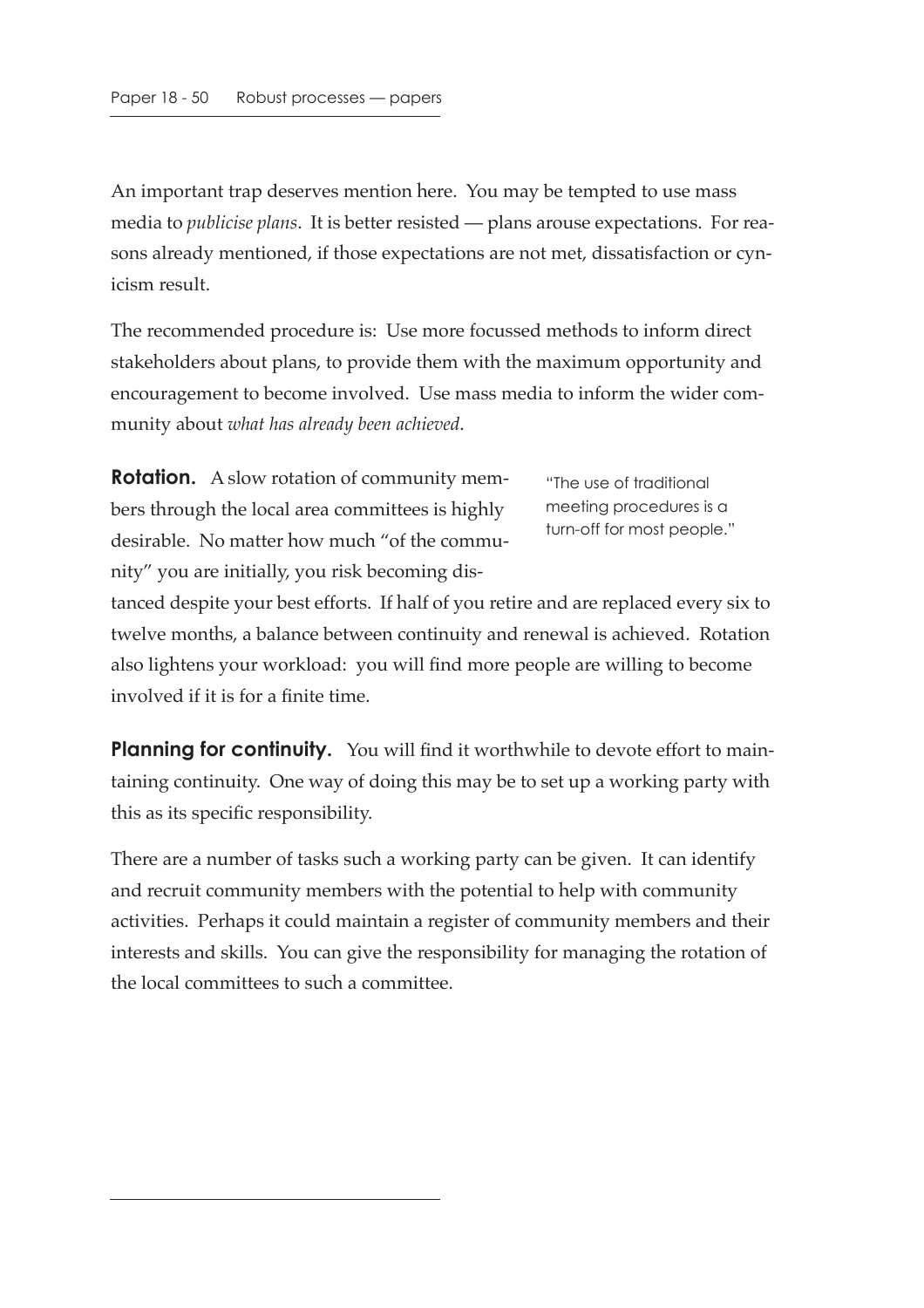An important trap deserves mention here. You may be tempted to use mass media to *publicise plans*. It is better resisted — plans arouse expectations. For reasons already mentioned, if those expectations are not met, dissatisfaction or cynicism result.

The recommended procedure is: Use more focussed methods to inform direct stakeholders about plans, to provide them with the maximum opportunity and encouragement to become involved. Use mass media to inform the wider community about *what has already been achieved*.

**Rotation.** A slow rotation of community members through the local area committees is highly desirable. No matter how much "of the community" you are initially, you risk becoming distanced despite your best efforts. If half of you retire and are replaced every six to twelve months, a balance between continuity and renewal is achieved. Rotation also lightens your workload: you will find more people are willing to become involved if it is for a finite time.

"The use of traditional meeting procedures is a turn-off for most people."

**Planning for continuity.** You will find it worthwhile to devote effort to maintaining continuity. One way of doing this may be to set up a working party with this as its specific responsibility.

There are a number of tasks such a working party can be given. It can identify and recruit community members with the potential to help with community activities. Perhaps it could maintain a register of community members and their interests and skills. You can give the responsibility for managing the rotation of the local committees to such a committee.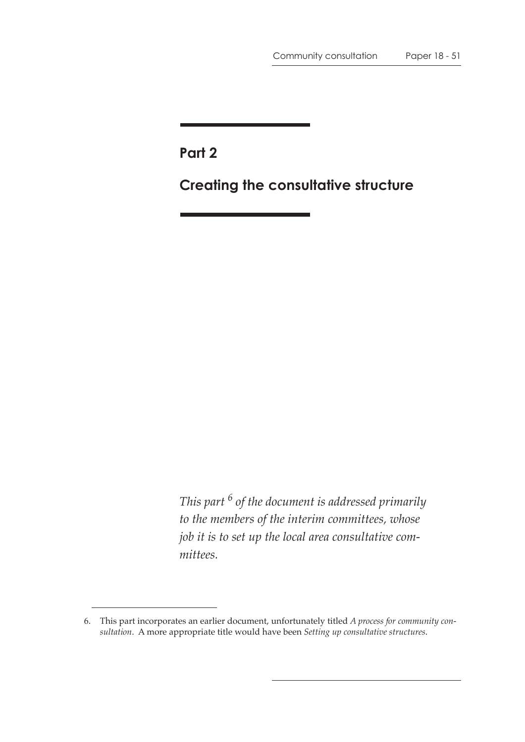# Part 2

# Creating the consultative structure

*This part [6] of the document is addressed primarily to the members of the interim committees, whose job it is to set up the local area consultative committees.*

6. This part incorporates an earlier document, unfortunately titled *A process for community consultation*. A more appropriate title would have been *Setting up consultative structures*.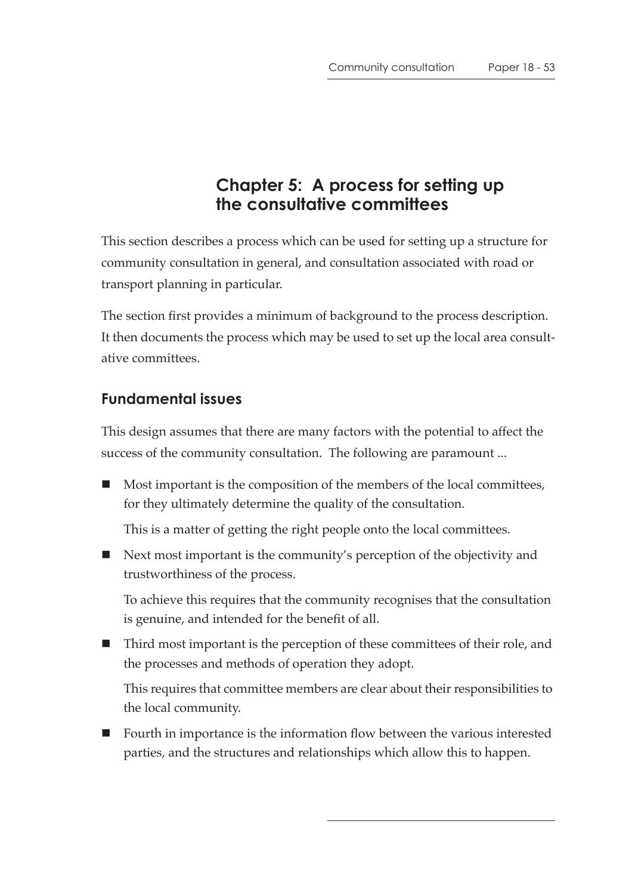# Chapter 5: A process for setting up the consultative committees

This section describes a process which can be used for setting up a structure for community consultation in general, and consultation associated with road or transport planning in particular.

The section first provides a minimum of background to the process description. It then documents the process which may be used to set up the local area consultative committees.

## Fundamental issues

This design assumes that there are many factors with the potential to affect the success of the community consultation. The following are paramount ...

- Most important is the composition of the members of the local committees, for they ultimately determine the quality of the consultation.

  This is a matter of getting the right people onto the local committees.

- Next most important is the community's perception of the objectivity and trustworthiness of the process.

  To achieve this requires that the community recognises that the consultation is genuine, and intended for the benefit of all.

- Third most important is the perception of these committees of their role, and the processes and methods of operation they adopt.

  This requires that committee members are clear about their responsibilities to the local community.

- Fourth in importance is the information flow between the various interested parties, and the structures and relationships which allow this to happen.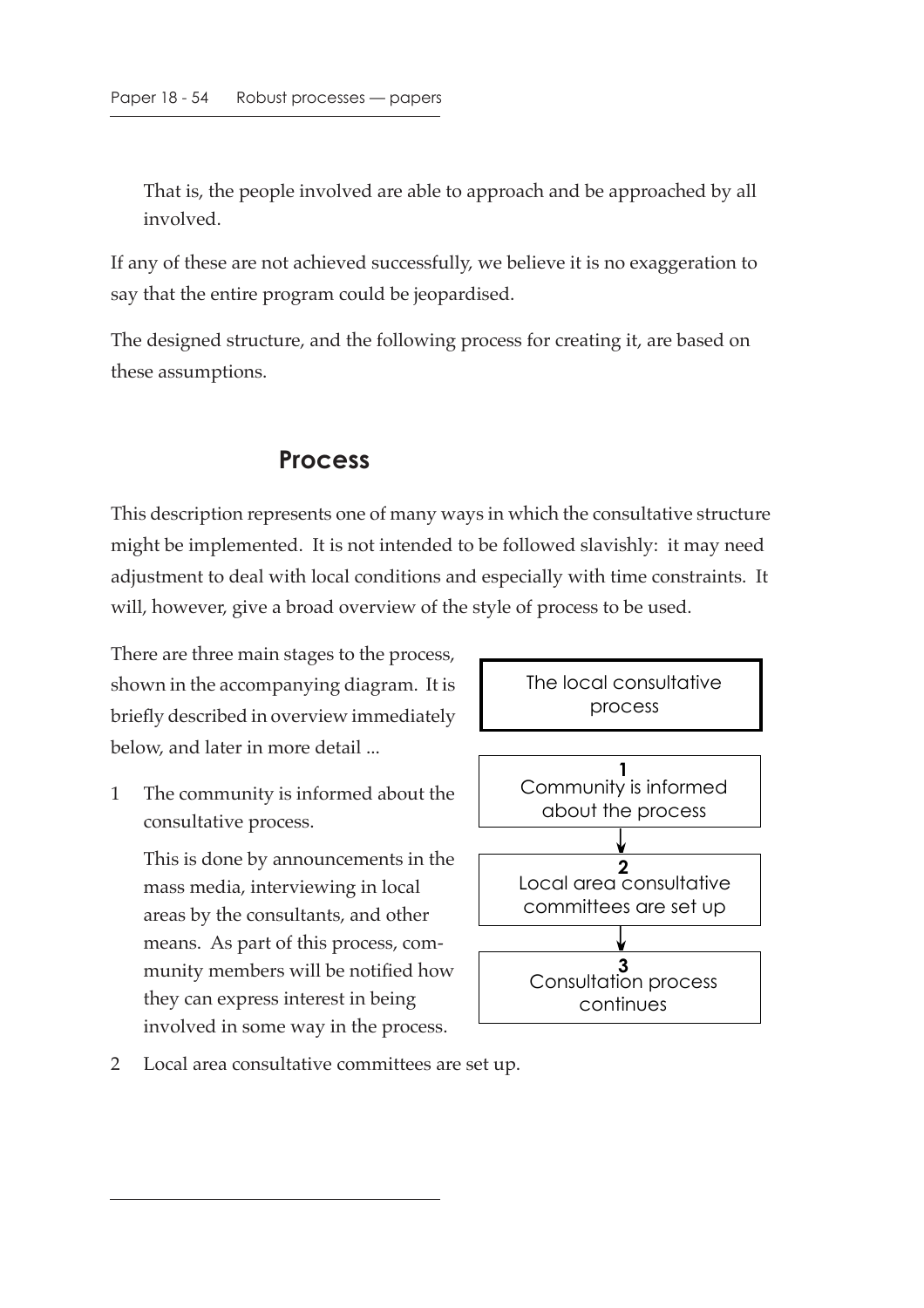That is, the people involved are able to approach and be approached by all involved.

If any of these are not achieved successfully, we believe it is no exaggeration to say that the entire program could be jeopardised.

The designed structure, and the following process for creating it, are based on these assumptions.

## Process

This description represents one of many ways in which the consultative structure might be implemented. It is not intended to be followed slavishly: it may need adjustment to deal with local conditions and especially with time constraints. It will, however, give a broad overview of the style of process to be used.

There are three main stages to the process, shown in the accompanying diagram. It is briefly described in overview immediately below, and later in more detail ...

The local consultative process

**1** Community is informed about the process

↓

**2** Local area consultative committees are set up

↓

**3** Consultation process continues

1 The community is informed about the consultative process.

   This is done by announcements in the mass media, interviewing in local areas by the consultants, and other means. As part of this process, community members will be notified how they can express interest in being involved in some way in the process.

2 Local area consultative committees are set up.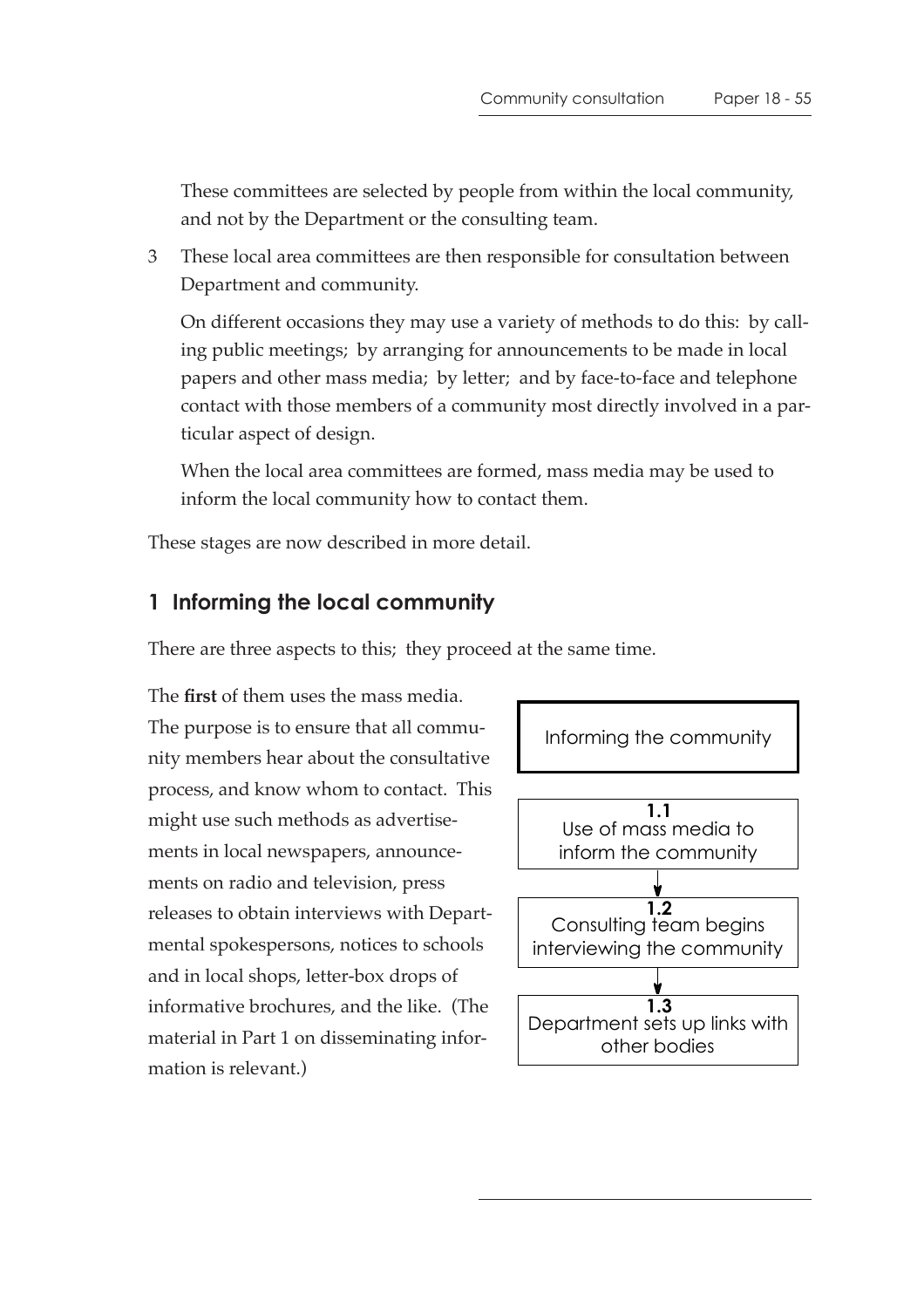These committees are selected by people from within the local community, and not by the Department or the consulting team.

3 These local area committees are then responsible for consultation between Department and community.

On different occasions they may use a variety of methods to do this: by calling public meetings; by arranging for announcements to be made in local papers and other mass media; by letter; and by face-to-face and telephone contact with those members of a community most directly involved in a particular aspect of design.

When the local area committees are formed, mass media may be used to inform the local community how to contact them.

These stages are now described in more detail.

## 1 Informing the local community

There are three aspects to this; they proceed at the same time.

The **first** of them uses the mass media. The purpose is to ensure that all community members hear about the consultative process, and know whom to contact. This might use such methods as advertisements in local newspapers, announcements on radio and television, press releases to obtain interviews with Departmental spokespersons, notices to schools and in local shops, letter-box drops of informative brochures, and the like. (The material in Part 1 on disseminating information is relevant.)

Informing the community

**1.1** Use of mass media to inform the community

↓

**1.2** Consulting team begins interviewing the community

↓

**1.3** Department sets up links with other bodies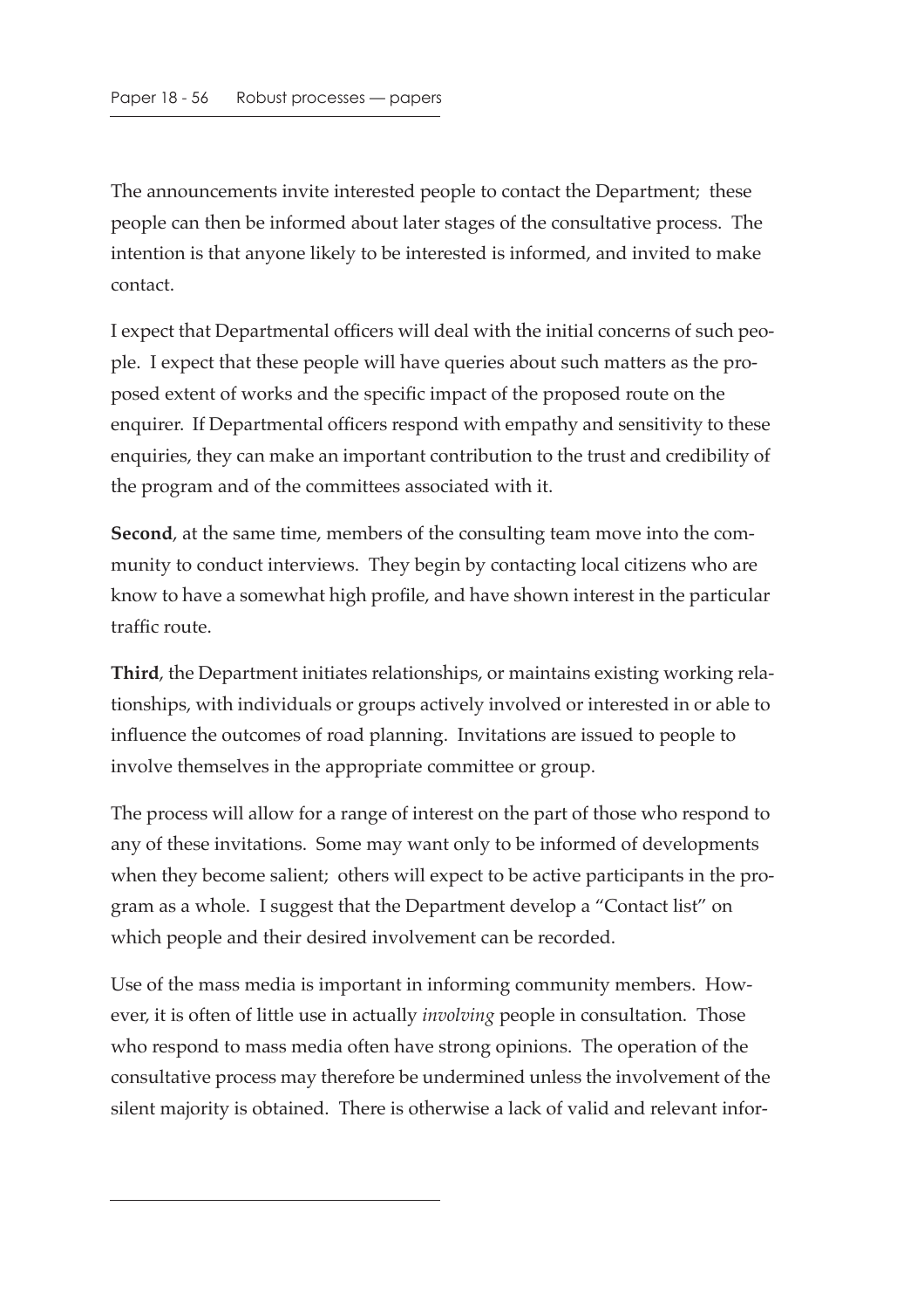The announcements invite interested people to contact the Department; these people can then be informed about later stages of the consultative process. The intention is that anyone likely to be interested is informed, and invited to make contact.

I expect that Departmental officers will deal with the initial concerns of such people. I expect that these people will have queries about such matters as the proposed extent of works and the specific impact of the proposed route on the enquirer. If Departmental officers respond with empathy and sensitivity to these enquiries, they can make an important contribution to the trust and credibility of the program and of the committees associated with it.

**Second**, at the same time, members of the consulting team move into the community to conduct interviews. They begin by contacting local citizens who are know to have a somewhat high profile, and have shown interest in the particular traffic route.

**Third**, the Department initiates relationships, or maintains existing working relationships, with individuals or groups actively involved or interested in or able to influence the outcomes of road planning. Invitations are issued to people to involve themselves in the appropriate committee or group.

The process will allow for a range of interest on the part of those who respond to any of these invitations. Some may want only to be informed of developments when they become salient; others will expect to be active participants in the program as a whole. I suggest that the Department develop a "Contact list" on which people and their desired involvement can be recorded.

Use of the mass media is important in informing community members. However, it is often of little use in actually *involving* people in consultation. Those who respond to mass media often have strong opinions. The operation of the consultative process may therefore be undermined unless the involvement of the silent majority is obtained. There is otherwise a lack of valid and relevant infor-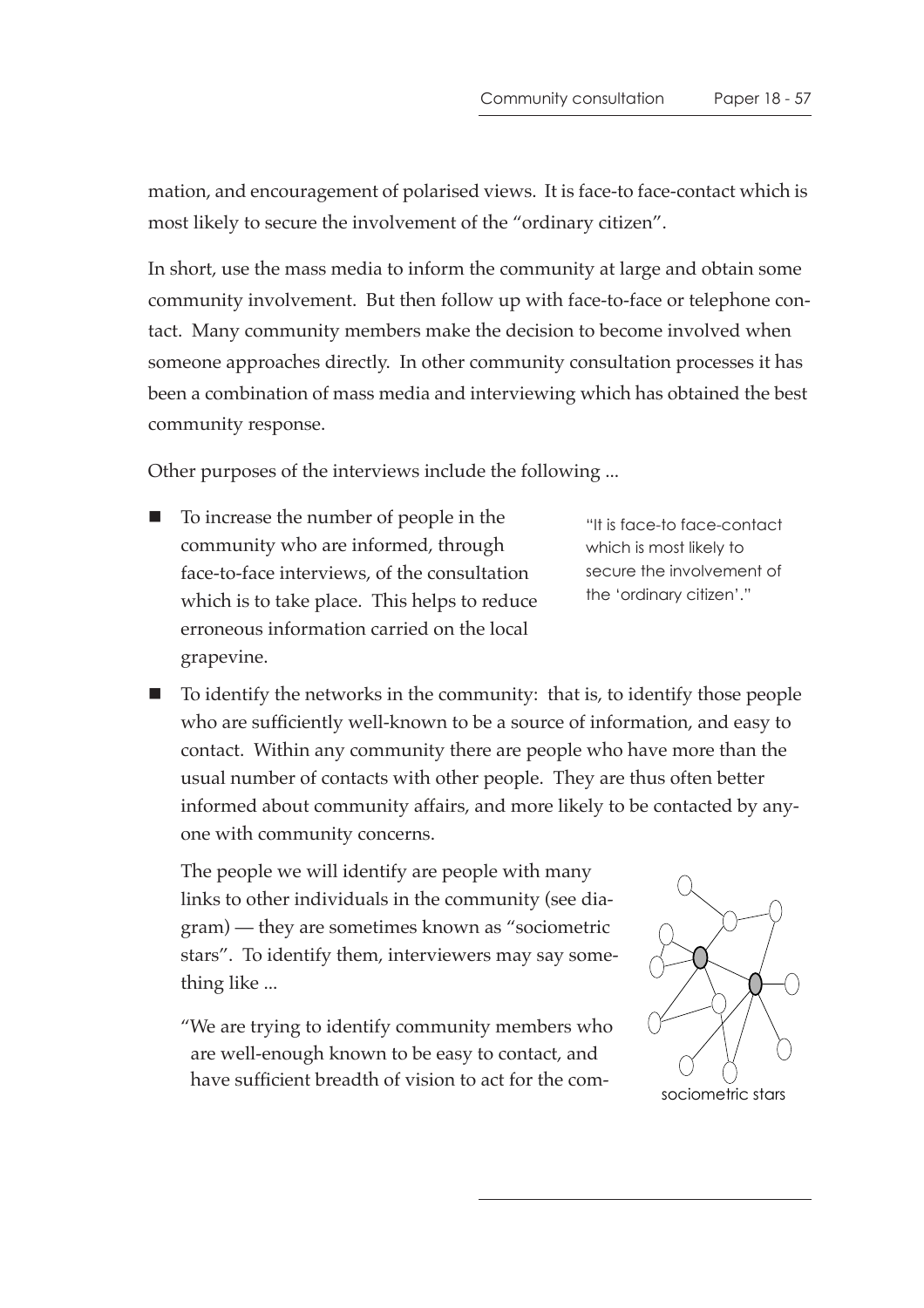mation, and encouragement of polarised views. It is face-to face-contact which is most likely to secure the involvement of the "ordinary citizen".

In short, use the mass media to inform the community at large and obtain some community involvement. But then follow up with face-to-face or telephone contact. Many community members make the decision to become involved when someone approaches directly. In other community consultation processes it has been a combination of mass media and interviewing which has obtained the best community response.

Other purposes of the interviews include the following ...

- To increase the number of people in the community who are informed, through face-to-face interviews, of the consultation which is to take place. This helps to reduce erroneous information carried on the local grapevine.

"It is face-to face-contact which is most likely to secure the involvement of the 'ordinary citizen'."

- To identify the networks in the community: that is, to identify those people who are sufficiently well-known to be a source of information, and easy to contact. Within any community there are people who have more than the usual number of contacts with other people. They are thus often better informed about community affairs, and more likely to be contacted by anyone with community concerns.

  The people we will identify are people with many links to other individuals in the community (see diagram) — they are sometimes known as "sociometric stars". To identify them, interviewers may say something like ...

  "We are trying to identify community members who are well-enough known to be easy to contact, and have sufficient breadth of vision to act for the com-

sociometric stars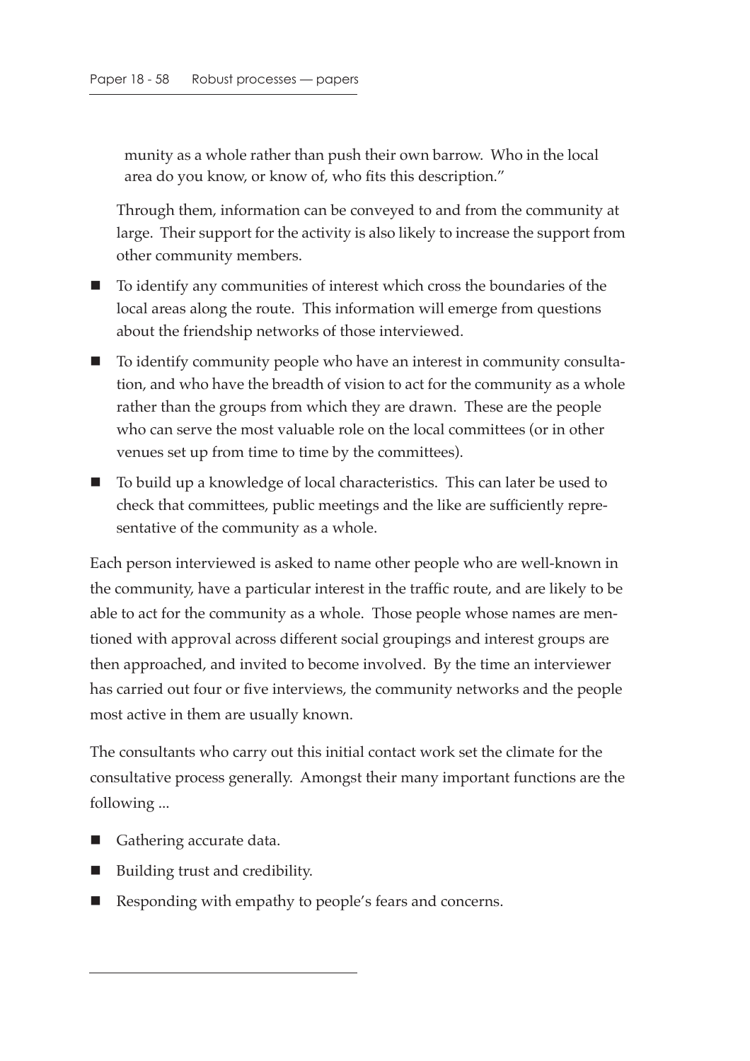munity as a whole rather than push their own barrow. Who in the local area do you know, or know of, who fits this description."

Through them, information can be conveyed to and from the community at large. Their support for the activity is also likely to increase the support from other community members.

- To identify any communities of interest which cross the boundaries of the local areas along the route. This information will emerge from questions about the friendship networks of those interviewed.
- To identify community people who have an interest in community consultation, and who have the breadth of vision to act for the community as a whole rather than the groups from which they are drawn. These are the people who can serve the most valuable role on the local committees (or in other venues set up from time to time by the committees).
- To build up a knowledge of local characteristics. This can later be used to check that committees, public meetings and the like are sufficiently representative of the community as a whole.

Each person interviewed is asked to name other people who are well-known in the community, have a particular interest in the traffic route, and are likely to be able to act for the community as a whole. Those people whose names are mentioned with approval across different social groupings and interest groups are then approached, and invited to become involved. By the time an interviewer has carried out four or five interviews, the community networks and the people most active in them are usually known.

The consultants who carry out this initial contact work set the climate for the consultative process generally. Amongst their many important functions are the following ...

- Gathering accurate data.
- Building trust and credibility.
- Responding with empathy to people's fears and concerns.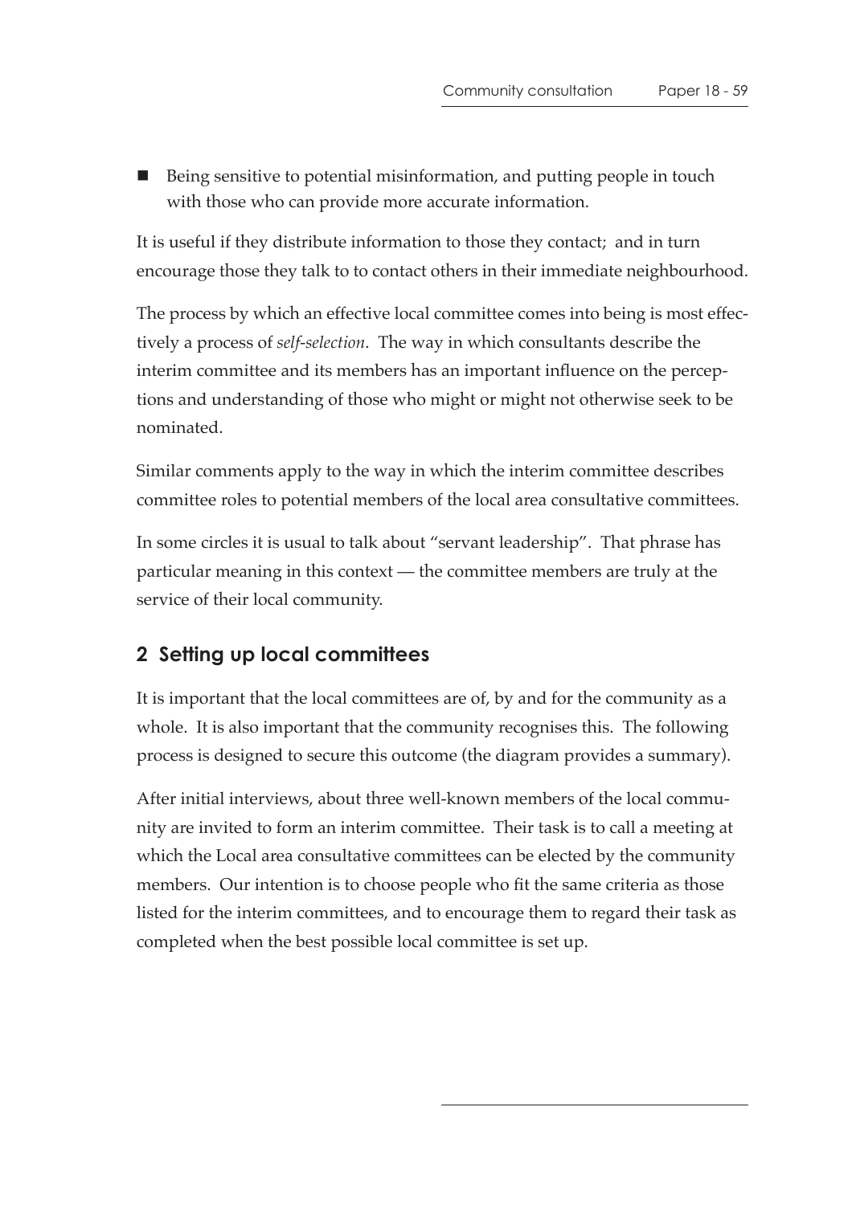- Being sensitive to potential misinformation, and putting people in touch with those who can provide more accurate information.

It is useful if they distribute information to those they contact; and in turn encourage those they talk to to contact others in their immediate neighbourhood.

The process by which an effective local committee comes into being is most effectively a process of *self-selection*. The way in which consultants describe the interim committee and its members has an important influence on the perceptions and understanding of those who might or might not otherwise seek to be nominated.

Similar comments apply to the way in which the interim committee describes committee roles to potential members of the local area consultative committees.

In some circles it is usual to talk about "servant leadership". That phrase has particular meaning in this context — the committee members are truly at the service of their local community.

## 2 Setting up local committees

It is important that the local committees are of, by and for the community as a whole. It is also important that the community recognises this. The following process is designed to secure this outcome (the diagram provides a summary).

After initial interviews, about three well-known members of the local community are invited to form an interim committee. Their task is to call a meeting at which the Local area consultative committees can be elected by the community members. Our intention is to choose people who fit the same criteria as those listed for the interim committees, and to encourage them to regard their task as completed when the best possible local committee is set up.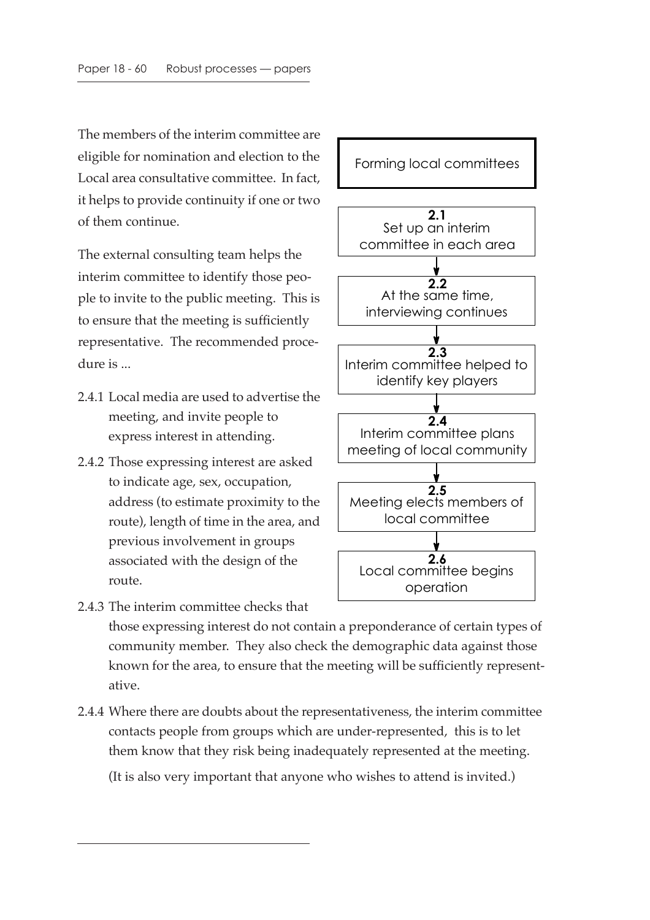The members of the interim committee are eligible for nomination and election to the Local area consultative committee. In fact, it helps to provide continuity if one or two of them continue.

The external consulting team helps the interim committee to identify those people to invite to the public meeting. This is to ensure that the meeting is sufficiently representative. The recommended procedure is ...

2.4.1 Local media are used to advertise the meeting, and invite people to express interest in attending.

2.4.2 Those expressing interest are asked to indicate age, sex, occupation, address (to estimate proximity to the route), length of time in the area, and previous involvement in groups associated with the design of the route.

2.4.3 The interim committee checks that those expressing interest do not contain a preponderance of certain types of community member. They also check the demographic data against those known for the area, to ensure that the meeting will be sufficiently representative.

2.4.4 Where there are doubts about the representativeness, the interim committee contacts people from groups which are under-represented, this is to let them know that they risk being inadequately represented at the meeting.

(It is also very important that anyone who wishes to attend is invited.)

**Forming local committees**

**2.1** Set up an interim committee in each area

↓

**2.2** At the same time, interviewing continues

↓

**2.3** Interim committee helped to identify key players

↓

**2.4** Interim committee plans meeting of local community

↓

**2.5** Meeting elects members of local committee

↓

**2.6** Local committee begins operation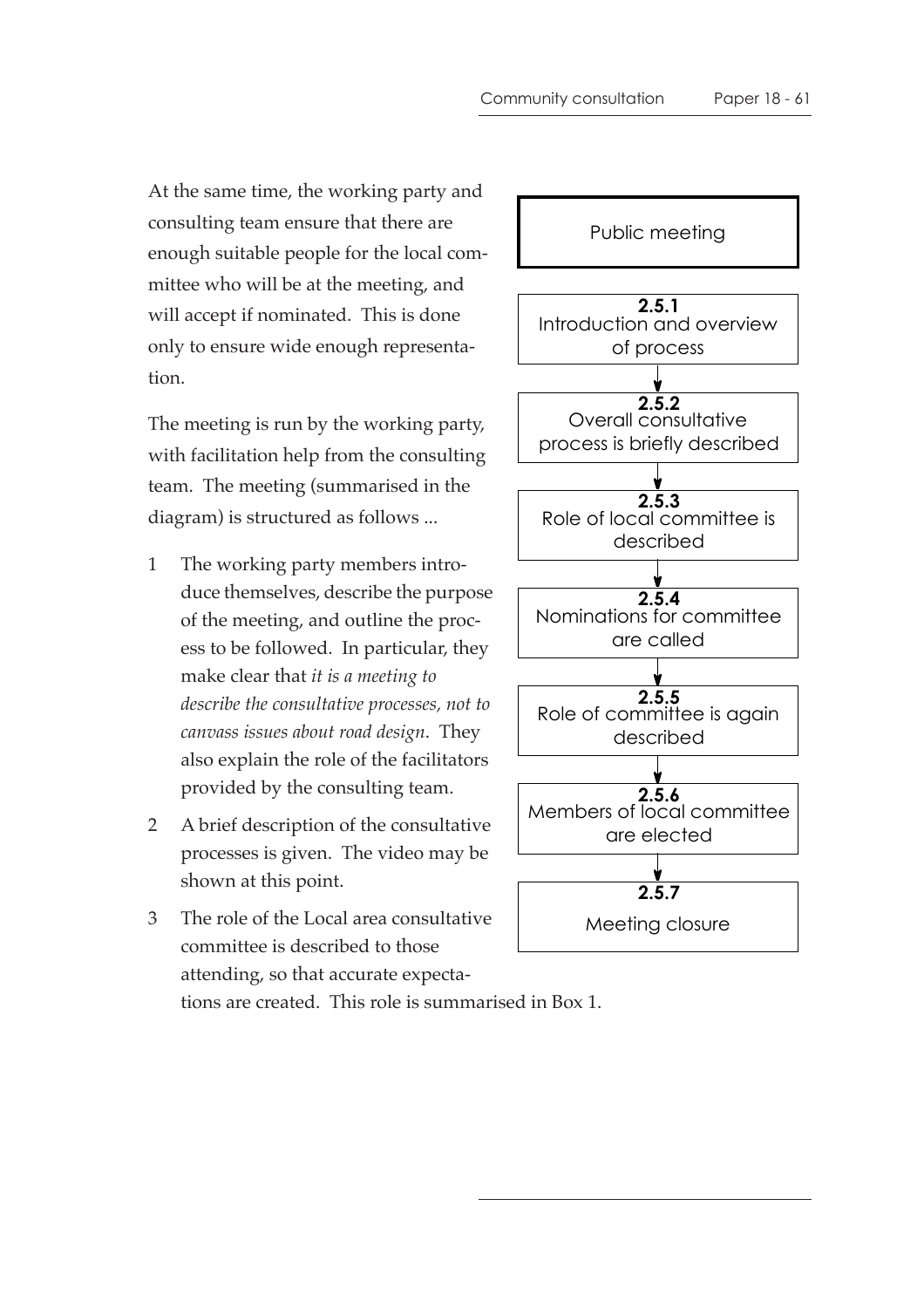At the same time, the working party and consulting team ensure that there are enough suitable people for the local committee who will be at the meeting, and will accept if nominated. This is done only to ensure wide enough representation.

The meeting is run by the working party, with facilitation help from the consulting team. The meeting (summarised in the diagram) is structured as follows ...

**Public meeting**

**2.5.1** Introduction and overview of process

↓

**2.5.2** Overall consultative process is briefly described

↓

**2.5.3** Role of local committee is described

↓

**2.5.4** Nominations for committee are called

↓

**2.5.5** Role of committee is again described

↓

**2.5.6** Members of local committee are elected

↓

**2.5.7** Meeting closure

1. The working party members introduce themselves, describe the purpose of the meeting, and outline the process to be followed. In particular, they make clear that *it is a meeting to describe the consultative processes, not to canvass issues about road design*. They also explain the role of the facilitators provided by the consulting team.
2. A brief description of the consultative processes is given. The video may be shown at this point.
3. The role of the Local area consultative committee is described to those attending, so that accurate expectations are created. This role is summarised in Box 1.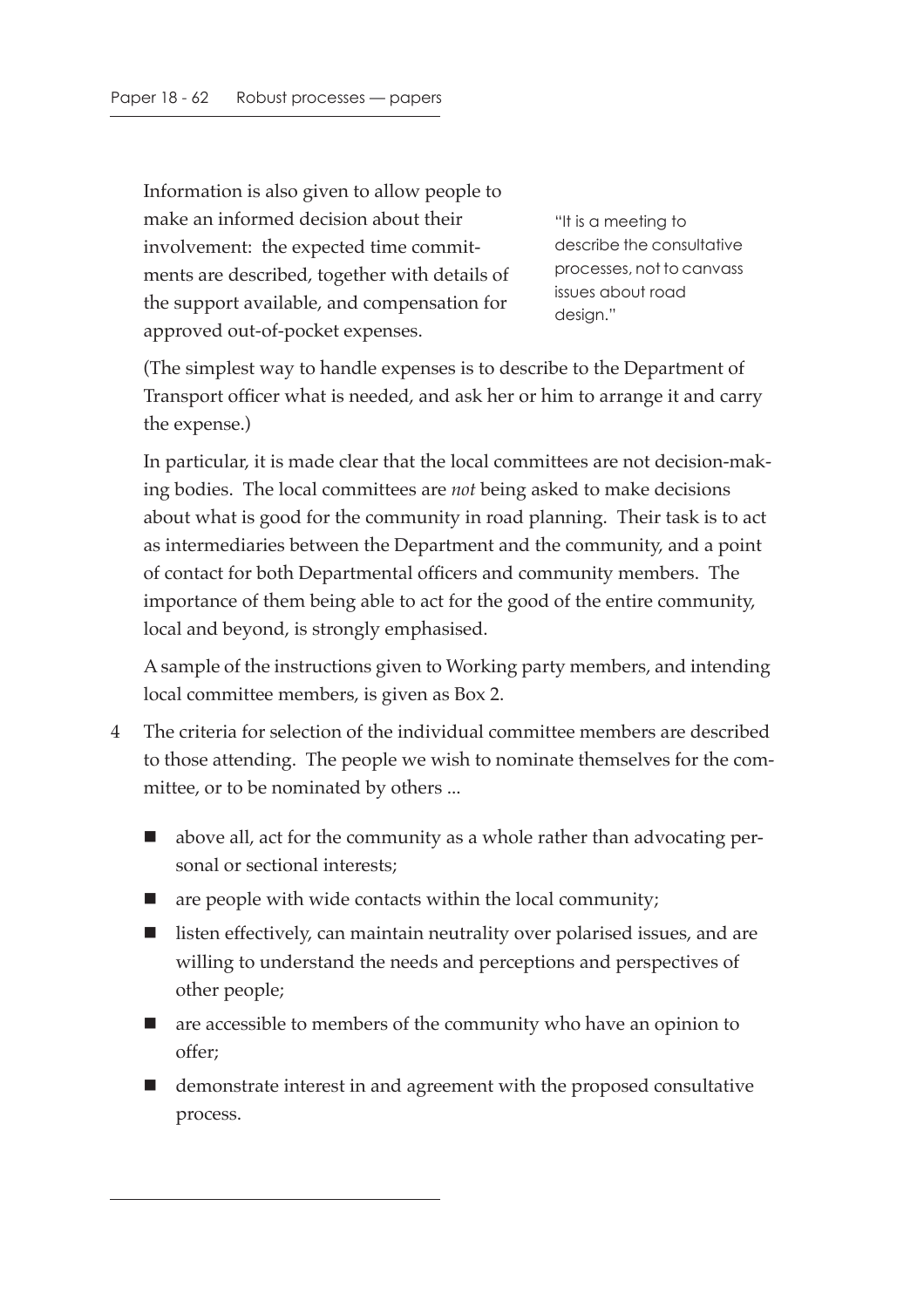Information is also given to allow people to make an informed decision about their involvement: the expected time commitments are described, together with details of the support available, and compensation for approved out-of-pocket expenses.

"It is a meeting to describe the consultative processes, not to canvass issues about road design."

(The simplest way to handle expenses is to describe to the Department of Transport officer what is needed, and ask her or him to arrange it and carry the expense.)

In particular, it is made clear that the local committees are not decision-making bodies. The local committees are *not* being asked to make decisions about what is good for the community in road planning. Their task is to act as intermediaries between the Department and the community, and a point of contact for both Departmental officers and community members. The importance of them being able to act for the good of the entire community, local and beyond, is strongly emphasised.

A sample of the instructions given to Working party members, and intending local committee members, is given as Box 2.

4 The criteria for selection of the individual committee members are described to those attending. The people we wish to nominate themselves for the committee, or to be nominated by others ...

- above all, act for the community as a whole rather than advocating personal or sectional interests;
- are people with wide contacts within the local community;
- listen effectively, can maintain neutrality over polarised issues, and are willing to understand the needs and perceptions and perspectives of other people;
- are accessible to members of the community who have an opinion to offer;
- demonstrate interest in and agreement with the proposed consultative process.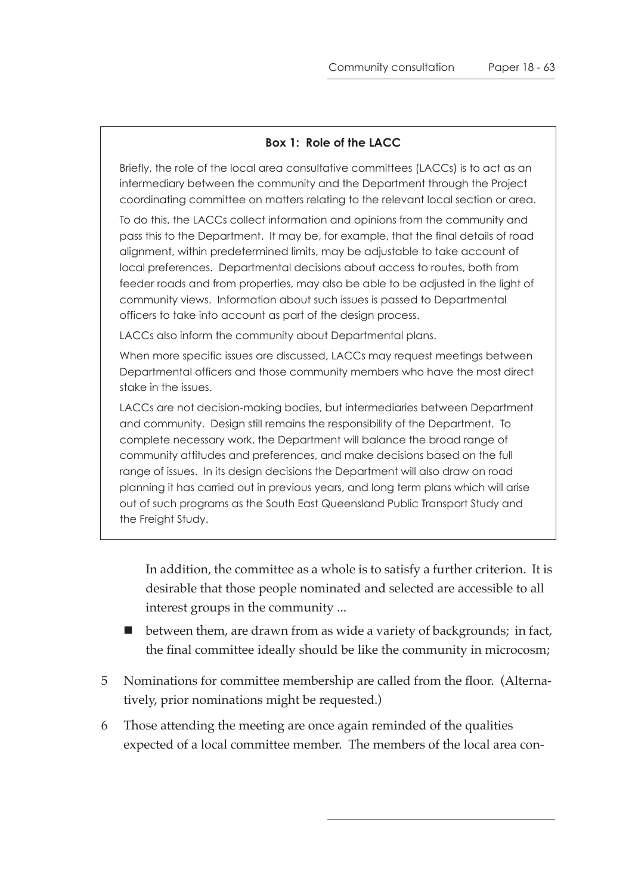**Box 1: Role of the LACC**

Briefly, the role of the local area consultative committees (LACCs) is to act as an intermediary between the community and the Department through the Project coordinating committee on matters relating to the relevant local section or area.

To do this, the LACCs collect information and opinions from the community and pass this to the Department. It may be, for example, that the final details of road alignment, within predetermined limits, may be adjustable to take account of local preferences. Departmental decisions about access to routes, both from feeder roads and from properties, may also be able to be adjusted in the light of community views. Information about such issues is passed to Departmental officers to take into account as part of the design process.

LACCs also inform the community about Departmental plans.

When more specific issues are discussed, LACCs may request meetings between Departmental officers and those community members who have the most direct stake in the issues.

LACCs are not decision-making bodies, but intermediaries between Department and community. Design still remains the responsibility of the Department. To complete necessary work, the Department will balance the broad range of community attitudes and preferences, and make decisions based on the full range of issues. In its design decisions the Department will also draw on road planning it has carried out in previous years, and long term plans which will arise out of such programs as the South East Queensland Public Transport Study and the Freight Study.

In addition, the committee as a whole is to satisfy a further criterion. It is desirable that those people nominated and selected are accessible to all interest groups in the community ...

- between them, are drawn from as wide a variety of backgrounds; in fact, the final committee ideally should be like the community in microcosm;

5 Nominations for committee membership are called from the floor. (Alternatively, prior nominations might be requested.)

6 Those attending the meeting are once again reminded of the qualities expected of a local committee member. The members of the local area con-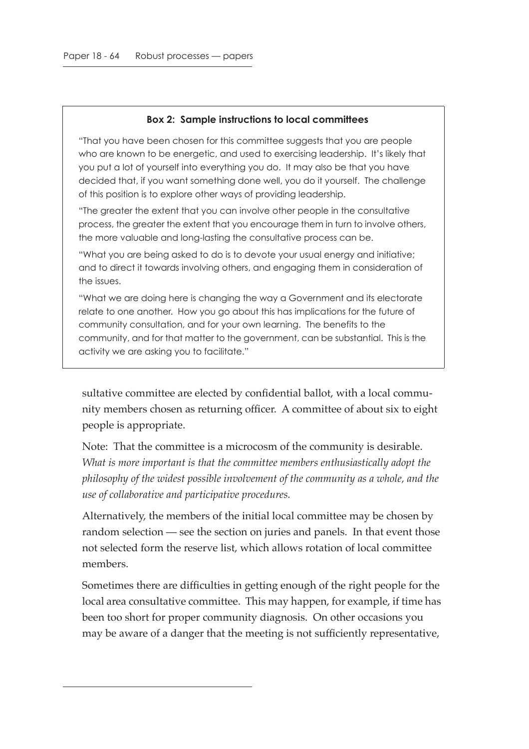**Box 2: Sample instructions to local committees**

"That you have been chosen for this committee suggests that you are people who are known to be energetic, and used to exercising leadership. It's likely that you put a lot of yourself into everything you do. It may also be that you have decided that, if you want something done well, you do it yourself. The challenge of this position is to explore other ways of providing leadership.

"The greater the extent that you can involve other people in the consultative process, the greater the extent that you encourage them in turn to involve others, the more valuable and long-lasting the consultative process can be.

"What you are being asked to do is to devote your usual energy and initiative; and to direct it towards involving others, and engaging them in consideration of the issues.

"What we are doing here is changing the way a Government and its electorate relate to one another. How you go about this has implications for the future of community consultation, and for your own learning. The benefits to the community, and for that matter to the government, can be substantial. This is the activity we are asking you to facilitate."

sultative committee are elected by confidential ballot, with a local community members chosen as returning officer. A committee of about six to eight people is appropriate.

Note: That the committee is a microcosm of the community is desirable. *What is more important is that the committee members enthusiastically adopt the philosophy of the widest possible involvement of the community as a whole, and the use of collaborative and participative procedures.*

Alternatively, the members of the initial local committee may be chosen by random selection — see the section on juries and panels. In that event those not selected form the reserve list, which allows rotation of local committee members.

Sometimes there are difficulties in getting enough of the right people for the local area consultative committee. This may happen, for example, if time has been too short for proper community diagnosis. On other occasions you may be aware of a danger that the meeting is not sufficiently representative,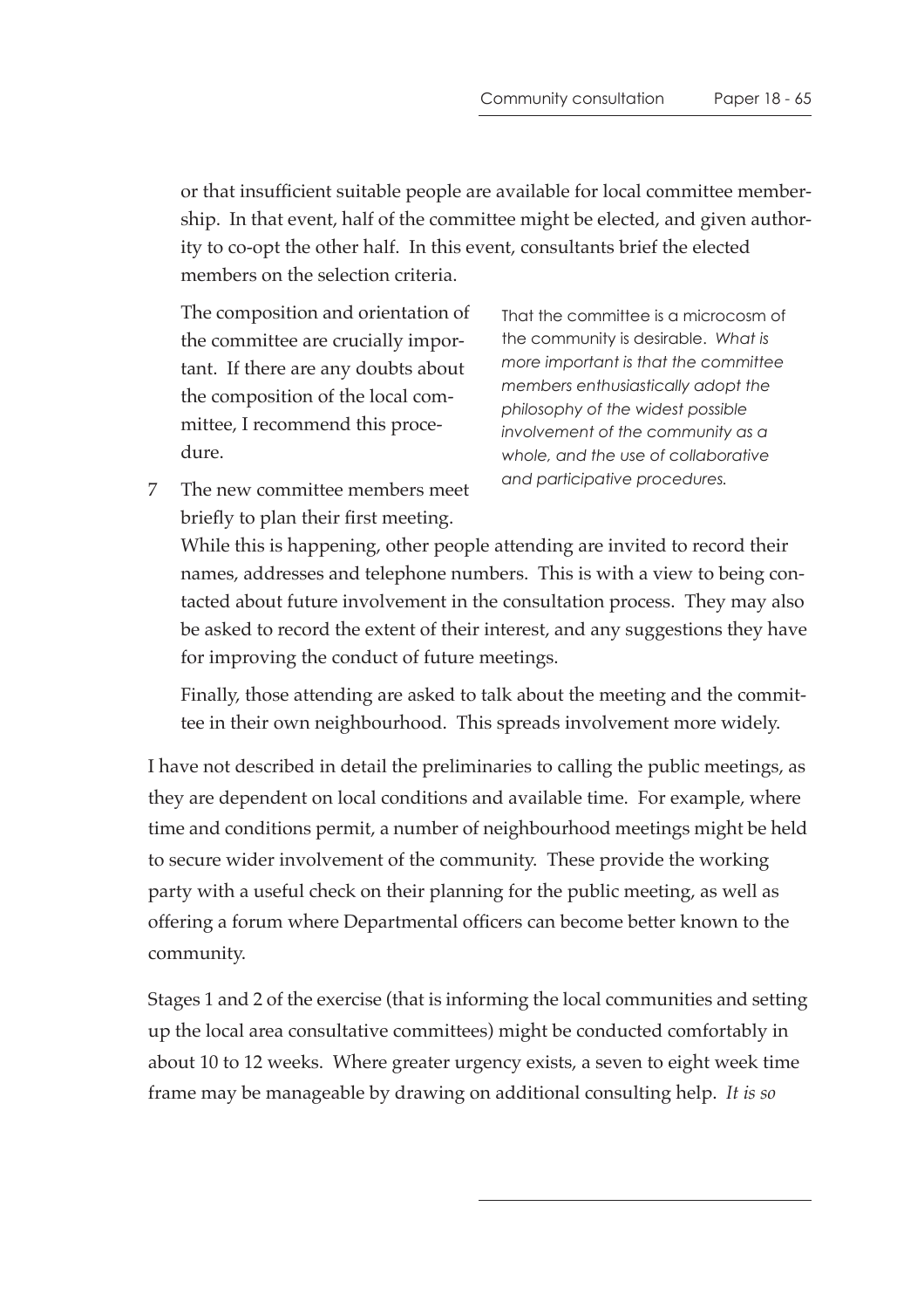or that insufficient suitable people are available for local committee membership. In that event, half of the committee might be elected, and given authority to co-opt the other half. In this event, consultants brief the elected members on the selection criteria.

The composition and orientation of the committee are crucially important. If there are any doubts about the composition of the local committee, I recommend this procedure.

> That the committee is a microcosm of the community is desirable. *What is more important is that the committee members enthusiastically adopt the philosophy of the widest possible involvement of the community as a whole, and the use of collaborative and participative procedures.*

7 The new committee members meet briefly to plan their first meeting.

While this is happening, other people attending are invited to record their names, addresses and telephone numbers. This is with a view to being contacted about future involvement in the consultation process. They may also be asked to record the extent of their interest, and any suggestions they have for improving the conduct of future meetings.

Finally, those attending are asked to talk about the meeting and the committee in their own neighbourhood. This spreads involvement more widely.

I have not described in detail the preliminaries to calling the public meetings, as they are dependent on local conditions and available time. For example, where time and conditions permit, a number of neighbourhood meetings might be held to secure wider involvement of the community. These provide the working party with a useful check on their planning for the public meeting, as well as offering a forum where Departmental officers can become better known to the community.

Stages 1 and 2 of the exercise (that is informing the local communities and setting up the local area consultative committees) might be conducted comfortably in about 10 to 12 weeks. Where greater urgency exists, a seven to eight week time frame may be manageable by drawing on additional consulting help. *It is so*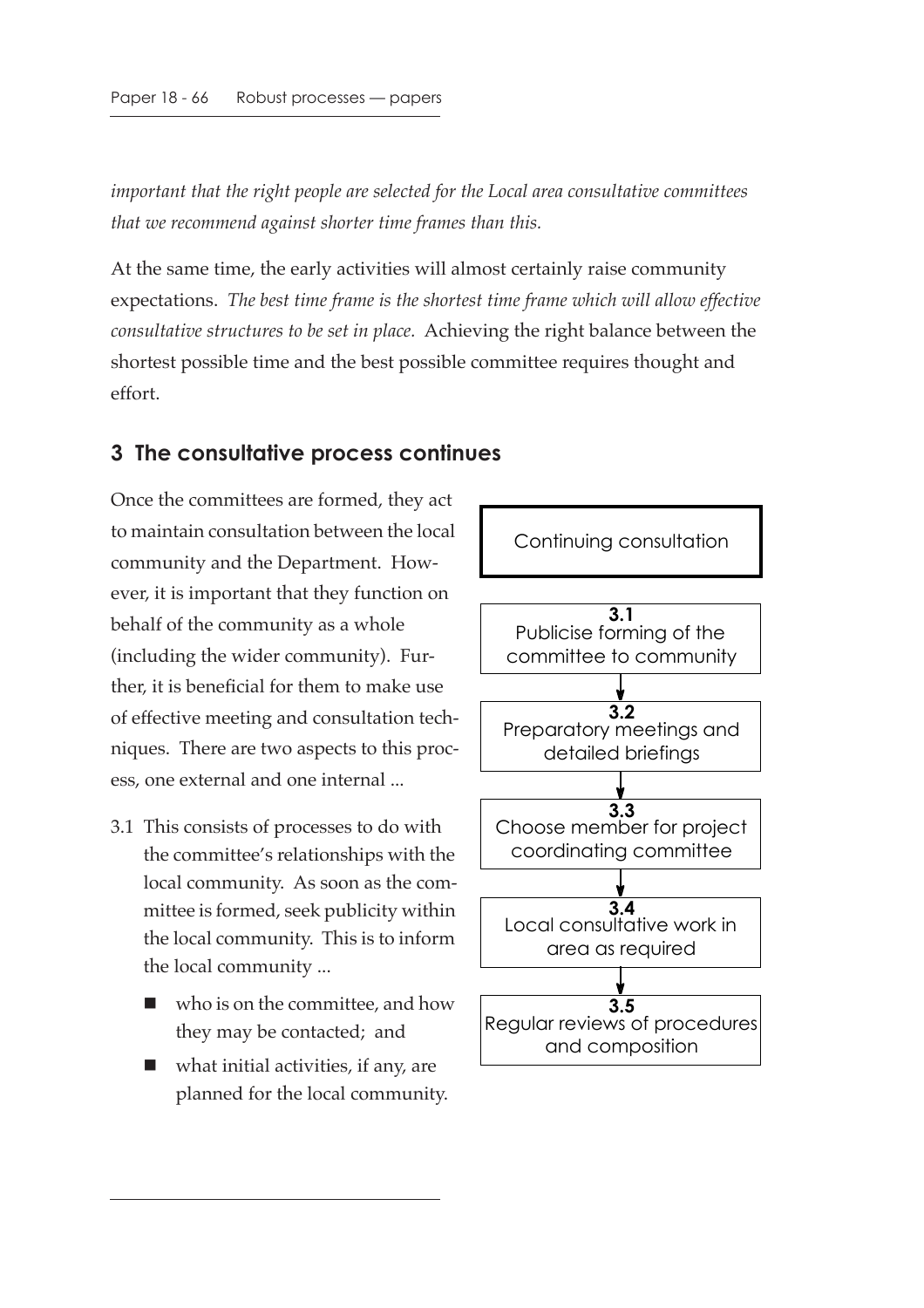*important that the right people are selected for the Local area consultative committees that we recommend against shorter time frames than this.*

At the same time, the early activities will almost certainly raise community expectations. *The best time frame is the shortest time frame which will allow effective consultative structures to be set in place.* Achieving the right balance between the shortest possible time and the best possible committee requires thought and effort.

## 3 The consultative process continues

Continuing consultation

**3.1** Publicise forming of the committee to community

**3.2** Preparatory meetings and detailed briefings

**3.3** Choose member for project coordinating committee

**3.4** Local consultative work in area as required

**3.5** Regular reviews of procedures and composition

Once the committees are formed, they act to maintain consultation between the local community and the Department. However, it is important that they function on behalf of the community as a whole (including the wider community). Further, it is beneficial for them to make use of effective meeting and consultation techniques. There are two aspects to this process, one external and one internal ...

3.1 This consists of processes to do with the committee's relationships with the local community. As soon as the committee is formed, seek publicity within the local community. This is to inform the local community ...

- who is on the committee, and how they may be contacted; and
- what initial activities, if any, are planned for the local community.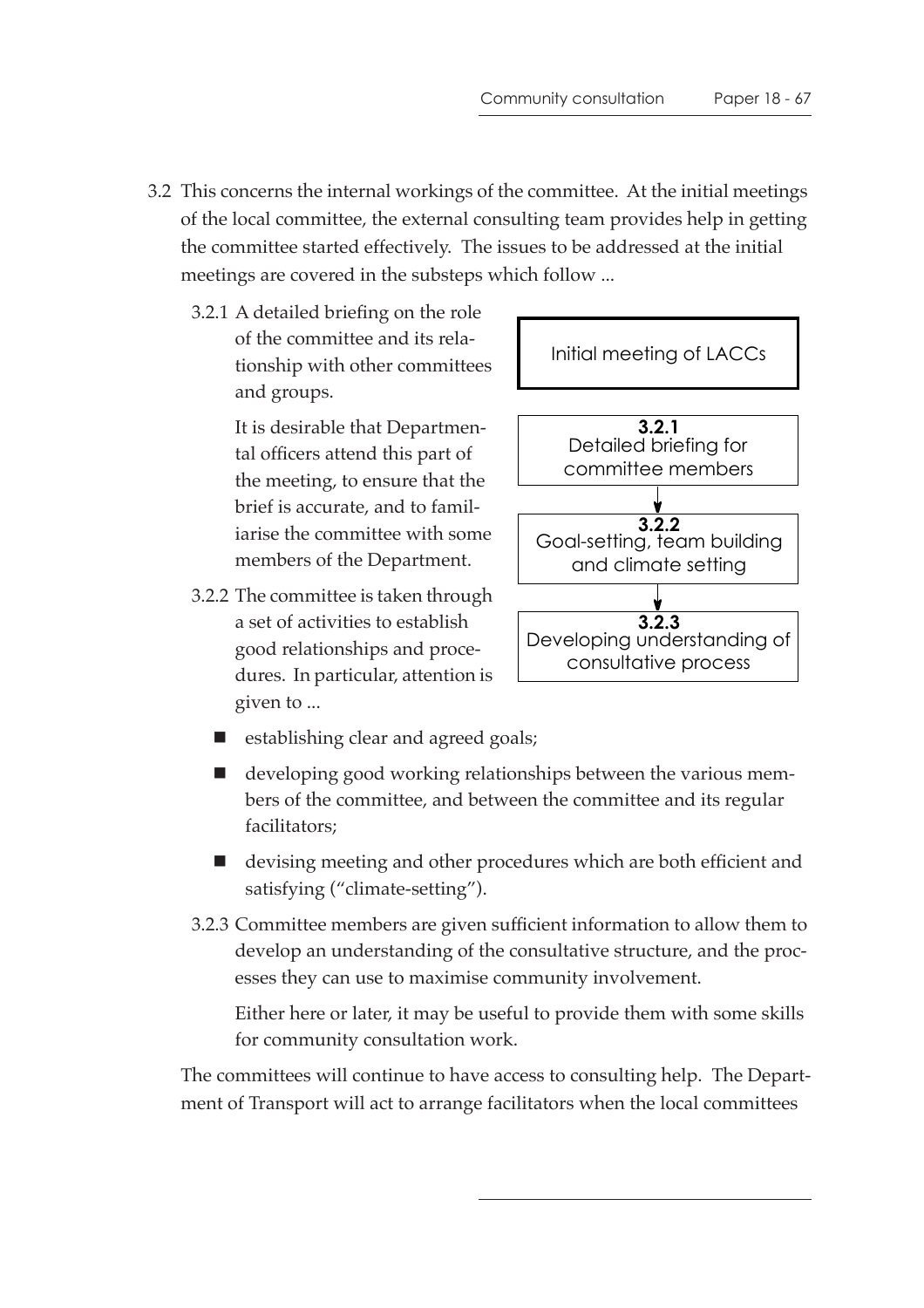3.2 This concerns the internal workings of the committee. At the initial meetings of the local committee, the external consulting team provides help in getting the committee started effectively. The issues to be addressed at the initial meetings are covered in the substeps which follow ...

Initial meeting of LACCs

**3.2.1** Detailed briefing for committee members

↓

**3.2.2** Goal-setting, team building and climate setting

↓

**3.2.3** Developing understanding of consultative process

3.2.1 A detailed briefing on the role of the committee and its relationship with other committees and groups.

It is desirable that Departmental officers attend this part of the meeting, to ensure that the brief is accurate, and to familiarise the committee with some members of the Department.

3.2.2 The committee is taken through a set of activities to establish good relationships and procedures. In particular, attention is given to ...

- establishing clear and agreed goals;
- developing good working relationships between the various members of the committee, and between the committee and its regular facilitators;
- devising meeting and other procedures which are both efficient and satisfying ("climate-setting").

3.2.3 Committee members are given sufficient information to allow them to develop an understanding of the consultative structure, and the processes they can use to maximise community involvement.

Either here or later, it may be useful to provide them with some skills for community consultation work.

The committees will continue to have access to consulting help. The Department of Transport will act to arrange facilitators when the local committees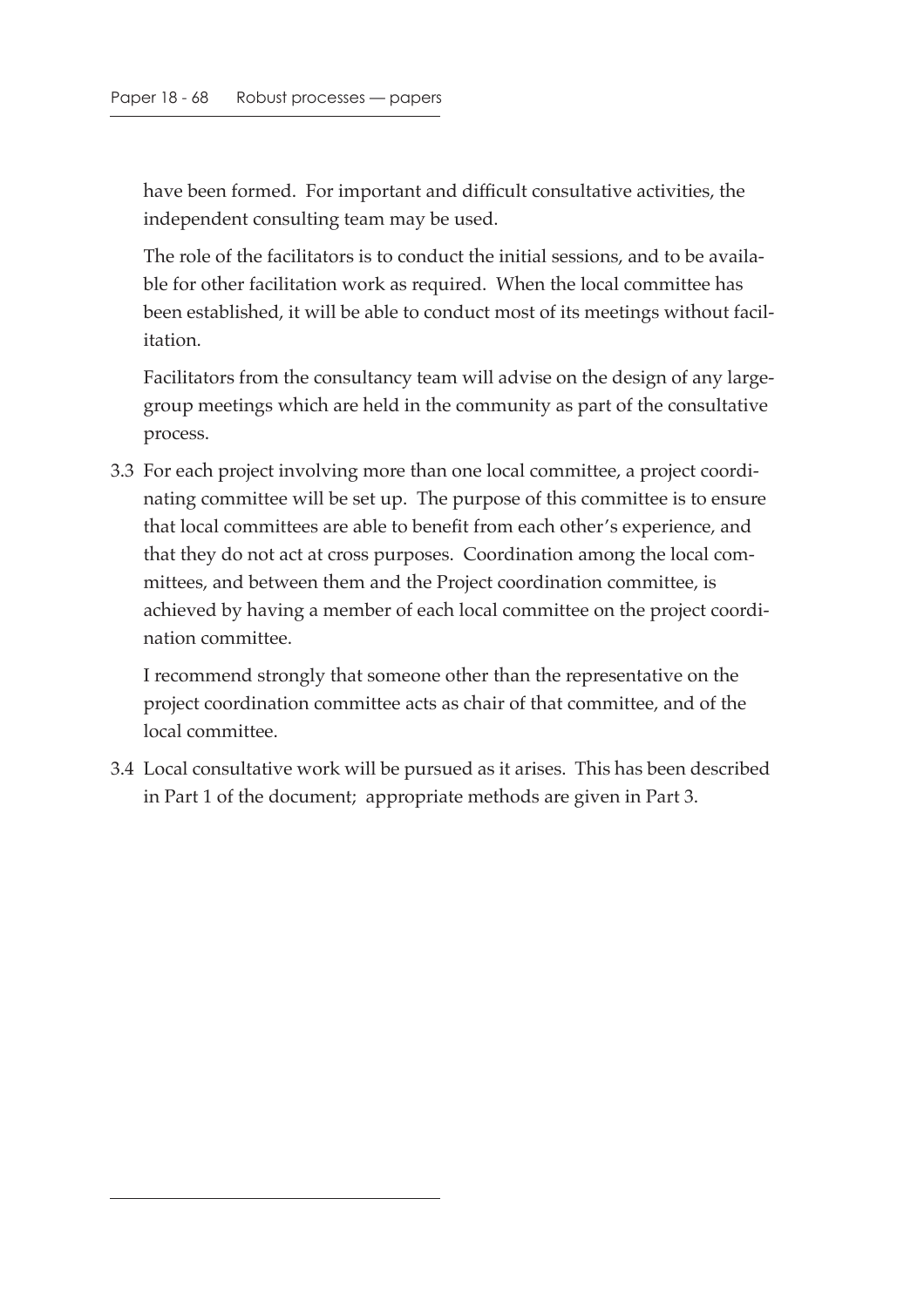have been formed. For important and difficult consultative activities, the independent consulting team may be used.

The role of the facilitators is to conduct the initial sessions, and to be available for other facilitation work as required. When the local committee has been established, it will be able to conduct most of its meetings without facilitation.

Facilitators from the consultancy team will advise on the design of any large-group meetings which are held in the community as part of the consultative process.

3.3 For each project involving more than one local committee, a project coordinating committee will be set up. The purpose of this committee is to ensure that local committees are able to benefit from each other's experience, and that they do not act at cross purposes. Coordination among the local committees, and between them and the Project coordination committee, is achieved by having a member of each local committee on the project coordination committee.

    I recommend strongly that someone other than the representative on the project coordination committee acts as chair of that committee, and of the local committee.

3.4 Local consultative work will be pursued as it arises. This has been described in Part 1 of the document; appropriate methods are given in Part 3.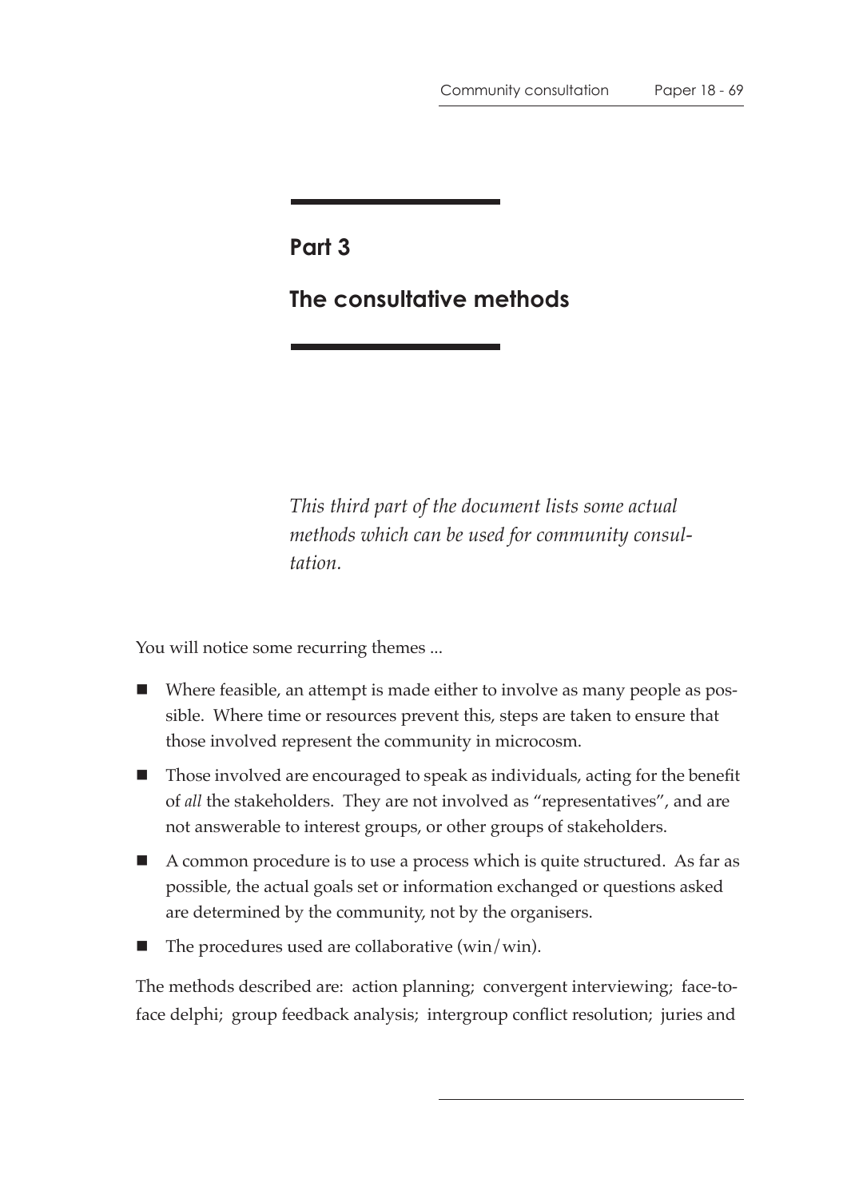# Part 3

# The consultative methods

*This third part of the document lists some actual methods which can be used for community consultation.*

You will notice some recurring themes ...

- Where feasible, an attempt is made either to involve as many people as possible. Where time or resources prevent this, steps are taken to ensure that those involved represent the community in microcosm.
- Those involved are encouraged to speak as individuals, acting for the benefit of *all* the stakeholders. They are not involved as "representatives", and are not answerable to interest groups, or other groups of stakeholders.
- A common procedure is to use a process which is quite structured. As far as possible, the actual goals set or information exchanged or questions asked are determined by the community, not by the organisers.
- The procedures used are collaborative (win/win).

The methods described are: action planning; convergent interviewing; face-to-face delphi; group feedback analysis; intergroup conflict resolution; juries and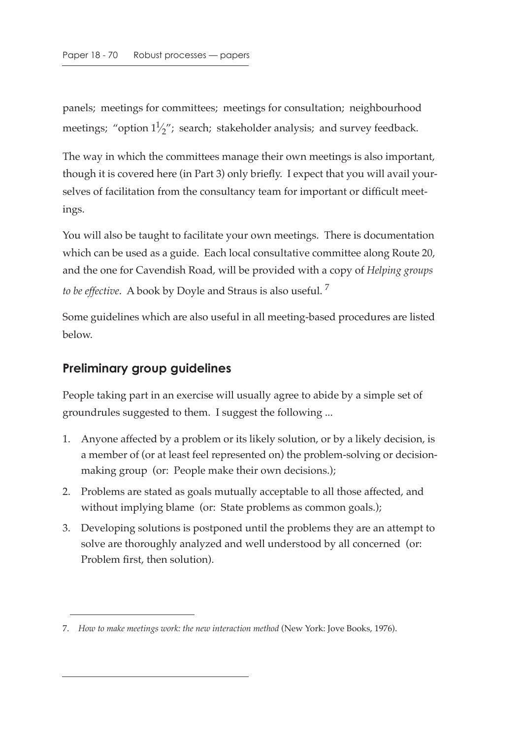panels; meetings for committees; meetings for consultation; neighbourhood meetings; "option $1\frac{1}{2}$"; search; stakeholder analysis; and survey feedback.

The way in which the committees manage their own meetings is also important, though it is covered here (in Part 3) only briefly. I expect that you will avail yourselves of facilitation from the consultancy team for important or difficult meetings.

You will also be taught to facilitate your own meetings. There is documentation which can be used as a guide. Each local consultative committee along Route 20, and the one for Cavendish Road, will be provided with a copy of *Helping groups to be effective*. A book by Doyle and Straus is also useful.[7]

Some guidelines which are also useful in all meeting-based procedures are listed below.

## Preliminary group guidelines

People taking part in an exercise will usually agree to abide by a simple set of groundrules suggested to them. I suggest the following ...

1. Anyone affected by a problem or its likely solution, or by a likely decision, is a member of (or at least feel represented on) the problem-solving or decision-making group (or: People make their own decisions.);
2. Problems are stated as goals mutually acceptable to all those affected, and without implying blame (or: State problems as common goals.);
3. Developing solutions is postponed until the problems they are an attempt to solve are thoroughly analyzed and well understood by all concerned (or: Problem first, then solution).

---

7. *How to make meetings work: the new interaction method* (New York: Jove Books, 1976).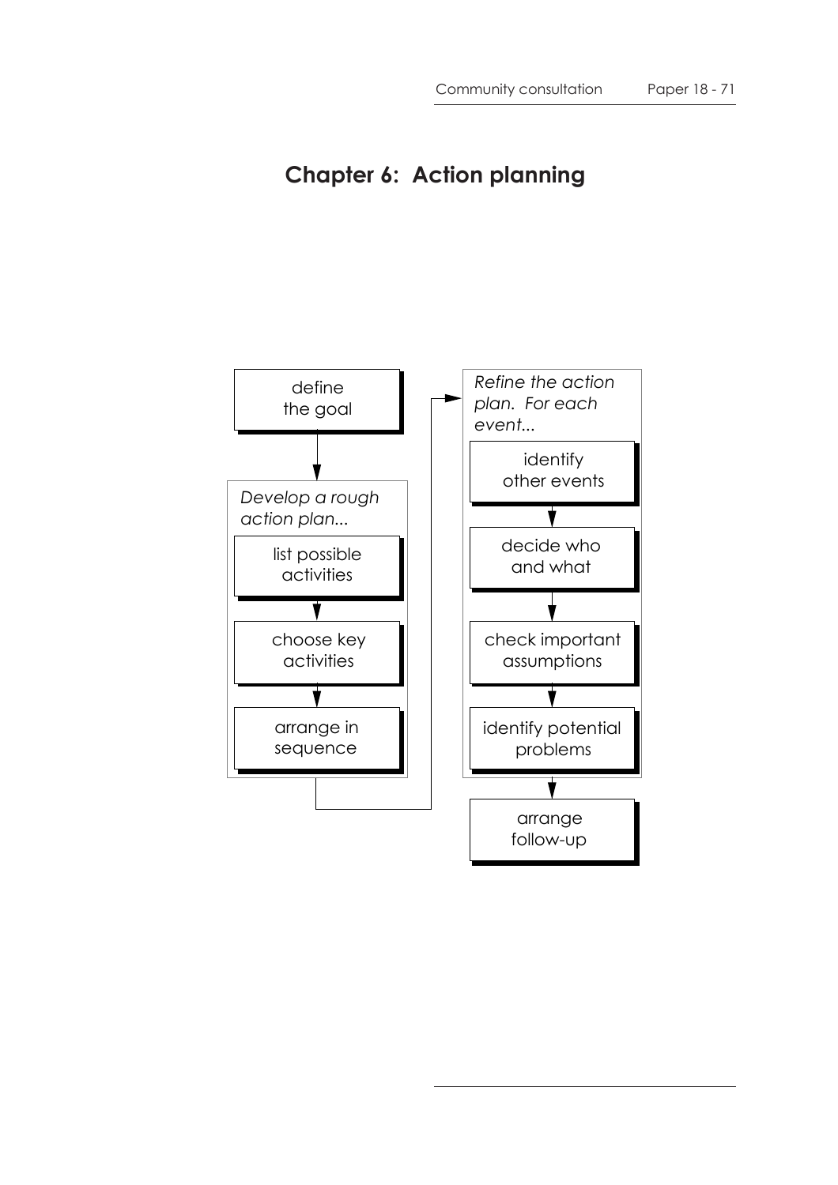# Chapter 6: Action planning

define the goal

*Develop a rough action plan...*

- list possible activities
- choose key activities
- arrange in sequence

*Refine the action plan. For each event...*

- identify other events
- decide who and what
- check important assumptions
- identify potential problems

arrange follow-up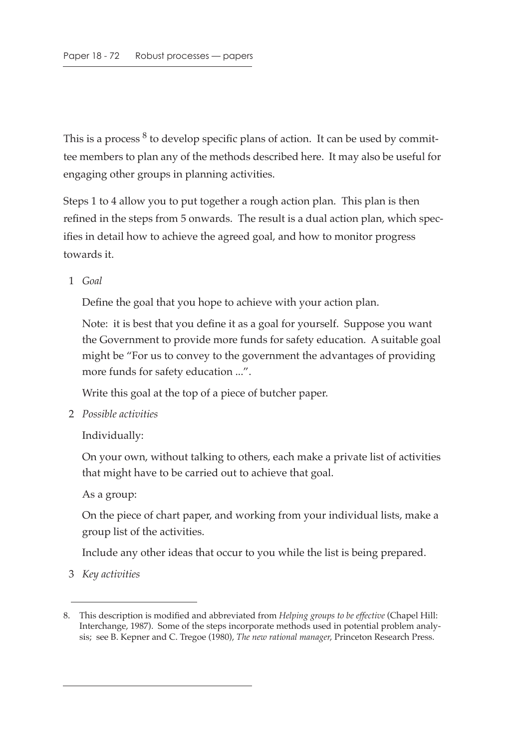This is a process [8] to develop specific plans of action. It can be used by committee members to plan any of the methods described here. It may also be useful for engaging other groups in planning activities.

Steps 1 to 4 allow you to put together a rough action plan. This plan is then refined in the steps from 5 onwards. The result is a dual action plan, which specifies in detail how to achieve the agreed goal, and how to monitor progress towards it.

1 *Goal*

   Define the goal that you hope to achieve with your action plan.

   Note: it is best that you define it as a goal for yourself. Suppose you want the Government to provide more funds for safety education. A suitable goal might be "For us to convey to the government the advantages of providing more funds for safety education ...".

   Write this goal at the top of a piece of butcher paper.

2 *Possible activities*

   Individually:

   On your own, without talking to others, each make a private list of activities that might have to be carried out to achieve that goal.

   As a group:

   On the piece of chart paper, and working from your individual lists, make a group list of the activities.

   Include any other ideas that occur to you while the list is being prepared.

3 *Key activities*

---

8. This description is modified and abbreviated from *Helping groups to be effective* (Chapel Hill: Interchange, 1987). Some of the steps incorporate methods used in potential problem analysis; see B. Kepner and C. Tregoe (1980), *The new rational manager*, Princeton Research Press.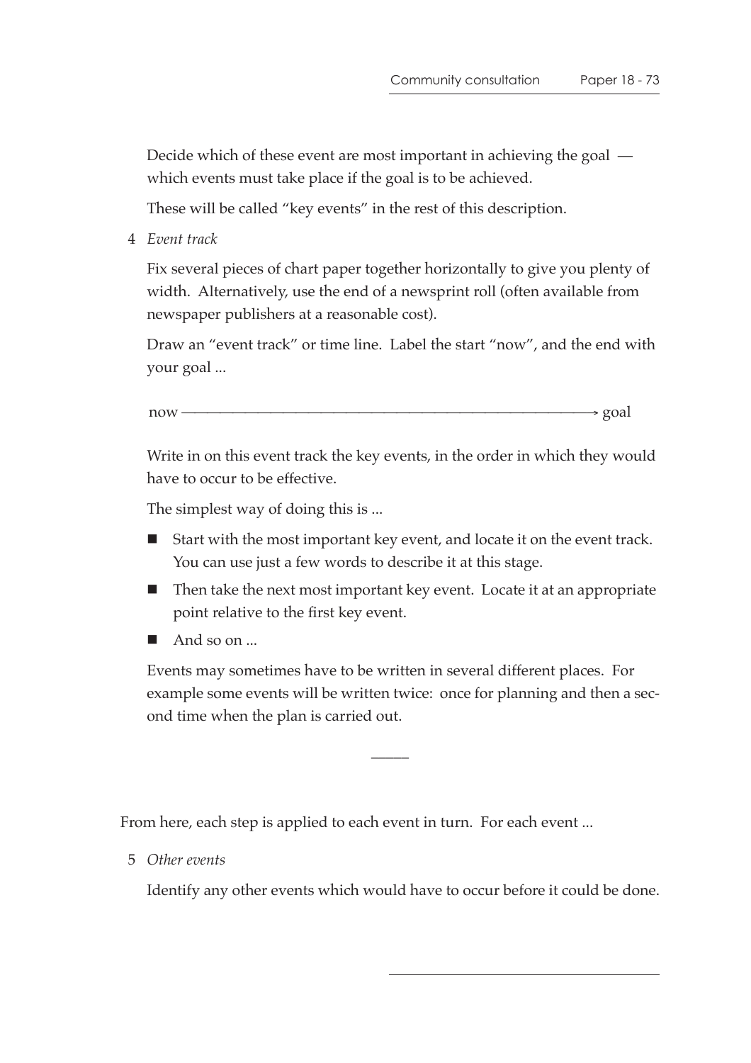Decide which of these event are most important in achieving the goal — which events must take place if the goal is to be achieved.

These will be called “key events” in the rest of this description.

4 *Event track*

Fix several pieces of chart paper together horizontally to give you plenty of width. Alternatively, use the end of a newsprint roll (often available from newspaper publishers at a reasonable cost).

Draw an “event track” or time line. Label the start “now”, and the end with your goal ...

now ——————————————————————————————→ goal

Write in on this event track the key events, in the order in which they would have to occur to be effective.

The simplest way of doing this is ...

- Start with the most important key event, and locate it on the event track. You can use just a few words to describe it at this stage.
- Then take the next most important key event. Locate it at an appropriate point relative to the first key event.
- And so on ...

Events may sometimes have to be written in several different places. For example some events will be written twice: once for planning and then a second time when the plan is carried out.

———

From here, each step is applied to each event in turn. For each event ...

5 *Other events*

Identify any other events which would have to occur before it could be done.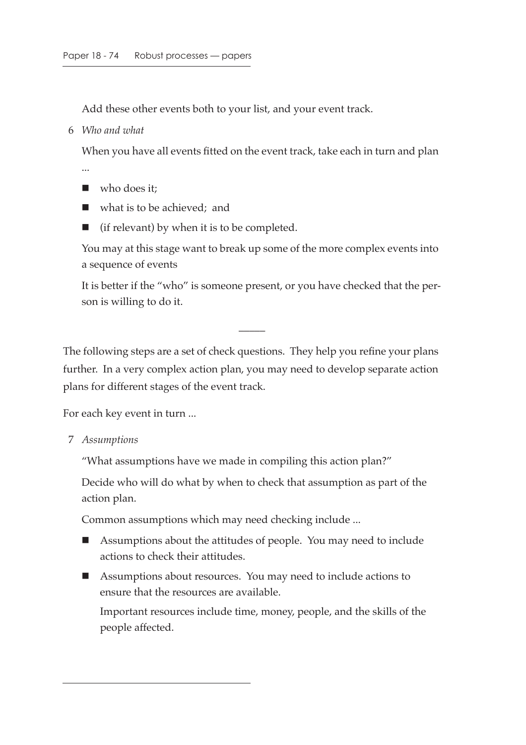Add these other events both to your list, and your event track.

6 *Who and what*

When you have all events fitted on the event track, take each in turn and plan ...

- who does it;
- what is to be achieved; and
- (if relevant) by when it is to be completed.

You may at this stage want to break up some of the more complex events into a sequence of events

It is better if the "who" is someone present, or you have checked that the person is willing to do it.

—

The following steps are a set of check questions. They help you refine your plans further. In a very complex action plan, you may need to develop separate action plans for different stages of the event track.

For each key event in turn ...

7 *Assumptions*

"What assumptions have we made in compiling this action plan?"

Decide who will do what by when to check that assumption as part of the action plan.

Common assumptions which may need checking include ...

- Assumptions about the attitudes of people. You may need to include actions to check their attitudes.
- Assumptions about resources. You may need to include actions to ensure that the resources are available.

  Important resources include time, money, people, and the skills of the people affected.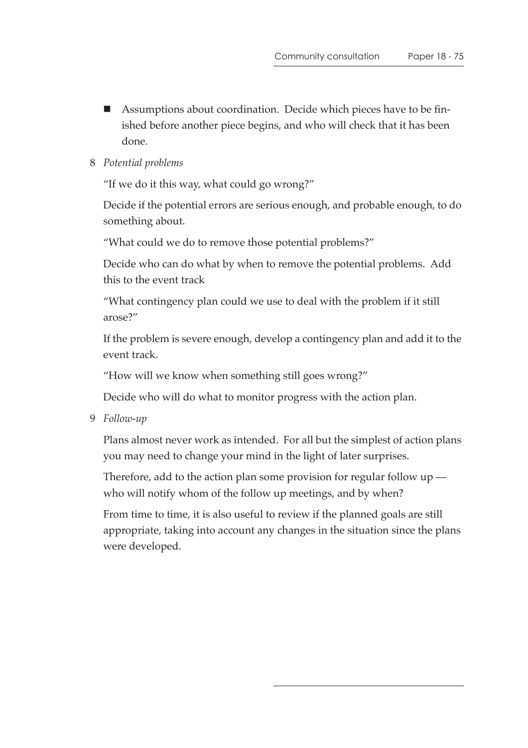- Assumptions about coordination. Decide which pieces have to be finished before another piece begins, and who will check that it has been done.

8 *Potential problems*

"If we do it this way, what could go wrong?"

Decide if the potential errors are serious enough, and probable enough, to do something about.

"What could we do to remove those potential problems?"

Decide who can do what by when to remove the potential problems. Add this to the event track

"What contingency plan could we use to deal with the problem if it still arose?"

If the problem is severe enough, develop a contingency plan and add it to the event track.

"How will we know when something still goes wrong?"

Decide who will do what to monitor progress with the action plan.

9 *Follow-up*

Plans almost never work as intended. For all but the simplest of action plans you may need to change your mind in the light of later surprises.

Therefore, add to the action plan some provision for regular follow up — who will notify whom of the follow up meetings, and by when?

From time to time, it is also useful to review if the planned goals are still appropriate, taking into account any changes in the situation since the plans were developed.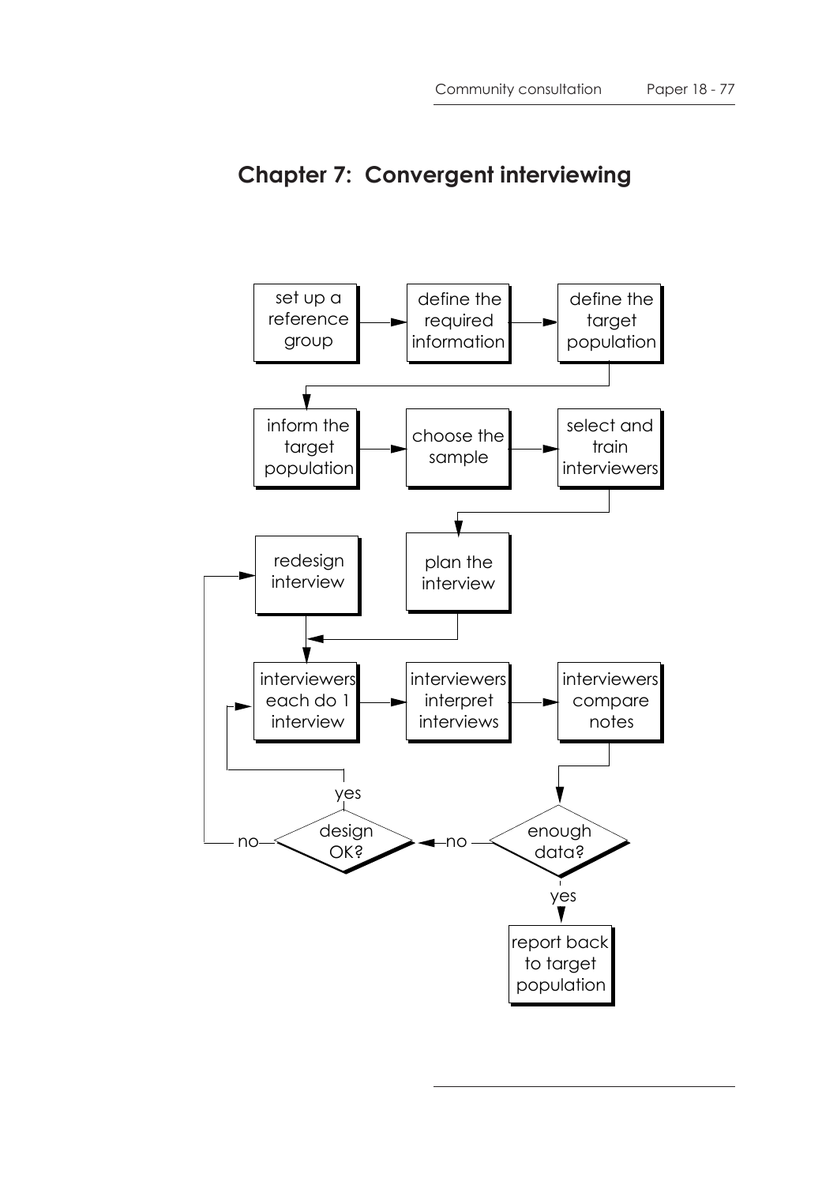# Chapter 7: Convergent interviewing

set up a reference group → define the required information → define the target population

inform the target population → choose the sample → select and train interviewers

plan the interview

redesign interview

interviewers each do 1 interview → interviewers interpret interviews → interviewers compare notes

enough data? — no → design OK?

design OK? — yes → interviewers each do 1 interview

design OK? — no → redesign interview

enough data? — yes → report back to target population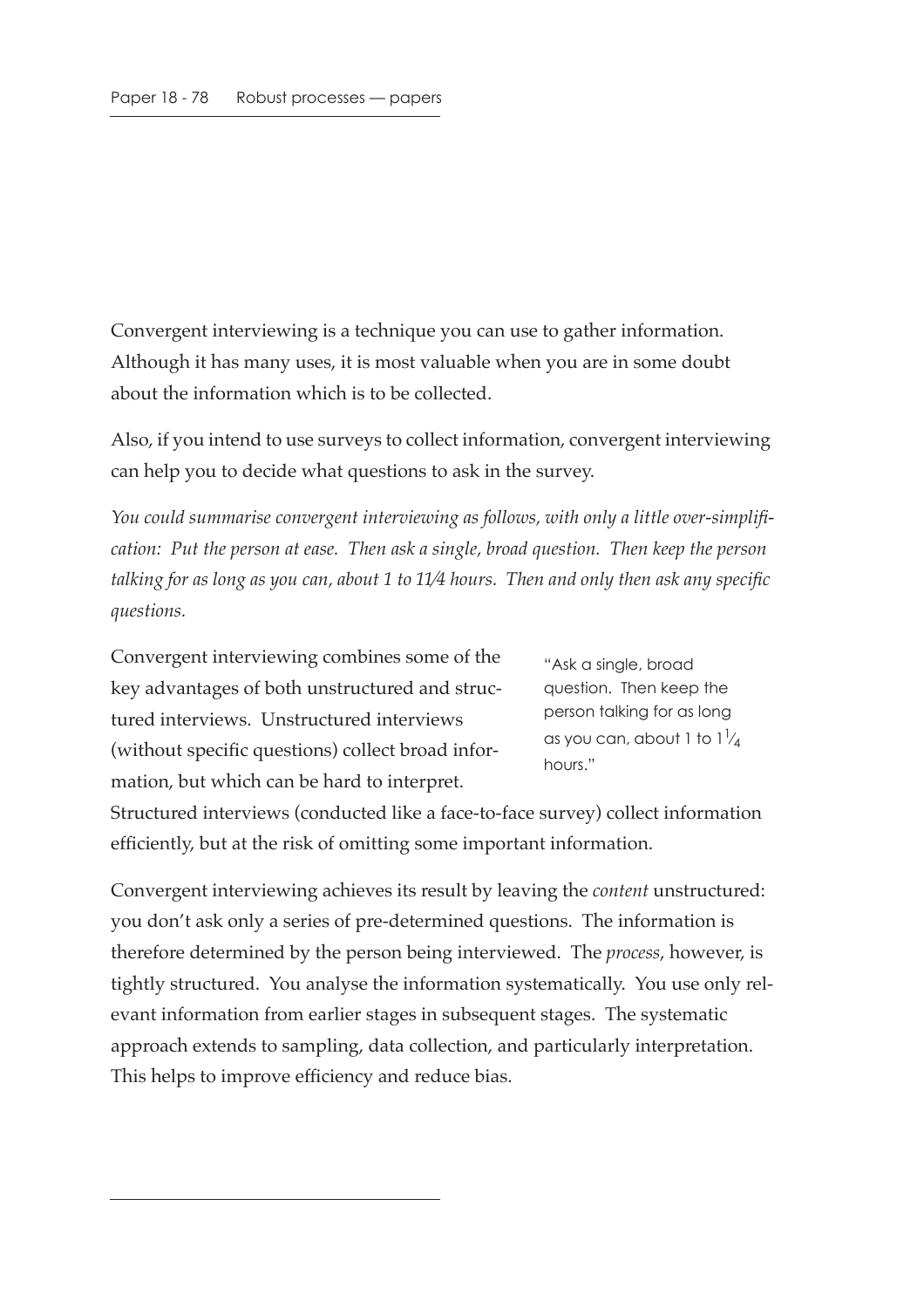Convergent interviewing is a technique you can use to gather information. Although it has many uses, it is most valuable when you are in some doubt about the information which is to be collected.

Also, if you intend to use surveys to collect information, convergent interviewing can help you to decide what questions to ask in the survey.

*You could summarise convergent interviewing as follows, with only a little over-simplification: Put the person at ease. Then ask a single, broad question. Then keep the person talking for as long as you can, about 1 to 11⁄4 hours. Then and only then ask any specific questions.*

Convergent interviewing combines some of the key advantages of both unstructured and structured interviews. Unstructured interviews (without specific questions) collect broad information, but which can be hard to interpret. Structured interviews (conducted like a face-to-face survey) collect information efficiently, but at the risk of omitting some important information.

> "Ask a single, broad question. Then keep the person talking for as long as you can, about 1 to $1\frac{1}{4}$ hours."

Convergent interviewing achieves its result by leaving the *content* unstructured: you don't ask only a series of pre-determined questions. The information is therefore determined by the person being interviewed. The *process*, however, is tightly structured. You analyse the information systematically. You use only relevant information from earlier stages in subsequent stages. The systematic approach extends to sampling, data collection, and particularly interpretation. This helps to improve efficiency and reduce bias.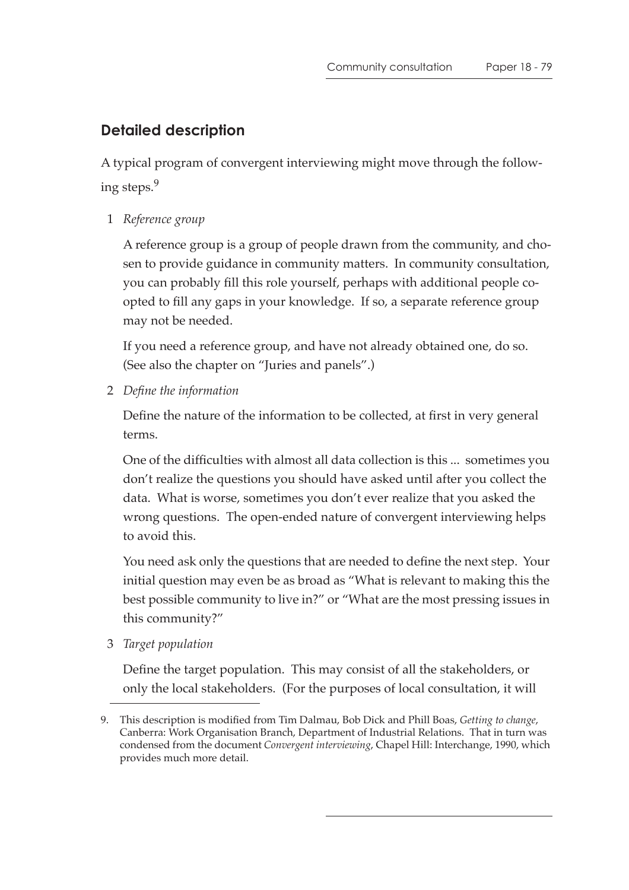## Detailed description

A typical program of convergent interviewing might move through the following steps.[9]

1 *Reference group*

   A reference group is a group of people drawn from the community, and chosen to provide guidance in community matters. In community consultation, you can probably fill this role yourself, perhaps with additional people co-opted to fill any gaps in your knowledge. If so, a separate reference group may not be needed.

   If you need a reference group, and have not already obtained one, do so. (See also the chapter on "Juries and panels".)

2 *Define the information*

   Define the nature of the information to be collected, at first in very general terms.

   One of the difficulties with almost all data collection is this ... sometimes you don't realize the questions you should have asked until after you collect the data. What is worse, sometimes you don't ever realize that you asked the wrong questions. The open-ended nature of convergent interviewing helps to avoid this.

   You need ask only the questions that are needed to define the next step. Your initial question may even be as broad as "What is relevant to making this the best possible community to live in?" or "What are the most pressing issues in this community?"

3 *Target population*

   Define the target population. This may consist of all the stakeholders, or only the local stakeholders. (For the purposes of local consultation, it will

---

9. This description is modified from Tim Dalmau, Bob Dick and Phill Boas, *Getting to change*, Canberra: Work Organisation Branch, Department of Industrial Relations. That in turn was condensed from the document *Convergent interviewing*, Chapel Hill: Interchange, 1990, which provides much more detail.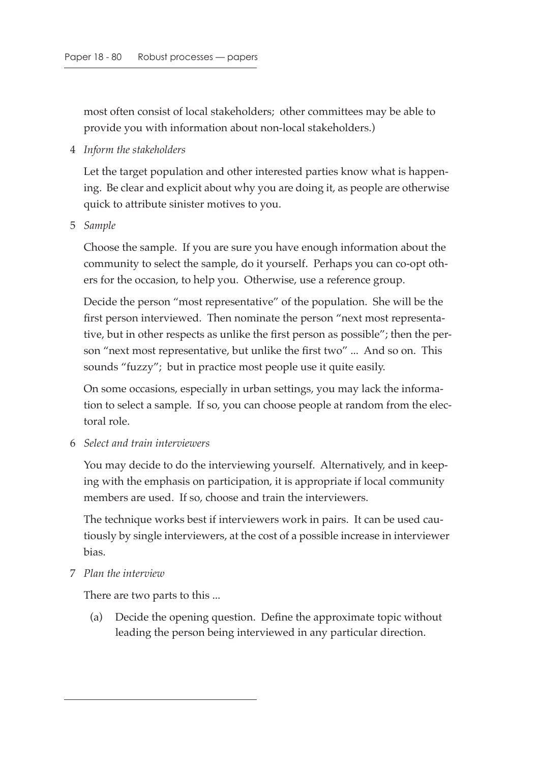most often consist of local stakeholders; other committees may be able to provide you with information about non-local stakeholders.)

4 *Inform the stakeholders*

Let the target population and other interested parties know what is happening. Be clear and explicit about why you are doing it, as people are otherwise quick to attribute sinister motives to you.

5 *Sample*

Choose the sample. If you are sure you have enough information about the community to select the sample, do it yourself. Perhaps you can co-opt others for the occasion, to help you. Otherwise, use a reference group.

Decide the person "most representative" of the population. She will be the first person interviewed. Then nominate the person "next most representative, but in other respects as unlike the first person as possible"; then the person "next most representative, but unlike the first two" ... And so on. This sounds "fuzzy"; but in practice most people use it quite easily.

On some occasions, especially in urban settings, you may lack the information to select a sample. If so, you can choose people at random from the electoral role.

6 *Select and train interviewers*

You may decide to do the interviewing yourself. Alternatively, and in keeping with the emphasis on participation, it is appropriate if local community members are used. If so, choose and train the interviewers.

The technique works best if interviewers work in pairs. It can be used cautiously by single interviewers, at the cost of a possible increase in interviewer bias.

7 *Plan the interview*

There are two parts to this ...

(a) Decide the opening question. Define the approximate topic without leading the person being interviewed in any particular direction.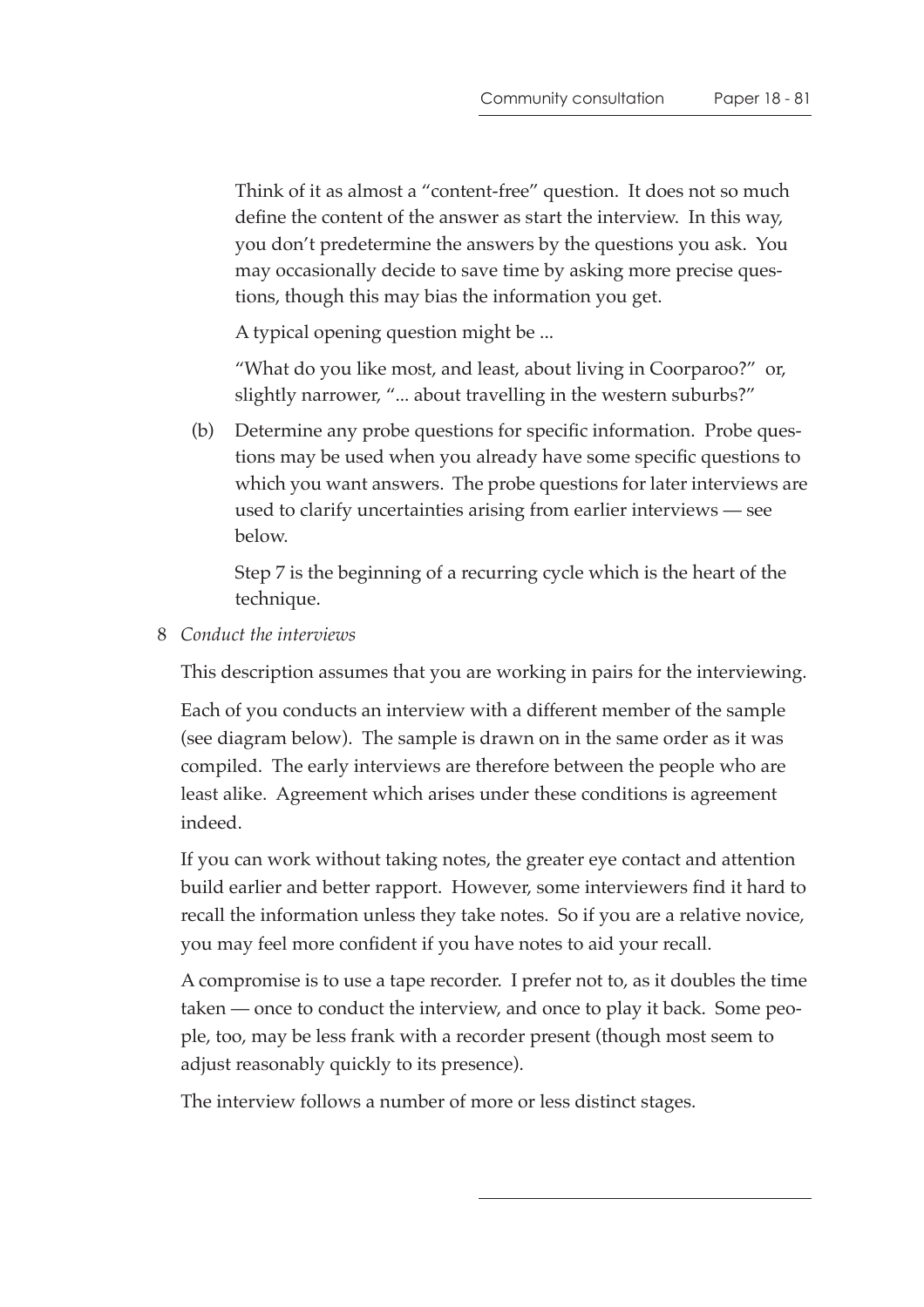Think of it as almost a "content-free" question. It does not so much define the content of the answer as start the interview. In this way, you don't predetermine the answers by the questions you ask. You may occasionally decide to save time by asking more precise questions, though this may bias the information you get.

A typical opening question might be ...

"What do you like most, and least, about living in Coorparoo?" or, slightly narrower, "... about travelling in the western suburbs?"

(b) Determine any probe questions for specific information. Probe questions may be used when you already have some specific questions to which you want answers. The probe questions for later interviews are used to clarify uncertainties arising from earlier interviews — see below.

Step 7 is the beginning of a recurring cycle which is the heart of the technique.

8 *Conduct the interviews*

This description assumes that you are working in pairs for the interviewing.

Each of you conducts an interview with a different member of the sample (see diagram below). The sample is drawn on in the same order as it was compiled. The early interviews are therefore between the people who are least alike. Agreement which arises under these conditions is agreement indeed.

If you can work without taking notes, the greater eye contact and attention build earlier and better rapport. However, some interviewers find it hard to recall the information unless they take notes. So if you are a relative novice, you may feel more confident if you have notes to aid your recall.

A compromise is to use a tape recorder. I prefer not to, as it doubles the time taken — once to conduct the interview, and once to play it back. Some people, too, may be less frank with a recorder present (though most seem to adjust reasonably quickly to its presence).

The interview follows a number of more or less distinct stages.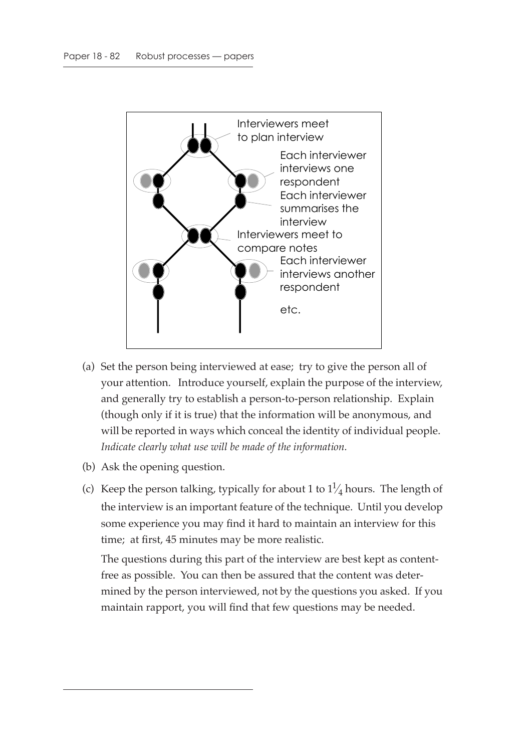Interviewers meet to plan interview

Each interviewer interviews one respondent

Each interviewer summarises the interview

Interviewers meet to compare notes

Each interviewer interviews another respondent

etc.

(a) Set the person being interviewed at ease; try to give the person all of your attention. Introduce yourself, explain the purpose of the interview, and generally try to establish a person-to-person relationship. Explain (though only if it is true) that the information will be anonymous, and will be reported in ways which conceal the identity of individual people. *Indicate clearly what use will be made of the information.*

(b) Ask the opening question.

(c) Keep the person talking, typically for about 1 to $1\frac{1}{4}$ hours. The length of the interview is an important feature of the technique. Until you develop some experience you may find it hard to maintain an interview for this time; at first, 45 minutes may be more realistic.

The questions during this part of the interview are best kept as content-free as possible. You can then be assured that the content was determined by the person interviewed, not by the questions you asked. If you maintain rapport, you will find that few questions may be needed.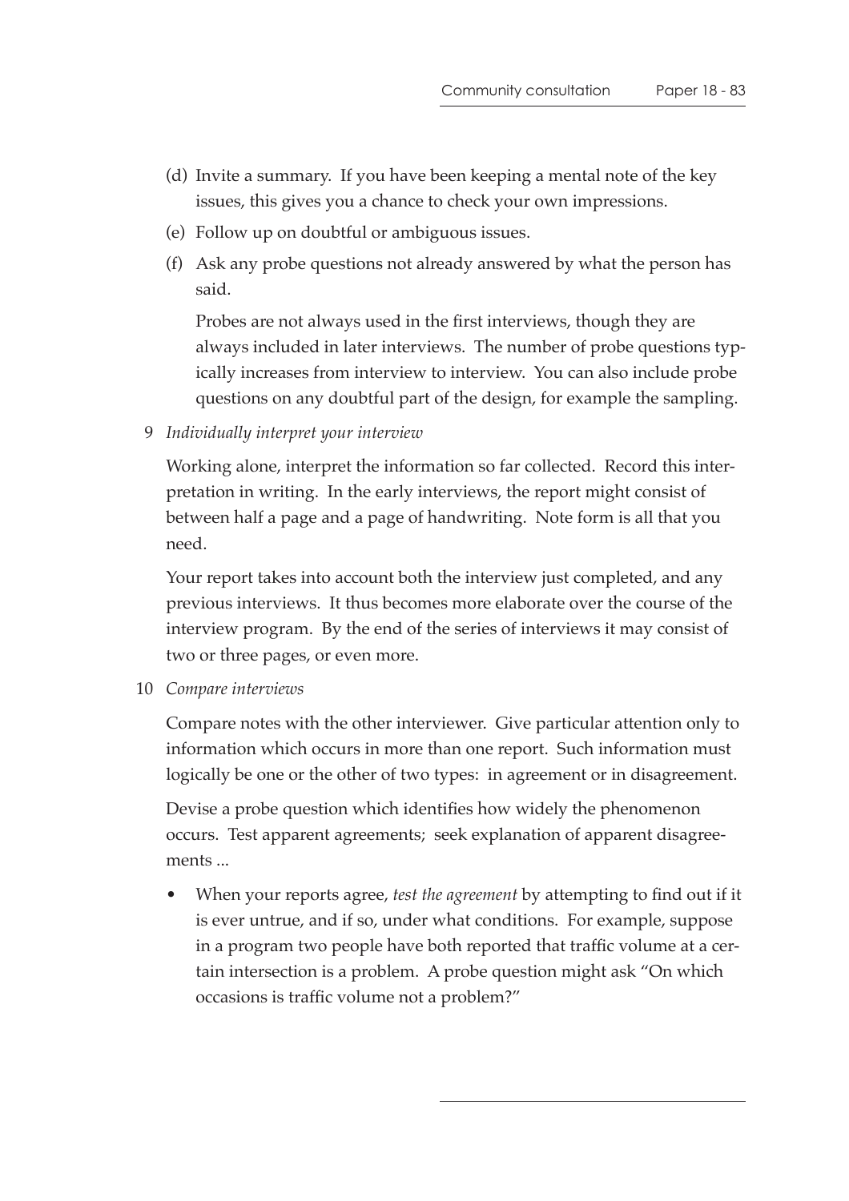(d) Invite a summary. If you have been keeping a mental note of the key issues, this gives you a chance to check your own impressions.

(e) Follow up on doubtful or ambiguous issues.

(f) Ask any probe questions not already answered by what the person has said.

Probes are not always used in the first interviews, though they are always included in later interviews. The number of probe questions typically increases from interview to interview. You can also include probe questions on any doubtful part of the design, for example the sampling.

9 *Individually interpret your interview*

Working alone, interpret the information so far collected. Record this interpretation in writing. In the early interviews, the report might consist of between half a page and a page of handwriting. Note form is all that you need.

Your report takes into account both the interview just completed, and any previous interviews. It thus becomes more elaborate over the course of the interview program. By the end of the series of interviews it may consist of two or three pages, or even more.

10 *Compare interviews*

Compare notes with the other interviewer. Give particular attention only to information which occurs in more than one report. Such information must logically be one or the other of two types: in agreement or in disagreement.

Devise a probe question which identifies how widely the phenomenon occurs. Test apparent agreements; seek explanation of apparent disagreements ...

- When your reports agree, *test the agreement* by attempting to find out if it is ever untrue, and if so, under what conditions. For example, suppose in a program two people have both reported that traffic volume at a certain intersection is a problem. A probe question might ask "On which occasions is traffic volume not a problem?"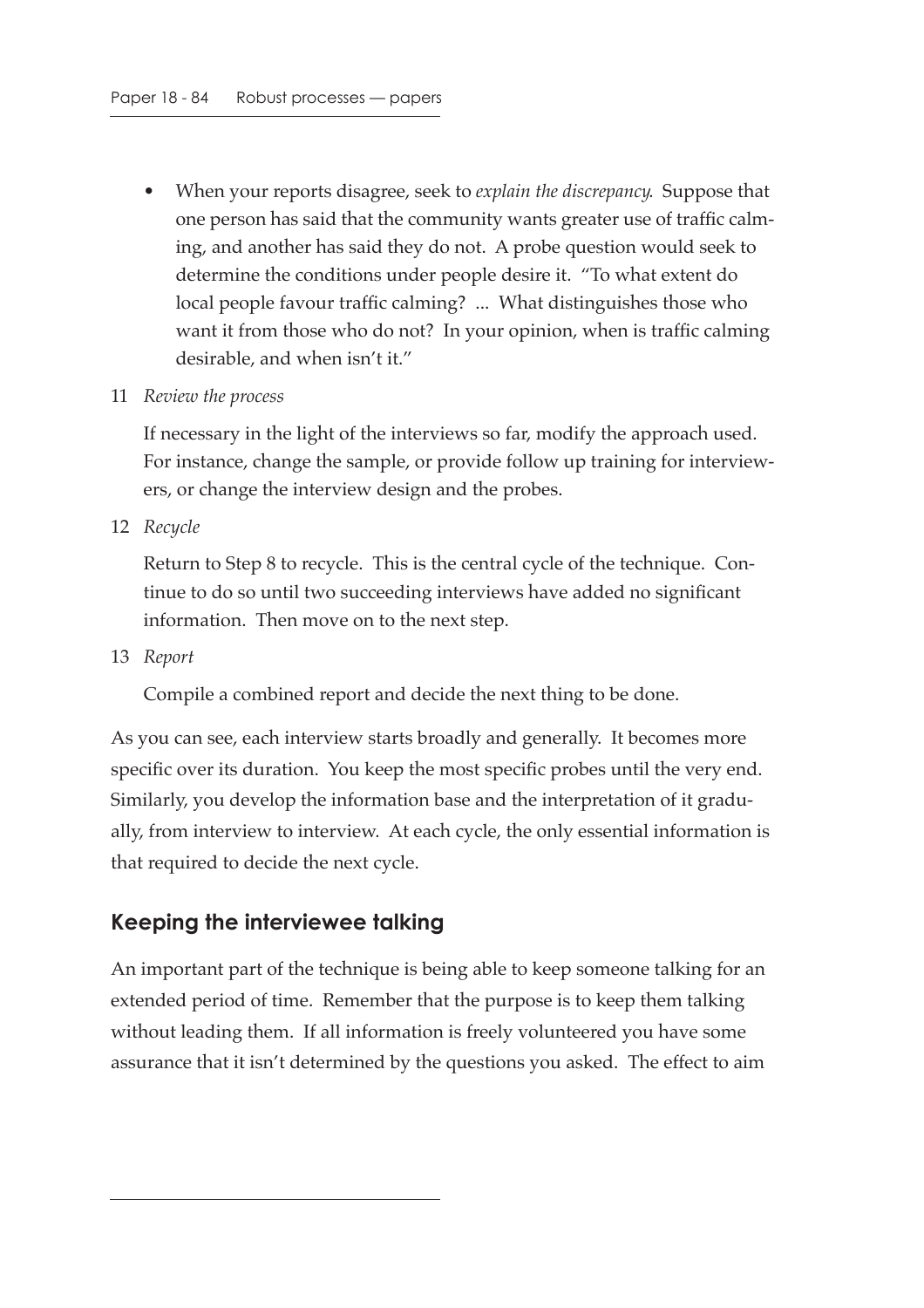- When your reports disagree, seek to *explain the discrepancy*. Suppose that one person has said that the community wants greater use of traffic calming, and another has said they do not. A probe question would seek to determine the conditions under people desire it. "To what extent do local people favour traffic calming? ... What distinguishes those who want it from those who do not? In your opinion, when is traffic calming desirable, and when isn't it."

11 *Review the process*

If necessary in the light of the interviews so far, modify the approach used. For instance, change the sample, or provide follow up training for interviewers, or change the interview design and the probes.

12 *Recycle*

Return to Step 8 to recycle. This is the central cycle of the technique. Continue to do so until two succeeding interviews have added no significant information. Then move on to the next step.

13 *Report*

Compile a combined report and decide the next thing to be done.

As you can see, each interview starts broadly and generally. It becomes more specific over its duration. You keep the most specific probes until the very end. Similarly, you develop the information base and the interpretation of it gradually, from interview to interview. At each cycle, the only essential information is that required to decide the next cycle.

## Keeping the interviewee talking

An important part of the technique is being able to keep someone talking for an extended period of time. Remember that the purpose is to keep them talking without leading them. If all information is freely volunteered you have some assurance that it isn't determined by the questions you asked. The effect to aim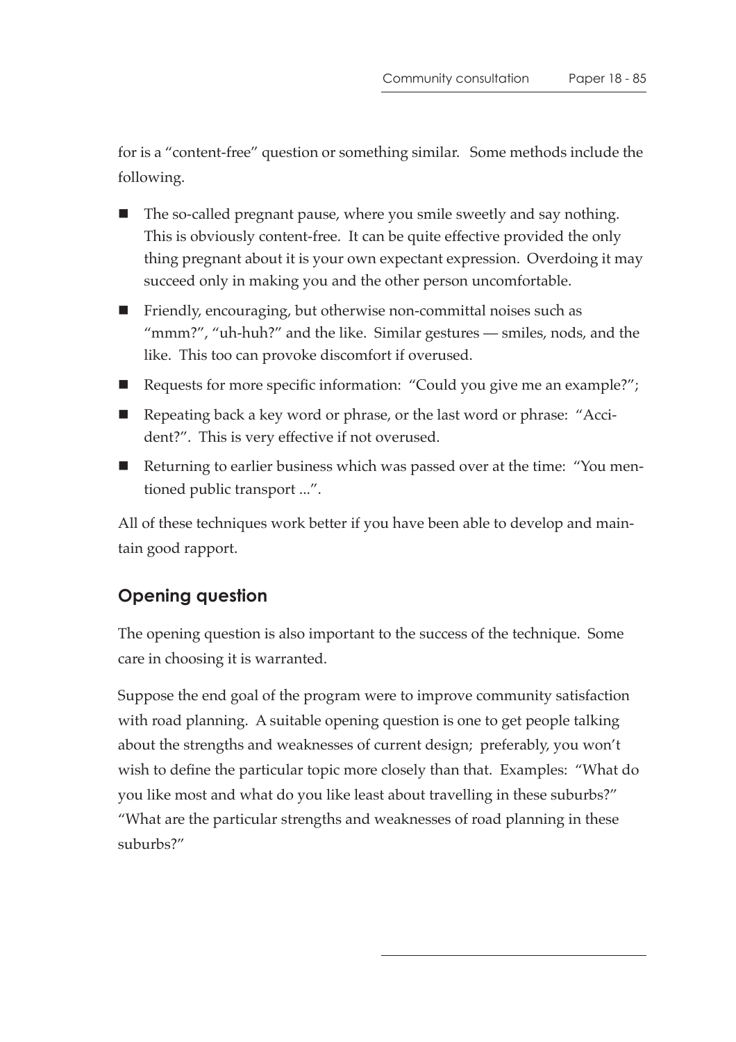for is a "content-free" question or something similar. Some methods include the following.

- The so-called pregnant pause, where you smile sweetly and say nothing. This is obviously content-free. It can be quite effective provided the only thing pregnant about it is your own expectant expression. Overdoing it may succeed only in making you and the other person uncomfortable.
- Friendly, encouraging, but otherwise non-committal noises such as "mmm?", "uh-huh?" and the like. Similar gestures — smiles, nods, and the like. This too can provoke discomfort if overused.
- Requests for more specific information: "Could you give me an example?";
- Repeating back a key word or phrase, or the last word or phrase: "Accident?". This is very effective if not overused.
- Returning to earlier business which was passed over at the time: "You mentioned public transport ...".

All of these techniques work better if you have been able to develop and maintain good rapport.

## Opening question

The opening question is also important to the success of the technique. Some care in choosing it is warranted.

Suppose the end goal of the program were to improve community satisfaction with road planning. A suitable opening question is one to get people talking about the strengths and weaknesses of current design; preferably, you won't wish to define the particular topic more closely than that. Examples: "What do you like most and what do you like least about travelling in these suburbs?" "What are the particular strengths and weaknesses of road planning in these suburbs?"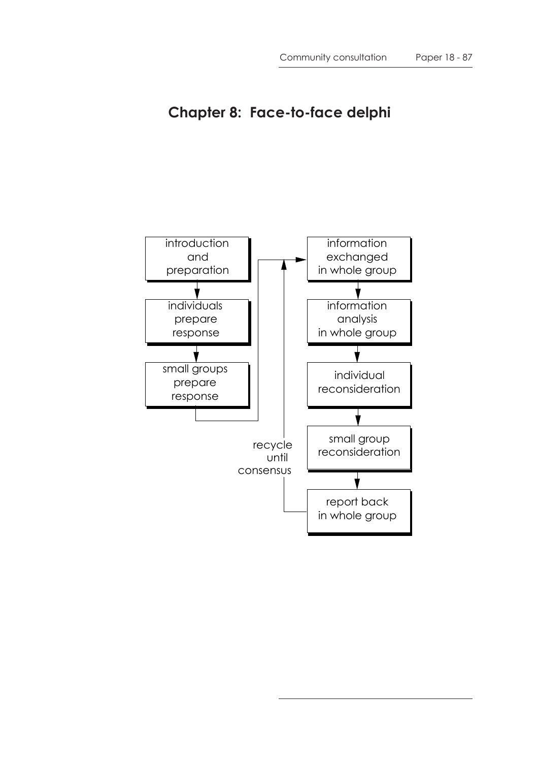# Chapter 8: Face-to-face delphi

introduction and preparation

individuals prepare response

small groups prepare response

information exchanged in whole group

information analysis in whole group

individual reconsideration

small group reconsideration

report back in whole group

recycle until consensus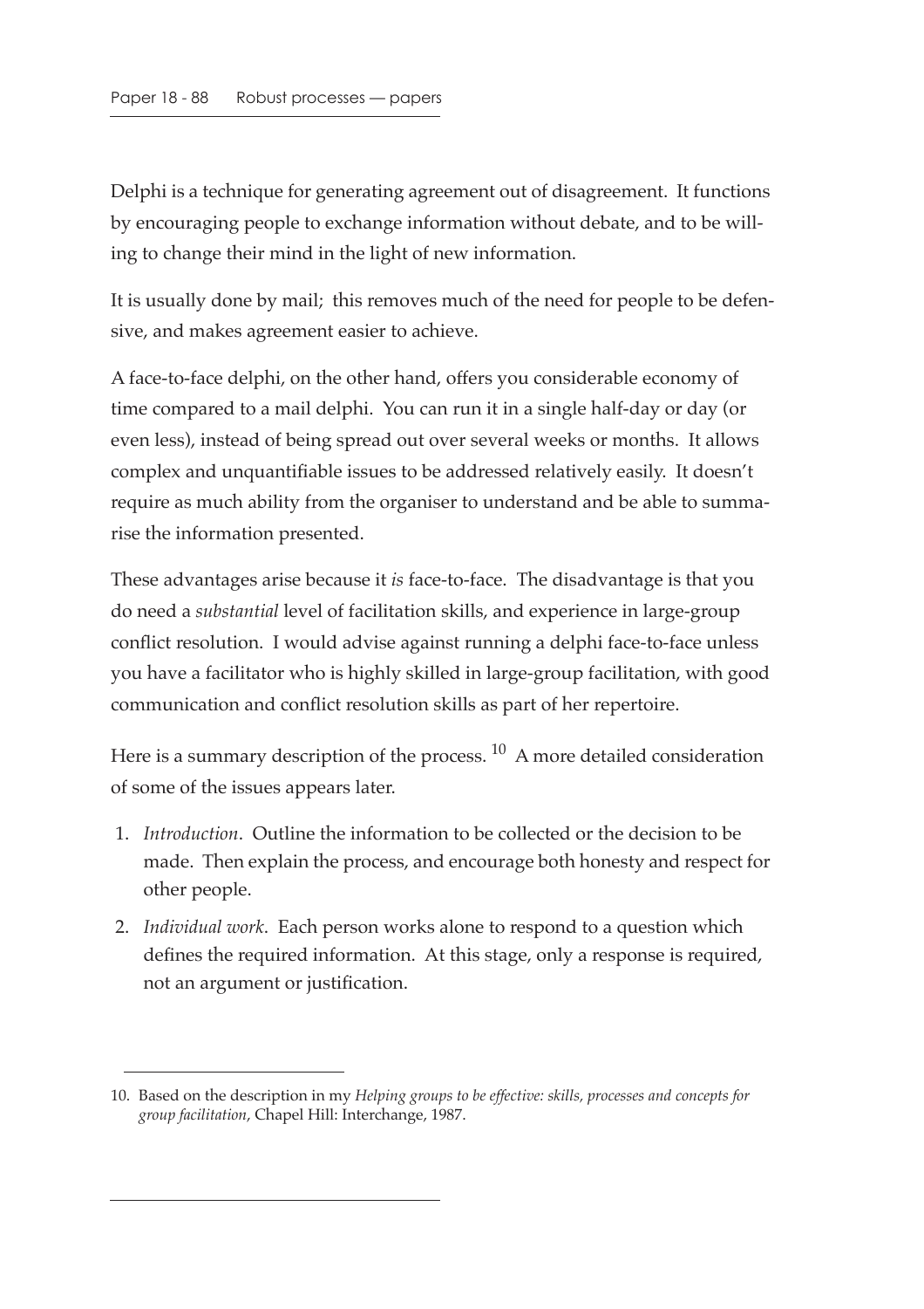Delphi is a technique for generating agreement out of disagreement. It functions by encouraging people to exchange information without debate, and to be willing to change their mind in the light of new information.

It is usually done by mail; this removes much of the need for people to be defensive, and makes agreement easier to achieve.

A face-to-face delphi, on the other hand, offers you considerable economy of time compared to a mail delphi. You can run it in a single half-day or day (or even less), instead of being spread out over several weeks or months. It allows complex and unquantifiable issues to be addressed relatively easily. It doesn't require as much ability from the organiser to understand and be able to summarise the information presented.

These advantages arise because it *is* face-to-face. The disadvantage is that you do need a *substantial* level of facilitation skills, and experience in large-group conflict resolution. I would advise against running a delphi face-to-face unless you have a facilitator who is highly skilled in large-group facilitation, with good communication and conflict resolution skills as part of her repertoire.

Here is a summary description of the process. [10] A more detailed consideration of some of the issues appears later.

1. *Introduction*. Outline the information to be collected or the decision to be made. Then explain the process, and encourage both honesty and respect for other people.
2. *Individual work*. Each person works alone to respond to a question which defines the required information. At this stage, only a response is required, not an argument or justification.

---

10. Based on the description in my *Helping groups to be effective: skills, processes and concepts for group facilitation*, Chapel Hill: Interchange, 1987.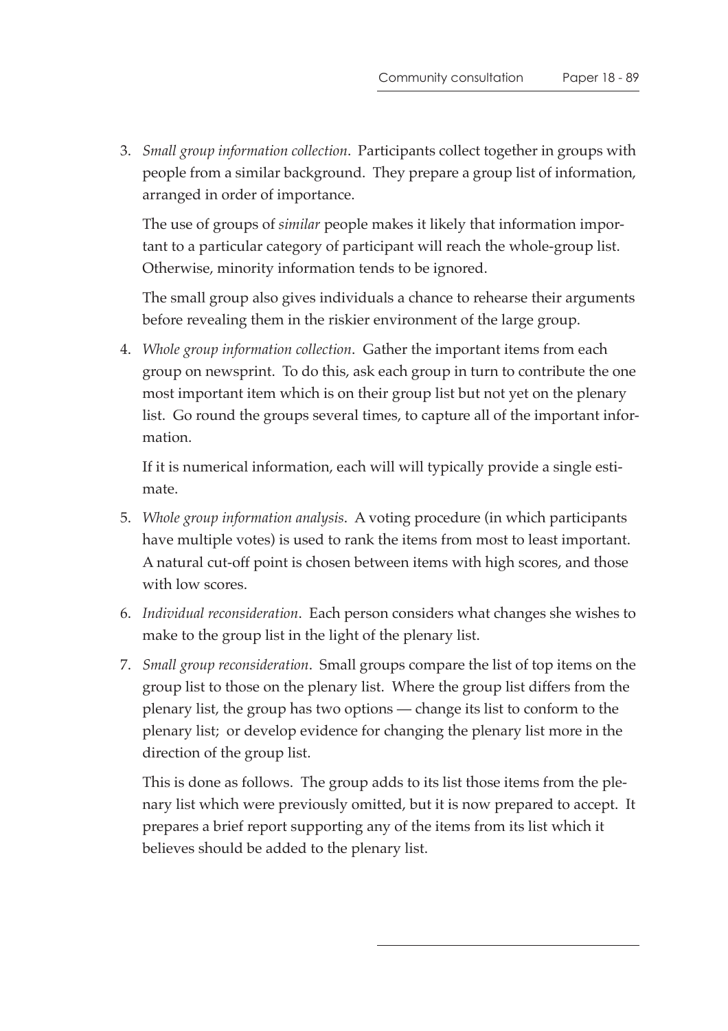3. *Small group information collection*. Participants collect together in groups with people from a similar background. They prepare a group list of information, arranged in order of importance.

   The use of groups of *similar* people makes it likely that information important to a particular category of participant will reach the whole-group list. Otherwise, minority information tends to be ignored.

   The small group also gives individuals a chance to rehearse their arguments before revealing them in the riskier environment of the large group.

4. *Whole group information collection*. Gather the important items from each group on newsprint. To do this, ask each group in turn to contribute the one most important item which is on their group list but not yet on the plenary list. Go round the groups several times, to capture all of the important information.

   If it is numerical information, each will will typically provide a single estimate.

5. *Whole group information analysis*. A voting procedure (in which participants have multiple votes) is used to rank the items from most to least important. A natural cut-off point is chosen between items with high scores, and those with low scores.

6. *Individual reconsideration*. Each person considers what changes she wishes to make to the group list in the light of the plenary list.

7. *Small group reconsideration*. Small groups compare the list of top items on the group list to those on the plenary list. Where the group list differs from the plenary list, the group has two options — change its list to conform to the plenary list; or develop evidence for changing the plenary list more in the direction of the group list.

   This is done as follows. The group adds to its list those items from the plenary list which were previously omitted, but it is now prepared to accept. It prepares a brief report supporting any of the items from its list which it believes should be added to the plenary list.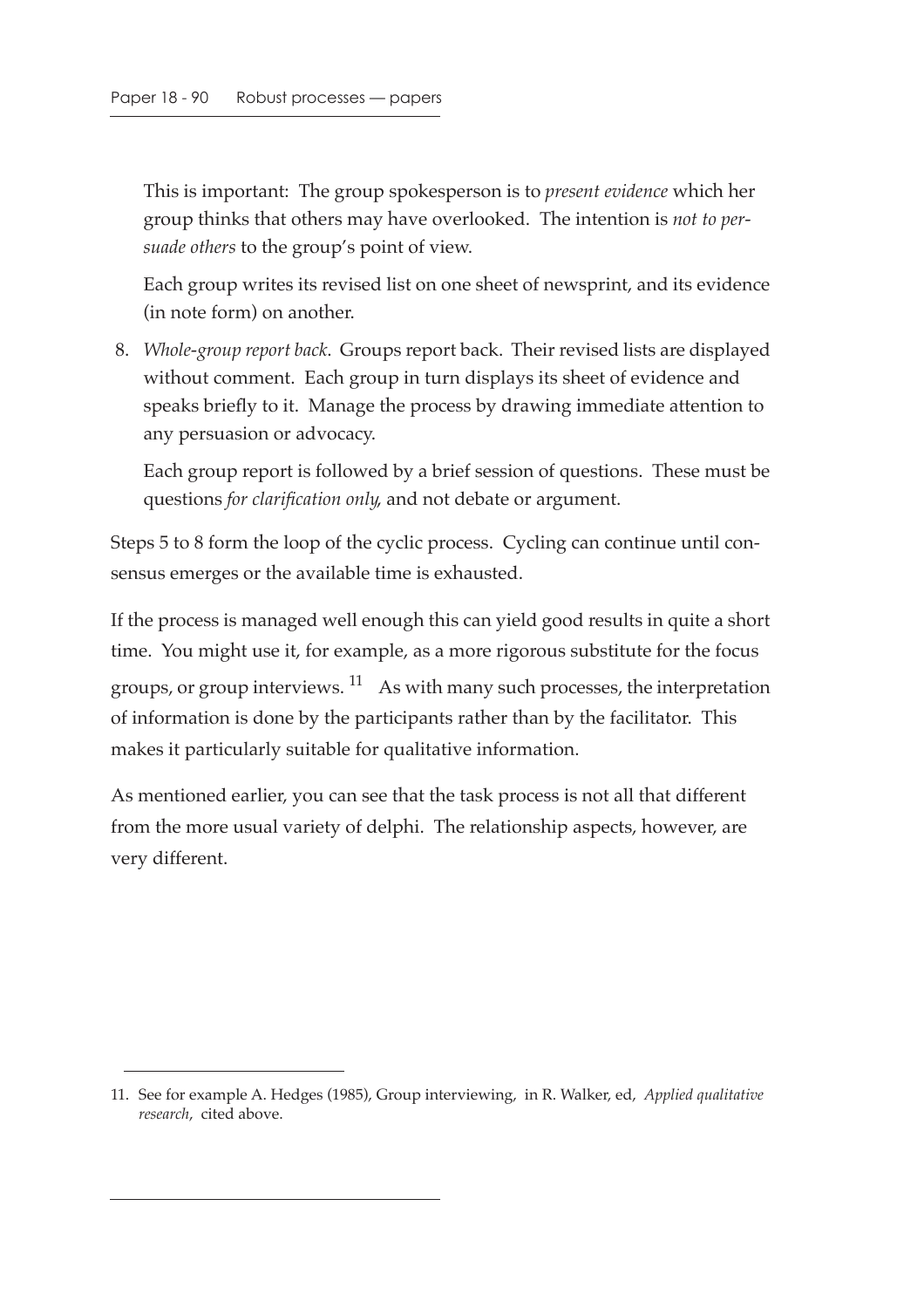This is important: The group spokesperson is to *present evidence* which her group thinks that others may have overlooked. The intention is *not to persuade others* to the group's point of view.

Each group writes its revised list on one sheet of newsprint, and its evidence (in note form) on another.

8. *Whole-group report back*. Groups report back. Their revised lists are displayed without comment. Each group in turn displays its sheet of evidence and speaks briefly to it. Manage the process by drawing immediate attention to any persuasion or advocacy.

   Each group report is followed by a brief session of questions. These must be questions *for clarification only*, and not debate or argument.

Steps 5 to 8 form the loop of the cyclic process. Cycling can continue until consensus emerges or the available time is exhausted.

If the process is managed well enough this can yield good results in quite a short time. You might use it, for example, as a more rigorous substitute for the focus groups, or group interviews. [11] As with many such processes, the interpretation of information is done by the participants rather than by the facilitator. This makes it particularly suitable for qualitative information.

As mentioned earlier, you can see that the task process is not all that different from the more usual variety of delphi. The relationship aspects, however, are very different.

---

11. See for example A. Hedges (1985), Group interviewing, in R. Walker, ed, *Applied qualitative research*, cited above.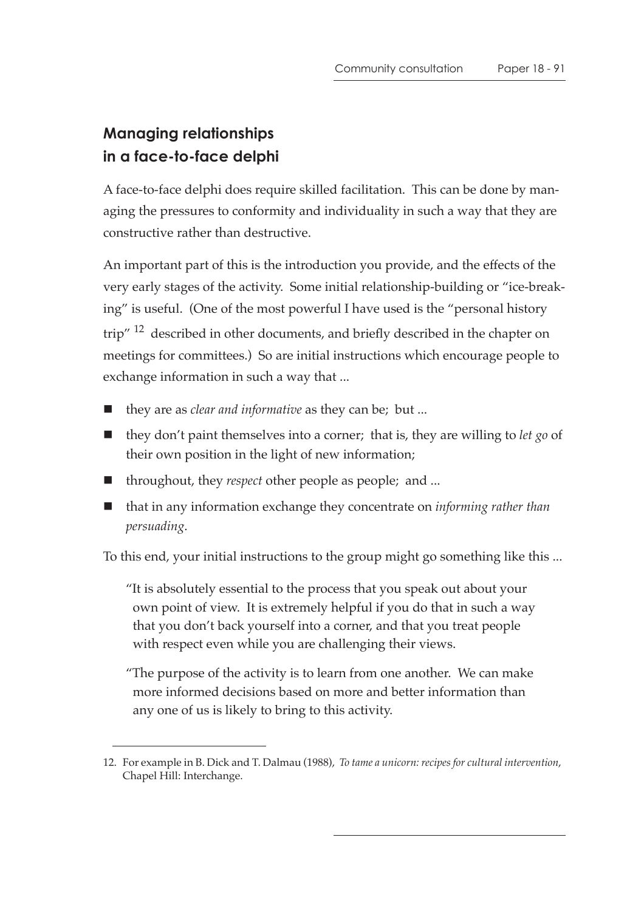## Managing relationships in a face-to-face delphi

A face-to-face delphi does require skilled facilitation. This can be done by managing the pressures to conformity and individuality in such a way that they are constructive rather than destructive.

An important part of this is the introduction you provide, and the effects of the very early stages of the activity. Some initial relationship-building or "ice-breaking" is useful. (One of the most powerful I have used is the "personal history trip" [12] described in other documents, and briefly described in the chapter on meetings for committees.) So are initial instructions which encourage people to exchange information in such a way that ...

- they are as *clear and informative* as they can be; but ...
- they don't paint themselves into a corner; that is, they are willing to *let go* of their own position in the light of new information;
- throughout, they *respect* other people as people; and ...
- that in any information exchange they concentrate on *informing rather than persuading*.

To this end, your initial instructions to the group might go something like this ...

> "It is absolutely essential to the process that you speak out about your own point of view. It is extremely helpful if you do that in such a way that you don't back yourself into a corner, and that you treat people with respect even while you are challenging their views.
>
> "The purpose of the activity is to learn from one another. We can make more informed decisions based on more and better information than any one of us is likely to bring to this activity.

---

12. For example in B. Dick and T. Dalmau (1988), *To tame a unicorn: recipes for cultural intervention*, Chapel Hill: Interchange.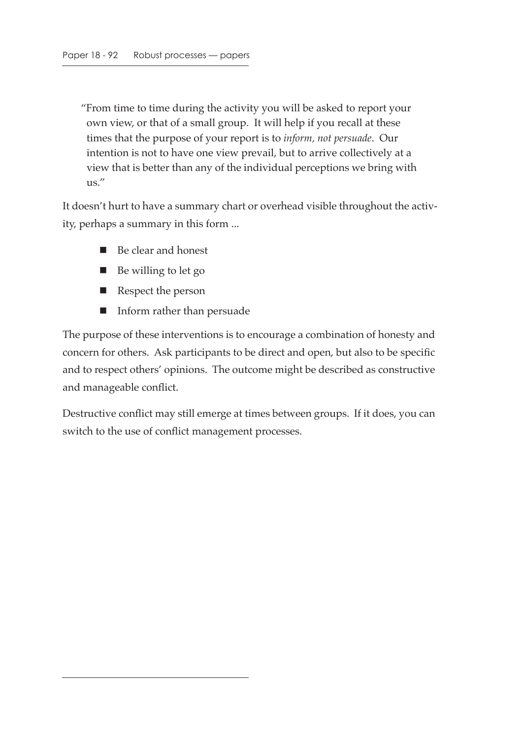"From time to time during the activity you will be asked to report your own view, or that of a small group. It will help if you recall at these times that the purpose of your report is to *inform, not persuade*. Our intention is not to have one view prevail, but to arrive collectively at a view that is better than any of the individual perceptions we bring with us."

It doesn't hurt to have a summary chart or overhead visible throughout the activity, perhaps a summary in this form ...

- Be clear and honest
- Be willing to let go
- Respect the person
- Inform rather than persuade

The purpose of these interventions is to encourage a combination of honesty and concern for others. Ask participants to be direct and open, but also to be specific and to respect others' opinions. The outcome might be described as constructive and manageable conflict.

Destructive conflict may still emerge at times between groups. If it does, you can switch to the use of conflict management processes.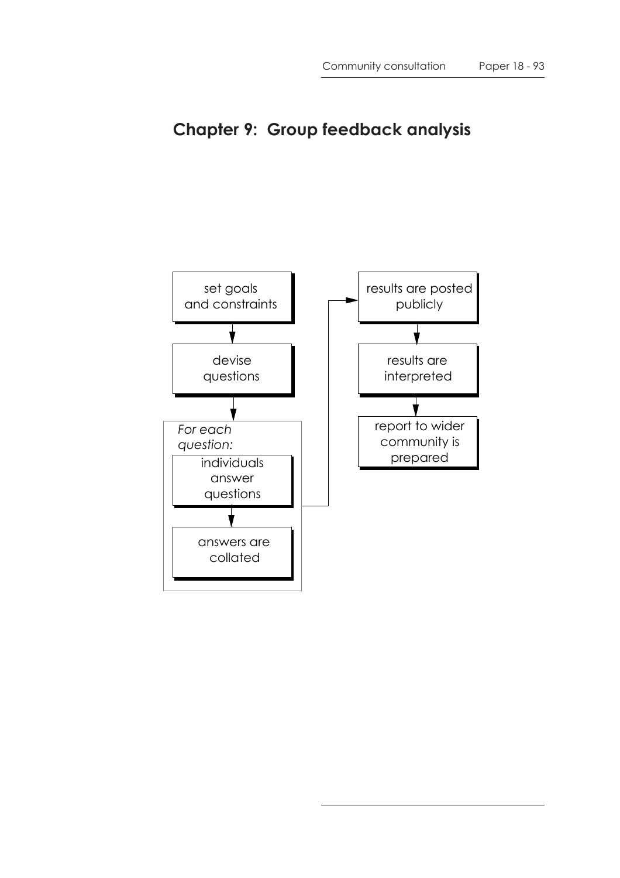# Chapter 9: Group feedback analysis

set goals and constraints

devise questions

*For each question:*

individuals answer questions

answers are collated

results are posted publicly

results are interpreted

report to wider community is prepared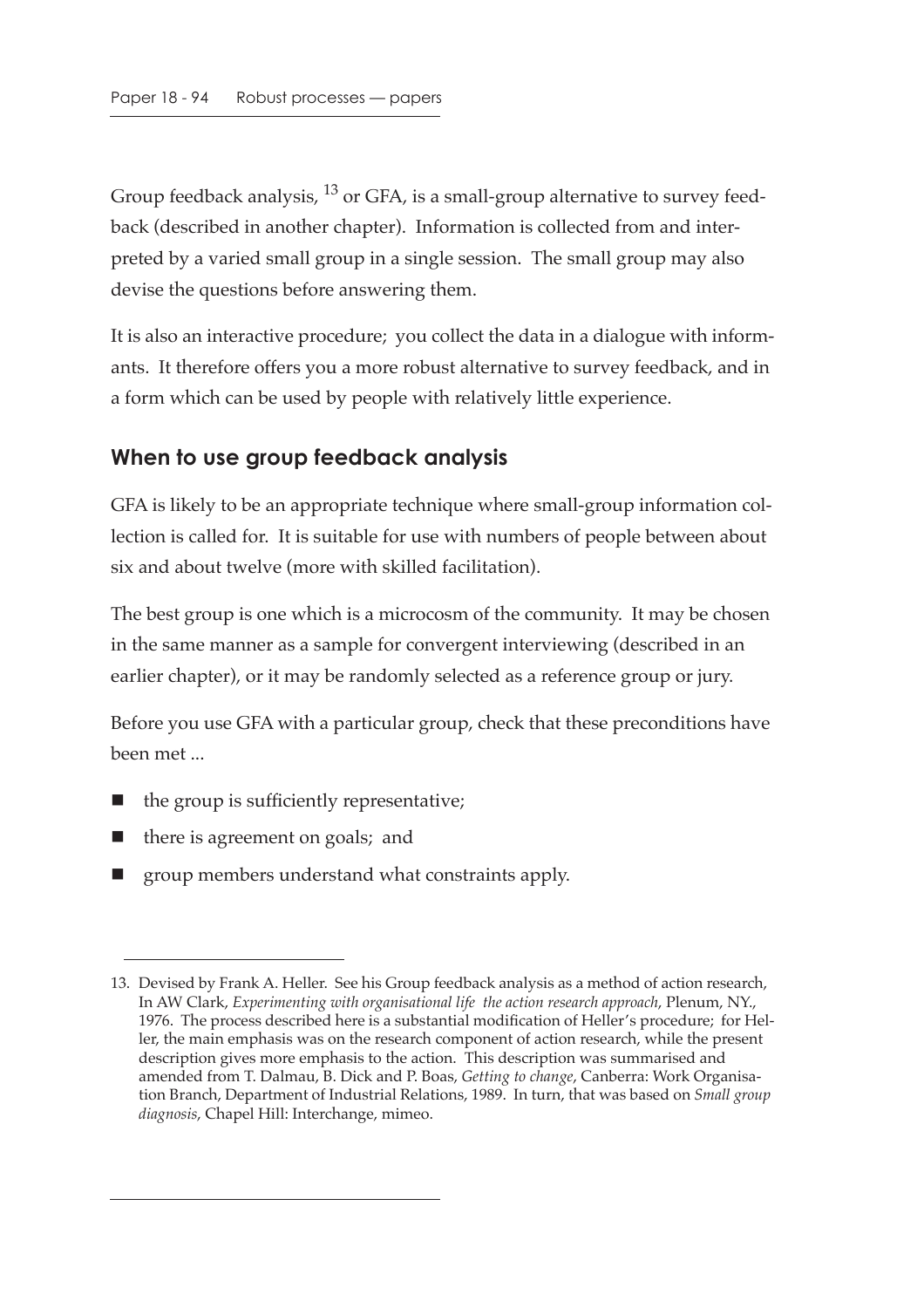Group feedback analysis, [13] or GFA, is a small-group alternative to survey feedback (described in another chapter). Information is collected from and interpreted by a varied small group in a single session. The small group may also devise the questions before answering them.

It is also an interactive procedure; you collect the data in a dialogue with informants. It therefore offers you a more robust alternative to survey feedback, and in a form which can be used by people with relatively little experience.

## When to use group feedback analysis

GFA is likely to be an appropriate technique where small-group information collection is called for. It is suitable for use with numbers of people between about six and about twelve (more with skilled facilitation).

The best group is one which is a microcosm of the community. It may be chosen in the same manner as a sample for convergent interviewing (described in an earlier chapter), or it may be randomly selected as a reference group or jury.

Before you use GFA with a particular group, check that these preconditions have been met ...

- the group is sufficiently representative;
- there is agreement on goals; and
- group members understand what constraints apply.

---

13. Devised by Frank A. Heller. See his Group feedback analysis as a method of action research, In AW Clark, *Experimenting with organisational life the action research approach*, Plenum, NY., 1976. The process described here is a substantial modification of Heller's procedure; for Heller, the main emphasis was on the research component of action research, while the present description gives more emphasis to the action. This description was summarised and amended from T. Dalmau, B. Dick and P. Boas, *Getting to change*, Canberra: Work Organisation Branch, Department of Industrial Relations, 1989. In turn, that was based on *Small group diagnosis*, Chapel Hill: Interchange, mimeo.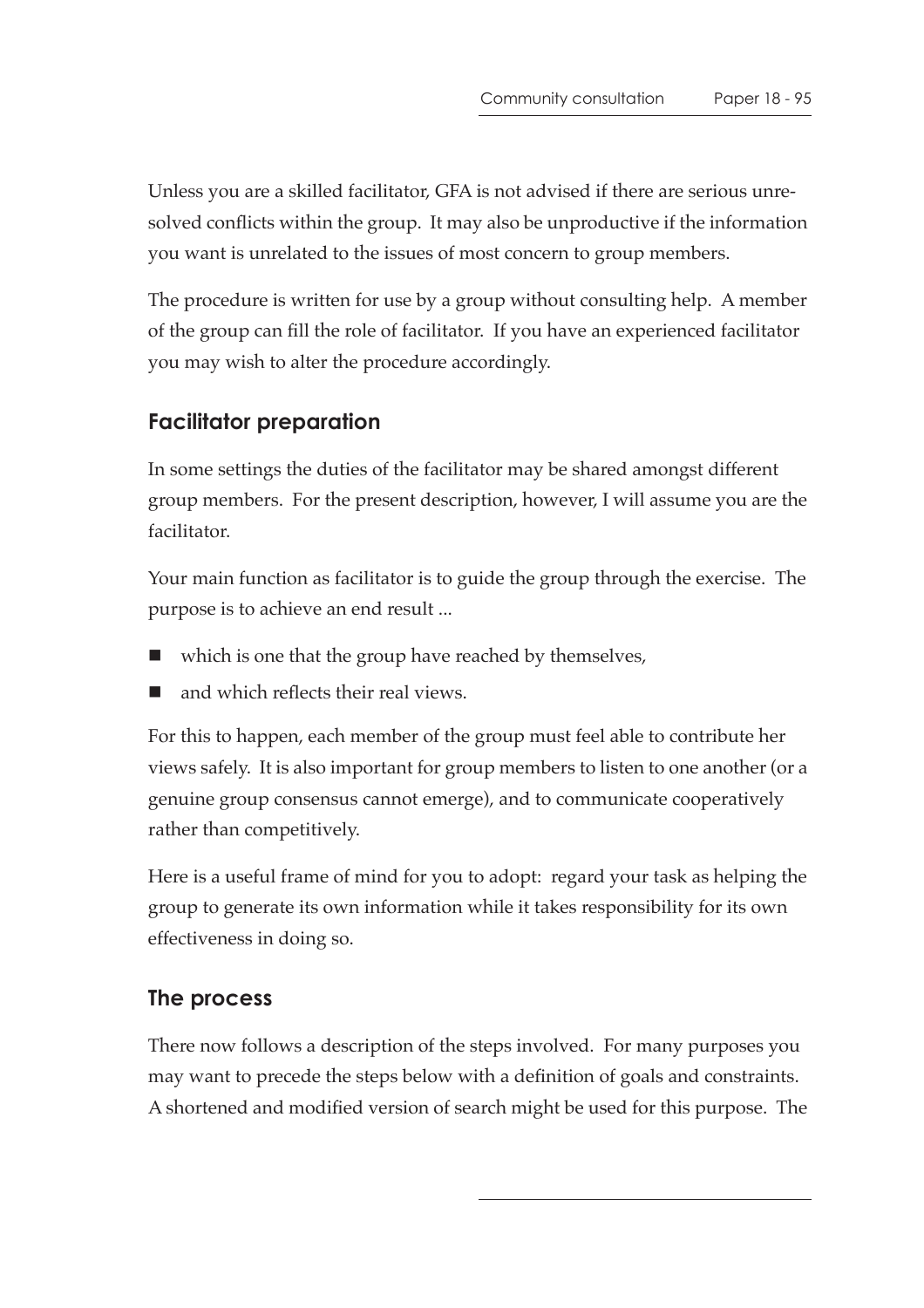Unless you are a skilled facilitator, GFA is not advised if there are serious unresolved conflicts within the group. It may also be unproductive if the information you want is unrelated to the issues of most concern to group members.

The procedure is written for use by a group without consulting help. A member of the group can fill the role of facilitator. If you have an experienced facilitator you may wish to alter the procedure accordingly.

### Facilitator preparation

In some settings the duties of the facilitator may be shared amongst different group members. For the present description, however, I will assume you are the facilitator.

Your main function as facilitator is to guide the group through the exercise. The purpose is to achieve an end result ...

- which is one that the group have reached by themselves,
- and which reflects their real views.

For this to happen, each member of the group must feel able to contribute her views safely. It is also important for group members to listen to one another (or a genuine group consensus cannot emerge), and to communicate cooperatively rather than competitively.

Here is a useful frame of mind for you to adopt: regard your task as helping the group to generate its own information while it takes responsibility for its own effectiveness in doing so.

### The process

There now follows a description of the steps involved. For many purposes you may want to precede the steps below with a definition of goals and constraints. A shortened and modified version of search might be used for this purpose. The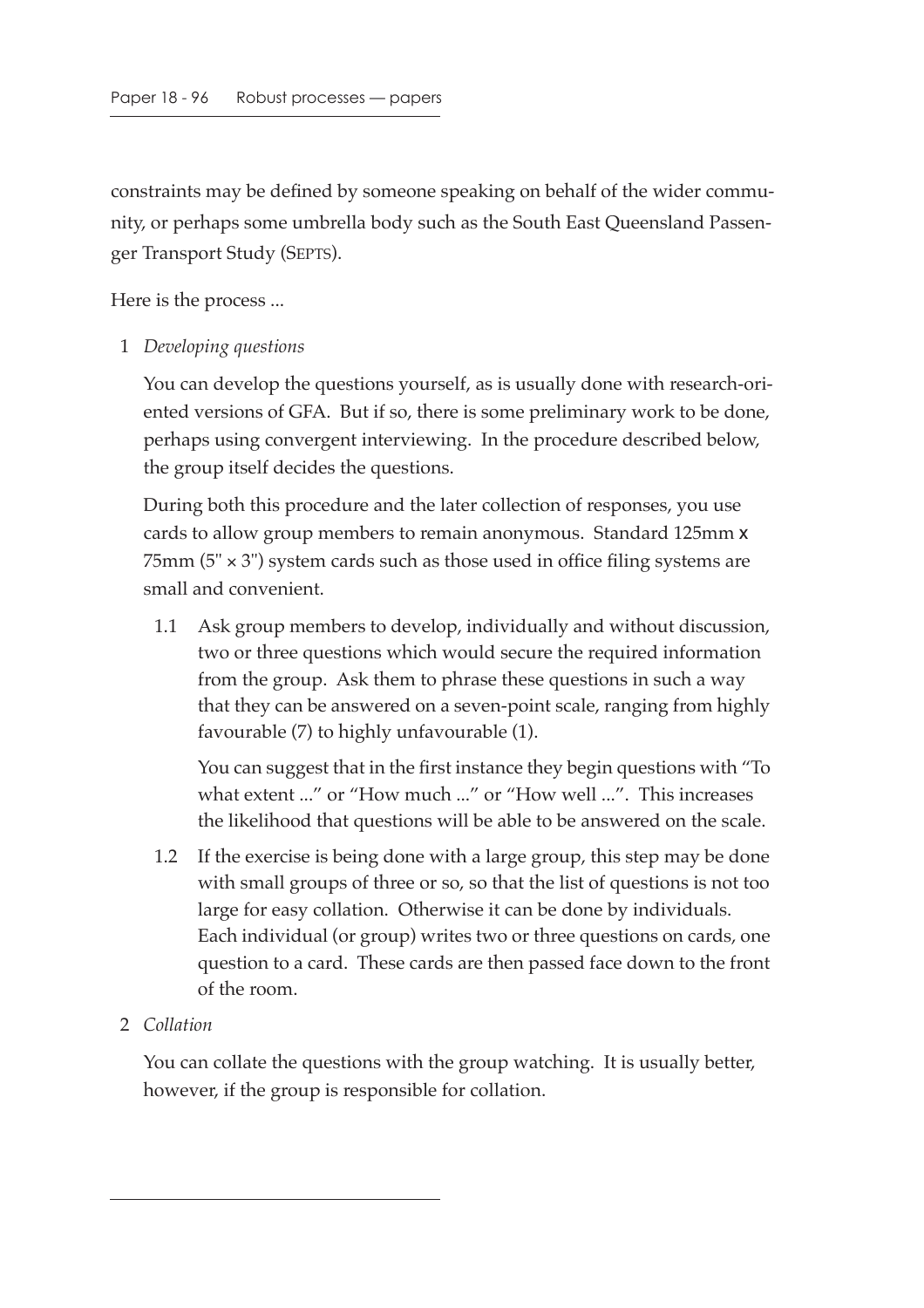constraints may be defined by someone speaking on behalf of the wider community, or perhaps some umbrella body such as the South East Queensland Passenger Transport Study (SEPTS).

Here is the process ...

1 *Developing questions*

   You can develop the questions yourself, as is usually done with research-oriented versions of GFA. But if so, there is some preliminary work to be done, perhaps using convergent interviewing. In the procedure described below, the group itself decides the questions.

   During both this procedure and the later collection of responses, you use cards to allow group members to remain anonymous. Standard 125mm x 75mm (5" × 3") system cards such as those used in office filing systems are small and convenient.

   1.1 Ask group members to develop, individually and without discussion, two or three questions which would secure the required information from the group. Ask them to phrase these questions in such a way that they can be answered on a seven-point scale, ranging from highly favourable (7) to highly unfavourable (1).

   You can suggest that in the first instance they begin questions with "To what extent ..." or "How much ..." or "How well ...". This increases the likelihood that questions will be able to be answered on the scale.

   1.2 If the exercise is being done with a large group, this step may be done with small groups of three or so, so that the list of questions is not too large for easy collation. Otherwise it can be done by individuals. Each individual (or group) writes two or three questions on cards, one question to a card. These cards are then passed face down to the front of the room.

2 *Collation*

   You can collate the questions with the group watching. It is usually better, however, if the group is responsible for collation.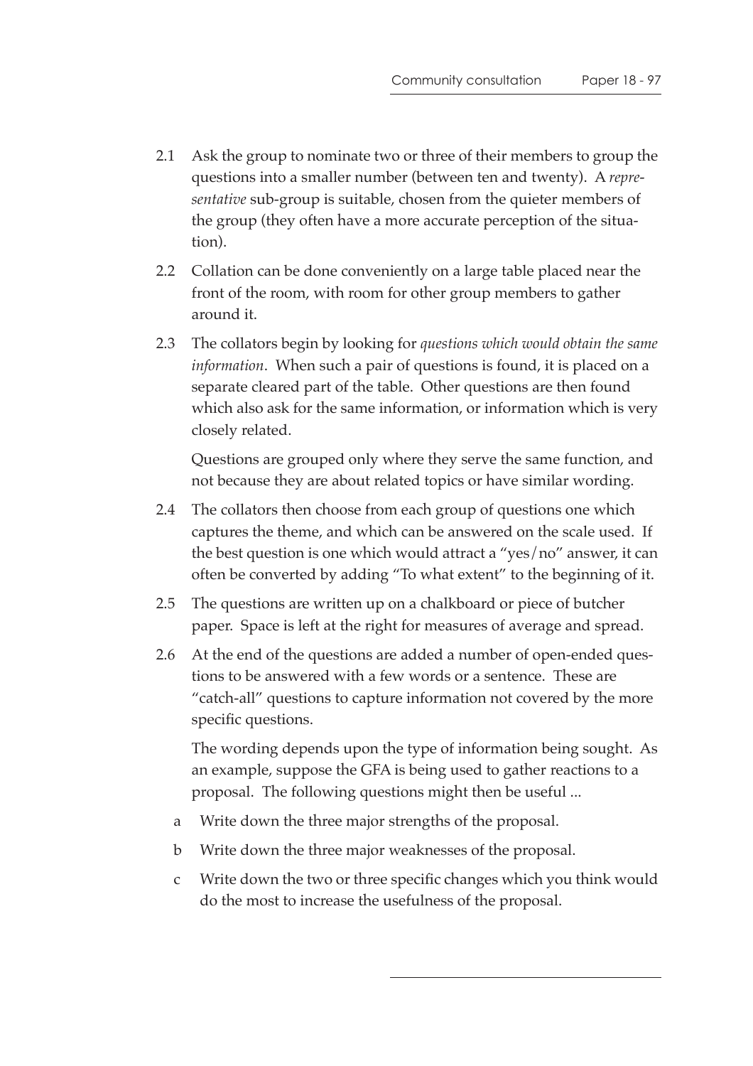2.1 Ask the group to nominate two or three of their members to group the questions into a smaller number (between ten and twenty). A *representative* sub-group is suitable, chosen from the quieter members of the group (they often have a more accurate perception of the situation).

2.2 Collation can be done conveniently on a large table placed near the front of the room, with room for other group members to gather around it.

2.3 The collators begin by looking for *questions which would obtain the same information*. When such a pair of questions is found, it is placed on a separate cleared part of the table. Other questions are then found which also ask for the same information, or information which is very closely related.

   Questions are grouped only where they serve the same function, and not because they are about related topics or have similar wording.

2.4 The collators then choose from each group of questions one which captures the theme, and which can be answered on the scale used. If the best question is one which would attract a "yes/no" answer, it can often be converted by adding "To what extent" to the beginning of it.

2.5 The questions are written up on a chalkboard or piece of butcher paper. Space is left at the right for measures of average and spread.

2.6 At the end of the questions are added a number of open-ended questions to be answered with a few words or a sentence. These are "catch-all" questions to capture information not covered by the more specific questions.

   The wording depends upon the type of information being sought. As an example, suppose the GFA is being used to gather reactions to a proposal. The following questions might then be useful ...

   a Write down the three major strengths of the proposal.

   b Write down the three major weaknesses of the proposal.

   c Write down the two or three specific changes which you think would do the most to increase the usefulness of the proposal.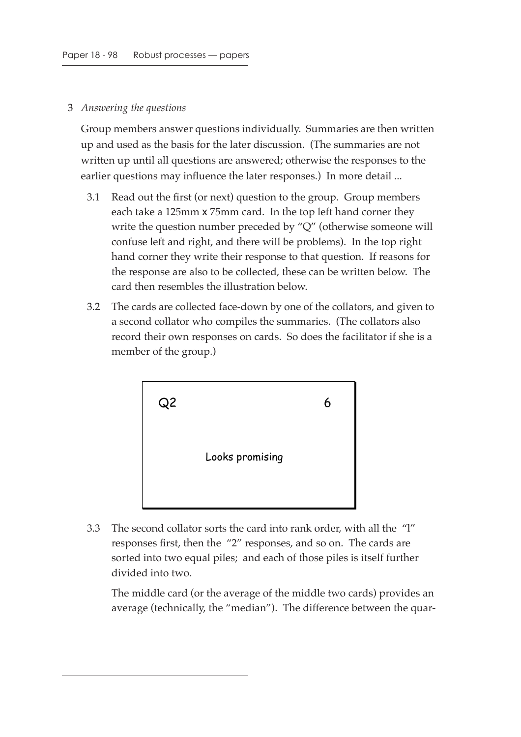3 *Answering the questions*

Group members answer questions individually. Summaries are then written up and used as the basis for the later discussion. (The summaries are not written up until all questions are answered; otherwise the responses to the earlier questions may influence the later responses.) In more detail ...

3.1 Read out the first (or next) question to the group. Group members each take a 125mm x 75mm card. In the top left hand corner they write the question number preceded by "Q" (otherwise someone will confuse left and right, and there will be problems). In the top right hand corner they write their response to that question. If reasons for the response are also to be collected, these can be written below. The card then resembles the illustration below.

3.2 The cards are collected face-down by one of the collators, and given to a second collator who compiles the summaries. (The collators also record their own responses on cards. So does the facilitator if she is a member of the group.)

```
Q2                          6

       Looks promising
```

3.3 The second collator sorts the card into rank order, with all the "1" responses first, then the "2" responses, and so on. The cards are sorted into two equal piles; and each of those piles is itself further divided into two.

The middle card (or the average of the middle two cards) provides an average (technically, the "median"). The difference between the quar-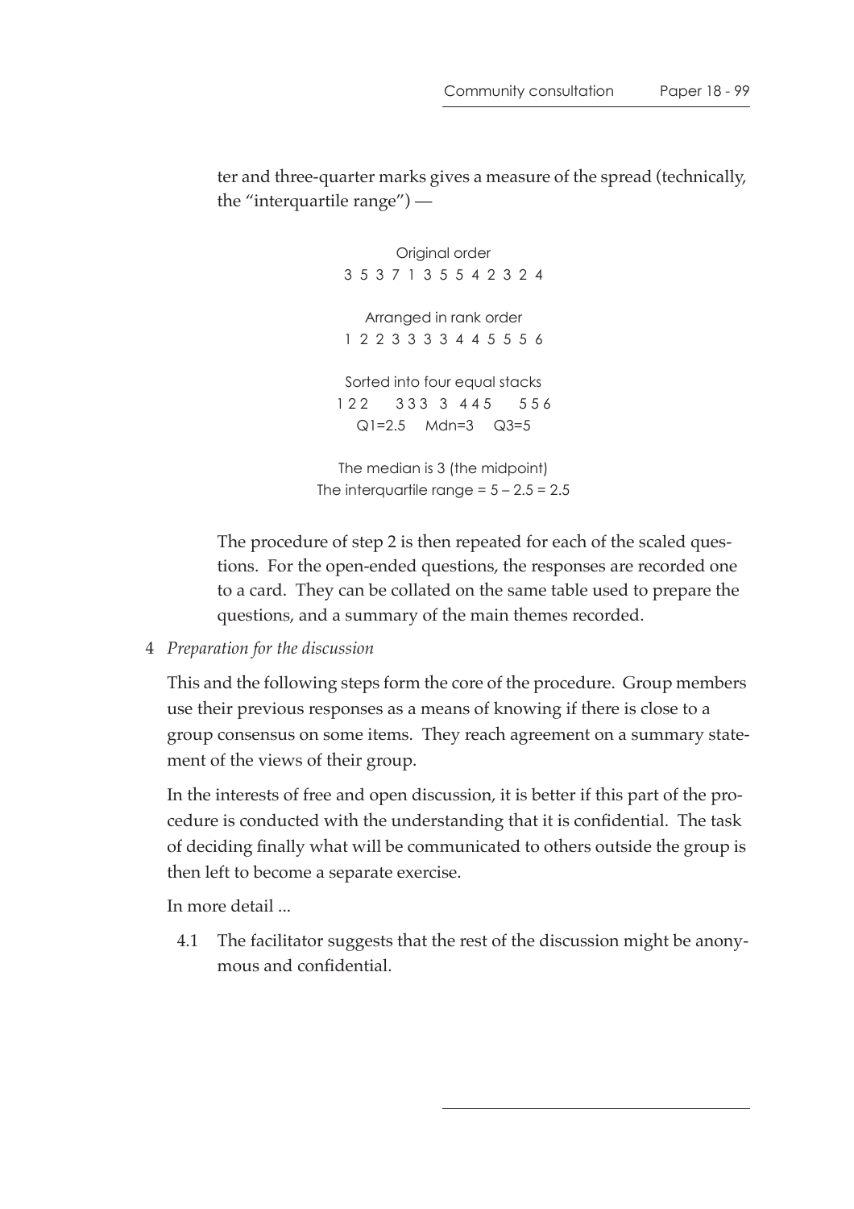ter and three-quarter marks gives a measure of the spread (technically, the "interquartile range") —

Original order  
3 5 3 7 1 3 5 5 4 2 3 2 4

Arranged in rank order  
1 2 2 3 3 3 3 4 4 5 5 5 6

Sorted into four equal stacks  
1 2 2 &nbsp;&nbsp;&nbsp; 3 3 3 &nbsp; 3 &nbsp; 4 4 5 &nbsp;&nbsp;&nbsp; 5 5 6  
Q1=2.5 &nbsp;&nbsp; Mdn=3 &nbsp;&nbsp; Q3=5

The median is 3 (the midpoint)  
The interquartile range = 5 – 2.5 = 2.5

The procedure of step 2 is then repeated for each of the scaled questions. For the open-ended questions, the responses are recorded one to a card. They can be collated on the same table used to prepare the questions, and a summary of the main themes recorded.

4 *Preparation for the discussion*

This and the following steps form the core of the procedure. Group members use their previous responses as a means of knowing if there is close to a group consensus on some items. They reach agreement on a summary statement of the views of their group.

In the interests of free and open discussion, it is better if this part of the procedure is conducted with the understanding that it is confidential. The task of deciding finally what will be communicated to others outside the group is then left to become a separate exercise.

In more detail ...

4.1 The facilitator suggests that the rest of the discussion might be anonymous and confidential.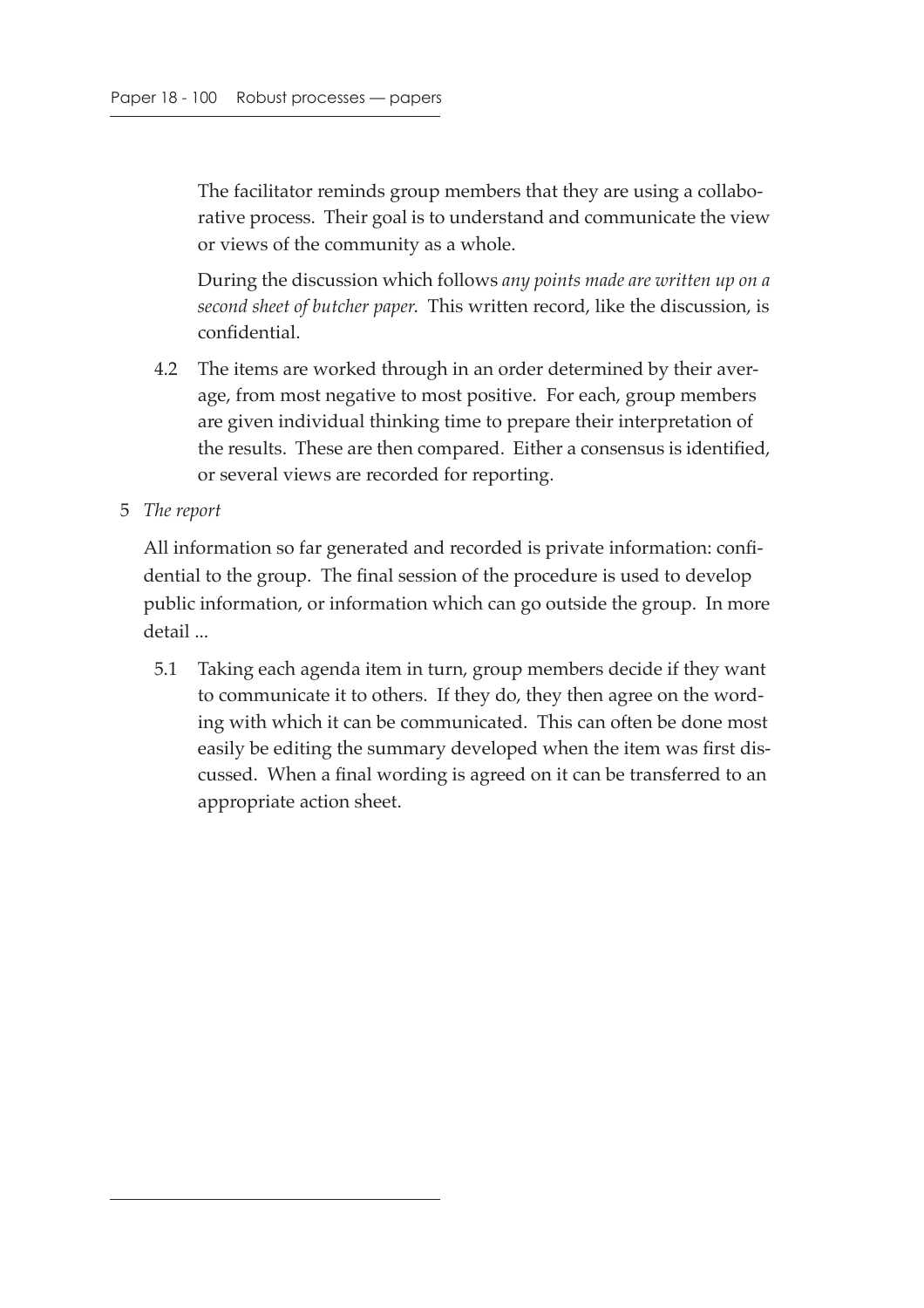The facilitator reminds group members that they are using a collaborative process. Their goal is to understand and communicate the view or views of the community as a whole.

During the discussion which follows *any points made are written up on a second sheet of butcher paper*. This written record, like the discussion, is confidential.

4.2 The items are worked through in an order determined by their average, from most negative to most positive. For each, group members are given individual thinking time to prepare their interpretation of the results. These are then compared. Either a consensus is identified, or several views are recorded for reporting.

5 *The report*

All information so far generated and recorded is private information: confidential to the group. The final session of the procedure is used to develop public information, or information which can go outside the group. In more detail ...

5.1 Taking each agenda item in turn, group members decide if they want to communicate it to others. If they do, they then agree on the wording with which it can be communicated. This can often be done most easily be editing the summary developed when the item was first discussed. When a final wording is agreed on it can be transferred to an appropriate action sheet.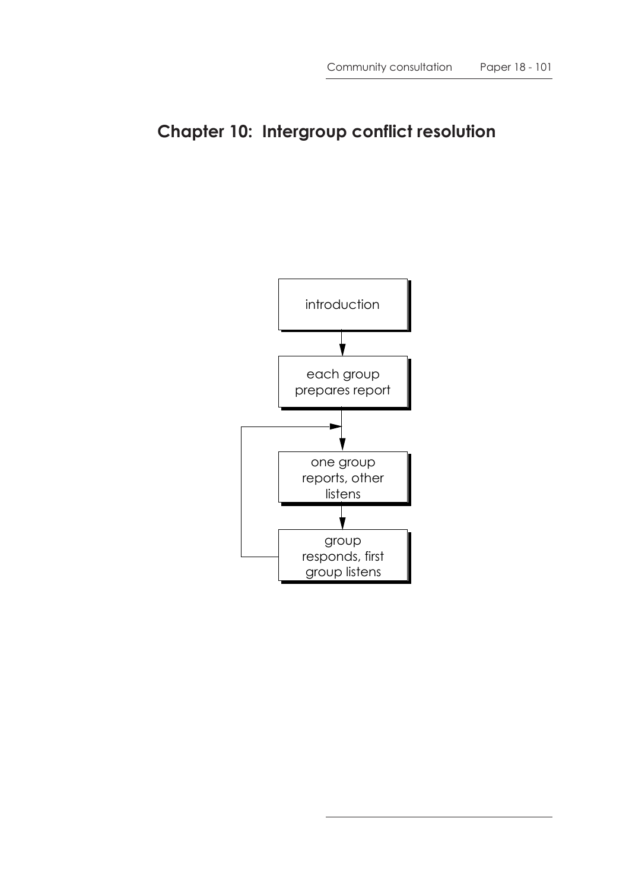# Chapter 10: Intergroup conflict resolution

introduction

each group prepares report

one group reports, other listens

group responds, first group listens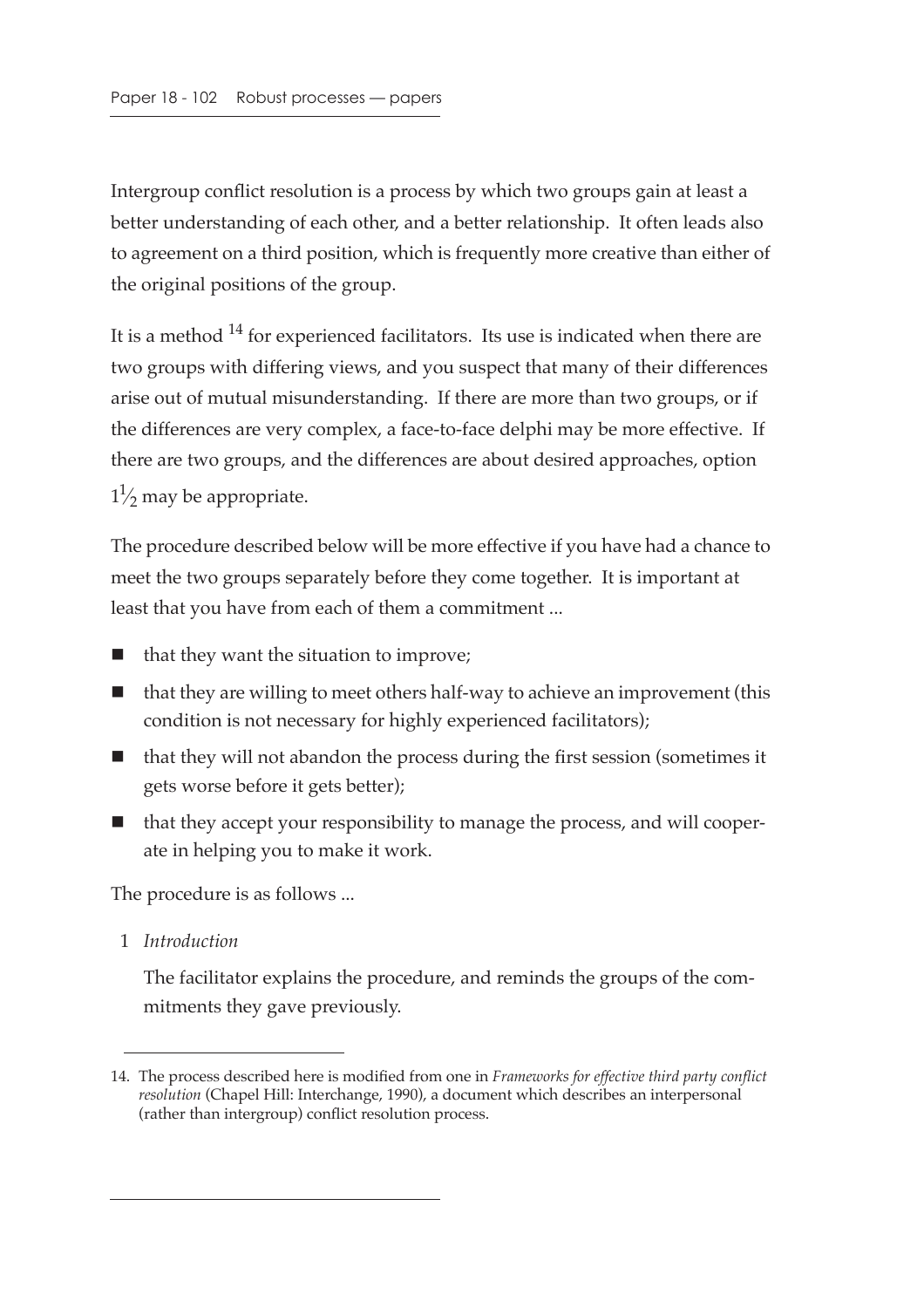Intergroup conflict resolution is a process by which two groups gain at least a better understanding of each other, and a better relationship. It often leads also to agreement on a third position, which is frequently more creative than either of the original positions of the group.

It is a method [14] for experienced facilitators. Its use is indicated when there are two groups with differing views, and you suspect that many of their differences arise out of mutual misunderstanding. If there are more than two groups, or if the differences are very complex, a face-to-face delphi may be more effective. If there are two groups, and the differences are about desired approaches, option $1\frac{1}{2}$ may be appropriate.

The procedure described below will be more effective if you have had a chance to meet the two groups separately before they come together. It is important at least that you have from each of them a commitment ...

- that they want the situation to improve;
- that they are willing to meet others half-way to achieve an improvement (this condition is not necessary for highly experienced facilitators);
- that they will not abandon the process during the first session (sometimes it gets worse before it gets better);
- that they accept your responsibility to manage the process, and will cooperate in helping you to make it work.

The procedure is as follows ...

1 *Introduction*

The facilitator explains the procedure, and reminds the groups of the commitments they gave previously.

---

14. The process described here is modified from one in *Frameworks for effective third party conflict resolution* (Chapel Hill: Interchange, 1990), a document which describes an interpersonal (rather than intergroup) conflict resolution process.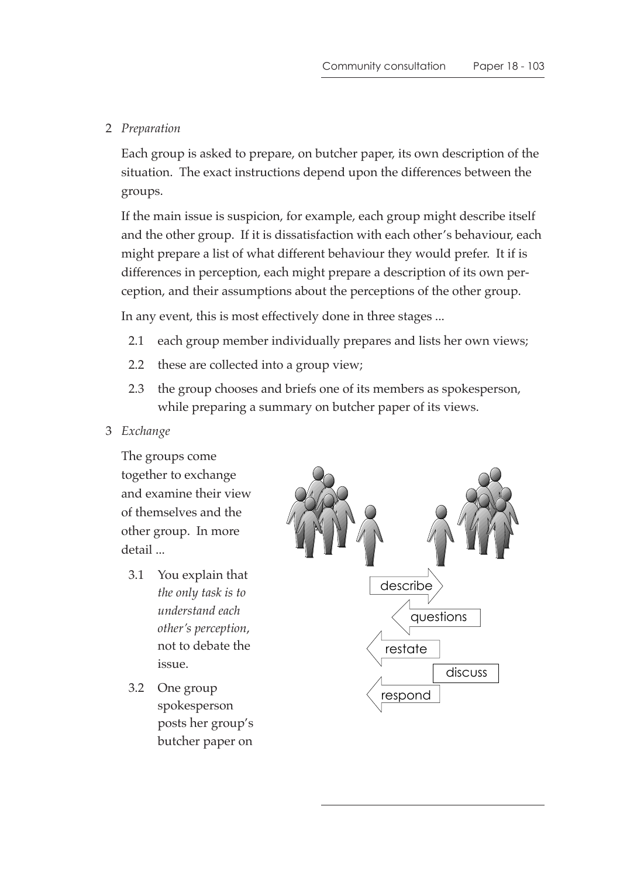2 *Preparation*

Each group is asked to prepare, on butcher paper, its own description of the situation. The exact instructions depend upon the differences between the groups.

If the main issue is suspicion, for example, each group might describe itself and the other group. If it is dissatisfaction with each other's behaviour, each might prepare a list of what different behaviour they would prefer. It if is differences in perception, each might prepare a description of its own perception, and their assumptions about the perceptions of the other group.

In any event, this is most effectively done in three stages ...

2.1 each group member individually prepares and lists her own views;

2.2 these are collected into a group view;

2.3 the group chooses and briefs one of its members as spokesperson, while preparing a summary on butcher paper of its views.

3 *Exchange*

The groups come together to exchange and examine their view of themselves and the other group. In more detail ...

3.1 You explain that *the only task is to understand each other's perception*, not to debate the issue.

3.2 One group spokesperson posts her group's butcher paper on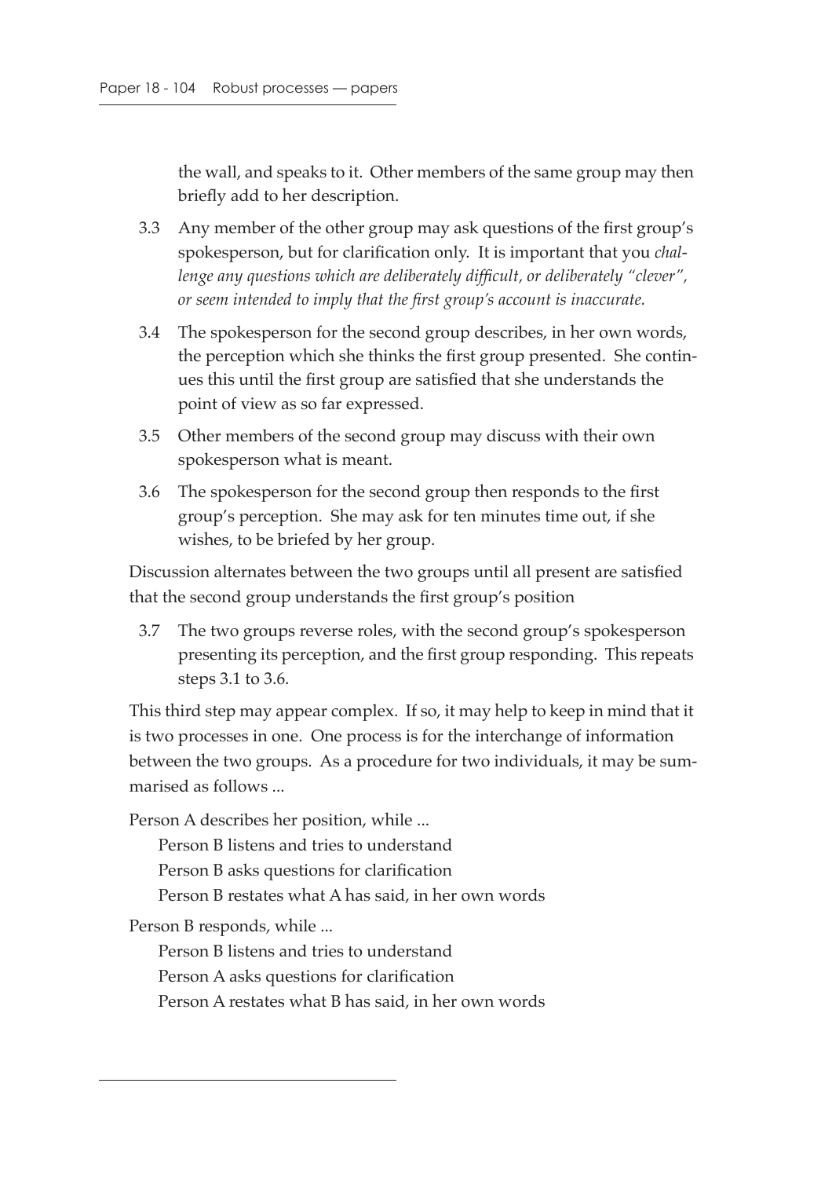the wall, and speaks to it. Other members of the same group may then briefly add to her description.

3.3 Any member of the other group may ask questions of the first group's spokesperson, but for clarification only. It is important that you *challenge any questions which are deliberately difficult, or deliberately "clever", or seem intended to imply that the first group's account is inaccurate.*

3.4 The spokesperson for the second group describes, in her own words, the perception which she thinks the first group presented. She continues this until the first group are satisfied that she understands the point of view as so far expressed.

3.5 Other members of the second group may discuss with their own spokesperson what is meant.

3.6 The spokesperson for the second group then responds to the first group's perception. She may ask for ten minutes time out, if she wishes, to be briefed by her group.

Discussion alternates between the two groups until all present are satisfied that the second group understands the first group's position

3.7 The two groups reverse roles, with the second group's spokesperson presenting its perception, and the first group responding. This repeats steps 3.1 to 3.6.

This third step may appear complex. If so, it may help to keep in mind that it is two processes in one. One process is for the interchange of information between the two groups. As a procedure for two individuals, it may be summarised as follows ...

Person A describes her position, while ...

Person B listens and tries to understand
Person B asks questions for clarification
Person B restates what A has said, in her own words

Person B responds, while ...

Person B listens and tries to understand
Person A asks questions for clarification
Person A restates what B has said, in her own words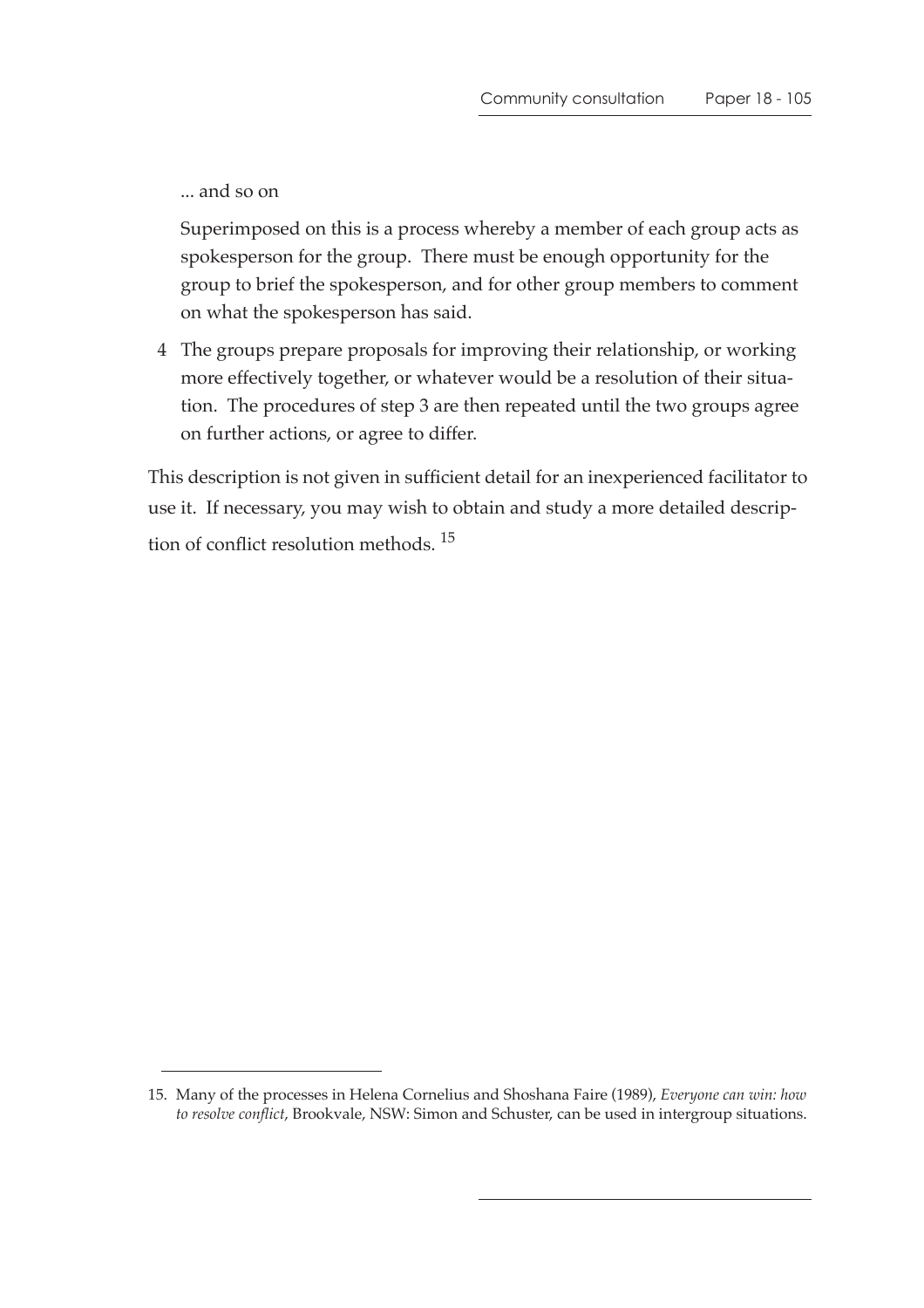... and so on

Superimposed on this is a process whereby a member of each group acts as spokesperson for the group. There must be enough opportunity for the group to brief the spokesperson, and for other group members to comment on what the spokesperson has said.

4. The groups prepare proposals for improving their relationship, or working more effectively together, or whatever would be a resolution of their situation. The procedures of step 3 are then repeated until the two groups agree on further actions, or agree to differ.

This description is not given in sufficient detail for an inexperienced facilitator to use it. If necessary, you may wish to obtain and study a more detailed description of conflict resolution methods. [15]

---

15. Many of the processes in Helena Cornelius and Shoshana Faire (1989), *Everyone can win: how to resolve conflict*, Brookvale, NSW: Simon and Schuster, can be used in intergroup situations.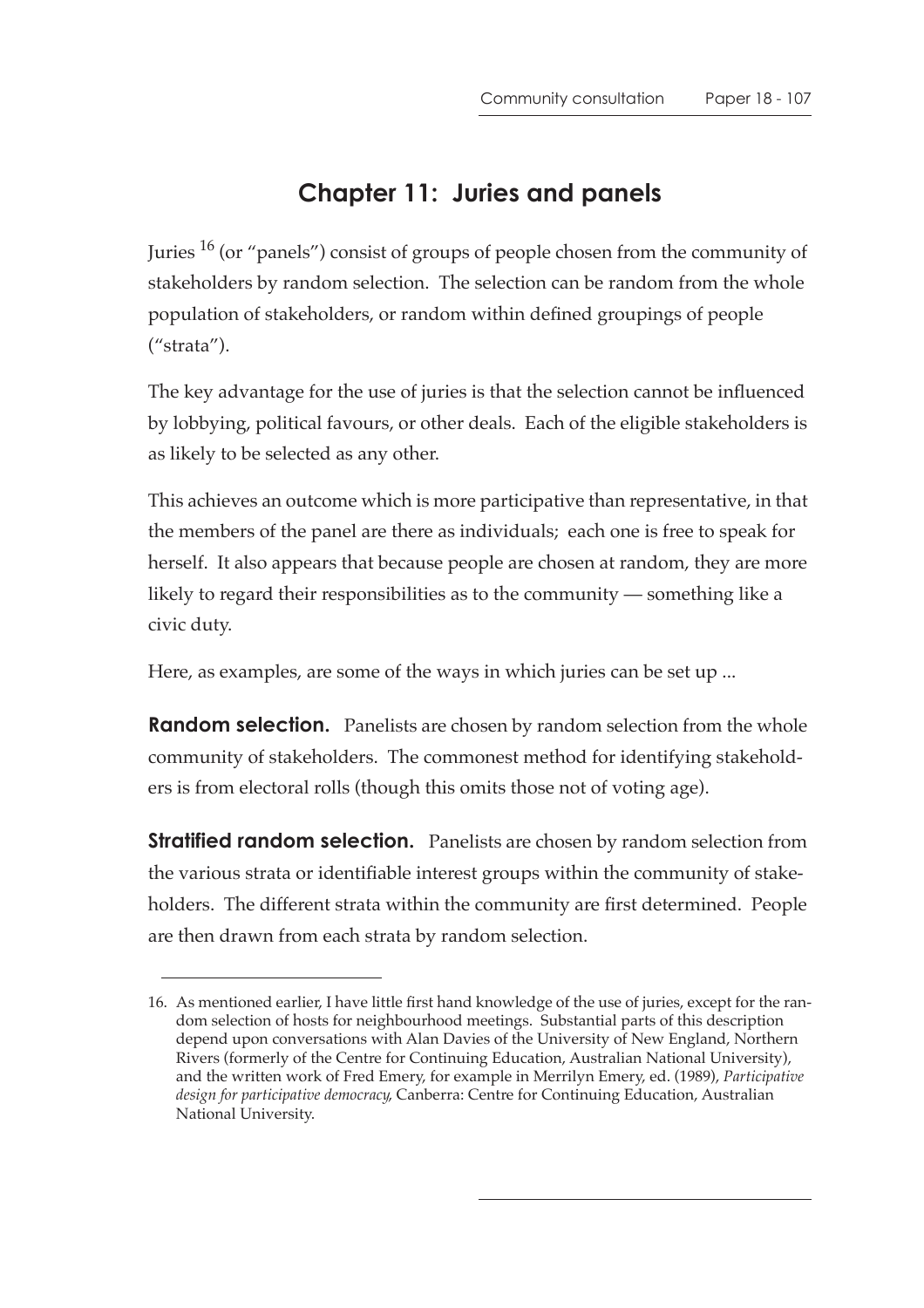# Chapter 11: Juries and panels

Juries [16] (or "panels") consist of groups of people chosen from the community of stakeholders by random selection. The selection can be random from the whole population of stakeholders, or random within defined groupings of people ("strata").

The key advantage for the use of juries is that the selection cannot be influenced by lobbying, political favours, or other deals. Each of the eligible stakeholders is as likely to be selected as any other.

This achieves an outcome which is more participative than representative, in that the members of the panel are there as individuals; each one is free to speak for herself. It also appears that because people are chosen at random, they are more likely to regard their responsibilities as to the community — something like a civic duty.

Here, as examples, are some of the ways in which juries can be set up ...

**Random selection.** Panelists are chosen by random selection from the whole community of stakeholders. The commonest method for identifying stakeholders is from electoral rolls (though this omits those not of voting age).

**Stratified random selection.** Panelists are chosen by random selection from the various strata or identifiable interest groups within the community of stakeholders. The different strata within the community are first determined. People are then drawn from each strata by random selection.

---

16. As mentioned earlier, I have little first hand knowledge of the use of juries, except for the random selection of hosts for neighbourhood meetings. Substantial parts of this description depend upon conversations with Alan Davies of the University of New England, Northern Rivers (formerly of the Centre for Continuing Education, Australian National University), and the written work of Fred Emery, for example in Merrilyn Emery, ed. (1989), *Participative design for participative democracy*, Canberra: Centre for Continuing Education, Australian National University.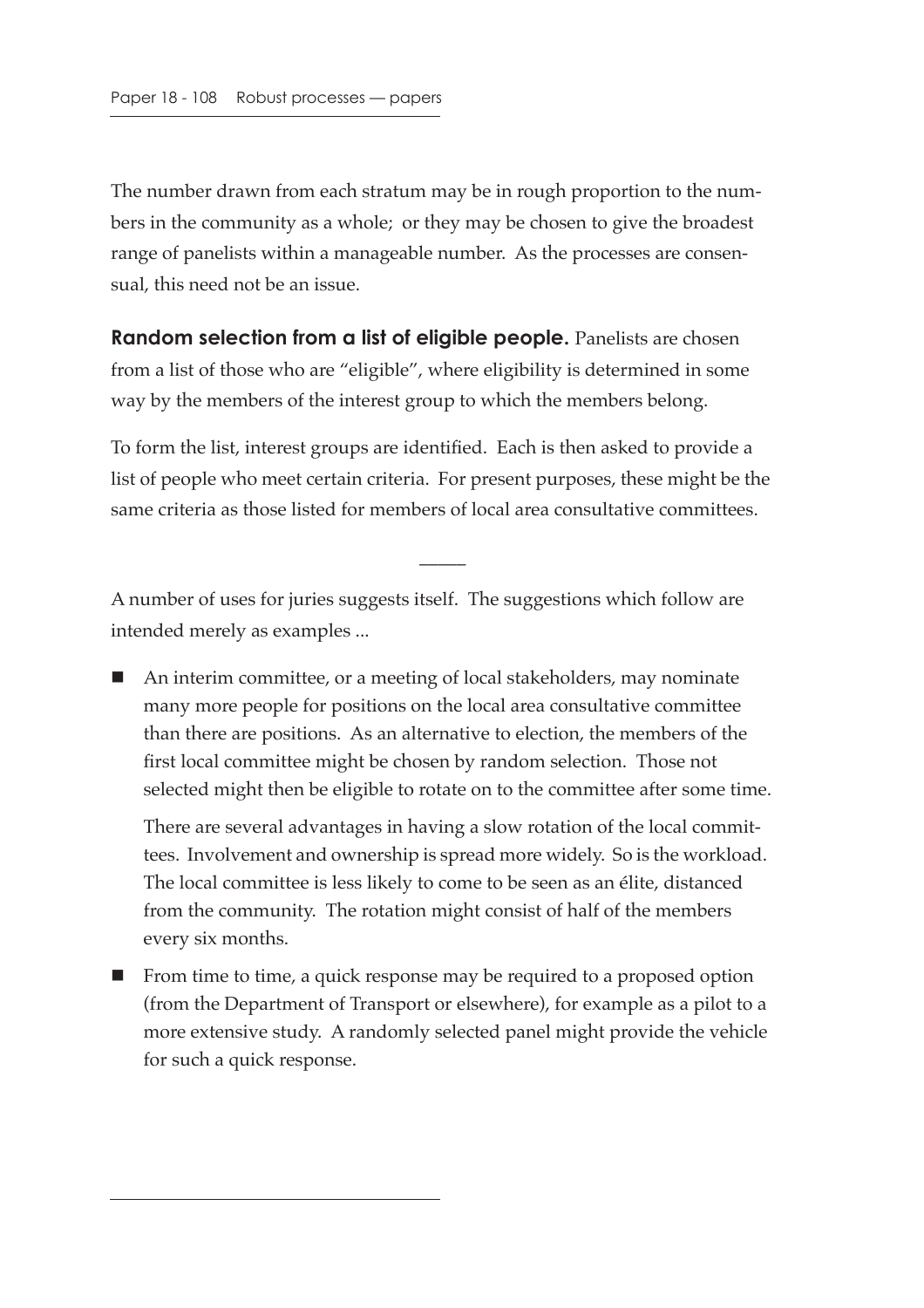The number drawn from each stratum may be in rough proportion to the numbers in the community as a whole; or they may be chosen to give the broadest range of panelists within a manageable number. As the processes are consensual, this need not be an issue.

**Random selection from a list of eligible people.** Panelists are chosen from a list of those who are "eligible", where eligibility is determined in some way by the members of the interest group to which the members belong.

To form the list, interest groups are identified. Each is then asked to provide a list of people who meet certain criteria. For present purposes, these might be the same criteria as those listed for members of local area consultative committees.

—

A number of uses for juries suggests itself. The suggestions which follow are intended merely as examples ...

- An interim committee, or a meeting of local stakeholders, may nominate many more people for positions on the local area consultative committee than there are positions. As an alternative to election, the members of the first local committee might be chosen by random selection. Those not selected might then be eligible to rotate on to the committee after some time.

  There are several advantages in having a slow rotation of the local committees. Involvement and ownership is spread more widely. So is the workload. The local committee is less likely to come to be seen as an élite, distanced from the community. The rotation might consist of half of the members every six months.

- From time to time, a quick response may be required to a proposed option (from the Department of Transport or elsewhere), for example as a pilot to a more extensive study. A randomly selected panel might provide the vehicle for such a quick response.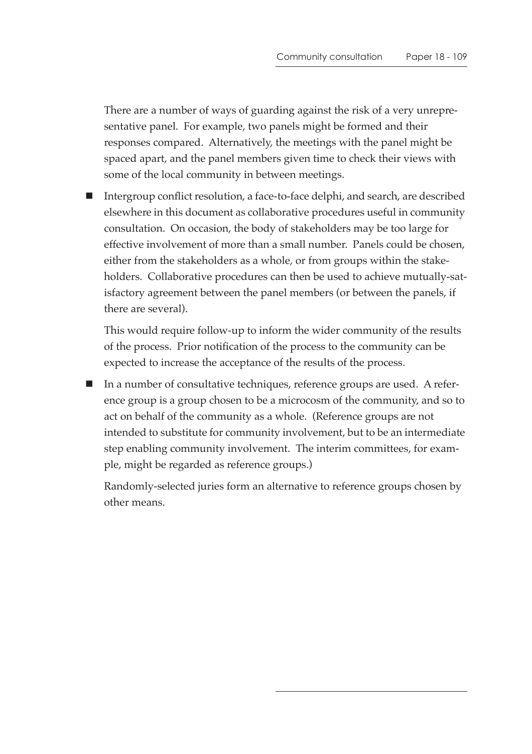There are a number of ways of guarding against the risk of a very unrepresentative panel. For example, two panels might be formed and their responses compared. Alternatively, the meetings with the panel might be spaced apart, and the panel members given time to check their views with some of the local community in between meetings.

- Intergroup conflict resolution, a face-to-face delphi, and search, are described elsewhere in this document as collaborative procedures useful in community consultation. On occasion, the body of stakeholders may be too large for effective involvement of more than a small number. Panels could be chosen, either from the stakeholders as a whole, or from groups within the stakeholders. Collaborative procedures can then be used to achieve mutually-satisfactory agreement between the panel members (or between the panels, if there are several).

  This would require follow-up to inform the wider community of the results of the process. Prior notification of the process to the community can be expected to increase the acceptance of the results of the process.

- In a number of consultative techniques, reference groups are used. A reference group is a group chosen to be a microcosm of the community, and so to act on behalf of the community as a whole. (Reference groups are not intended to substitute for community involvement, but to be an intermediate step enabling community involvement. The interim committees, for example, might be regarded as reference groups.)

  Randomly-selected juries form an alternative to reference groups chosen by other means.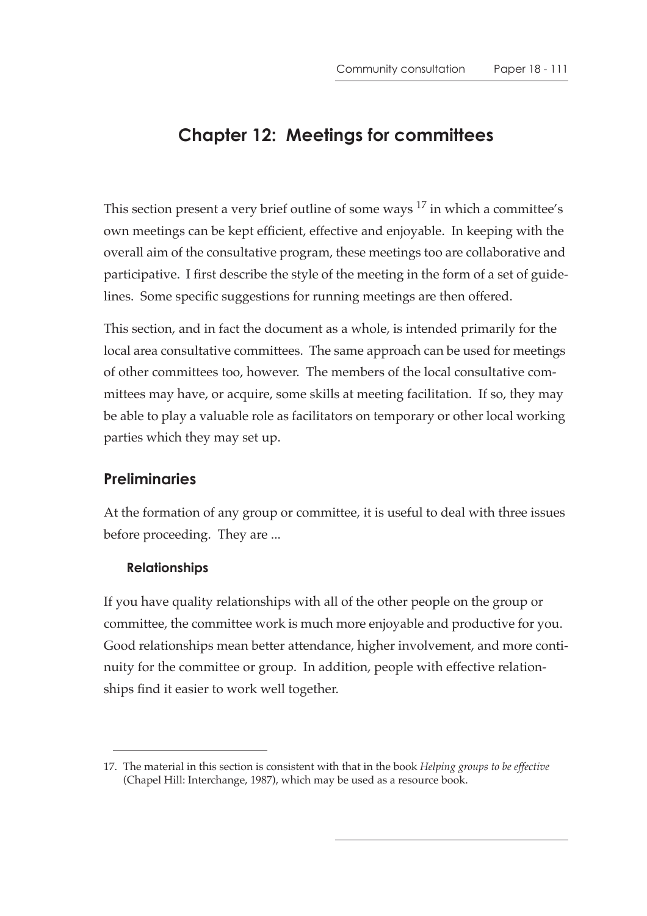# Chapter 12: Meetings for committees

This section present a very brief outline of some ways [17] in which a committee's own meetings can be kept efficient, effective and enjoyable. In keeping with the overall aim of the consultative program, these meetings too are collaborative and participative. I first describe the style of the meeting in the form of a set of guidelines. Some specific suggestions for running meetings are then offered.

This section, and in fact the document as a whole, is intended primarily for the local area consultative committees. The same approach can be used for meetings of other committees too, however. The members of the local consultative committees may have, or acquire, some skills at meeting facilitation. If so, they may be able to play a valuable role as facilitators on temporary or other local working parties which they may set up.

## Preliminaries

At the formation of any group or committee, it is useful to deal with three issues before proceeding. They are ...

### Relationships

If you have quality relationships with all of the other people on the group or committee, the committee work is much more enjoyable and productive for you. Good relationships mean better attendance, higher involvement, and more continuity for the committee or group. In addition, people with effective relationships find it easier to work well together.

---

17. The material in this section is consistent with that in the book *Helping groups to be effective* (Chapel Hill: Interchange, 1987), which may be used as a resource book.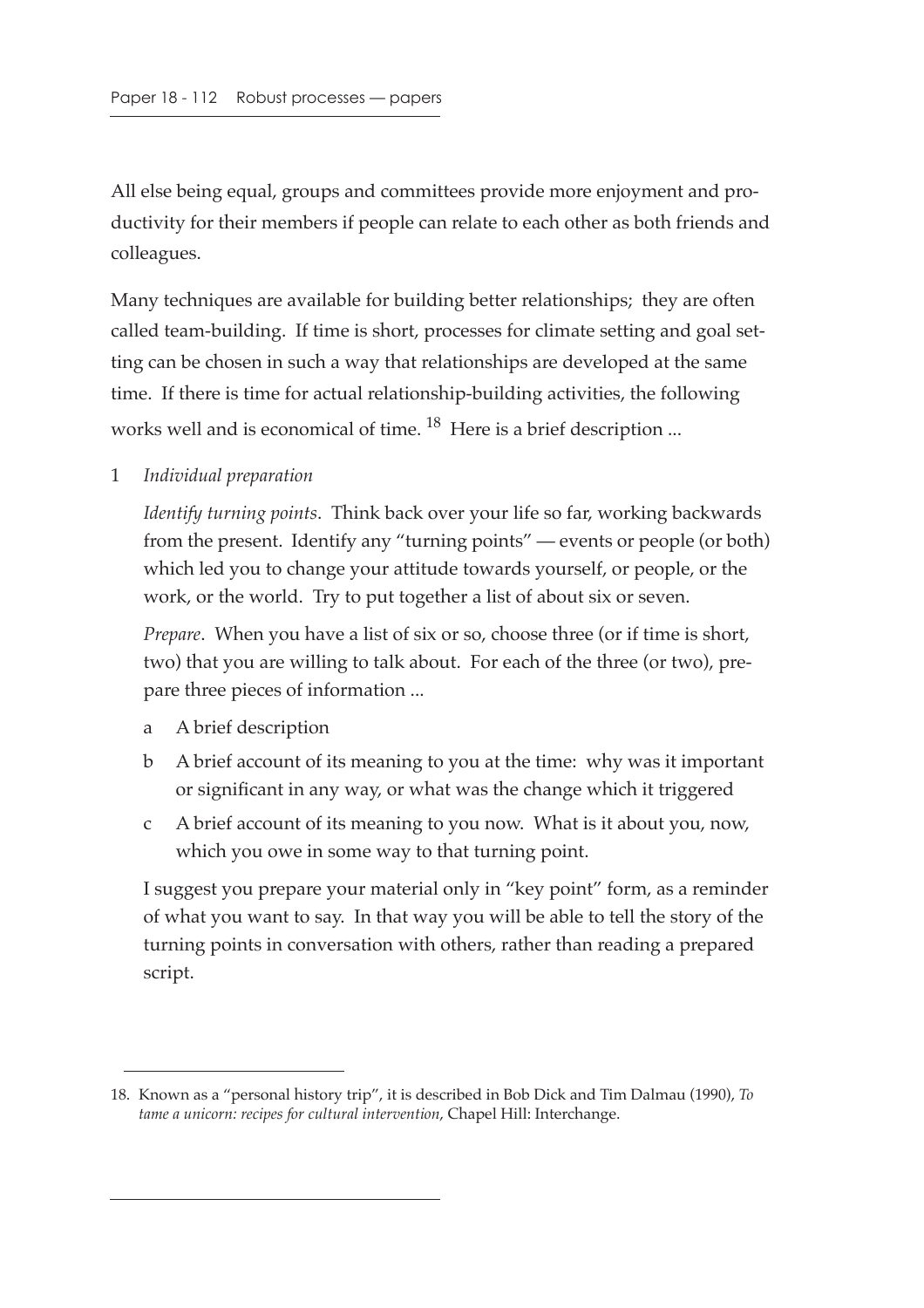All else being equal, groups and committees provide more enjoyment and productivity for their members if people can relate to each other as both friends and colleagues.

Many techniques are available for building better relationships; they are often called team-building. If time is short, processes for climate setting and goal setting can be chosen in such a way that relationships are developed at the same time. If there is time for actual relationship-building activities, the following works well and is economical of time. [18] Here is a brief description ...

1 *Individual preparation*

   *Identify turning points*. Think back over your life so far, working backwards from the present. Identify any "turning points" — events or people (or both) which led you to change your attitude towards yourself, or people, or the work, or the world. Try to put together a list of about six or seven.

   *Prepare*. When you have a list of six or so, choose three (or if time is short, two) that you are willing to talk about. For each of the three (or two), prepare three pieces of information ...

   a A brief description

   b A brief account of its meaning to you at the time: why was it important or significant in any way, or what was the change which it triggered

   c A brief account of its meaning to you now. What is it about you, now, which you owe in some way to that turning point.

   I suggest you prepare your material only in "key point" form, as a reminder of what you want to say. In that way you will be able to tell the story of the turning points in conversation with others, rather than reading a prepared script.

---

18. Known as a "personal history trip", it is described in Bob Dick and Tim Dalmau (1990), *To tame a unicorn: recipes for cultural intervention*, Chapel Hill: Interchange.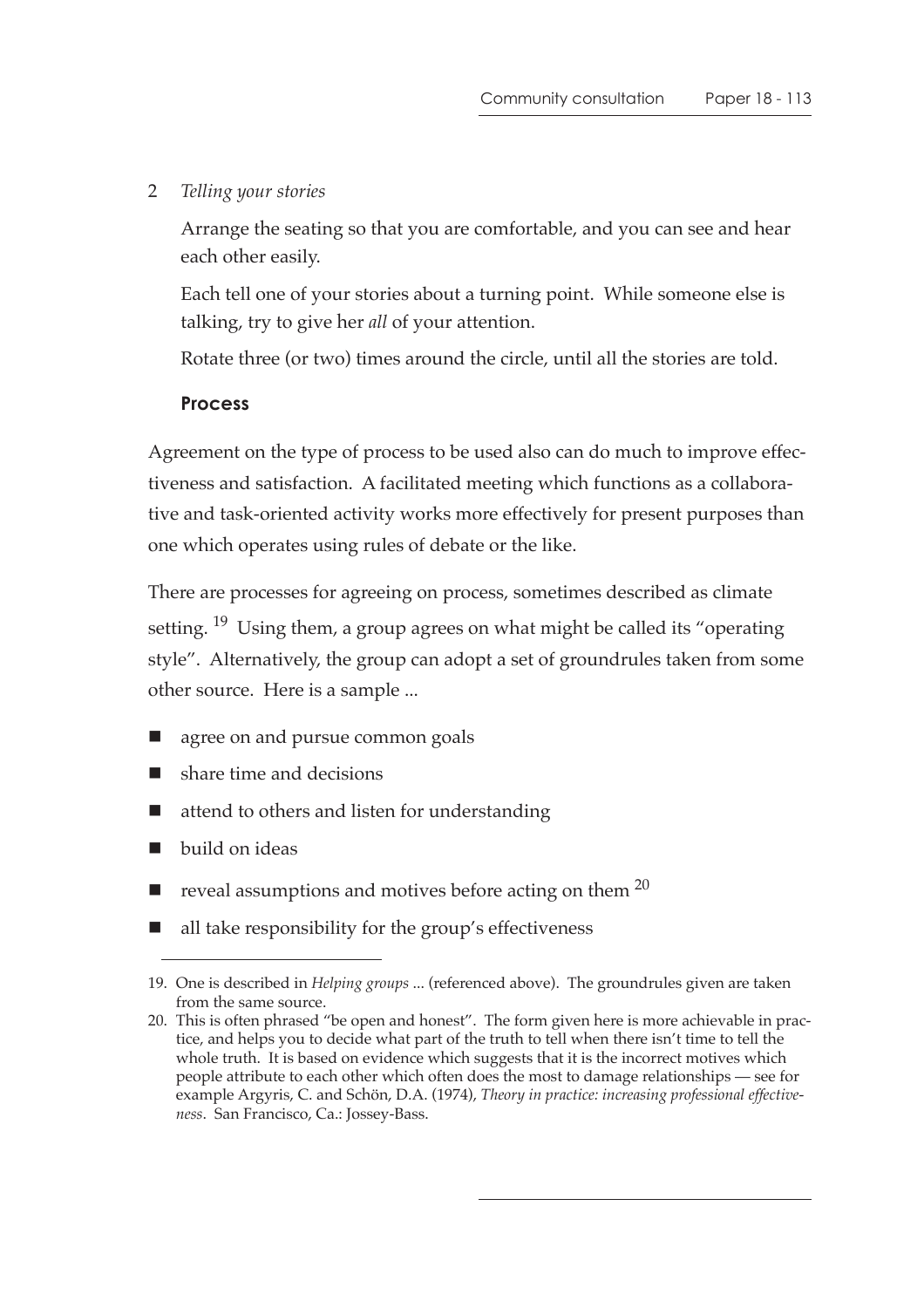2 *Telling your stories*

Arrange the seating so that you are comfortable, and you can see and hear each other easily.

Each tell one of your stories about a turning point. While someone else is talking, try to give her *all* of your attention.

Rotate three (or two) times around the circle, until all the stories are told.

### Process

Agreement on the type of process to be used also can do much to improve effectiveness and satisfaction. A facilitated meeting which functions as a collaborative and task-oriented activity works more effectively for present purposes than one which operates using rules of debate or the like.

There are processes for agreeing on process, sometimes described as climate setting. [19] Using them, a group agrees on what might be called its "operating style". Alternatively, the group can adopt a set of groundrules taken from some other source. Here is a sample ...

- agree on and pursue common goals
- share time and decisions
- attend to others and listen for understanding
- build on ideas
- reveal assumptions and motives before acting on them [20]
- all take responsibility for the group's effectiveness

---

19. One is described in *Helping groups* ... (referenced above). The groundrules given are taken from the same source.

20. This is often phrased "be open and honest". The form given here is more achievable in practice, and helps you to decide what part of the truth to tell when there isn't time to tell the whole truth. It is based on evidence which suggests that it is the incorrect motives which people attribute to each other which often does the most to damage relationships — see for example Argyris, C. and Schön, D.A. (1974), *Theory in practice: increasing professional effectiveness*. San Francisco, Ca.: Jossey-Bass.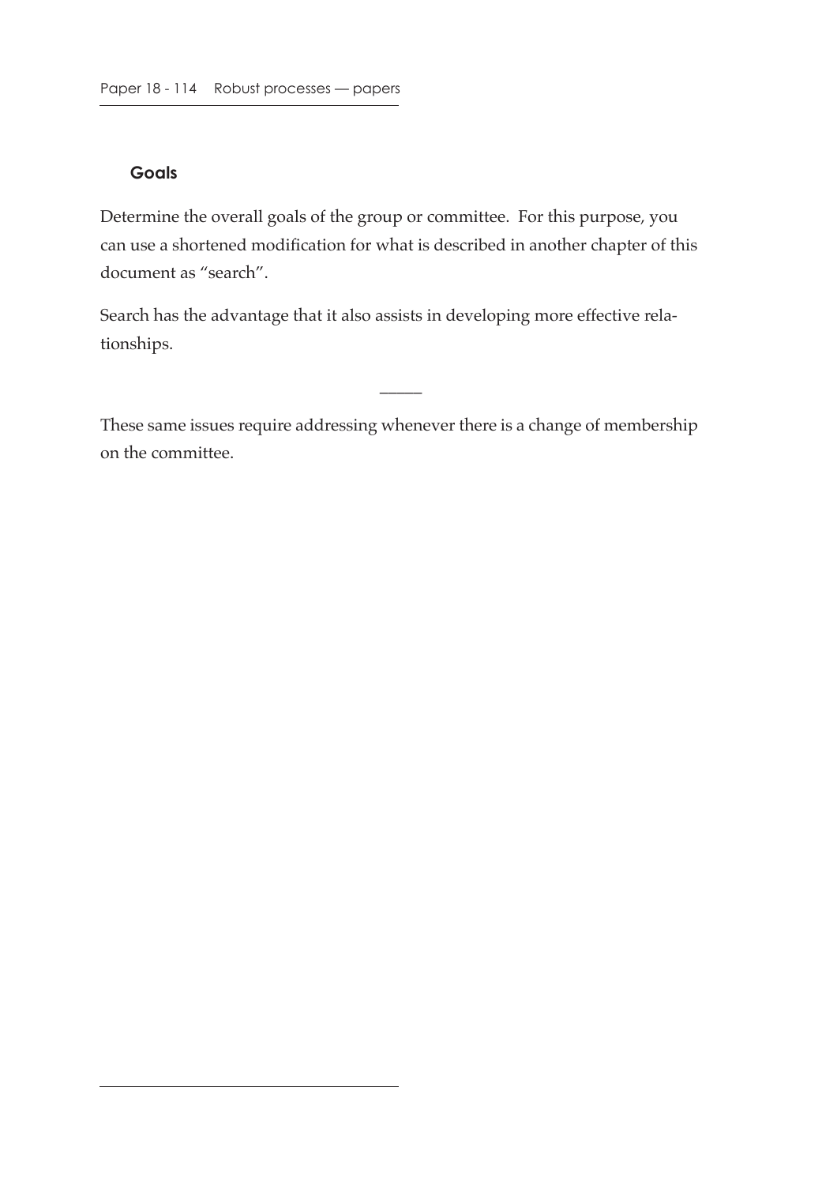### Goals

Determine the overall goals of the group or committee. For this purpose, you can use a shortened modification for what is described in another chapter of this document as "search".

Search has the advantage that it also assists in developing more effective relationships.

---

These same issues require addressing whenever there is a change of membership on the committee.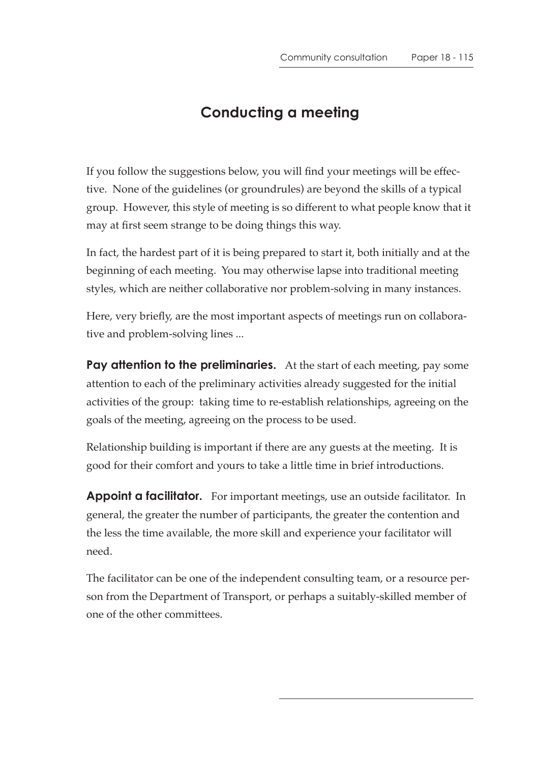## Conducting a meeting

If you follow the suggestions below, you will find your meetings will be effective. None of the guidelines (or groundrules) are beyond the skills of a typical group. However, this style of meeting is so different to what people know that it may at first seem strange to be doing things this way.

In fact, the hardest part of it is being prepared to start it, both initially and at the beginning of each meeting. You may otherwise lapse into traditional meeting styles, which are neither collaborative nor problem-solving in many instances.

Here, very briefly, are the most important aspects of meetings run on collaborative and problem-solving lines ...

**Pay attention to the preliminaries.** At the start of each meeting, pay some attention to each of the preliminary activities already suggested for the initial activities of the group: taking time to re-establish relationships, agreeing on the goals of the meeting, agreeing on the process to be used.

Relationship building is important if there are any guests at the meeting. It is good for their comfort and yours to take a little time in brief introductions.

**Appoint a facilitator.** For important meetings, use an outside facilitator. In general, the greater the number of participants, the greater the contention and the less the time available, the more skill and experience your facilitator will need.

The facilitator can be one of the independent consulting team, or a resource person from the Department of Transport, or perhaps a suitably-skilled member of one of the other committees.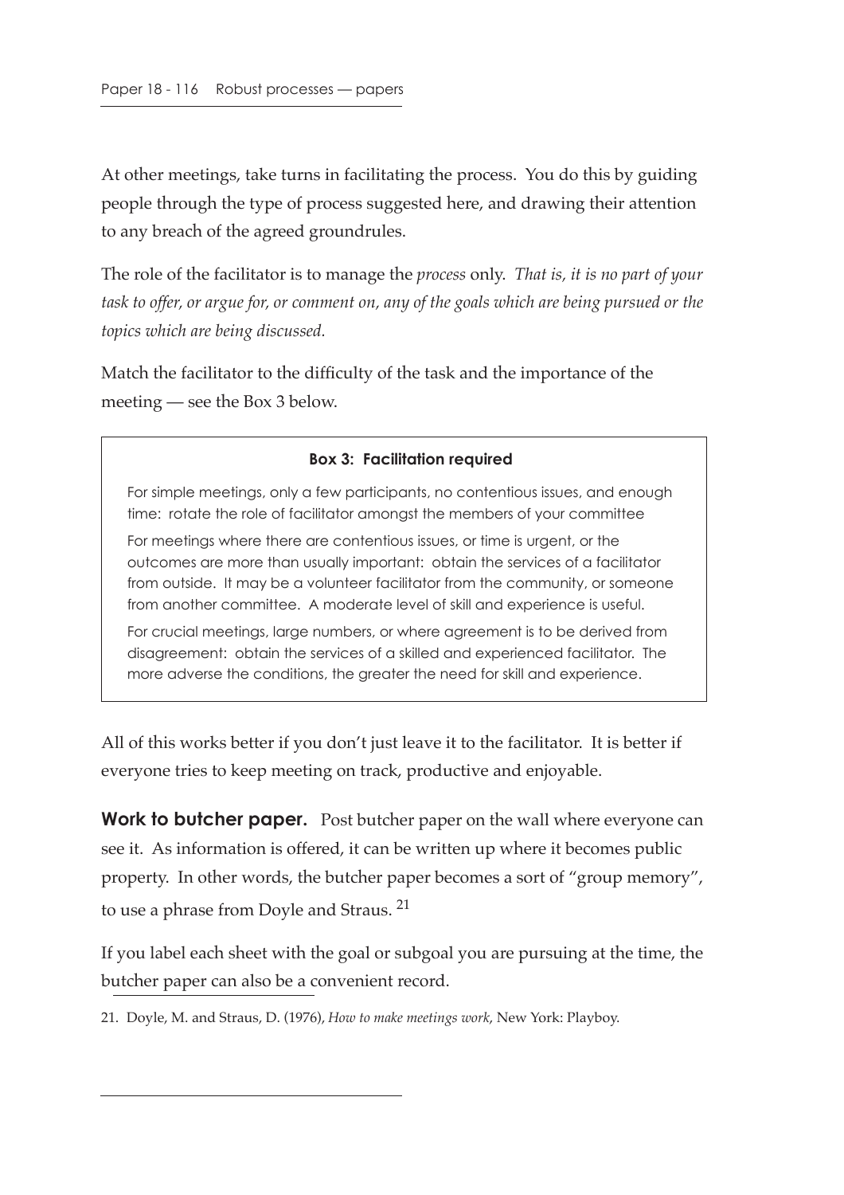At other meetings, take turns in facilitating the process. You do this by guiding people through the type of process suggested here, and drawing their attention to any breach of the agreed groundrules.

The role of the facilitator is to manage the *process* only. *That is, it is no part of your task to offer, or argue for, or comment on, any of the goals which are being pursued or the topics which are being discussed.*

Match the facilitator to the difficulty of the task and the importance of the meeting — see the Box 3 below.

> **Box 3: Facilitation required**
>
> For simple meetings, only a few participants, no contentious issues, and enough time: rotate the role of facilitator amongst the members of your committee
>
> For meetings where there are contentious issues, or time is urgent, or the outcomes are more than usually important: obtain the services of a facilitator from outside. It may be a volunteer facilitator from the community, or someone from another committee. A moderate level of skill and experience is useful.
>
> For crucial meetings, large numbers, or where agreement is to be derived from disagreement: obtain the services of a skilled and experienced facilitator. The more adverse the conditions, the greater the need for skill and experience.

All of this works better if you don't just leave it to the facilitator. It is better if everyone tries to keep meeting on track, productive and enjoyable.

**Work to butcher paper.** Post butcher paper on the wall where everyone can see it. As information is offered, it can be written up where it becomes public property. In other words, the butcher paper becomes a sort of "group memory", to use a phrase from Doyle and Straus. [21]

If you label each sheet with the goal or subgoal you are pursuing at the time, the butcher paper can also be a convenient record.

21. Doyle, M. and Straus, D. (1976), *How to make meetings work*, New York: Playboy.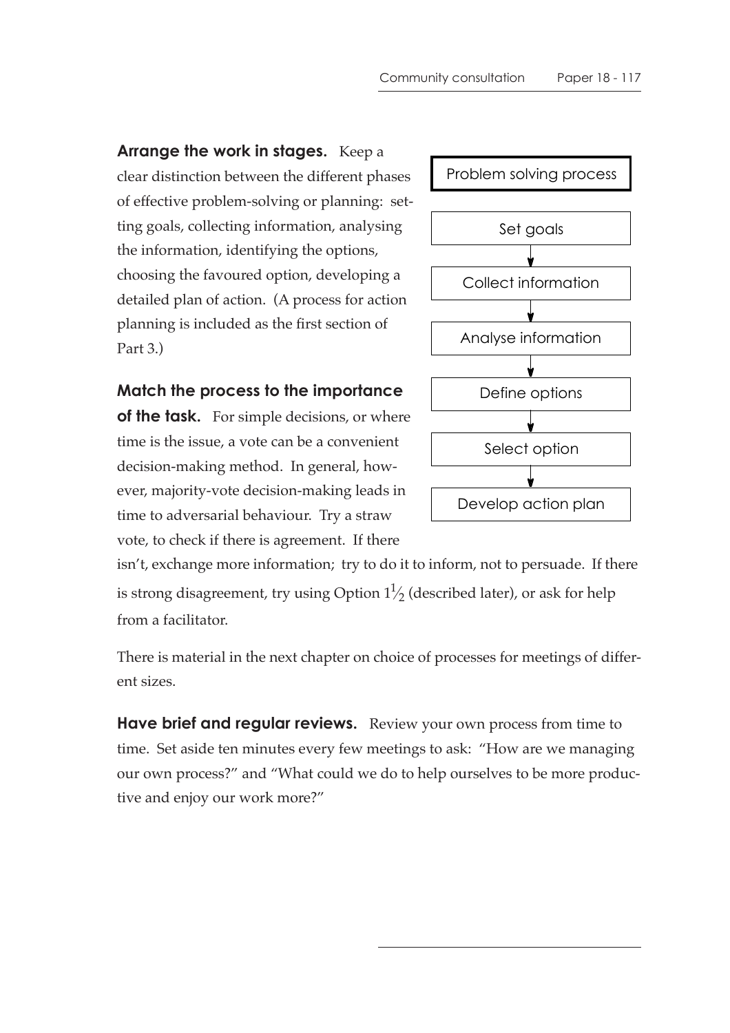**Arrange the work in stages.** Keep a clear distinction between the different phases of effective problem-solving or planning: setting goals, collecting information, analysing the information, identifying the options, choosing the favoured option, developing a detailed plan of action. (A process for action planning is included as the first section of Part 3.)

Problem solving process

- Set goals
- Collect information
- Analyse information
- Define options
- Select option
- Develop action plan

**Match the process to the importance of the task.** For simple decisions, or where time is the issue, a vote can be a convenient decision-making method. In general, however, majority-vote decision-making leads in time to adversarial behaviour. Try a straw vote, to check if there is agreement. If there isn't, exchange more information; try to do it to inform, not to persuade. If there is strong disagreement, try using Option $1\frac{1}{2}$ (described later), or ask for help from a facilitator.

There is material in the next chapter on choice of processes for meetings of different sizes.

**Have brief and regular reviews.** Review your own process from time to time. Set aside ten minutes every few meetings to ask: "How are we managing our own process?" and "What could we do to help ourselves to be more productive and enjoy our work more?"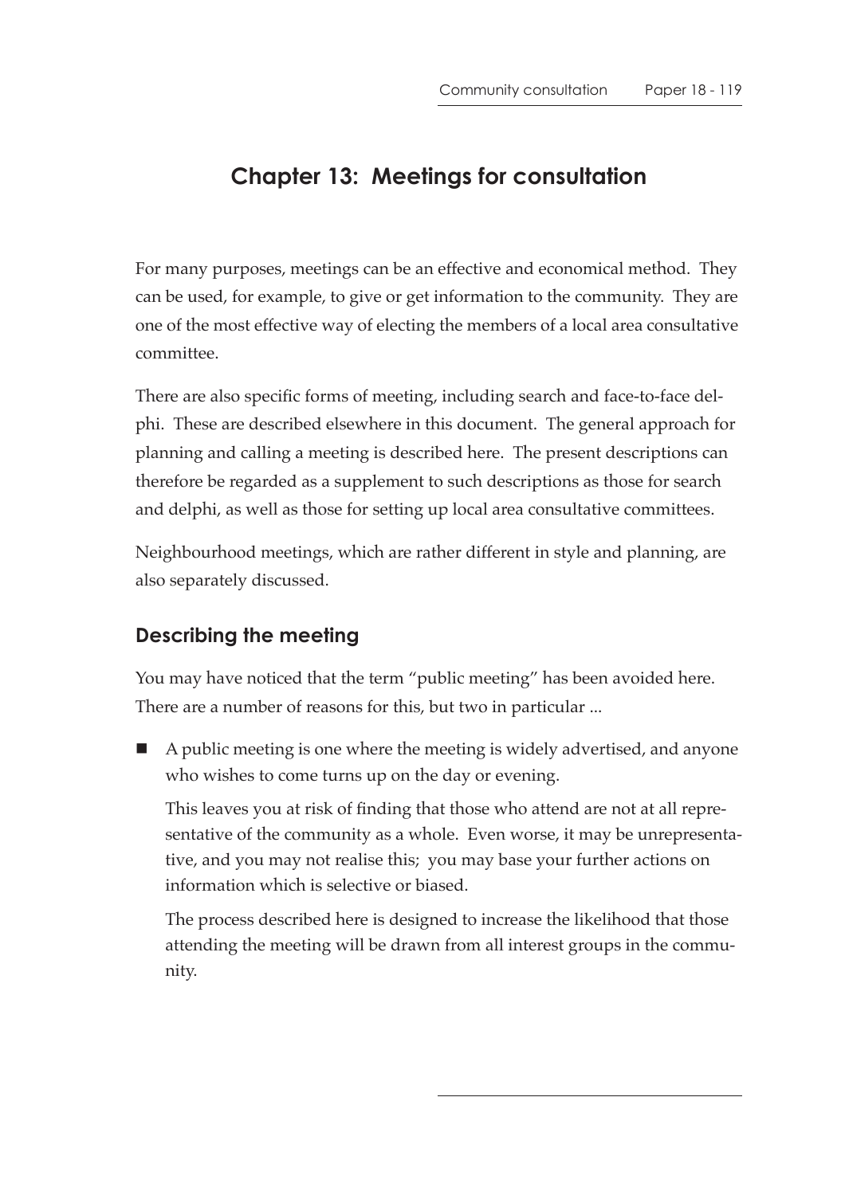# Chapter 13: Meetings for consultation

For many purposes, meetings can be an effective and economical method. They can be used, for example, to give or get information to the community. They are one of the most effective way of electing the members of a local area consultative committee.

There are also specific forms of meeting, including search and face-to-face delphi. These are described elsewhere in this document. The general approach for planning and calling a meeting is described here. The present descriptions can therefore be regarded as a supplement to such descriptions as those for search and delphi, as well as those for setting up local area consultative committees.

Neighbourhood meetings, which are rather different in style and planning, are also separately discussed.

## Describing the meeting

You may have noticed that the term "public meeting" has been avoided here. There are a number of reasons for this, but two in particular ...

- A public meeting is one where the meeting is widely advertised, and anyone who wishes to come turns up on the day or evening.

  This leaves you at risk of finding that those who attend are not at all representative of the community as a whole. Even worse, it may be unrepresentative, and you may not realise this; you may base your further actions on information which is selective or biased.

  The process described here is designed to increase the likelihood that those attending the meeting will be drawn from all interest groups in the community.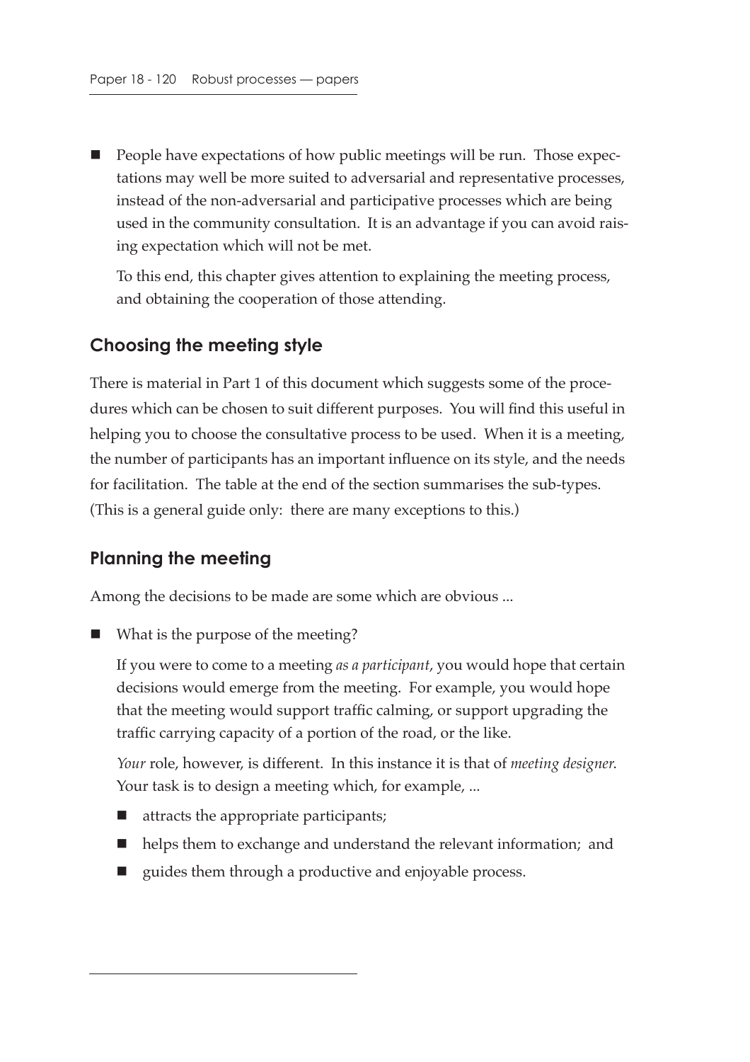- People have expectations of how public meetings will be run. Those expectations may well be more suited to adversarial and representative processes, instead of the non-adversarial and participative processes which are being used in the community consultation. It is an advantage if you can avoid raising expectation which will not be met.

  To this end, this chapter gives attention to explaining the meeting process, and obtaining the cooperation of those attending.

## Choosing the meeting style

There is material in Part 1 of this document which suggests some of the procedures which can be chosen to suit different purposes. You will find this useful in helping you to choose the consultative process to be used. When it is a meeting, the number of participants has an important influence on its style, and the needs for facilitation. The table at the end of the section summarises the sub-types. (This is a general guide only: there are many exceptions to this.)

## Planning the meeting

Among the decisions to be made are some which are obvious ...

- What is the purpose of the meeting?

  If you were to come to a meeting *as a participant*, you would hope that certain decisions would emerge from the meeting. For example, you would hope that the meeting would support traffic calming, or support upgrading the traffic carrying capacity of a portion of the road, or the like.

  *Your* role, however, is different. In this instance it is that of *meeting designer*. Your task is to design a meeting which, for example, ...

  - attracts the appropriate participants;
  - helps them to exchange and understand the relevant information; and
  - guides them through a productive and enjoyable process.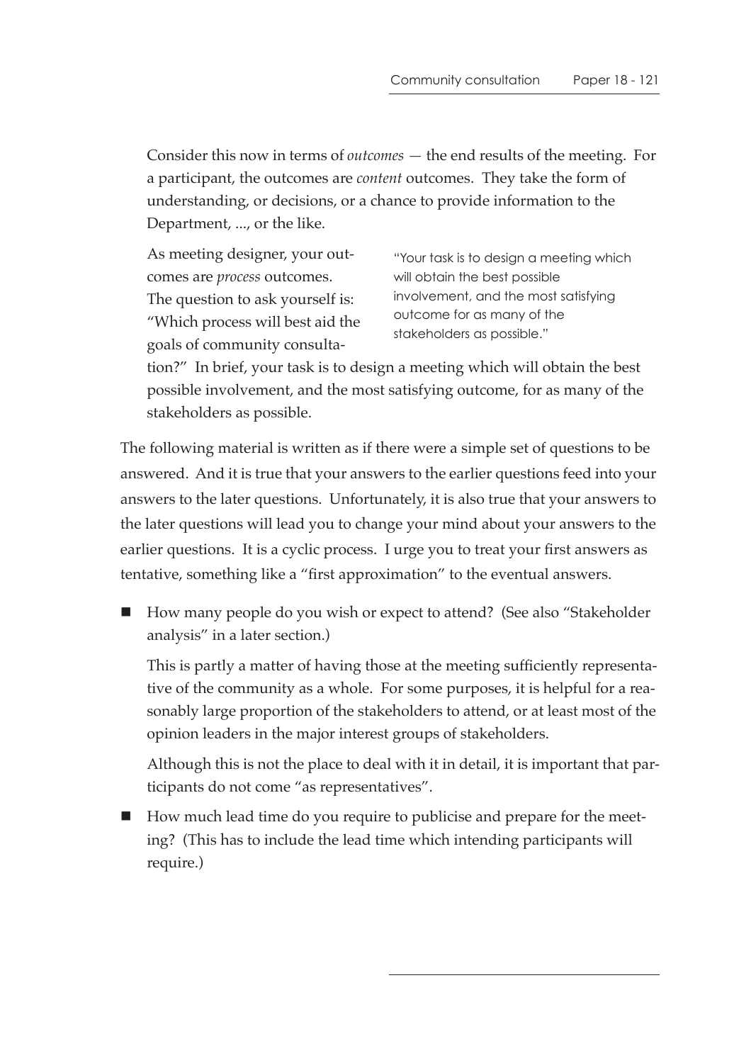Consider this now in terms of *outcomes* — the end results of the meeting. For a participant, the outcomes are *content* outcomes. They take the form of understanding, or decisions, or a chance to provide information to the Department, ..., or the like.

> "Your task is to design a meeting which will obtain the best possible involvement, and the most satisfying outcome for as many of the stakeholders as possible."

As meeting designer, your outcomes are *process* outcomes. The question to ask yourself is: "Which process will best aid the goals of community consultation?" In brief, your task is to design a meeting which will obtain the best possible involvement, and the most satisfying outcome, for as many of the stakeholders as possible.

The following material is written as if there were a simple set of questions to be answered. And it is true that your answers to the earlier questions feed into your answers to the later questions. Unfortunately, it is also true that your answers to the later questions will lead you to change your mind about your answers to the earlier questions. It is a cyclic process. I urge you to treat your first answers as tentative, something like a "first approximation" to the eventual answers.

- How many people do you wish or expect to attend? (See also "Stakeholder analysis" in a later section.)

  This is partly a matter of having those at the meeting sufficiently representative of the community as a whole. For some purposes, it is helpful for a reasonably large proportion of the stakeholders to attend, or at least most of the opinion leaders in the major interest groups of stakeholders.

  Although this is not the place to deal with it in detail, it is important that participants do not come "as representatives".

- How much lead time do you require to publicise and prepare for the meeting? (This has to include the lead time which intending participants will require.)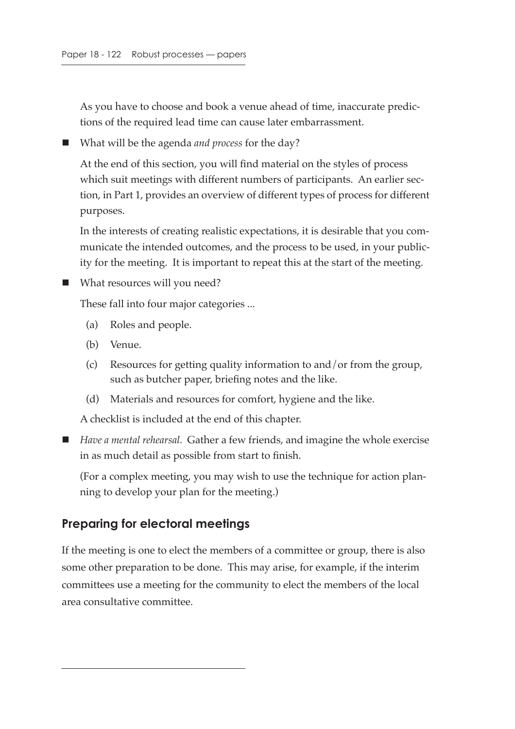As you have to choose and book a venue ahead of time, inaccurate predictions of the required lead time can cause later embarrassment.

- What will be the agenda *and process* for the day?

  At the end of this section, you will find material on the styles of process which suit meetings with different numbers of participants. An earlier section, in Part 1, provides an overview of different types of process for different purposes.

  In the interests of creating realistic expectations, it is desirable that you communicate the intended outcomes, and the process to be used, in your publicity for the meeting. It is important to repeat this at the start of the meeting.

- What resources will you need?

  These fall into four major categories ...

  (a) Roles and people.

  (b) Venue.

  (c) Resources for getting quality information to and/or from the group, such as butcher paper, briefing notes and the like.

  (d) Materials and resources for comfort, hygiene and the like.

  A checklist is included at the end of this chapter.

- *Have a mental rehearsal.* Gather a few friends, and imagine the whole exercise in as much detail as possible from start to finish.

  (For a complex meeting, you may wish to use the technique for action planning to develop your plan for the meeting.)

## Preparing for electoral meetings

If the meeting is one to elect the members of a committee or group, there is also some other preparation to be done. This may arise, for example, if the interim committees use a meeting for the community to elect the members of the local area consultative committee.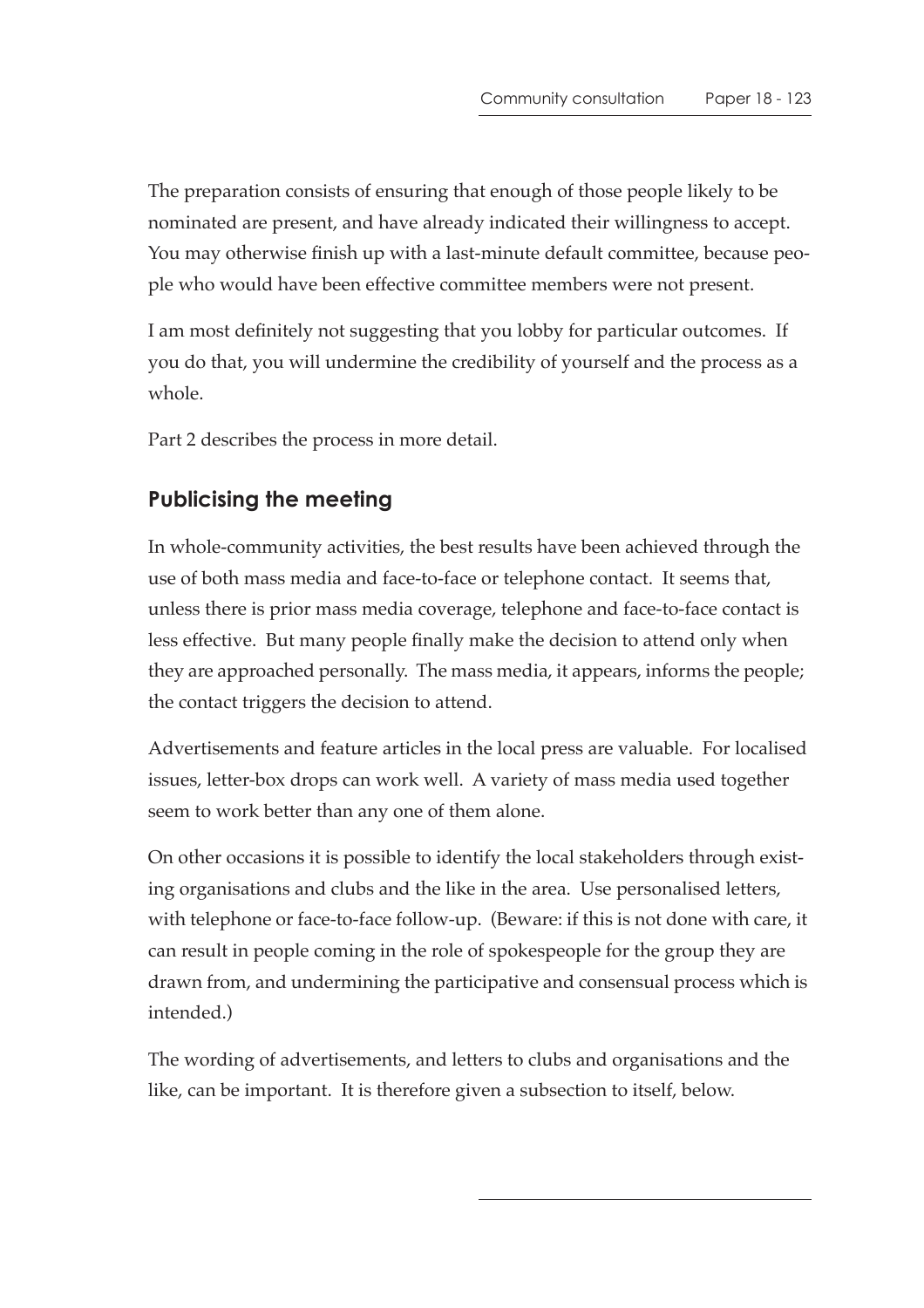The preparation consists of ensuring that enough of those people likely to be nominated are present, and have already indicated their willingness to accept. You may otherwise finish up with a last-minute default committee, because people who would have been effective committee members were not present.

I am most definitely not suggesting that you lobby for particular outcomes. If you do that, you will undermine the credibility of yourself and the process as a whole.

Part 2 describes the process in more detail.

## Publicising the meeting

In whole-community activities, the best results have been achieved through the use of both mass media and face-to-face or telephone contact. It seems that, unless there is prior mass media coverage, telephone and face-to-face contact is less effective. But many people finally make the decision to attend only when they are approached personally. The mass media, it appears, informs the people; the contact triggers the decision to attend.

Advertisements and feature articles in the local press are valuable. For localised issues, letter-box drops can work well. A variety of mass media used together seem to work better than any one of them alone.

On other occasions it is possible to identify the local stakeholders through existing organisations and clubs and the like in the area. Use personalised letters, with telephone or face-to-face follow-up. (Beware: if this is not done with care, it can result in people coming in the role of spokespeople for the group they are drawn from, and undermining the participative and consensual process which is intended.)

The wording of advertisements, and letters to clubs and organisations and the like, can be important. It is therefore given a subsection to itself, below.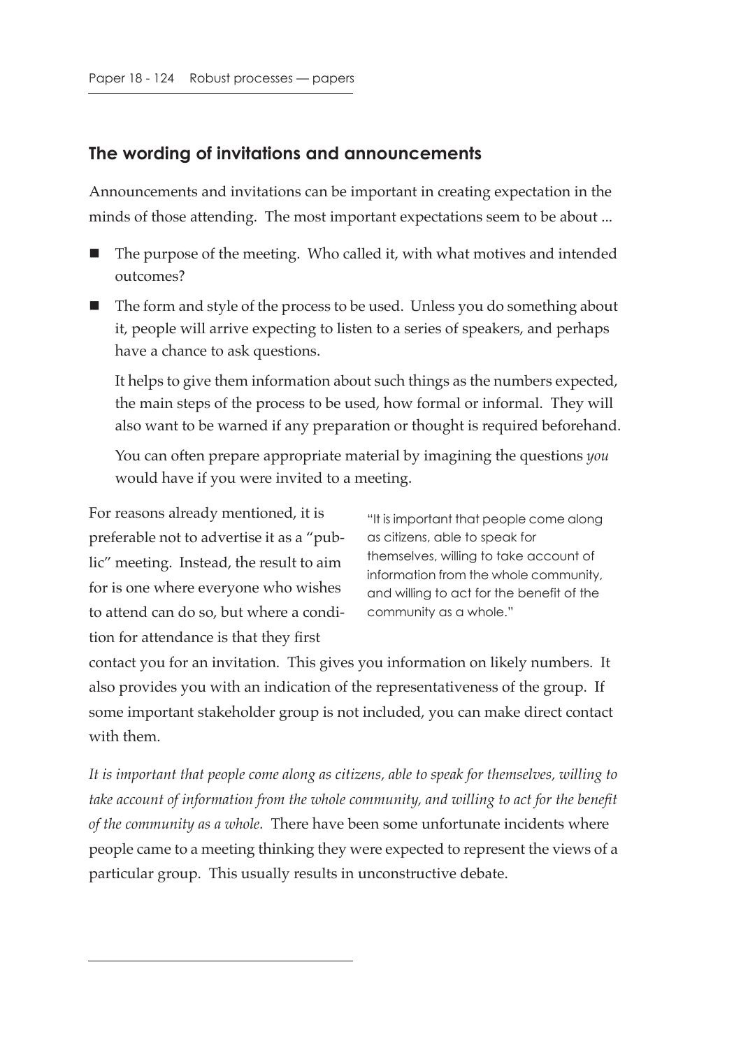## The wording of invitations and announcements

Announcements and invitations can be important in creating expectation in the minds of those attending. The most important expectations seem to be about ...

- The purpose of the meeting. Who called it, with what motives and intended outcomes?
- The form and style of the process to be used. Unless you do something about it, people will arrive expecting to listen to a series of speakers, and perhaps have a chance to ask questions.

  It helps to give them information about such things as the numbers expected, the main steps of the process to be used, how formal or informal. They will also want to be warned if any preparation or thought is required beforehand.

  You can often prepare appropriate material by imagining the questions *you* would have if you were invited to a meeting.

For reasons already mentioned, it is preferable not to advertise it as a "public" meeting. Instead, the result to aim for is one where everyone who wishes to attend can do so, but where a condition for attendance is that they first contact you for an invitation. This gives you information on likely numbers. It also provides you with an indication of the representativeness of the group. If some important stakeholder group is not included, you can make direct contact with them.

"It is important that people come along as citizens, able to speak for themselves, willing to take account of information from the whole community, and willing to act for the benefit of the community as a whole."

*It is important that people come along as citizens, able to speak for themselves, willing to take account of information from the whole community, and willing to act for the benefit of the community as a whole.* There have been some unfortunate incidents where people came to a meeting thinking they were expected to represent the views of a particular group. This usually results in unconstructive debate.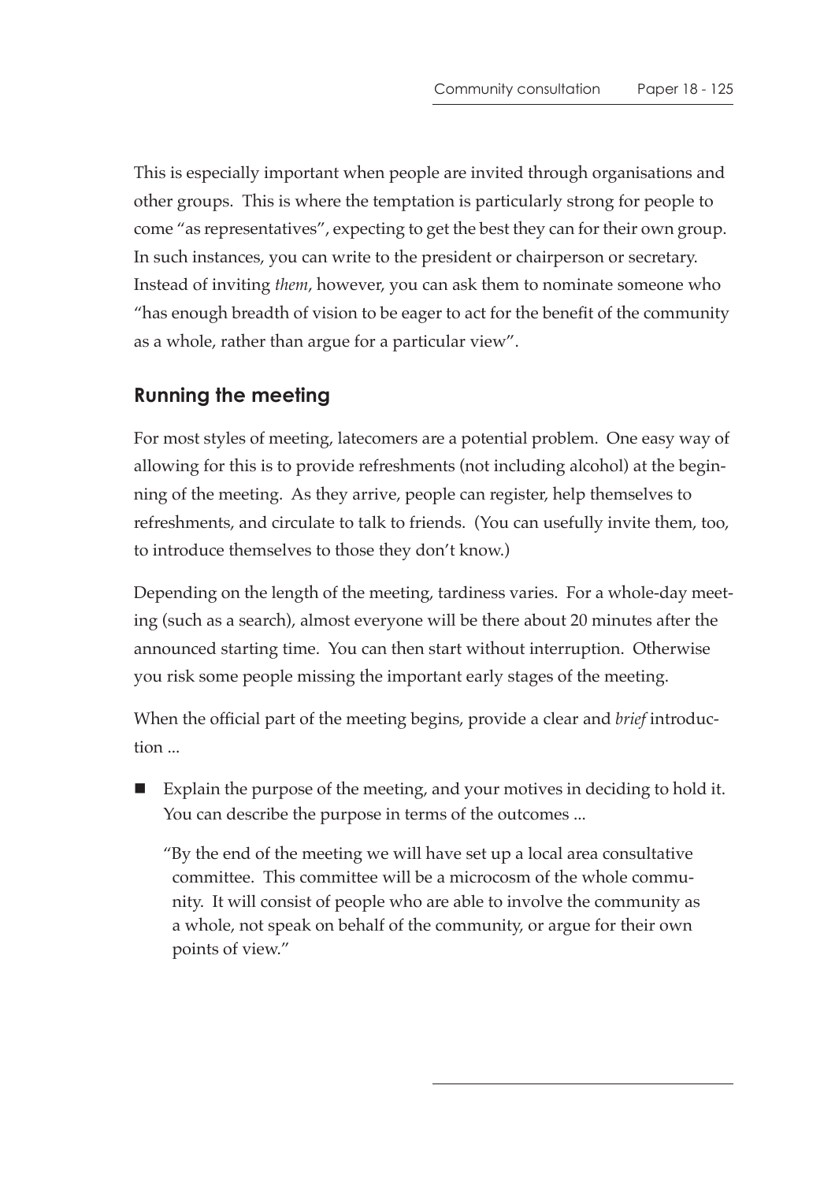This is especially important when people are invited through organisations and other groups. This is where the temptation is particularly strong for people to come "as representatives", expecting to get the best they can for their own group. In such instances, you can write to the president or chairperson or secretary. Instead of inviting *them*, however, you can ask them to nominate someone who "has enough breadth of vision to be eager to act for the benefit of the community as a whole, rather than argue for a particular view".

## Running the meeting

For most styles of meeting, latecomers are a potential problem. One easy way of allowing for this is to provide refreshments (not including alcohol) at the beginning of the meeting. As they arrive, people can register, help themselves to refreshments, and circulate to talk to friends. (You can usefully invite them, too, to introduce themselves to those they don't know.)

Depending on the length of the meeting, tardiness varies. For a whole-day meeting (such as a search), almost everyone will be there about 20 minutes after the announced starting time. You can then start without interruption. Otherwise you risk some people missing the important early stages of the meeting.

When the official part of the meeting begins, provide a clear and *brief* introduction ...

- Explain the purpose of the meeting, and your motives in deciding to hold it. You can describe the purpose in terms of the outcomes ...

  "By the end of the meeting we will have set up a local area consultative committee. This committee will be a microcosm of the whole community. It will consist of people who are able to involve the community as a whole, not speak on behalf of the community, or argue for their own points of view."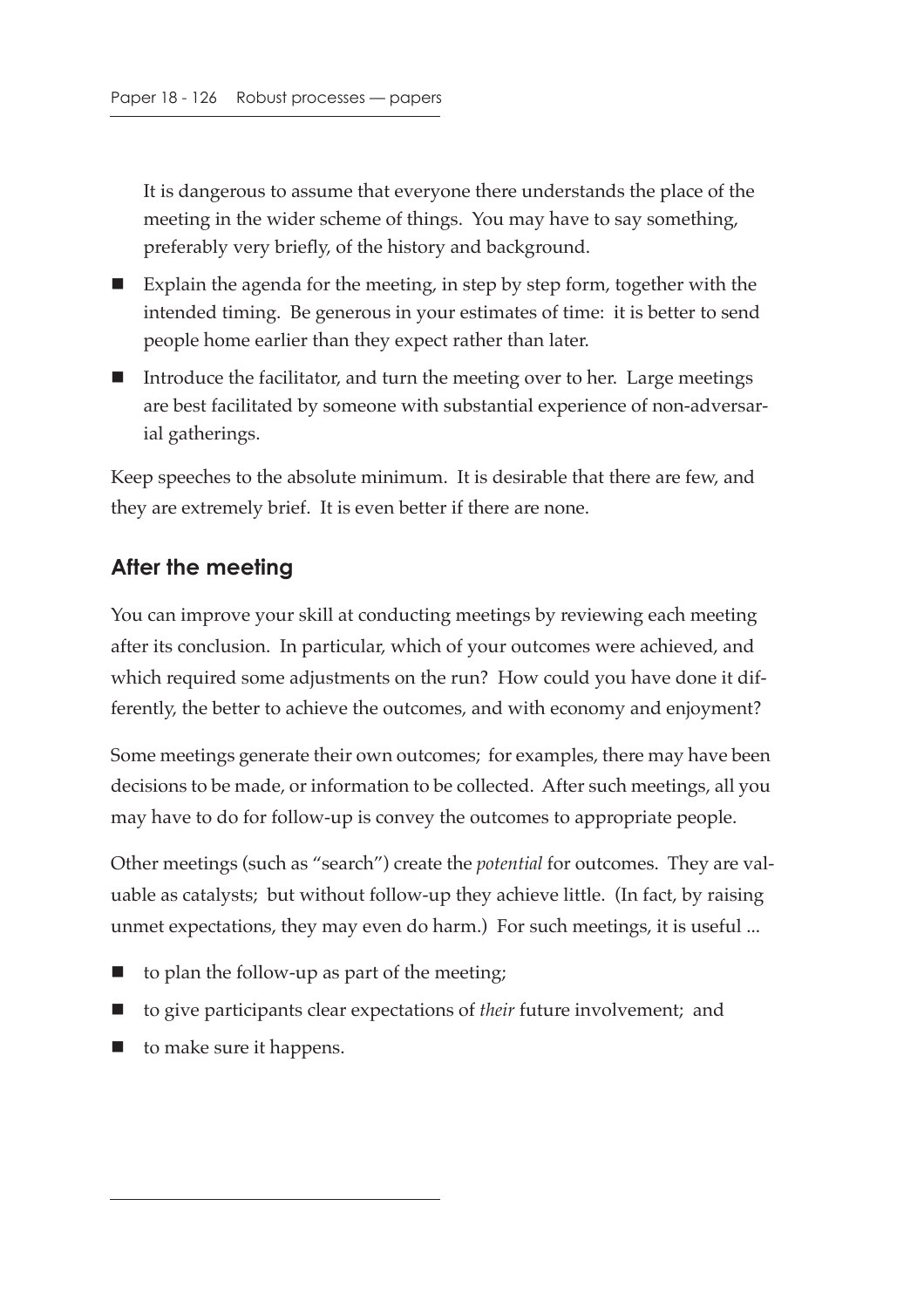It is dangerous to assume that everyone there understands the place of the meeting in the wider scheme of things. You may have to say something, preferably very briefly, of the history and background.

- Explain the agenda for the meeting, in step by step form, together with the intended timing. Be generous in your estimates of time: it is better to send people home earlier than they expect rather than later.
- Introduce the facilitator, and turn the meeting over to her. Large meetings are best facilitated by someone with substantial experience of non-adversarial gatherings.

Keep speeches to the absolute minimum. It is desirable that there are few, and they are extremely brief. It is even better if there are none.

## After the meeting

You can improve your skill at conducting meetings by reviewing each meeting after its conclusion. In particular, which of your outcomes were achieved, and which required some adjustments on the run? How could you have done it differently, the better to achieve the outcomes, and with economy and enjoyment?

Some meetings generate their own outcomes; for examples, there may have been decisions to be made, or information to be collected. After such meetings, all you may have to do for follow-up is convey the outcomes to appropriate people.

Other meetings (such as "search") create the *potential* for outcomes. They are valuable as catalysts; but without follow-up they achieve little. (In fact, by raising unmet expectations, they may even do harm.) For such meetings, it is useful ...

- to plan the follow-up as part of the meeting;
- to give participants clear expectations of *their* future involvement; and
- to make sure it happens.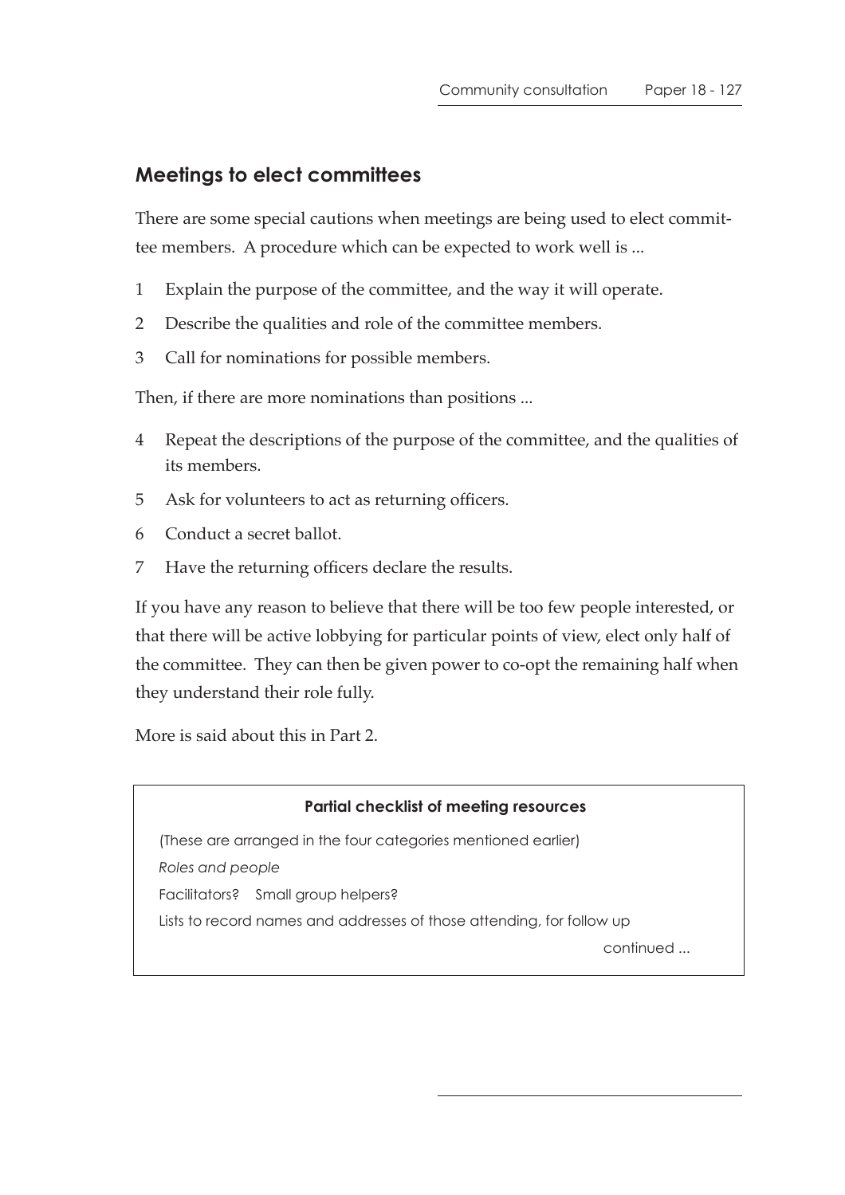## Meetings to elect committees

There are some special cautions when meetings are being used to elect committee members. A procedure which can be expected to work well is ...

1. Explain the purpose of the committee, and the way it will operate.
2. Describe the qualities and role of the committee members.
3. Call for nominations for possible members.

Then, if there are more nominations than positions ...

4. Repeat the descriptions of the purpose of the committee, and the qualities of its members.
5. Ask for volunteers to act as returning officers.
6. Conduct a secret ballot.
7. Have the returning officers declare the results.

If you have any reason to believe that there will be too few people interested, or that there will be active lobbying for particular points of view, elect only half of the committee. They can then be given power to co-opt the remaining half when they understand their role fully.

More is said about this in Part 2.

---

**Partial checklist of meeting resources**

(These are arranged in the four categories mentioned earlier)

*Roles and people*

Facilitators? Small group helpers?

Lists to record names and addresses of those attending, for follow up

continued ...

---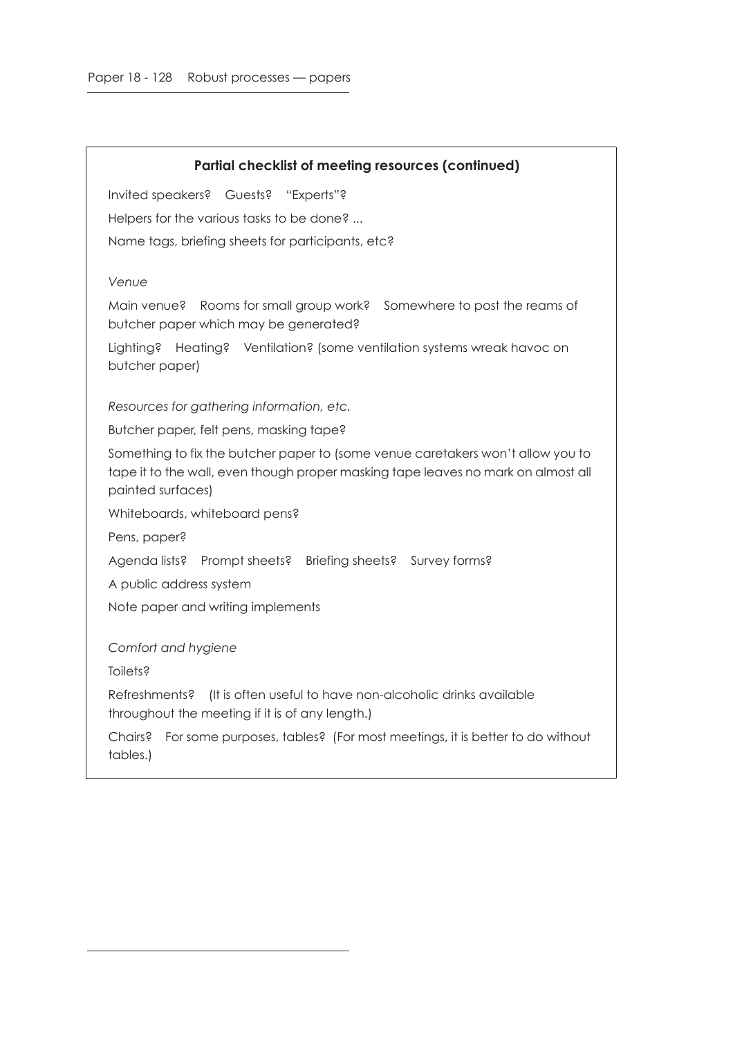**Partial checklist of meeting resources (continued)**

Invited speakers? Guests? "Experts"?

Helpers for the various tasks to be done? ...

Name tags, briefing sheets for participants, etc?

*Venue*

Main venue? Rooms for small group work? Somewhere to post the reams of butcher paper which may be generated?

Lighting? Heating? Ventilation? (some ventilation systems wreak havoc on butcher paper)

*Resources for gathering information, etc.*

Butcher paper, felt pens, masking tape?

Something to fix the butcher paper to (some venue caretakers won't allow you to tape it to the wall, even though proper masking tape leaves no mark on almost all painted surfaces)

Whiteboards, whiteboard pens?

Pens, paper?

Agenda lists? Prompt sheets? Briefing sheets? Survey forms?

A public address system

Note paper and writing implements

*Comfort and hygiene*

Toilets?

Refreshments? (It is often useful to have non-alcoholic drinks available throughout the meeting if it is of any length.)

Chairs? For some purposes, tables? (For most meetings, it is better to do without tables.)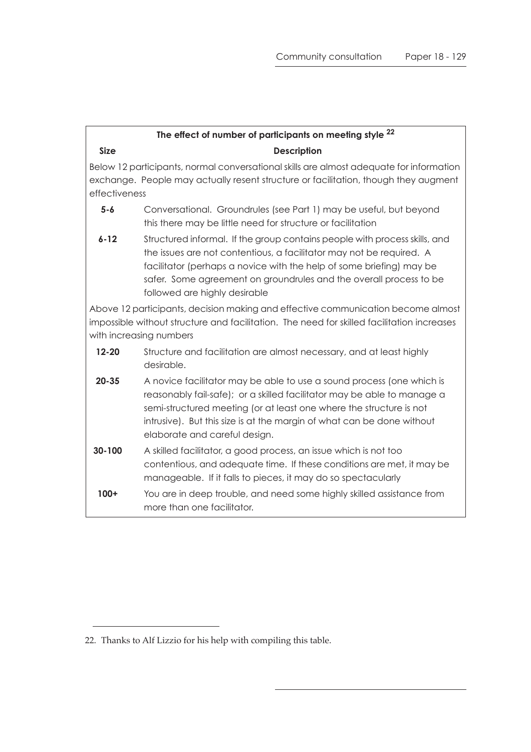| Size | Description |
|---|---|
| | **The effect of number of participants on meeting style [22]** |
| Below 12 participants, normal conversational skills are almost adequate for information exchange. People may actually resent structure or facilitation, though they augment effectiveness | |
| **5-6** | Conversational. Groundrules (see Part 1) may be useful, but beyond this there may be little need for structure or facilitation |
| **6-12** | Structured informal. If the group contains people with process skills, and the issues are not contentious, a facilitator may not be required. A facilitator (perhaps a novice with the help of some briefing) may be safer. Some agreement on groundrules and the overall process to be followed are highly desirable |
| Above 12 participants, decision making and effective communication become almost impossible without structure and facilitation. The need for skilled facilitation increases with increasing numbers | |
| **12-20** | Structure and facilitation are almost necessary, and at least highly desirable. |
| **20-35** | A novice facilitator may be able to use a sound process (one which is reasonably fail-safe); or a skilled facilitator may be able to manage a semi-structured meeting (or at least one where the structure is not intrusive). But this size is at the margin of what can be done without elaborate and careful design. |
| **30-100** | A skilled facilitator, a good process, an issue which is not too contentious, and adequate time. If these conditions are met, it may be manageable. If it falls to pieces, it may do so spectacularly |
| **100+** | You are in deep trouble, and need some highly skilled assistance from more than one facilitator. |

22. Thanks to Alf Lizzio for his help with compiling this table.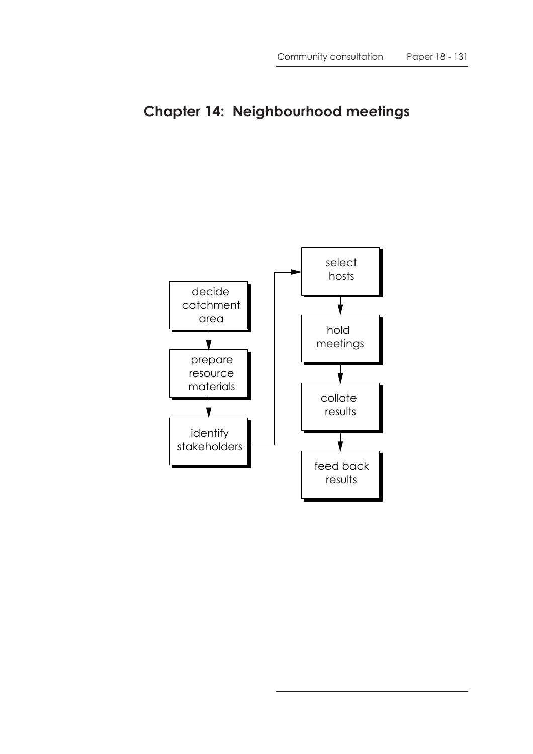# Chapter 14: Neighbourhood meetings

decide catchment area → prepare resource materials → identify stakeholders → select hosts → hold meetings → collate results → feed back results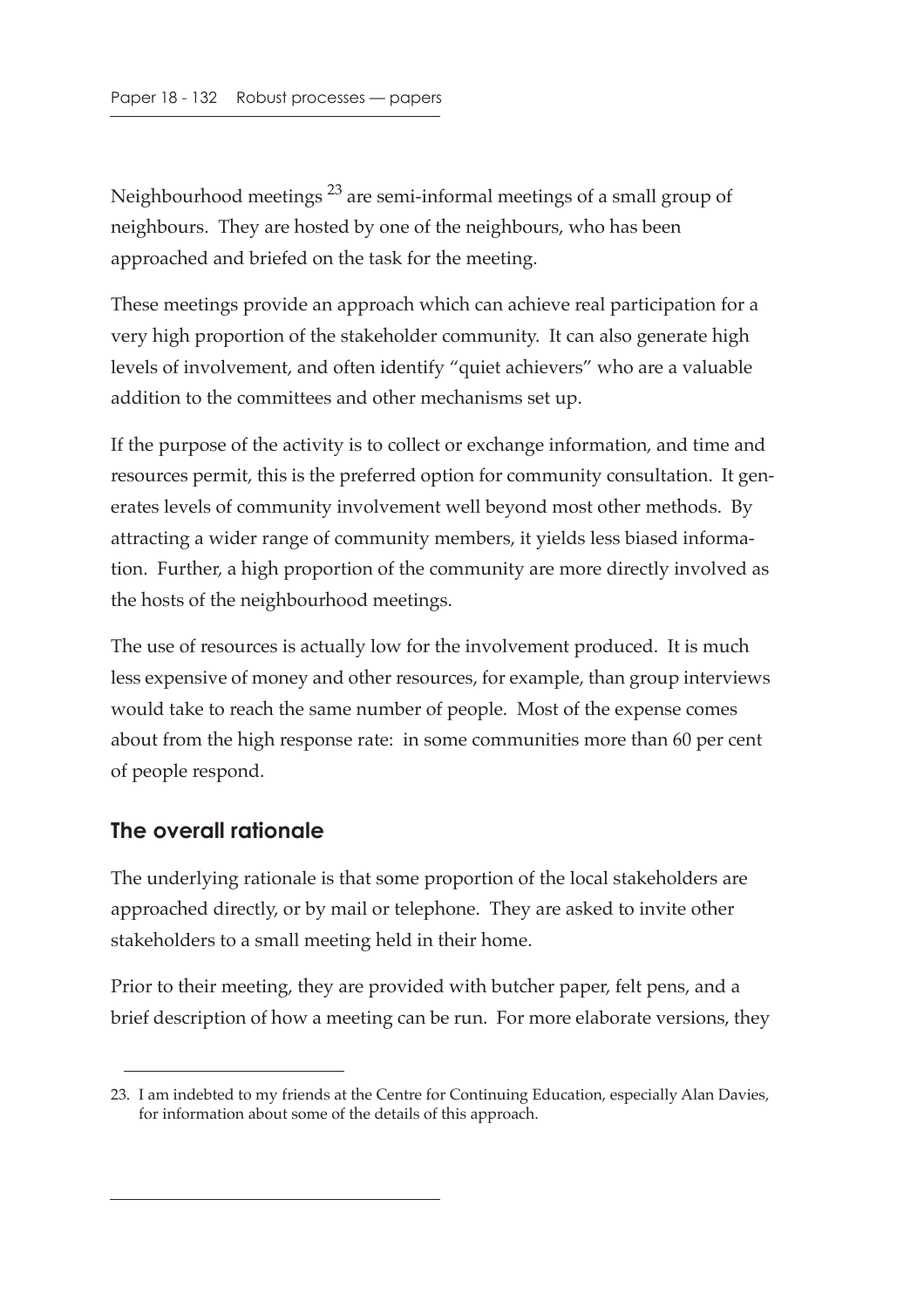Neighbourhood meetings [23] are semi-informal meetings of a small group of neighbours. They are hosted by one of the neighbours, who has been approached and briefed on the task for the meeting.

These meetings provide an approach which can achieve real participation for a very high proportion of the stakeholder community. It can also generate high levels of involvement, and often identify "quiet achievers" who are a valuable addition to the committees and other mechanisms set up.

If the purpose of the activity is to collect or exchange information, and time and resources permit, this is the preferred option for community consultation. It generates levels of community involvement well beyond most other methods. By attracting a wider range of community members, it yields less biased information. Further, a high proportion of the community are more directly involved as the hosts of the neighbourhood meetings.

The use of resources is actually low for the involvement produced. It is much less expensive of money and other resources, for example, than group interviews would take to reach the same number of people. Most of the expense comes about from the high response rate: in some communities more than 60 per cent of people respond.

## The overall rationale

The underlying rationale is that some proportion of the local stakeholders are approached directly, or by mail or telephone. They are asked to invite other stakeholders to a small meeting held in their home.

Prior to their meeting, they are provided with butcher paper, felt pens, and a brief description of how a meeting can be run. For more elaborate versions, they

23. I am indebted to my friends at the Centre for Continuing Education, especially Alan Davies, for information about some of the details of this approach.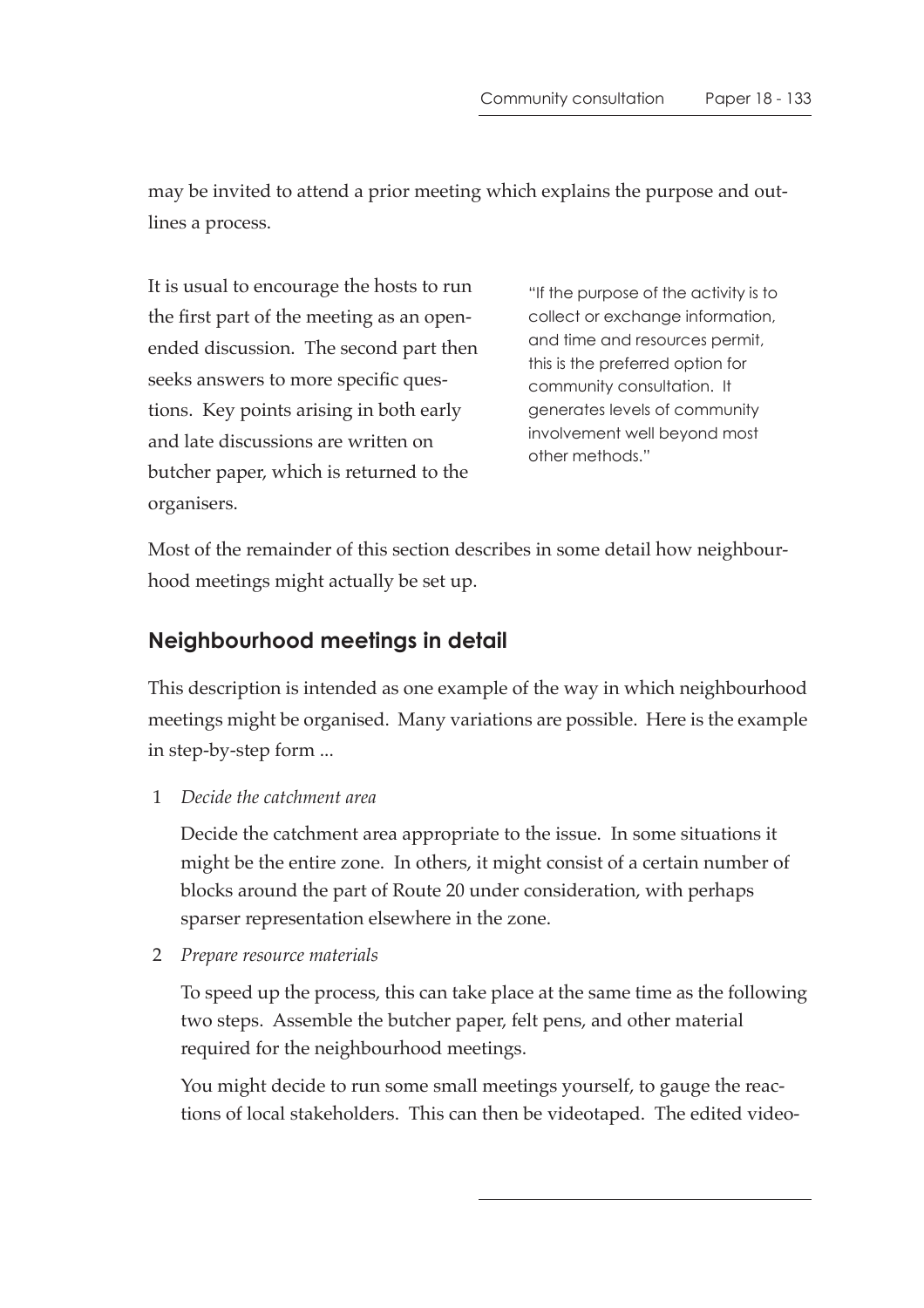may be invited to attend a prior meeting which explains the purpose and outlines a process.

It is usual to encourage the hosts to run the first part of the meeting as an open-ended discussion. The second part then seeks answers to more specific questions. Key points arising in both early and late discussions are written on butcher paper, which is returned to the organisers.

> "If the purpose of the activity is to collect or exchange information, and time and resources permit, this is the preferred option for community consultation. It generates levels of community involvement well beyond most other methods."

Most of the remainder of this section describes in some detail how neighbourhood meetings might actually be set up.

## Neighbourhood meetings in detail

This description is intended as one example of the way in which neighbourhood meetings might be organised. Many variations are possible. Here is the example in step-by-step form ...

1 *Decide the catchment area*

   Decide the catchment area appropriate to the issue. In some situations it might be the entire zone. In others, it might consist of a certain number of blocks around the part of Route 20 under consideration, with perhaps sparser representation elsewhere in the zone.

2 *Prepare resource materials*

   To speed up the process, this can take place at the same time as the following two steps. Assemble the butcher paper, felt pens, and other material required for the neighbourhood meetings.

   You might decide to run some small meetings yourself, to gauge the reactions of local stakeholders. This can then be videotaped. The edited video-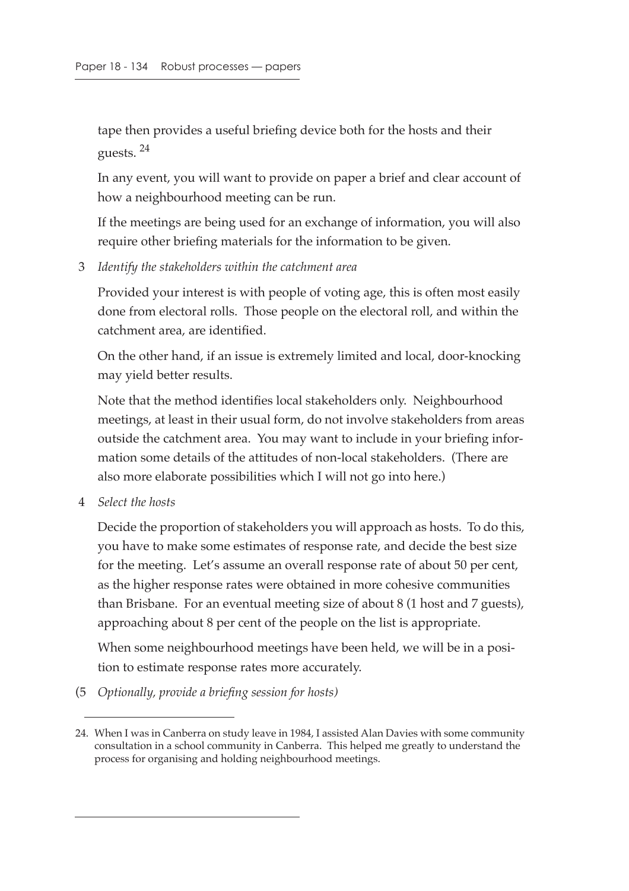tape then provides a useful briefing device both for the hosts and their guests. [24]

In any event, you will want to provide on paper a brief and clear account of how a neighbourhood meeting can be run.

If the meetings are being used for an exchange of information, you will also require other briefing materials for the information to be given.

3 *Identify the stakeholders within the catchment area*

Provided your interest is with people of voting age, this is often most easily done from electoral rolls. Those people on the electoral roll, and within the catchment area, are identified.

On the other hand, if an issue is extremely limited and local, door-knocking may yield better results.

Note that the method identifies local stakeholders only. Neighbourhood meetings, at least in their usual form, do not involve stakeholders from areas outside the catchment area. You may want to include in your briefing information some details of the attitudes of non-local stakeholders. (There are also more elaborate possibilities which I will not go into here.)

4 *Select the hosts*

Decide the proportion of stakeholders you will approach as hosts. To do this, you have to make some estimates of response rate, and decide the best size for the meeting. Let's assume an overall response rate of about 50 per cent, as the higher response rates were obtained in more cohesive communities than Brisbane. For an eventual meeting size of about 8 (1 host and 7 guests), approaching about 8 per cent of the people on the list is appropriate.

When some neighbourhood meetings have been held, we will be in a position to estimate response rates more accurately.

(5 *Optionally, provide a briefing session for hosts)*

---

24. When I was in Canberra on study leave in 1984, I assisted Alan Davies with some community consultation in a school community in Canberra. This helped me greatly to understand the process for organising and holding neighbourhood meetings.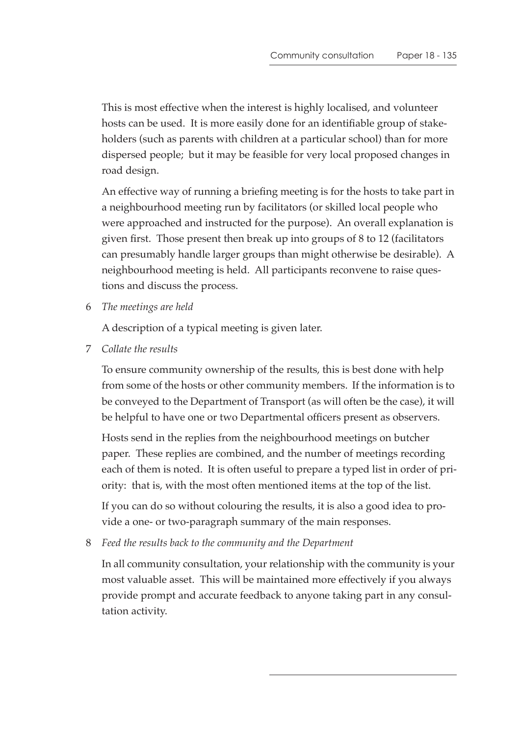This is most effective when the interest is highly localised, and volunteer hosts can be used. It is more easily done for an identifiable group of stakeholders (such as parents with children at a particular school) than for more dispersed people; but it may be feasible for very local proposed changes in road design.

An effective way of running a briefing meeting is for the hosts to take part in a neighbourhood meeting run by facilitators (or skilled local people who were approached and instructed for the purpose). An overall explanation is given first. Those present then break up into groups of 8 to 12 (facilitators can presumably handle larger groups than might otherwise be desirable). A neighbourhood meeting is held. All participants reconvene to raise questions and discuss the process.

6 *The meetings are held*

A description of a typical meeting is given later.

7 *Collate the results*

To ensure community ownership of the results, this is best done with help from some of the hosts or other community members. If the information is to be conveyed to the Department of Transport (as will often be the case), it will be helpful to have one or two Departmental officers present as observers.

Hosts send in the replies from the neighbourhood meetings on butcher paper. These replies are combined, and the number of meetings recording each of them is noted. It is often useful to prepare a typed list in order of priority: that is, with the most often mentioned items at the top of the list.

If you can do so without colouring the results, it is also a good idea to provide a one- or two-paragraph summary of the main responses.

8 *Feed the results back to the community and the Department*

In all community consultation, your relationship with the community is your most valuable asset. This will be maintained more effectively if you always provide prompt and accurate feedback to anyone taking part in any consultation activity.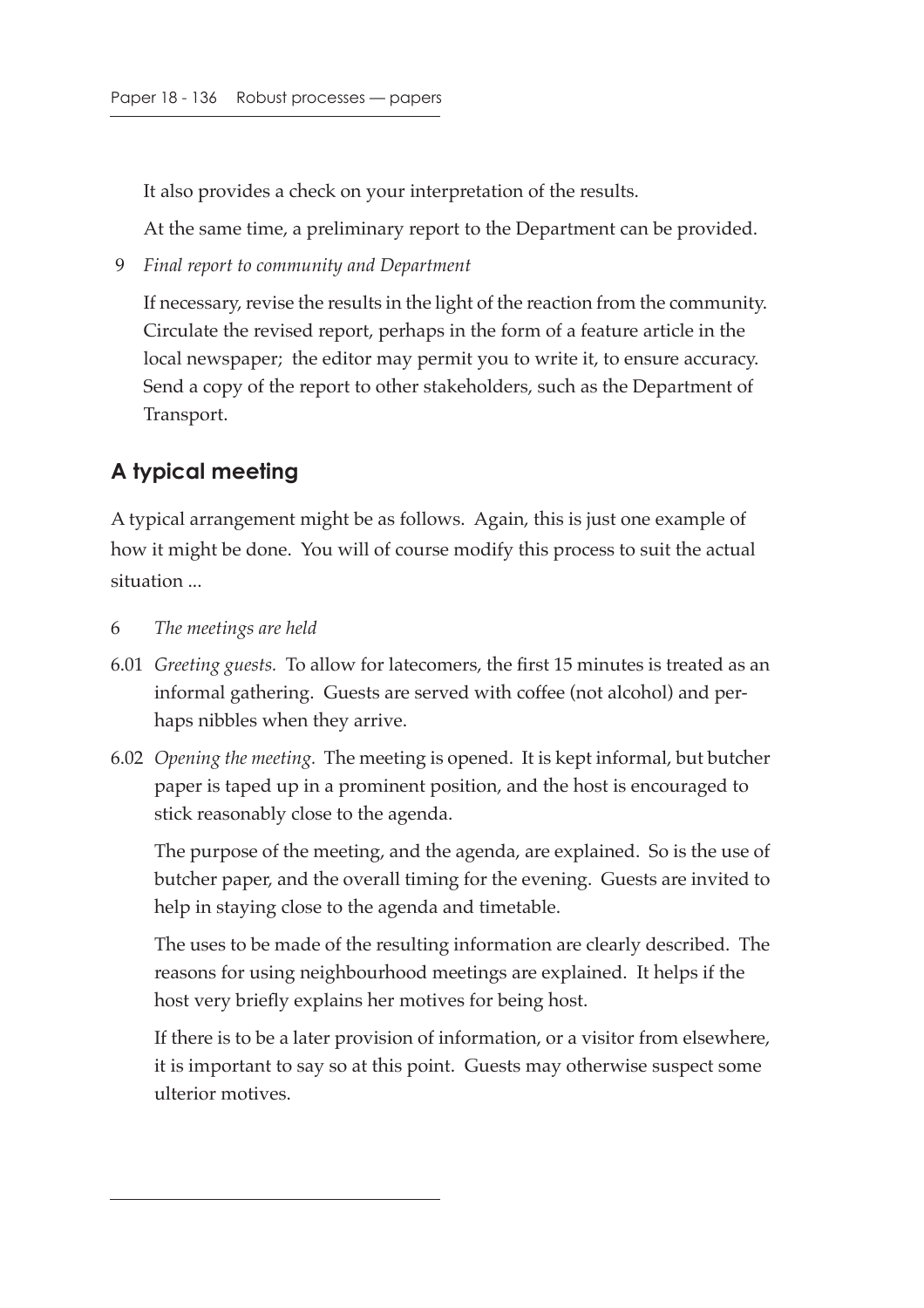It also provides a check on your interpretation of the results.

At the same time, a preliminary report to the Department can be provided.

9 *Final report to community and Department*

If necessary, revise the results in the light of the reaction from the community. Circulate the revised report, perhaps in the form of a feature article in the local newspaper; the editor may permit you to write it, to ensure accuracy. Send a copy of the report to other stakeholders, such as the Department of Transport.

## A typical meeting

A typical arrangement might be as follows. Again, this is just one example of how it might be done. You will of course modify this process to suit the actual situation ...

6 *The meetings are held*

6.01 *Greeting guests.* To allow for latecomers, the first 15 minutes is treated as an informal gathering. Guests are served with coffee (not alcohol) and perhaps nibbles when they arrive.

6.02 *Opening the meeting.* The meeting is opened. It is kept informal, but butcher paper is taped up in a prominent position, and the host is encouraged to stick reasonably close to the agenda.

The purpose of the meeting, and the agenda, are explained. So is the use of butcher paper, and the overall timing for the evening. Guests are invited to help in staying close to the agenda and timetable.

The uses to be made of the resulting information are clearly described. The reasons for using neighbourhood meetings are explained. It helps if the host very briefly explains her motives for being host.

If there is to be a later provision of information, or a visitor from elsewhere, it is important to say so at this point. Guests may otherwise suspect some ulterior motives.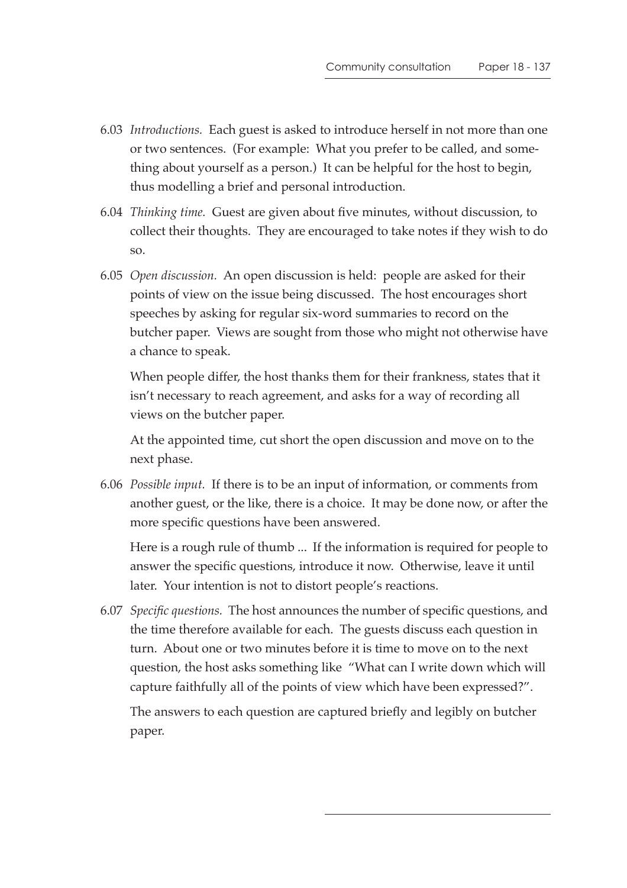6.03 *Introductions.* Each guest is asked to introduce herself in not more than one or two sentences. (For example: What you prefer to be called, and something about yourself as a person.) It can be helpful for the host to begin, thus modelling a brief and personal introduction.

6.04 *Thinking time.* Guest are given about five minutes, without discussion, to collect their thoughts. They are encouraged to take notes if they wish to do so.

6.05 *Open discussion.* An open discussion is held: people are asked for their points of view on the issue being discussed. The host encourages short speeches by asking for regular six-word summaries to record on the butcher paper. Views are sought from those who might not otherwise have a chance to speak.

When people differ, the host thanks them for their frankness, states that it isn't necessary to reach agreement, and asks for a way of recording all views on the butcher paper.

At the appointed time, cut short the open discussion and move on to the next phase.

6.06 *Possible input.* If there is to be an input of information, or comments from another guest, or the like, there is a choice. It may be done now, or after the more specific questions have been answered.

Here is a rough rule of thumb ... If the information is required for people to answer the specific questions, introduce it now. Otherwise, leave it until later. Your intention is not to distort people's reactions.

6.07 *Specific questions.* The host announces the number of specific questions, and the time therefore available for each. The guests discuss each question in turn. About one or two minutes before it is time to move on to the next question, the host asks something like "What can I write down which will capture faithfully all of the points of view which have been expressed?".

The answers to each question are captured briefly and legibly on butcher paper.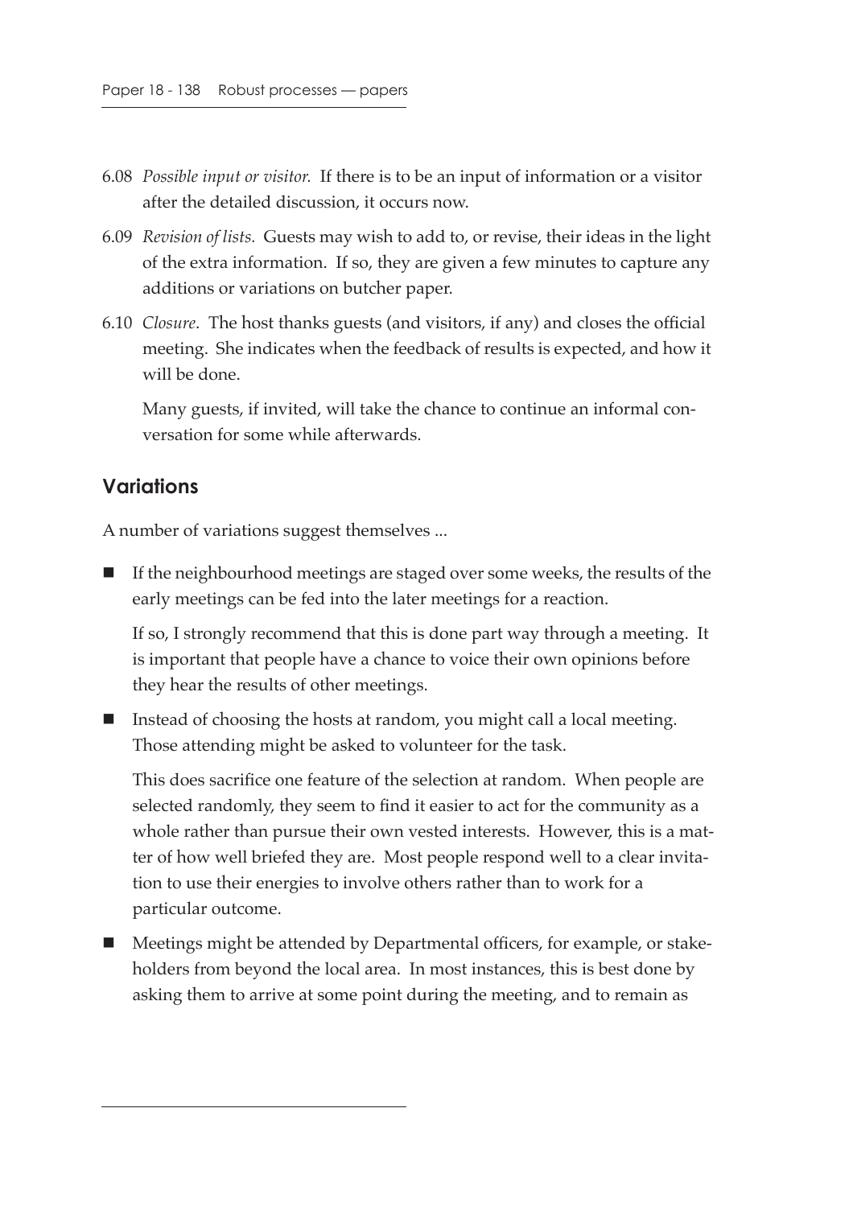6.08 *Possible input or visitor.* If there is to be an input of information or a visitor after the detailed discussion, it occurs now.

6.09 *Revision of lists.* Guests may wish to add to, or revise, their ideas in the light of the extra information. If so, they are given a few minutes to capture any additions or variations on butcher paper.

6.10 *Closure*. The host thanks guests (and visitors, if any) and closes the official meeting. She indicates when the feedback of results is expected, and how it will be done.

Many guests, if invited, will take the chance to continue an informal conversation for some while afterwards.

## Variations

A number of variations suggest themselves ...

- If the neighbourhood meetings are staged over some weeks, the results of the early meetings can be fed into the later meetings for a reaction.

  If so, I strongly recommend that this is done part way through a meeting. It is important that people have a chance to voice their own opinions before they hear the results of other meetings.

- Instead of choosing the hosts at random, you might call a local meeting. Those attending might be asked to volunteer for the task.

  This does sacrifice one feature of the selection at random. When people are selected randomly, they seem to find it easier to act for the community as a whole rather than pursue their own vested interests. However, this is a matter of how well briefed they are. Most people respond well to a clear invitation to use their energies to involve others rather than to work for a particular outcome.

- Meetings might be attended by Departmental officers, for example, or stakeholders from beyond the local area. In most instances, this is best done by asking them to arrive at some point during the meeting, and to remain as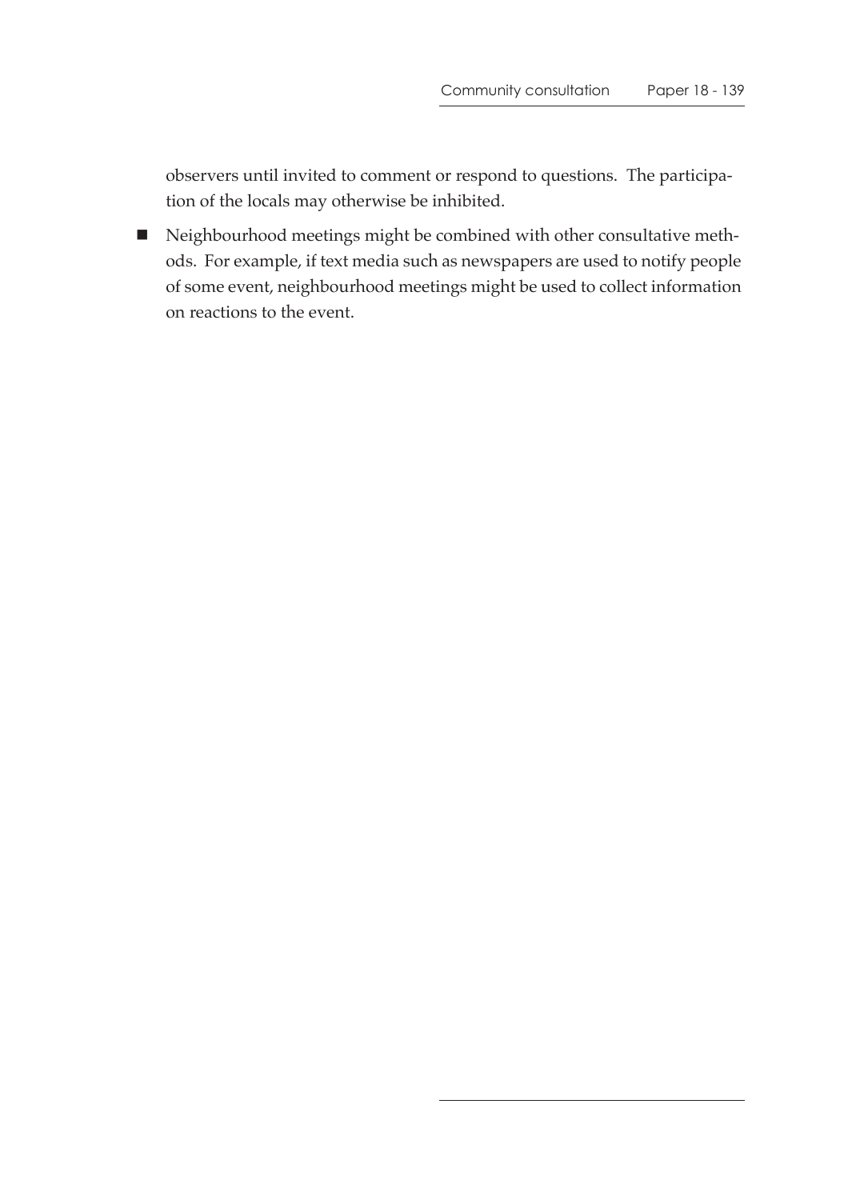observers until invited to comment or respond to questions. The participation of the locals may otherwise be inhibited.

- Neighbourhood meetings might be combined with other consultative methods. For example, if text media such as newspapers are used to notify people of some event, neighbourhood meetings might be used to collect information on reactions to the event.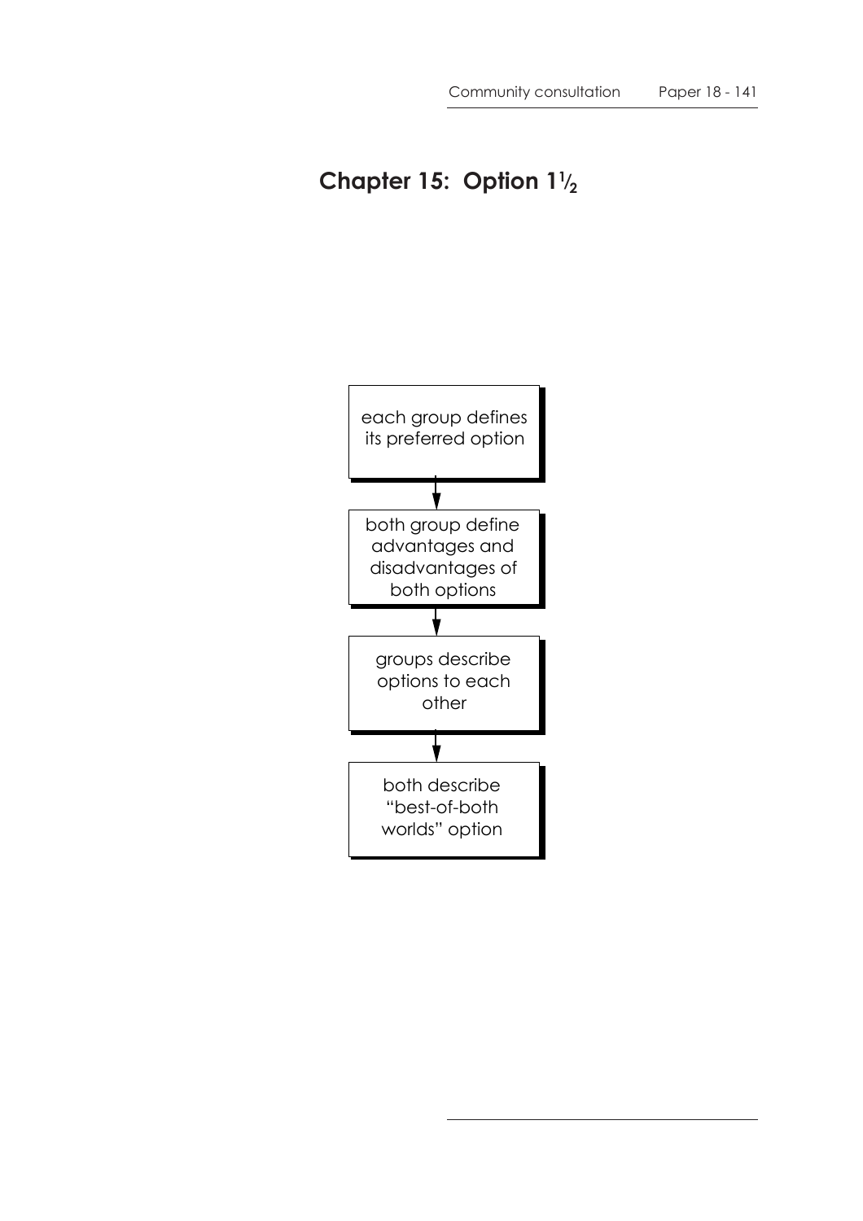# Chapter 15: Option 1½

each group defines its preferred option

↓

both group define advantages and disadvantages of both options

↓

groups describe options to each other

↓

both describe "best-of-both worlds" option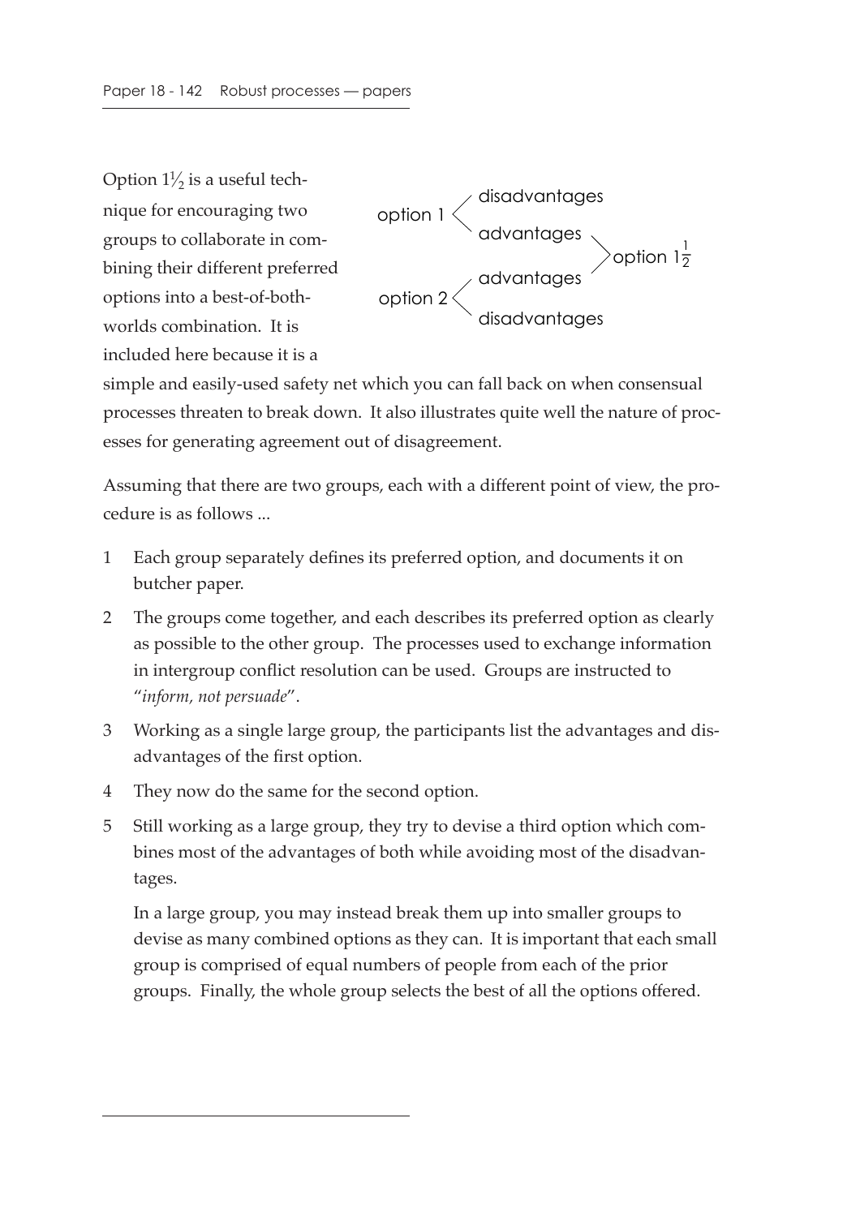Option $1\frac{1}{2}$ is a useful technique for encouraging two groups to collaborate in combining their different preferred options into a best-of-both-worlds combination. It is included here because it is a simple and easily-used safety net which you can fall back on when consensual processes threaten to break down. It also illustrates quite well the nature of processes for generating agreement out of disagreement.

```
           disadvantages
option 1 <
           advantages   \
                          > option 1½
           advantages   /
option 2 <
           disadvantages
```

Assuming that there are two groups, each with a different point of view, the procedure is as follows ...

1. Each group separately defines its preferred option, and documents it on butcher paper.
2. The groups come together, and each describes its preferred option as clearly as possible to the other group. The processes used to exchange information in intergroup conflict resolution can be used. Groups are instructed to "*inform, not persuade*".
3. Working as a single large group, the participants list the advantages and disadvantages of the first option.
4. They now do the same for the second option.
5. Still working as a large group, they try to devise a third option which combines most of the advantages of both while avoiding most of the disadvantages.

   In a large group, you may instead break them up into smaller groups to devise as many combined options as they can. It is important that each small group is comprised of equal numbers of people from each of the prior groups. Finally, the whole group selects the best of all the options offered.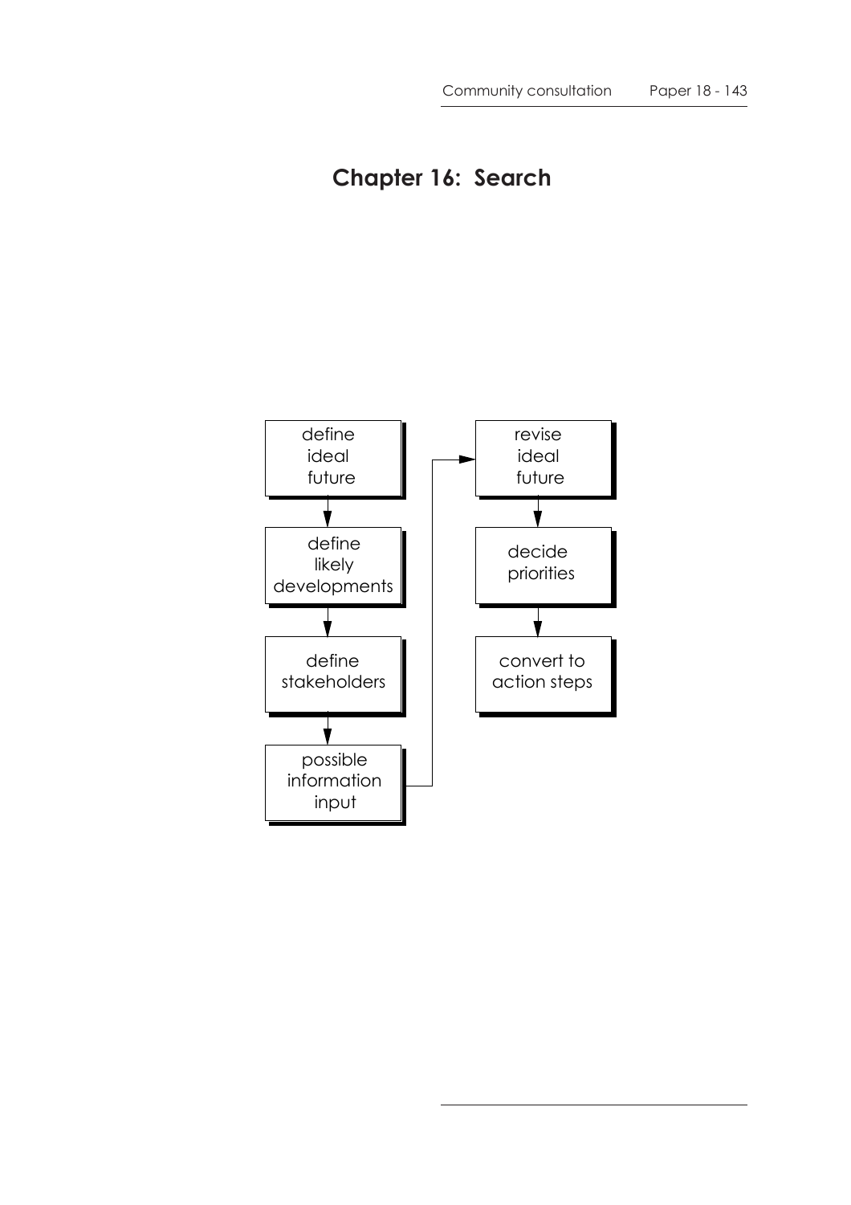# Chapter 16: Search

define ideal future → define likely developments → define stakeholders → possible information input → revise ideal future → decide priorities → convert to action steps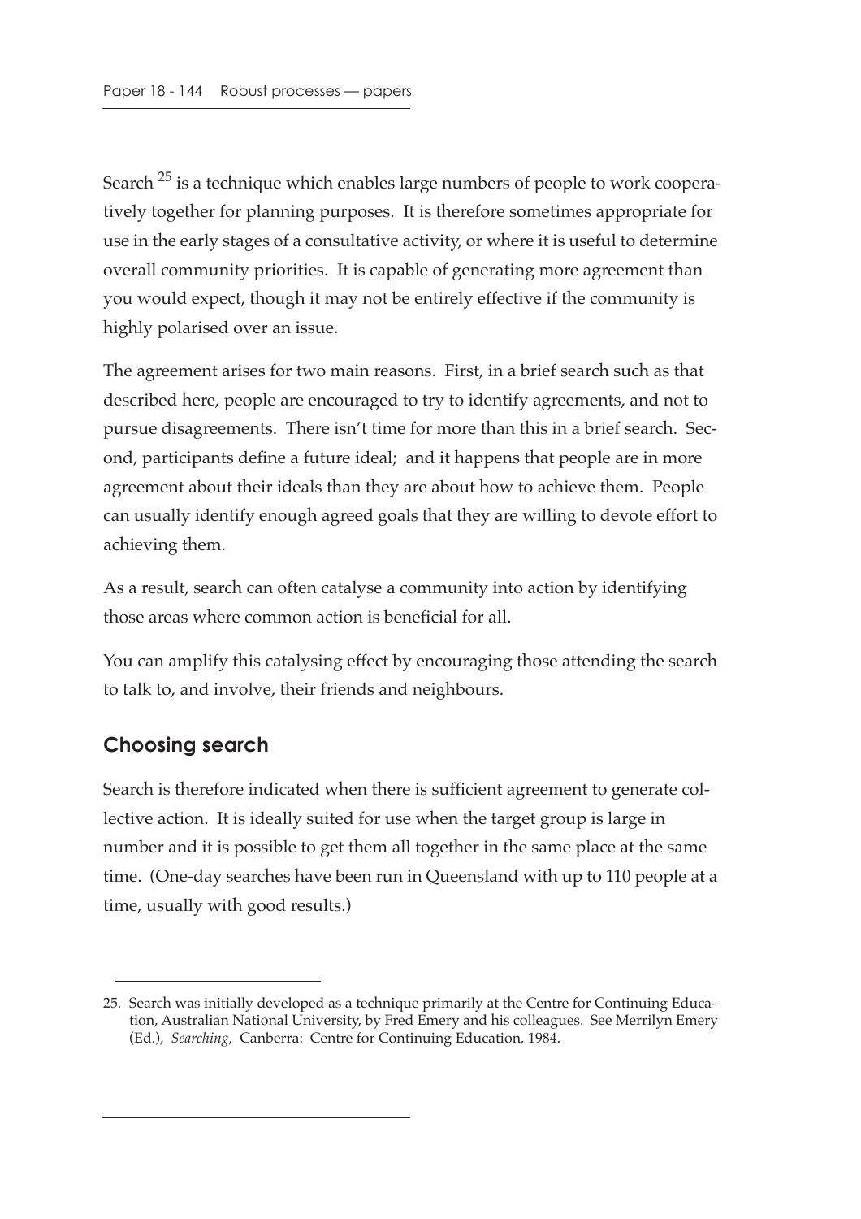Search [25] is a technique which enables large numbers of people to work cooperatively together for planning purposes. It is therefore sometimes appropriate for use in the early stages of a consultative activity, or where it is useful to determine overall community priorities. It is capable of generating more agreement than you would expect, though it may not be entirely effective if the community is highly polarised over an issue.

The agreement arises for two main reasons. First, in a brief search such as that described here, people are encouraged to try to identify agreements, and not to pursue disagreements. There isn't time for more than this in a brief search. Second, participants define a future ideal; and it happens that people are in more agreement about their ideals than they are about how to achieve them. People can usually identify enough agreed goals that they are willing to devote effort to achieving them.

As a result, search can often catalyse a community into action by identifying those areas where common action is beneficial for all.

You can amplify this catalysing effect by encouraging those attending the search to talk to, and involve, their friends and neighbours.

## Choosing search

Search is therefore indicated when there is sufficient agreement to generate collective action. It is ideally suited for use when the target group is large in number and it is possible to get them all together in the same place at the same time. (One-day searches have been run in Queensland with up to 110 people at a time, usually with good results.)

25. Search was initially developed as a technique primarily at the Centre for Continuing Education, Australian National University, by Fred Emery and his colleagues. See Merrilyn Emery (Ed.), *Searching*, Canberra: Centre for Continuing Education, 1984.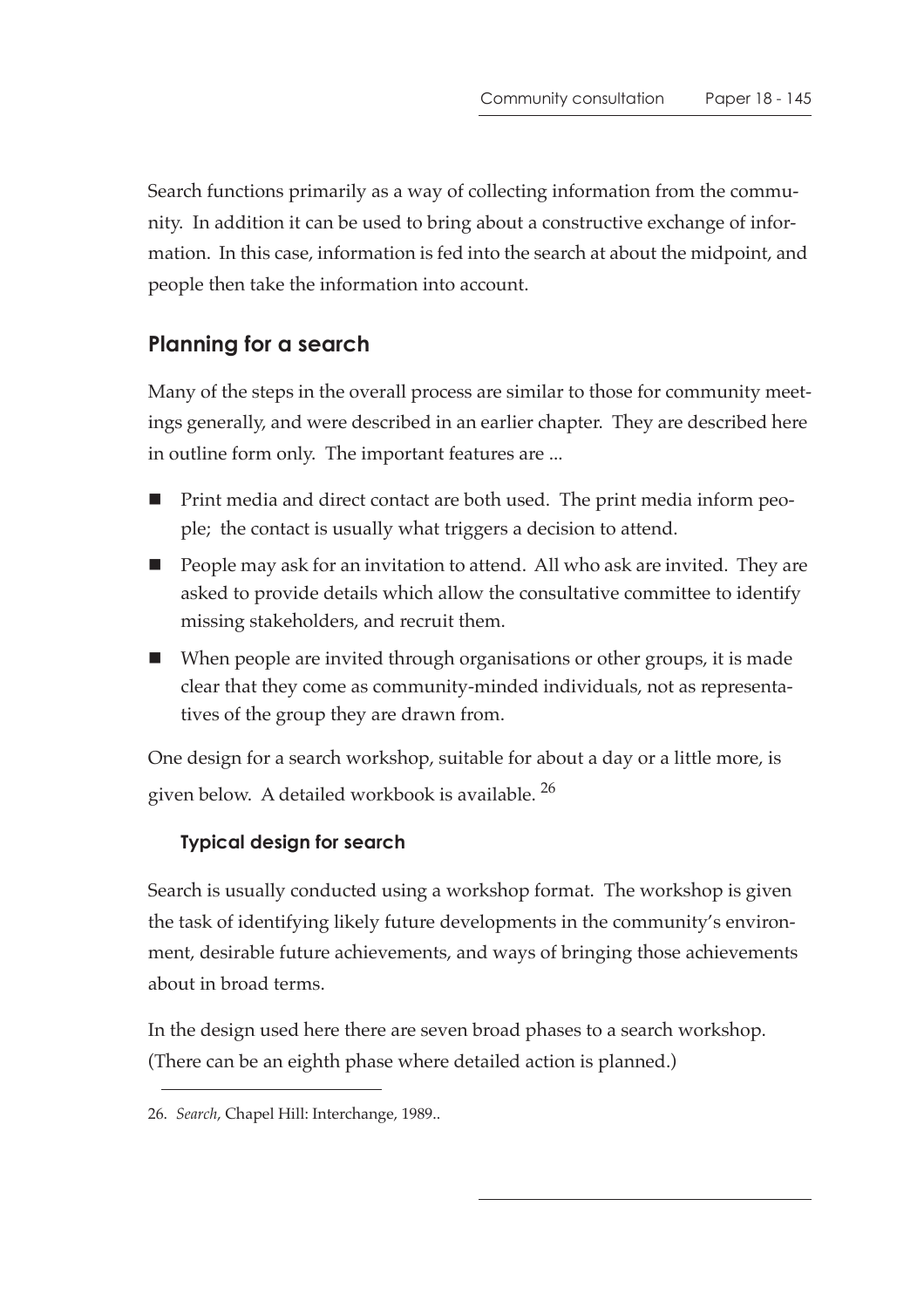Search functions primarily as a way of collecting information from the community. In addition it can be used to bring about a constructive exchange of information. In this case, information is fed into the search at about the midpoint, and people then take the information into account.

## Planning for a search

Many of the steps in the overall process are similar to those for community meetings generally, and were described in an earlier chapter. They are described here in outline form only. The important features are ...

- Print media and direct contact are both used. The print media inform people; the contact is usually what triggers a decision to attend.
- People may ask for an invitation to attend. All who ask are invited. They are asked to provide details which allow the consultative committee to identify missing stakeholders, and recruit them.
- When people are invited through organisations or other groups, it is made clear that they come as community-minded individuals, not as representatives of the group they are drawn from.

One design for a search workshop, suitable for about a day or a little more, is given below. A detailed workbook is available. [26]

### Typical design for search

Search is usually conducted using a workshop format. The workshop is given the task of identifying likely future developments in the community's environment, desirable future achievements, and ways of bringing those achievements about in broad terms.

In the design used here there are seven broad phases to a search workshop. (There can be an eighth phase where detailed action is planned.)

---

26. *Search*, Chapel Hill: Interchange, 1989..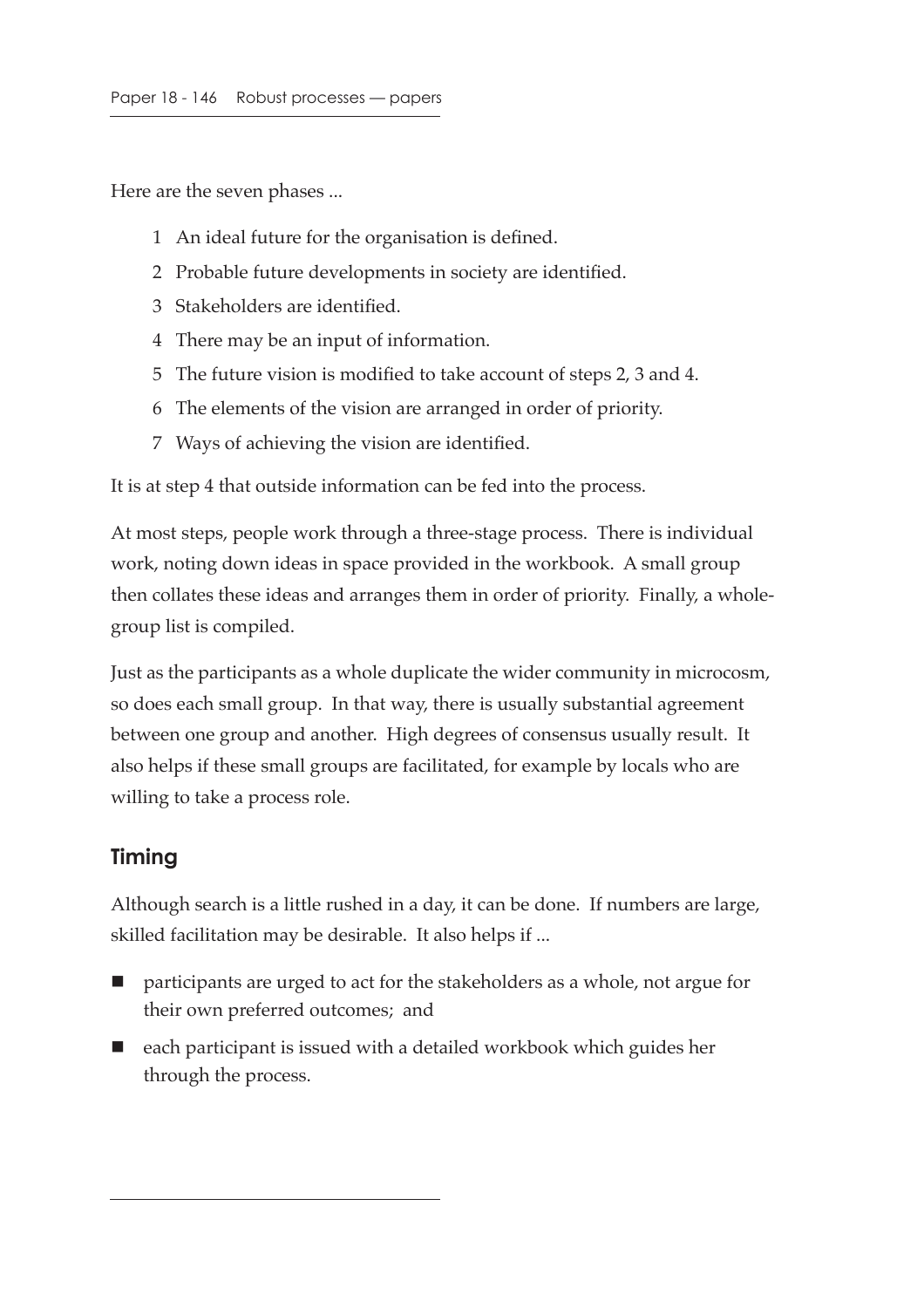Here are the seven phases ...

1. An ideal future for the organisation is defined.
2. Probable future developments in society are identified.
3. Stakeholders are identified.
4. There may be an input of information.
5. The future vision is modified to take account of steps 2, 3 and 4.
6. The elements of the vision are arranged in order of priority.
7. Ways of achieving the vision are identified.

It is at step 4 that outside information can be fed into the process.

At most steps, people work through a three-stage process. There is individual work, noting down ideas in space provided in the workbook. A small group then collates these ideas and arranges them in order of priority. Finally, a whole-group list is compiled.

Just as the participants as a whole duplicate the wider community in microcosm, so does each small group. In that way, there is usually substantial agreement between one group and another. High degrees of consensus usually result. It also helps if these small groups are facilitated, for example by locals who are willing to take a process role.

## Timing

Although search is a little rushed in a day, it can be done. If numbers are large, skilled facilitation may be desirable. It also helps if ...

- participants are urged to act for the stakeholders as a whole, not argue for their own preferred outcomes; and
- each participant is issued with a detailed workbook which guides her through the process.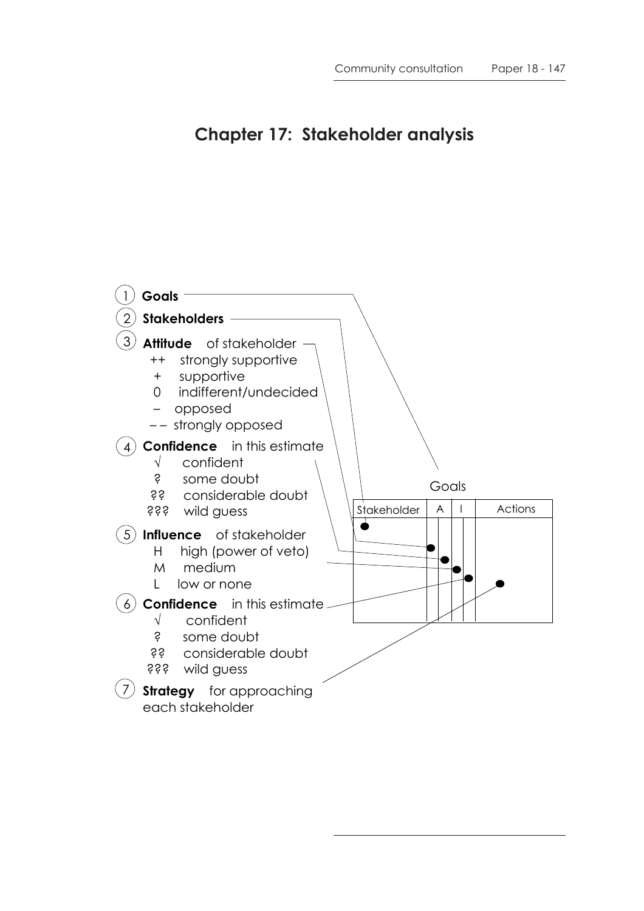# Chapter 17: Stakeholder analysis

1. **Goals**
2. **Stakeholders**
3. **Attitude** of stakeholder
   - ++ strongly supportive
   - \+ supportive
   - 0 indifferent/undecided
   - – opposed
   - – – strongly opposed
4. **Confidence** in this estimate
   - √ confident
   - ? some doubt
   - ?? considerable doubt
   - ??? wild guess
5. **Influence** of stakeholder
   - H high (power of veto)
   - M medium
   - L low or none
6. **Confidence** in this estimate
   - √ confident
   - ? some doubt
   - ?? considerable doubt
   - ??? wild guess
7. **Strategy** for approaching each stakeholder

Goals

| Stakeholder | A | | I | | Actions |
|---|---|---|---|---|---|
| | | | | | |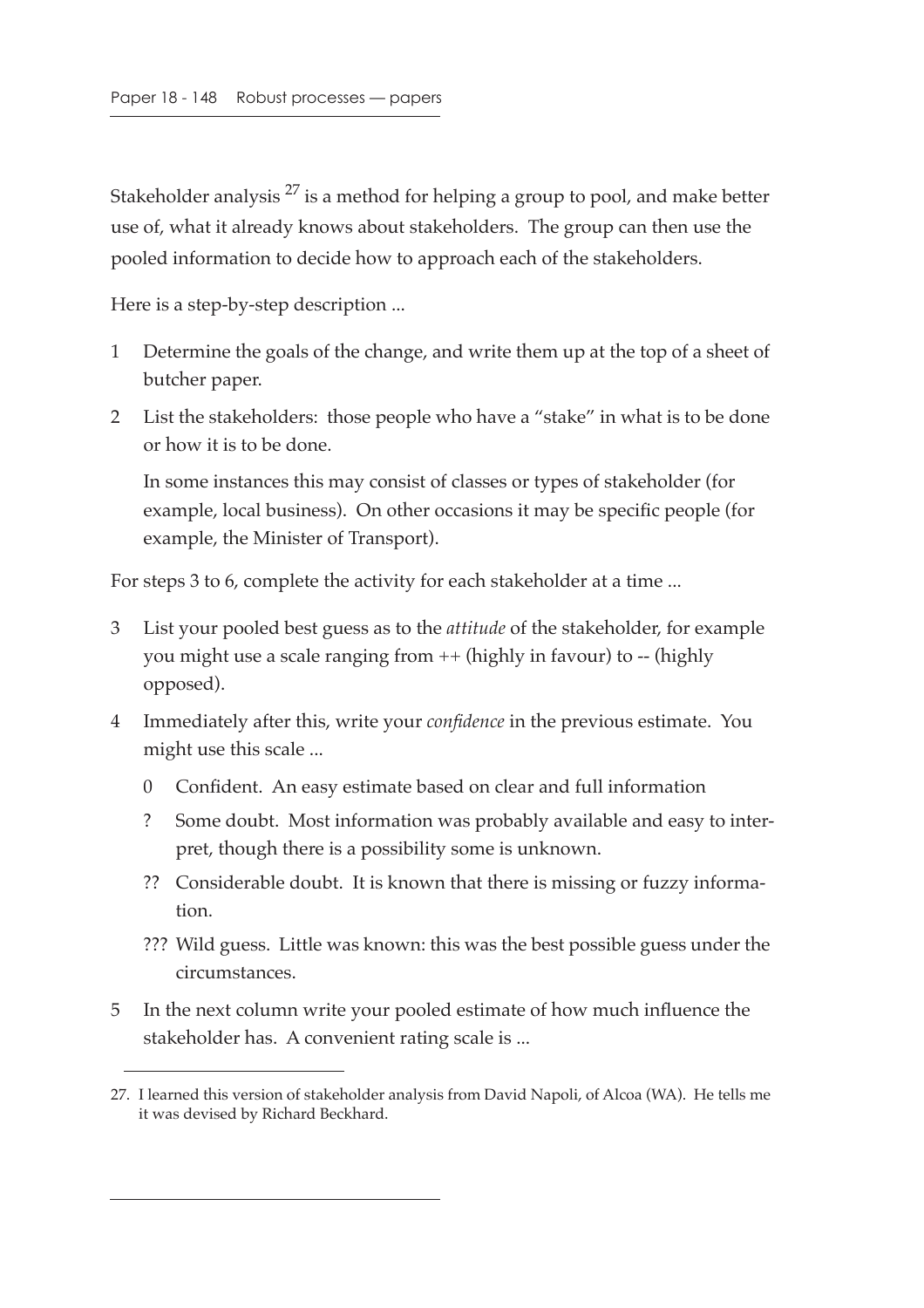Stakeholder analysis [27] is a method for helping a group to pool, and make better use of, what it already knows about stakeholders. The group can then use the pooled information to decide how to approach each of the stakeholders.

Here is a step-by-step description ...

1 Determine the goals of the change, and write them up at the top of a sheet of butcher paper.

2 List the stakeholders: those people who have a "stake" in what is to be done or how it is to be done.

   In some instances this may consist of classes or types of stakeholder (for example, local business). On other occasions it may be specific people (for example, the Minister of Transport).

For steps 3 to 6, complete the activity for each stakeholder at a time ...

3 List your pooled best guess as to the *attitude* of the stakeholder, for example you might use a scale ranging from ++ (highly in favour) to -- (highly opposed).

4 Immediately after this, write your *confidence* in the previous estimate. You might use this scale ...

   0 Confident. An easy estimate based on clear and full information

   ? Some doubt. Most information was probably available and easy to interpret, though there is a possibility some is unknown.

   ?? Considerable doubt. It is known that there is missing or fuzzy information.

   ??? Wild guess. Little was known: this was the best possible guess under the circumstances.

5 In the next column write your pooled estimate of how much influence the stakeholder has. A convenient rating scale is ...

---

27. I learned this version of stakeholder analysis from David Napoli, of Alcoa (WA). He tells me it was devised by Richard Beckhard.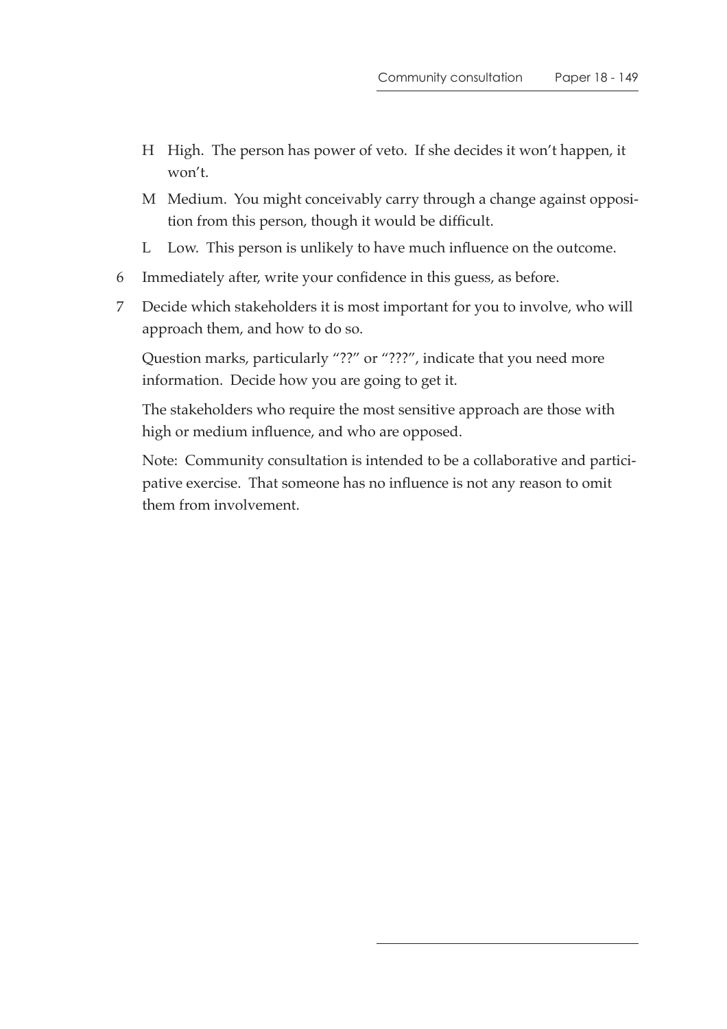- H High. The person has power of veto. If she decides it won't happen, it won't.
- M Medium. You might conceivably carry through a change against opposition from this person, though it would be difficult.
- L Low. This person is unlikely to have much influence on the outcome.

6 Immediately after, write your confidence in this guess, as before.

7 Decide which stakeholders it is most important for you to involve, who will approach them, and how to do so.

   Question marks, particularly "??" or "???", indicate that you need more information. Decide how you are going to get it.

   The stakeholders who require the most sensitive approach are those with high or medium influence, and who are opposed.

   Note: Community consultation is intended to be a collaborative and participative exercise. That someone has no influence is not any reason to omit them from involvement.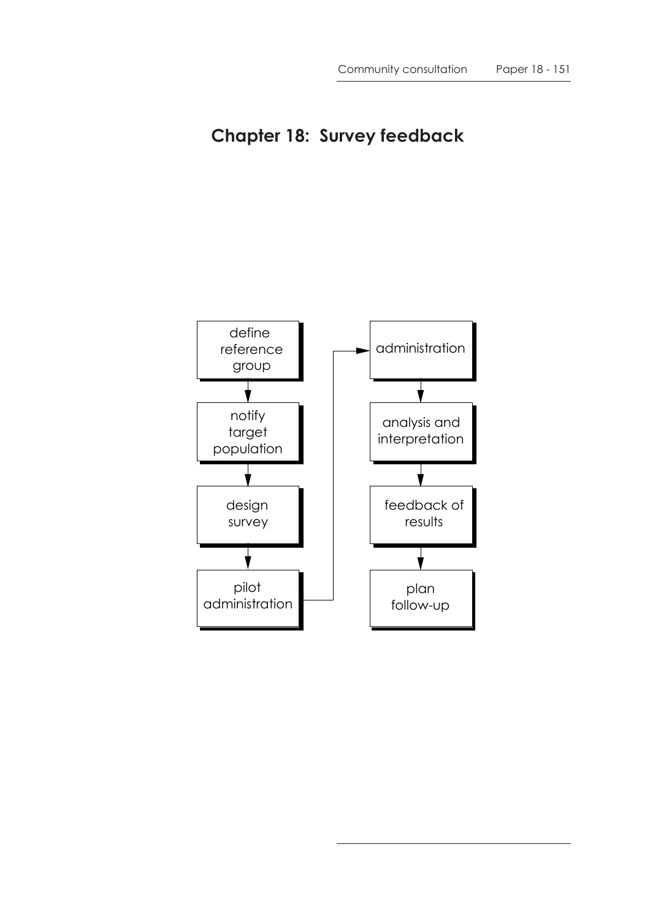# Chapter 18: Survey feedback

define reference group → notify target population → design survey → pilot administration → administration → analysis and interpretation → feedback of results → plan follow-up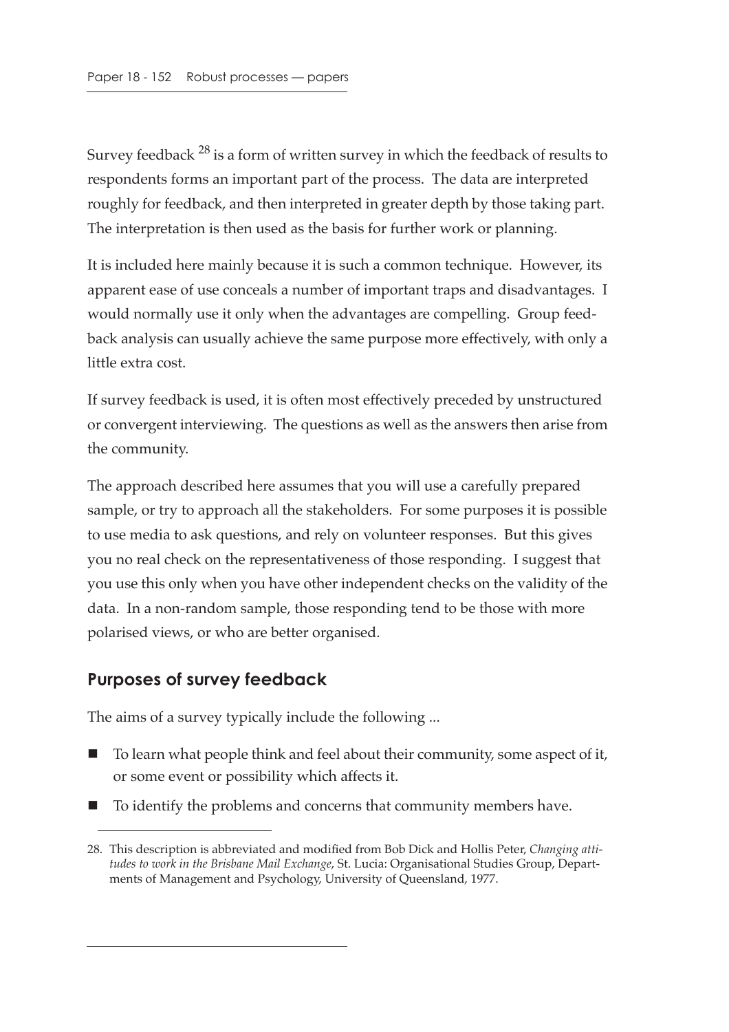Survey feedback [28] is a form of written survey in which the feedback of results to respondents forms an important part of the process. The data are interpreted roughly for feedback, and then interpreted in greater depth by those taking part. The interpretation is then used as the basis for further work or planning.

It is included here mainly because it is such a common technique. However, its apparent ease of use conceals a number of important traps and disadvantages. I would normally use it only when the advantages are compelling. Group feedback analysis can usually achieve the same purpose more effectively, with only a little extra cost.

If survey feedback is used, it is often most effectively preceded by unstructured or convergent interviewing. The questions as well as the answers then arise from the community.

The approach described here assumes that you will use a carefully prepared sample, or try to approach all the stakeholders. For some purposes it is possible to use media to ask questions, and rely on volunteer responses. But this gives you no real check on the representativeness of those responding. I suggest that you use this only when you have other independent checks on the validity of the data. In a non-random sample, those responding tend to be those with more polarised views, or who are better organised.

## Purposes of survey feedback

The aims of a survey typically include the following ...

- To learn what people think and feel about their community, some aspect of it, or some event or possibility which affects it.
- To identify the problems and concerns that community members have.

28. This description is abbreviated and modified from Bob Dick and Hollis Peter, *Changing attitudes to work in the Brisbane Mail Exchange*, St. Lucia: Organisational Studies Group, Departments of Management and Psychology, University of Queensland, 1977.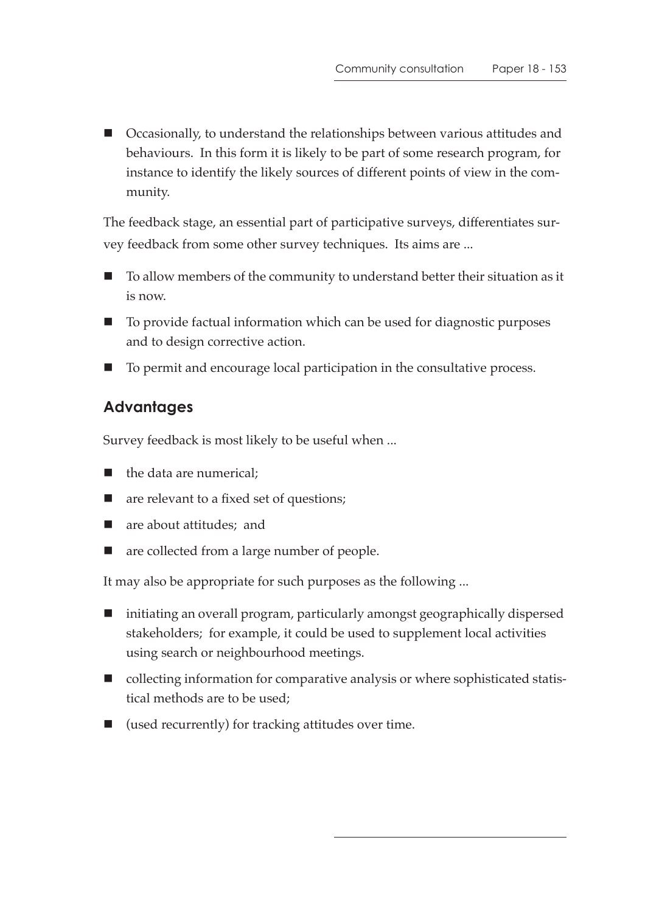- Occasionally, to understand the relationships between various attitudes and behaviours. In this form it is likely to be part of some research program, for instance to identify the likely sources of different points of view in the community.

The feedback stage, an essential part of participative surveys, differentiates survey feedback from some other survey techniques. Its aims are ...

- To allow members of the community to understand better their situation as it is now.
- To provide factual information which can be used for diagnostic purposes and to design corrective action.
- To permit and encourage local participation in the consultative process.

## Advantages

Survey feedback is most likely to be useful when ...

- the data are numerical;
- are relevant to a fixed set of questions;
- are about attitudes; and
- are collected from a large number of people.

It may also be appropriate for such purposes as the following ...

- initiating an overall program, particularly amongst geographically dispersed stakeholders; for example, it could be used to supplement local activities using search or neighbourhood meetings.
- collecting information for comparative analysis or where sophisticated statistical methods are to be used;
- (used recurrently) for tracking attitudes over time.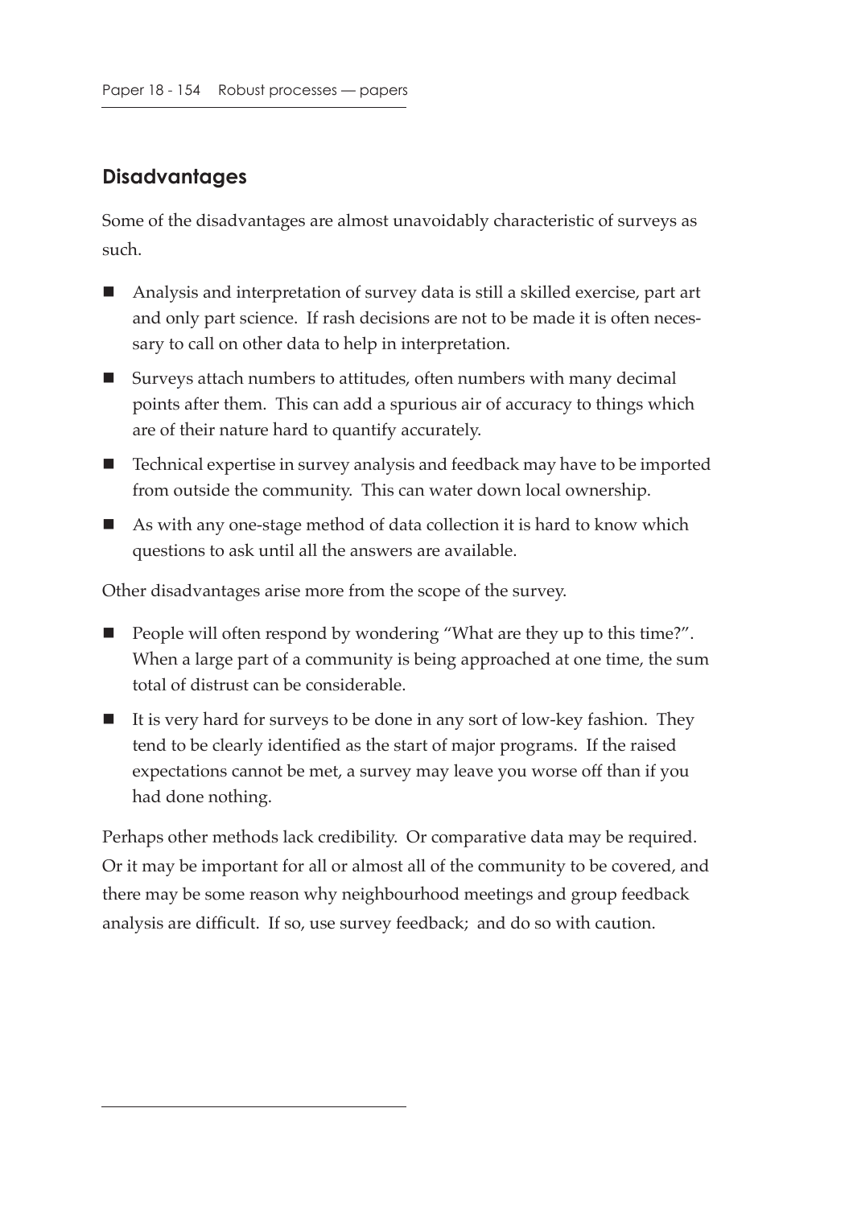## Disadvantages

Some of the disadvantages are almost unavoidably characteristic of surveys as such.

- Analysis and interpretation of survey data is still a skilled exercise, part art and only part science. If rash decisions are not to be made it is often necessary to call on other data to help in interpretation.
- Surveys attach numbers to attitudes, often numbers with many decimal points after them. This can add a spurious air of accuracy to things which are of their nature hard to quantify accurately.
- Technical expertise in survey analysis and feedback may have to be imported from outside the community. This can water down local ownership.
- As with any one-stage method of data collection it is hard to know which questions to ask until all the answers are available.

Other disadvantages arise more from the scope of the survey.

- People will often respond by wondering "What are they up to this time?". When a large part of a community is being approached at one time, the sum total of distrust can be considerable.
- It is very hard for surveys to be done in any sort of low-key fashion. They tend to be clearly identified as the start of major programs. If the raised expectations cannot be met, a survey may leave you worse off than if you had done nothing.

Perhaps other methods lack credibility. Or comparative data may be required. Or it may be important for all or almost all of the community to be covered, and there may be some reason why neighbourhood meetings and group feedback analysis are difficult. If so, use survey feedback; and do so with caution.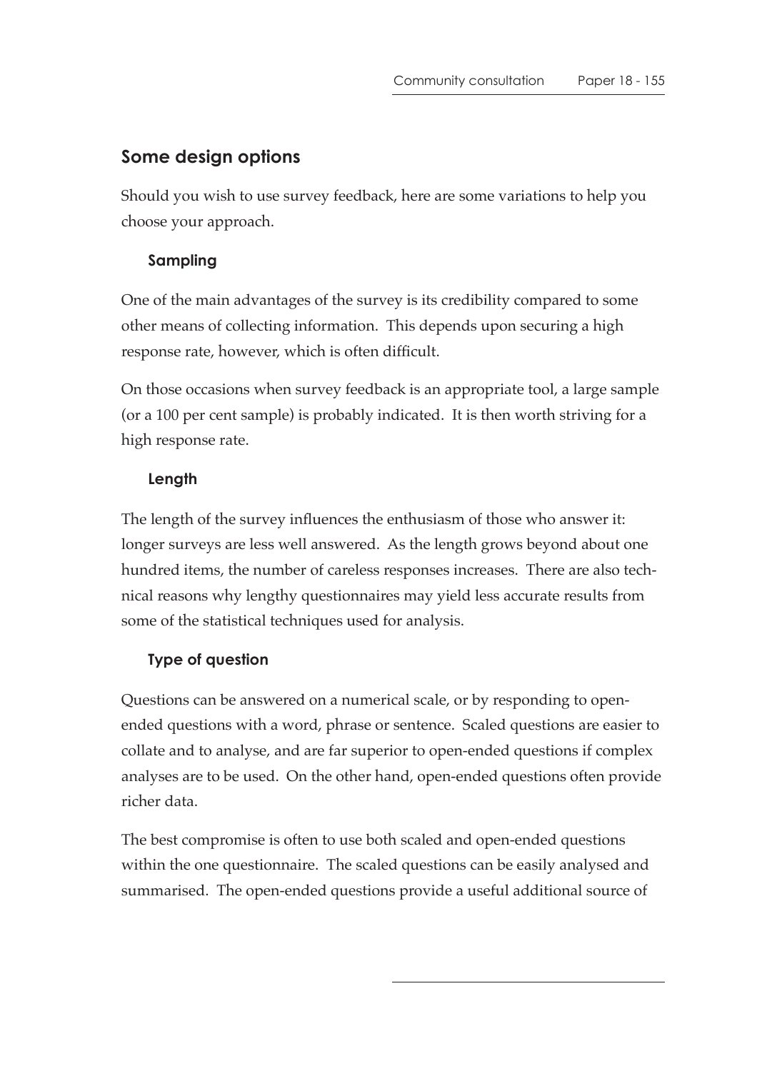## Some design options

Should you wish to use survey feedback, here are some variations to help you choose your approach.

### Sampling

One of the main advantages of the survey is its credibility compared to some other means of collecting information. This depends upon securing a high response rate, however, which is often difficult.

On those occasions when survey feedback is an appropriate tool, a large sample (or a 100 per cent sample) is probably indicated. It is then worth striving for a high response rate.

### Length

The length of the survey influences the enthusiasm of those who answer it: longer surveys are less well answered. As the length grows beyond about one hundred items, the number of careless responses increases. There are also technical reasons why lengthy questionnaires may yield less accurate results from some of the statistical techniques used for analysis.

### Type of question

Questions can be answered on a numerical scale, or by responding to open-ended questions with a word, phrase or sentence. Scaled questions are easier to collate and to analyse, and are far superior to open-ended questions if complex analyses are to be used. On the other hand, open-ended questions often provide richer data.

The best compromise is often to use both scaled and open-ended questions within the one questionnaire. The scaled questions can be easily analysed and summarised. The open-ended questions provide a useful additional source of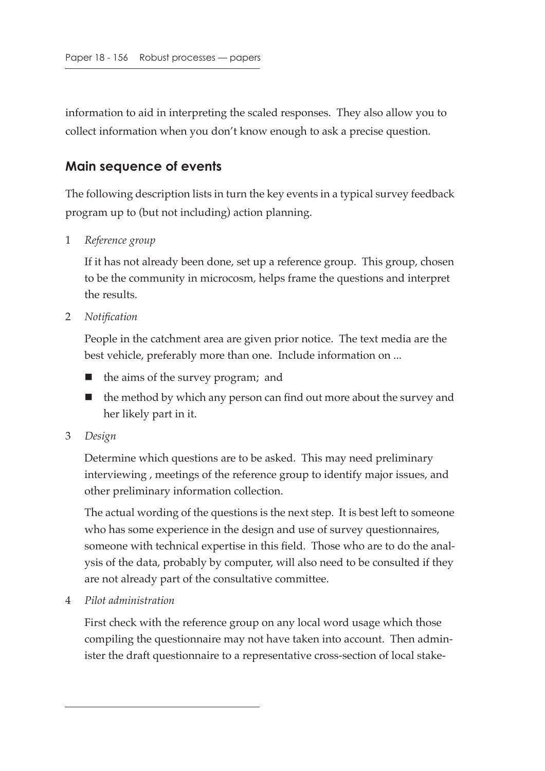information to aid in interpreting the scaled responses. They also allow you to collect information when you don't know enough to ask a precise question.

## Main sequence of events

The following description lists in turn the key events in a typical survey feedback program up to (but not including) action planning.

1 *Reference group*

   If it has not already been done, set up a reference group. This group, chosen to be the community in microcosm, helps frame the questions and interpret the results.

2 *Notification*

   People in the catchment area are given prior notice. The text media are the best vehicle, preferably more than one. Include information on ...

   - the aims of the survey program; and
   - the method by which any person can find out more about the survey and her likely part in it.

3 *Design*

   Determine which questions are to be asked. This may need preliminary interviewing , meetings of the reference group to identify major issues, and other preliminary information collection.

   The actual wording of the questions is the next step. It is best left to someone who has some experience in the design and use of survey questionnaires, someone with technical expertise in this field. Those who are to do the analysis of the data, probably by computer, will also need to be consulted if they are not already part of the consultative committee.

4 *Pilot administration*

   First check with the reference group on any local word usage which those compiling the questionnaire may not have taken into account. Then administer the draft questionnaire to a representative cross-section of local stake-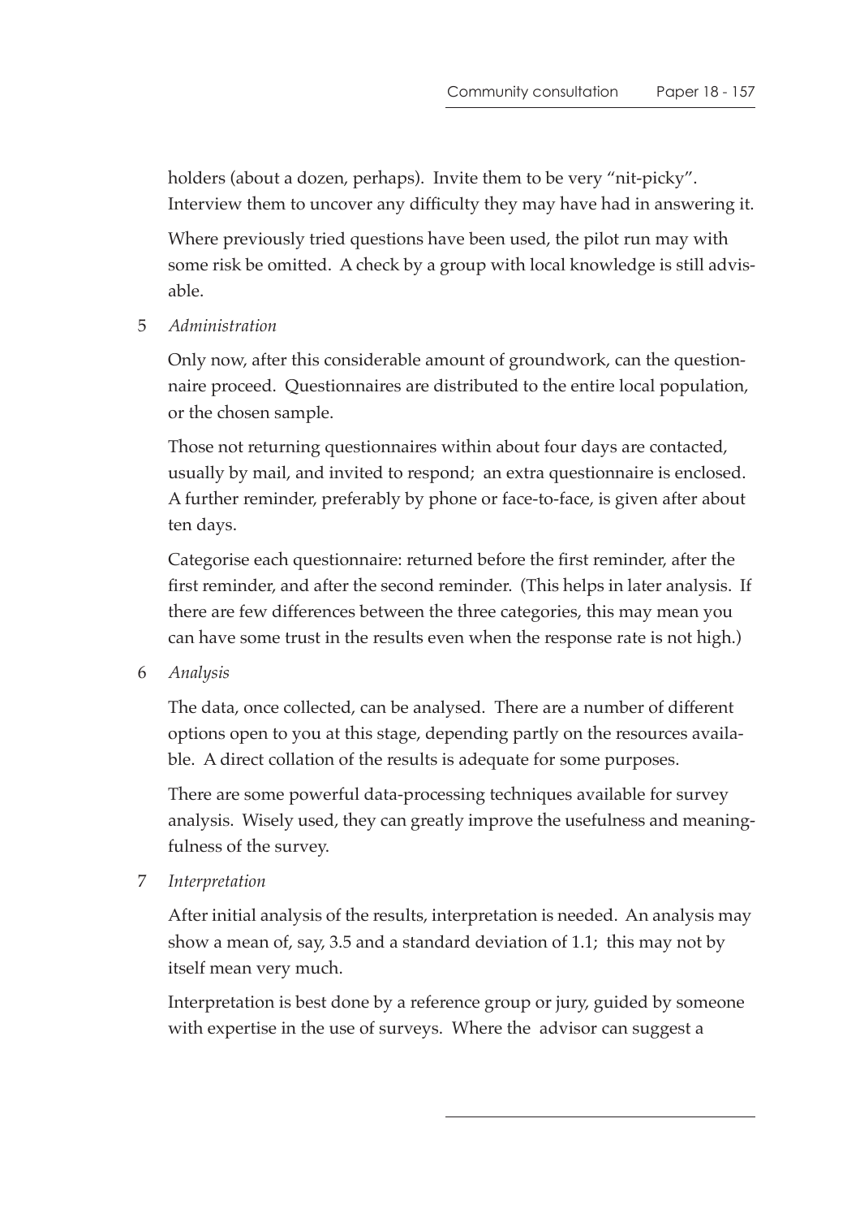holders (about a dozen, perhaps). Invite them to be very "nit-picky". Interview them to uncover any difficulty they may have had in answering it.

Where previously tried questions have been used, the pilot run may with some risk be omitted. A check by a group with local knowledge is still advisable.

5 *Administration*

Only now, after this considerable amount of groundwork, can the questionnaire proceed. Questionnaires are distributed to the entire local population, or the chosen sample.

Those not returning questionnaires within about four days are contacted, usually by mail, and invited to respond; an extra questionnaire is enclosed. A further reminder, preferably by phone or face-to-face, is given after about ten days.

Categorise each questionnaire: returned before the first reminder, after the first reminder, and after the second reminder. (This helps in later analysis. If there are few differences between the three categories, this may mean you can have some trust in the results even when the response rate is not high.)

6 *Analysis*

The data, once collected, can be analysed. There are a number of different options open to you at this stage, depending partly on the resources available. A direct collation of the results is adequate for some purposes.

There are some powerful data-processing techniques available for survey analysis. Wisely used, they can greatly improve the usefulness and meaningfulness of the survey.

7 *Interpretation*

After initial analysis of the results, interpretation is needed. An analysis may show a mean of, say, 3.5 and a standard deviation of 1.1; this may not by itself mean very much.

Interpretation is best done by a reference group or jury, guided by someone with expertise in the use of surveys. Where the advisor can suggest a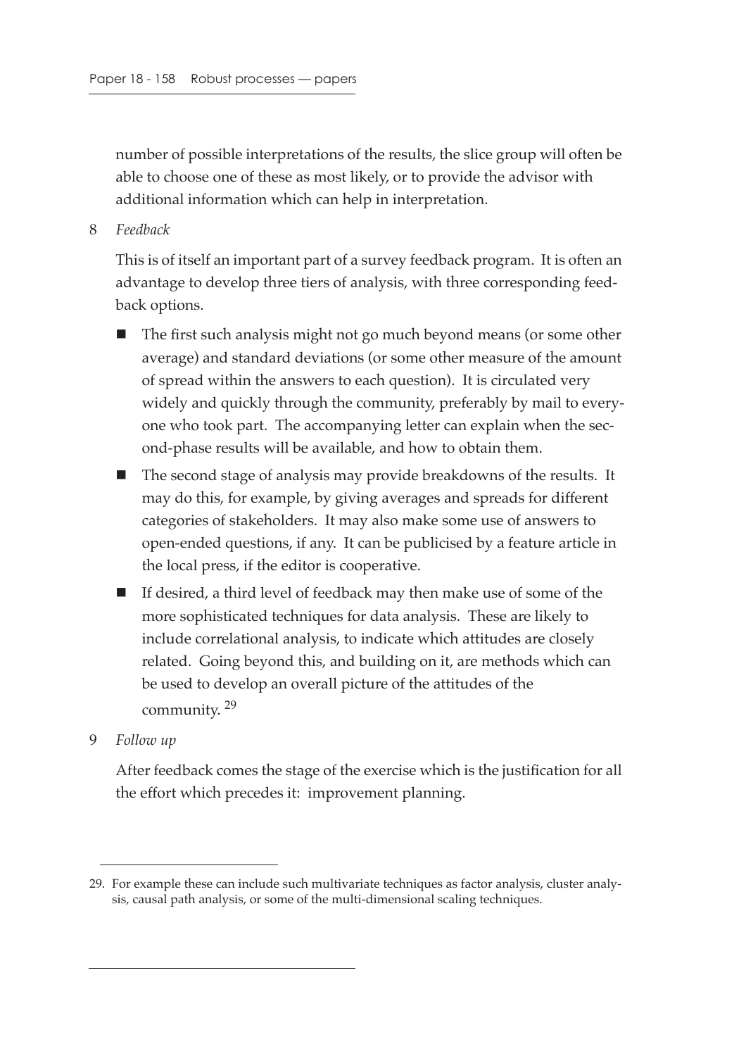number of possible interpretations of the results, the slice group will often be able to choose one of these as most likely, or to provide the advisor with additional information which can help in interpretation.

8 *Feedback*

This is of itself an important part of a survey feedback program. It is often an advantage to develop three tiers of analysis, with three corresponding feedback options.

- The first such analysis might not go much beyond means (or some other average) and standard deviations (or some other measure of the amount of spread within the answers to each question). It is circulated very widely and quickly through the community, preferably by mail to everyone who took part. The accompanying letter can explain when the second-phase results will be available, and how to obtain them.
- The second stage of analysis may provide breakdowns of the results. It may do this, for example, by giving averages and spreads for different categories of stakeholders. It may also make some use of answers to open-ended questions, if any. It can be publicised by a feature article in the local press, if the editor is cooperative.
- If desired, a third level of feedback may then make use of some of the more sophisticated techniques for data analysis. These are likely to include correlational analysis, to indicate which attitudes are closely related. Going beyond this, and building on it, are methods which can be used to develop an overall picture of the attitudes of the community. [29]

9 *Follow up*

After feedback comes the stage of the exercise which is the justification for all the effort which precedes it: improvement planning.

---

29. For example these can include such multivariate techniques as factor analysis, cluster analysis, causal path analysis, or some of the multi-dimensional scaling techniques.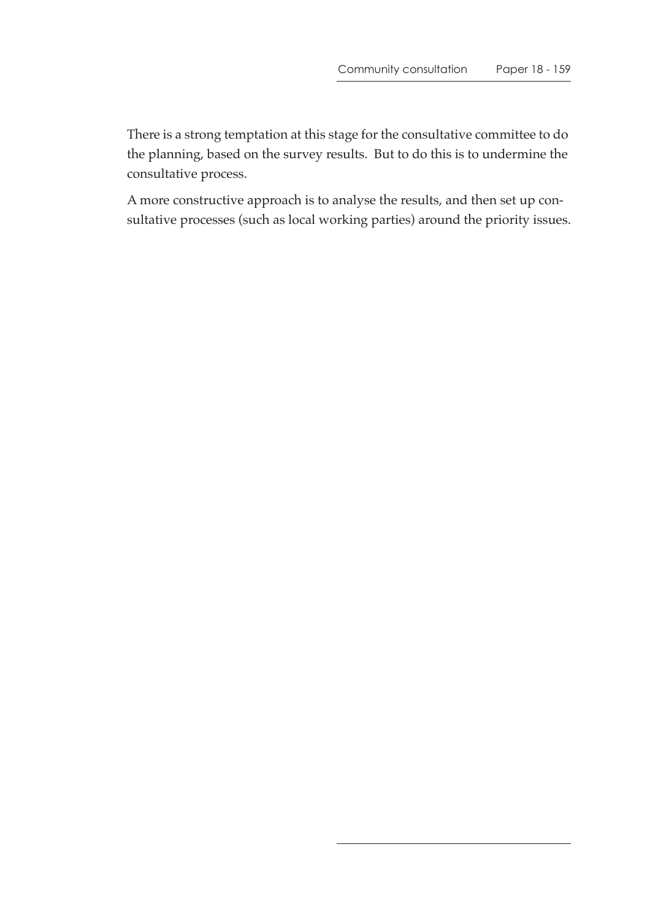There is a strong temptation at this stage for the consultative committee to do the planning, based on the survey results. But to do this is to undermine the consultative process.

A more constructive approach is to analyse the results, and then set up consultative processes (such as local working parties) around the priority issues.